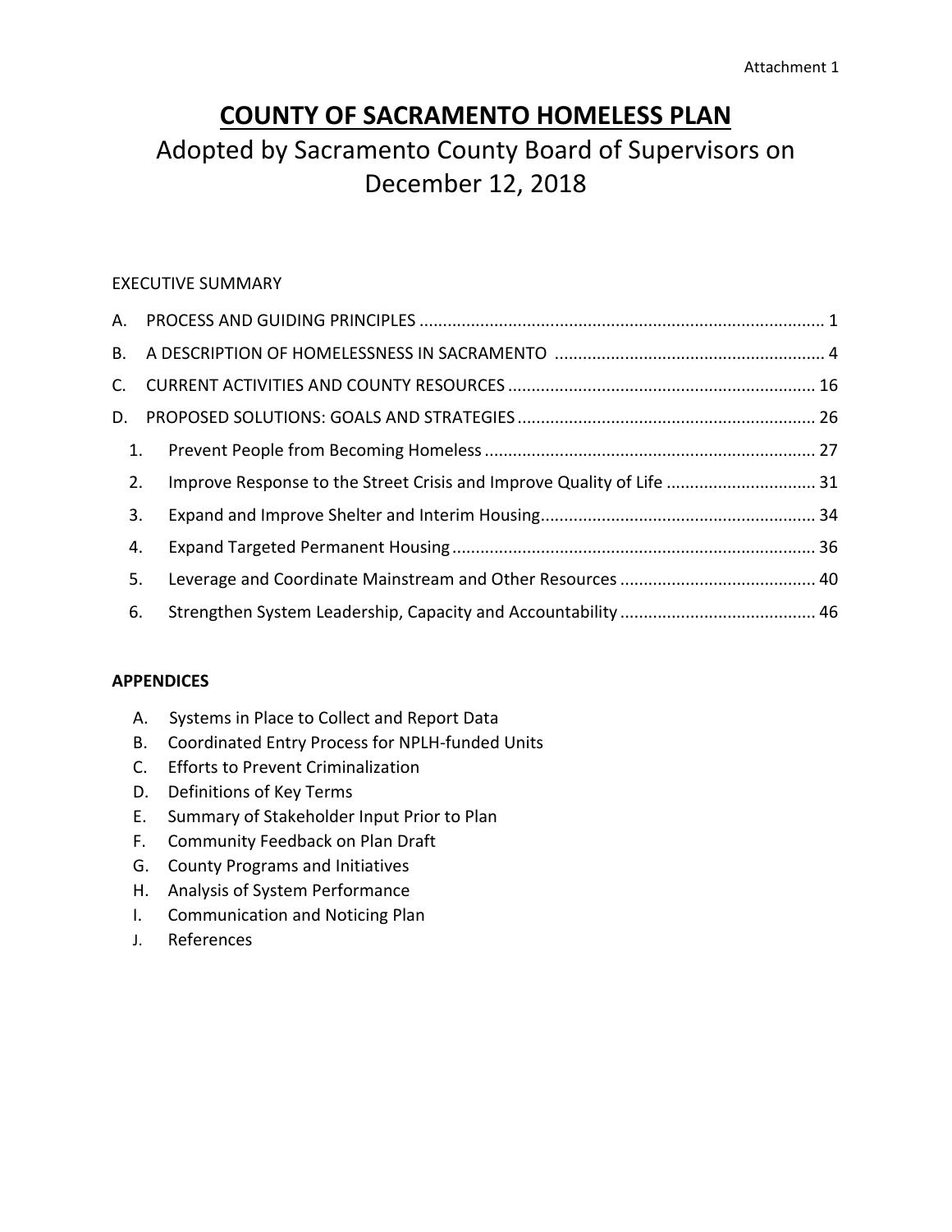Attachment 1

# COUNTY OF SACRAMENTO HOMELESS PLAN

## Adopted by Sacramento County Board of Supervisors on December 12, 2018

EXECUTIVE SUMMARY

A. PROCESS AND GUIDING PRINCIPLES ........................................................................................ 1

B. A DESCRIPTION OF HOMELESSNESS IN SACRAMENTO ........................................................... 4

C. CURRENT ACTIVITIES AND COUNTY RESOURCES .................................................................. 16

D. PROPOSED SOLUTIONS: GOALS AND STRATEGIES ................................................................ 26

1. Prevent People from Becoming Homeless ....................................................................... 27
2. Improve Response to the Street Crisis and Improve Quality of Life ................................ 31
3. Expand and Improve Shelter and Interim Housing........................................................... 34
4. Expand Targeted Permanent Housing .............................................................................. 36
5. Leverage and Coordinate Mainstream and Other Resources .......................................... 40
6. Strengthen System Leadership, Capacity and Accountability .......................................... 46

**APPENDICES**

A. Systems in Place to Collect and Report Data
B. Coordinated Entry Process for NPLH-funded Units
C. Efforts to Prevent Criminalization
D. Definitions of Key Terms
E. Summary of Stakeholder Input Prior to Plan
F. Community Feedback on Plan Draft
G. County Programs and Initiatives
H. Analysis of System Performance
I. Communication and Noticing Plan
J. References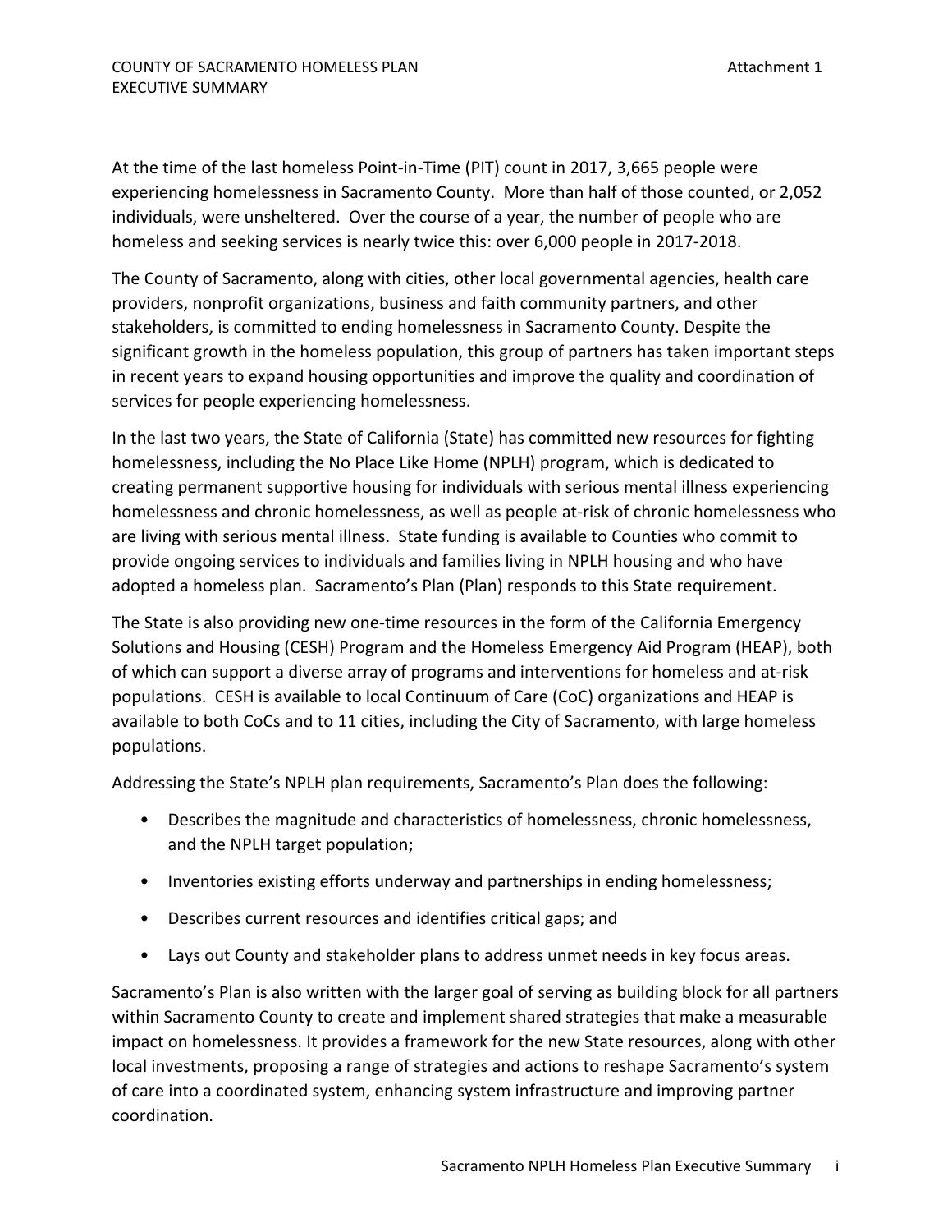At the time of the last homeless Point-in-Time (PIT) count in 2017, 3,665 people were experiencing homelessness in Sacramento County. More than half of those counted, or 2,052 individuals, were unsheltered. Over the course of a year, the number of people who are homeless and seeking services is nearly twice this: over 6,000 people in 2017-2018.

The County of Sacramento, along with cities, other local governmental agencies, health care providers, nonprofit organizations, business and faith community partners, and other stakeholders, is committed to ending homelessness in Sacramento County. Despite the significant growth in the homeless population, this group of partners has taken important steps in recent years to expand housing opportunities and improve the quality and coordination of services for people experiencing homelessness.

In the last two years, the State of California (State) has committed new resources for fighting homelessness, including the No Place Like Home (NPLH) program, which is dedicated to creating permanent supportive housing for individuals with serious mental illness experiencing homelessness and chronic homelessness, as well as people at-risk of chronic homelessness who are living with serious mental illness. State funding is available to Counties who commit to provide ongoing services to individuals and families living in NPLH housing and who have adopted a homeless plan. Sacramento's Plan (Plan) responds to this State requirement.

The State is also providing new one-time resources in the form of the California Emergency Solutions and Housing (CESH) Program and the Homeless Emergency Aid Program (HEAP), both of which can support a diverse array of programs and interventions for homeless and at-risk populations. CESH is available to local Continuum of Care (CoC) organizations and HEAP is available to both CoCs and to 11 cities, including the City of Sacramento, with large homeless populations.

Addressing the State's NPLH plan requirements, Sacramento's Plan does the following:

- Describes the magnitude and characteristics of homelessness, chronic homelessness, and the NPLH target population;
- Inventories existing efforts underway and partnerships in ending homelessness;
- Describes current resources and identifies critical gaps; and
- Lays out County and stakeholder plans to address unmet needs in key focus areas.

Sacramento's Plan is also written with the larger goal of serving as building block for all partners within Sacramento County to create and implement shared strategies that make a measurable impact on homelessness. It provides a framework for the new State resources, along with other local investments, proposing a range of strategies and actions to reshape Sacramento's system of care into a coordinated system, enhancing system infrastructure and improving partner coordination.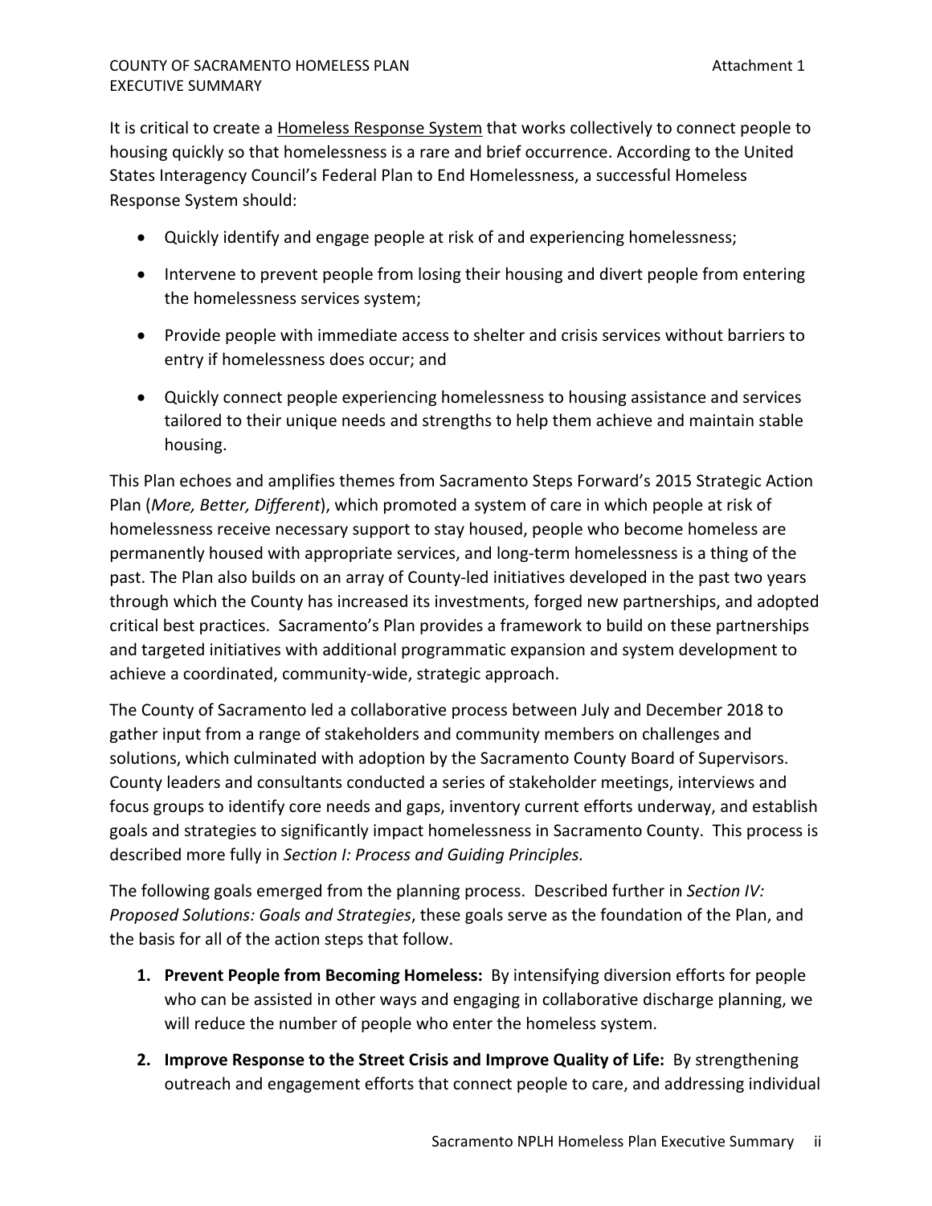It is critical to create a Homeless Response System that works collectively to connect people to housing quickly so that homelessness is a rare and brief occurrence. According to the United States Interagency Council's Federal Plan to End Homelessness, a successful Homeless Response System should:

- Quickly identify and engage people at risk of and experiencing homelessness;
- Intervene to prevent people from losing their housing and divert people from entering the homelessness services system;
- Provide people with immediate access to shelter and crisis services without barriers to entry if homelessness does occur; and
- Quickly connect people experiencing homelessness to housing assistance and services tailored to their unique needs and strengths to help them achieve and maintain stable housing.

This Plan echoes and amplifies themes from Sacramento Steps Forward's 2015 Strategic Action Plan (*More, Better, Different*), which promoted a system of care in which people at risk of homelessness receive necessary support to stay housed, people who become homeless are permanently housed with appropriate services, and long-term homelessness is a thing of the past. The Plan also builds on an array of County-led initiatives developed in the past two years through which the County has increased its investments, forged new partnerships, and adopted critical best practices. Sacramento's Plan provides a framework to build on these partnerships and targeted initiatives with additional programmatic expansion and system development to achieve a coordinated, community-wide, strategic approach.

The County of Sacramento led a collaborative process between July and December 2018 to gather input from a range of stakeholders and community members on challenges and solutions, which culminated with adoption by the Sacramento County Board of Supervisors. County leaders and consultants conducted a series of stakeholder meetings, interviews and focus groups to identify core needs and gaps, inventory current efforts underway, and establish goals and strategies to significantly impact homelessness in Sacramento County. This process is described more fully in *Section I: Process and Guiding Principles.*

The following goals emerged from the planning process. Described further in *Section IV: Proposed Solutions: Goals and Strategies*, these goals serve as the foundation of the Plan, and the basis for all of the action steps that follow.

1. **Prevent People from Becoming Homeless:** By intensifying diversion efforts for people who can be assisted in other ways and engaging in collaborative discharge planning, we will reduce the number of people who enter the homeless system.
2. **Improve Response to the Street Crisis and Improve Quality of Life:** By strengthening outreach and engagement efforts that connect people to care, and addressing individual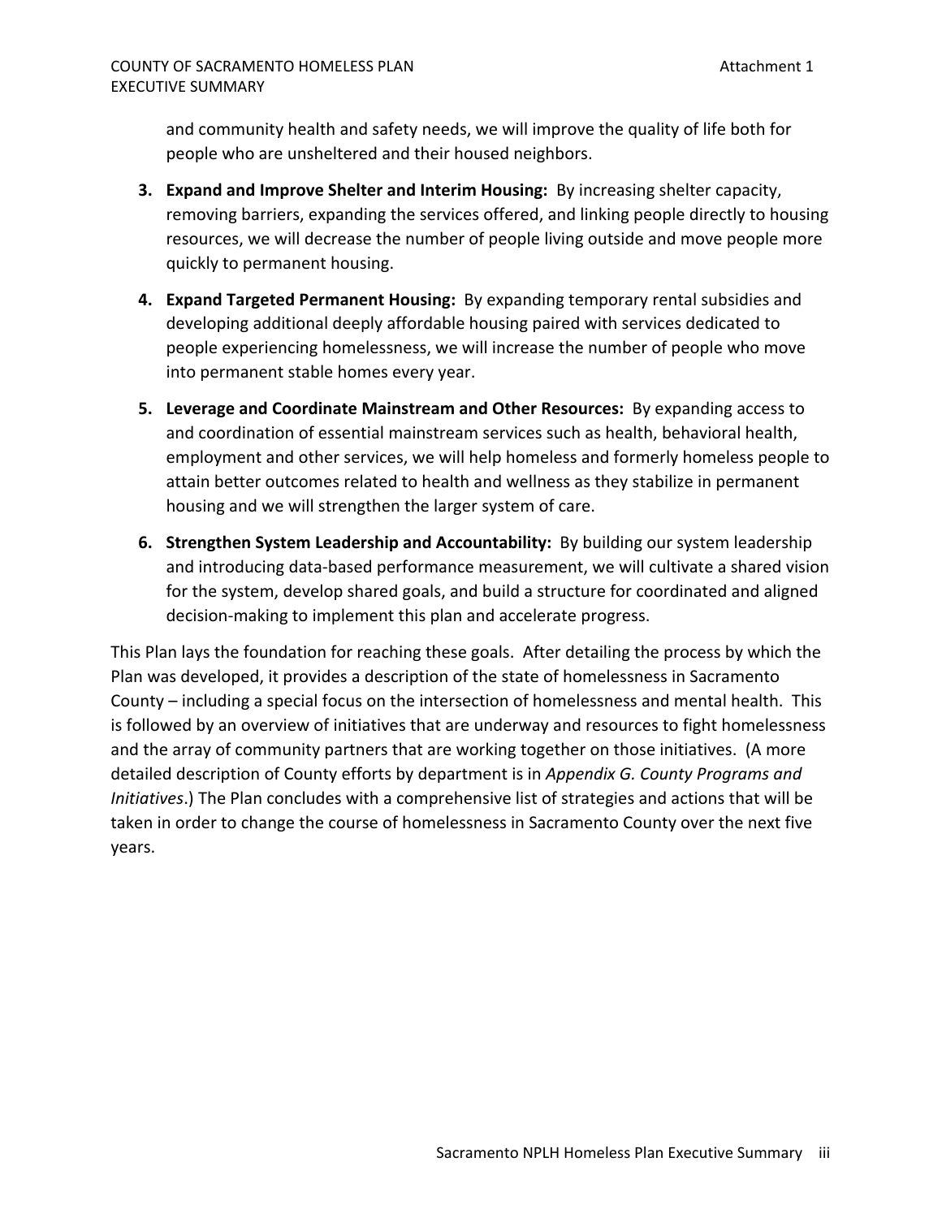and community health and safety needs, we will improve the quality of life both for people who are unsheltered and their housed neighbors.

3. **Expand and Improve Shelter and Interim Housing:** By increasing shelter capacity, removing barriers, expanding the services offered, and linking people directly to housing resources, we will decrease the number of people living outside and move people more quickly to permanent housing.

4. **Expand Targeted Permanent Housing:** By expanding temporary rental subsidies and developing additional deeply affordable housing paired with services dedicated to people experiencing homelessness, we will increase the number of people who move into permanent stable homes every year.

5. **Leverage and Coordinate Mainstream and Other Resources:** By expanding access to and coordination of essential mainstream services such as health, behavioral health, employment and other services, we will help homeless and formerly homeless people to attain better outcomes related to health and wellness as they stabilize in permanent housing and we will strengthen the larger system of care.

6. **Strengthen System Leadership and Accountability:** By building our system leadership and introducing data-based performance measurement, we will cultivate a shared vision for the system, develop shared goals, and build a structure for coordinated and aligned decision-making to implement this plan and accelerate progress.

This Plan lays the foundation for reaching these goals. After detailing the process by which the Plan was developed, it provides a description of the state of homelessness in Sacramento County – including a special focus on the intersection of homelessness and mental health. This is followed by an overview of initiatives that are underway and resources to fight homelessness and the array of community partners that are working together on those initiatives. (A more detailed description of County efforts by department is in *Appendix G. County Programs and Initiatives*.) The Plan concludes with a comprehensive list of strategies and actions that will be taken in order to change the course of homelessness in Sacramento County over the next five years.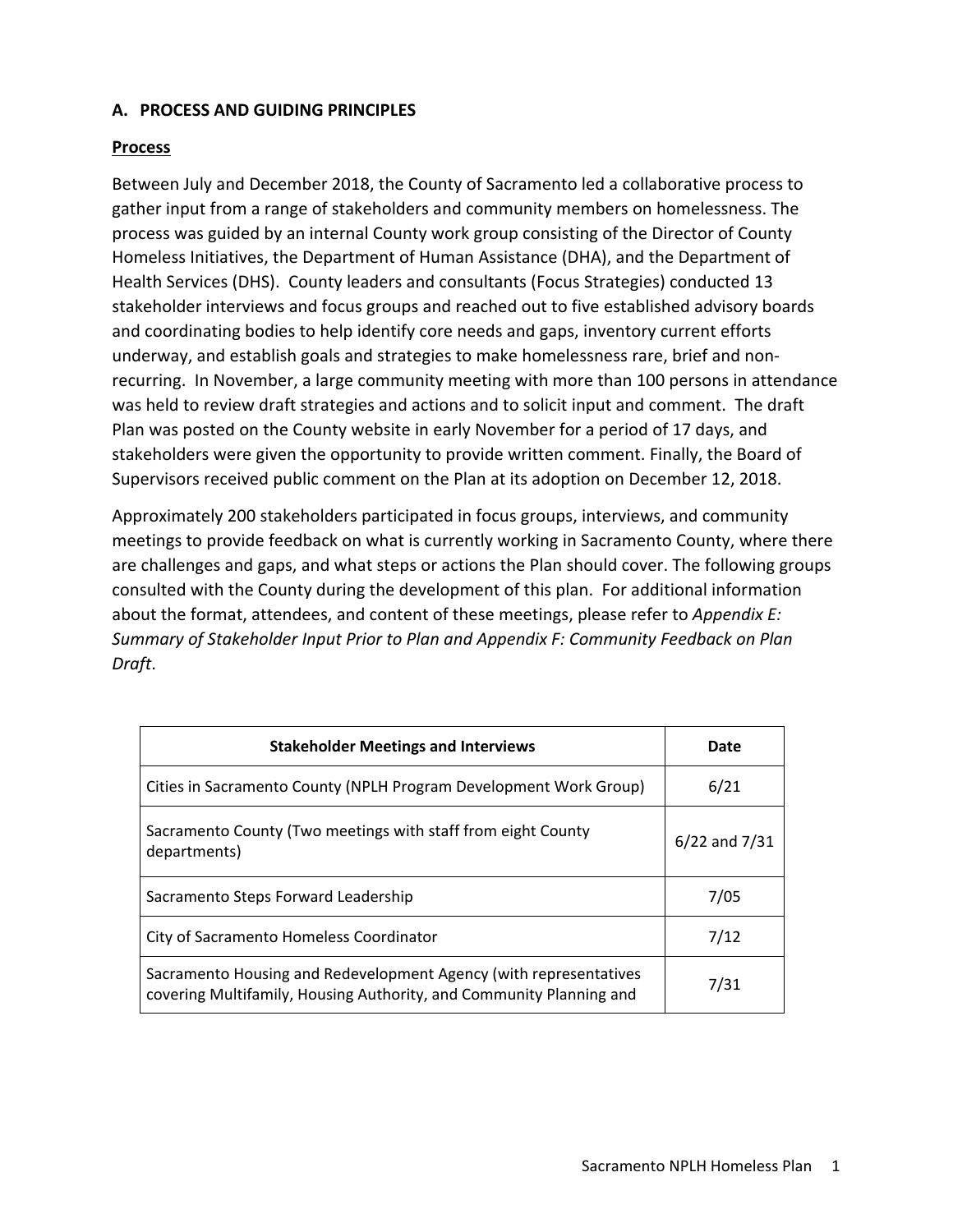## A. PROCESS AND GUIDING PRINCIPLES

### Process

Between July and December 2018, the County of Sacramento led a collaborative process to gather input from a range of stakeholders and community members on homelessness. The process was guided by an internal County work group consisting of the Director of County Homeless Initiatives, the Department of Human Assistance (DHA), and the Department of Health Services (DHS). County leaders and consultants (Focus Strategies) conducted 13 stakeholder interviews and focus groups and reached out to five established advisory boards and coordinating bodies to help identify core needs and gaps, inventory current efforts underway, and establish goals and strategies to make homelessness rare, brief and non-recurring. In November, a large community meeting with more than 100 persons in attendance was held to review draft strategies and actions and to solicit input and comment. The draft Plan was posted on the County website in early November for a period of 17 days, and stakeholders were given the opportunity to provide written comment. Finally, the Board of Supervisors received public comment on the Plan at its adoption on December 12, 2018.

Approximately 200 stakeholders participated in focus groups, interviews, and community meetings to provide feedback on what is currently working in Sacramento County, where there are challenges and gaps, and what steps or actions the Plan should cover. The following groups consulted with the County during the development of this plan. For additional information about the format, attendees, and content of these meetings, please refer to *Appendix E: Summary of Stakeholder Input Prior to Plan and Appendix F: Community Feedback on Plan Draft*.

| Stakeholder Meetings and Interviews | Date |
|---|---|
| Cities in Sacramento County (NPLH Program Development Work Group) | 6/21 |
| Sacramento County (Two meetings with staff from eight County departments) | 6/22 and 7/31 |
| Sacramento Steps Forward Leadership | 7/05 |
| City of Sacramento Homeless Coordinator | 7/12 |
| Sacramento Housing and Redevelopment Agency (with representatives covering Multifamily, Housing Authority, and Community Planning and | 7/31 |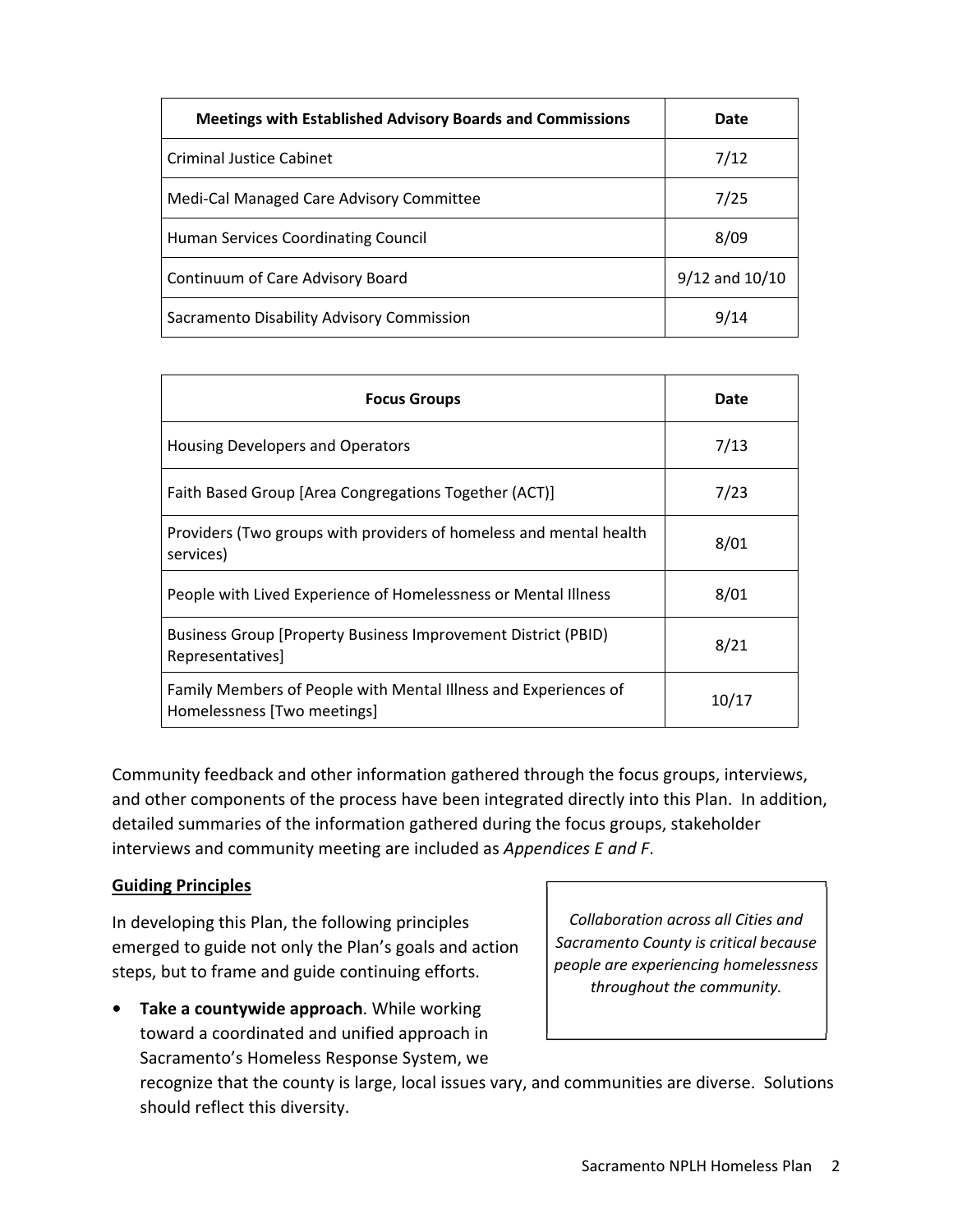| Meetings with Established Advisory Boards and Commissions | Date |
|---|---|
| Criminal Justice Cabinet | 7/12 |
| Medi-Cal Managed Care Advisory Committee | 7/25 |
| Human Services Coordinating Council | 8/09 |
| Continuum of Care Advisory Board | 9/12 and 10/10 |
| Sacramento Disability Advisory Commission | 9/14 |

| Focus Groups | Date |
|---|---|
| Housing Developers and Operators | 7/13 |
| Faith Based Group [Area Congregations Together (ACT)] | 7/23 |
| Providers (Two groups with providers of homeless and mental health services) | 8/01 |
| People with Lived Experience of Homelessness or Mental Illness | 8/01 |
| Business Group [Property Business Improvement District (PBID) Representatives] | 8/21 |
| Family Members of People with Mental Illness and Experiences of Homelessness [Two meetings] | 10/17 |

Community feedback and other information gathered through the focus groups, interviews, and other components of the process have been integrated directly into this Plan. In addition, detailed summaries of the information gathered during the focus groups, stakeholder interviews and community meeting are included as *Appendices E and F*.

**Guiding Principles**

In developing this Plan, the following principles emerged to guide not only the Plan's goals and action steps, but to frame and guide continuing efforts.

*Collaboration across all Cities and Sacramento County is critical because people are experiencing homelessness throughout the community.*

- **Take a countywide approach**. While working toward a coordinated and unified approach in Sacramento's Homeless Response System, we recognize that the county is large, local issues vary, and communities are diverse. Solutions should reflect this diversity.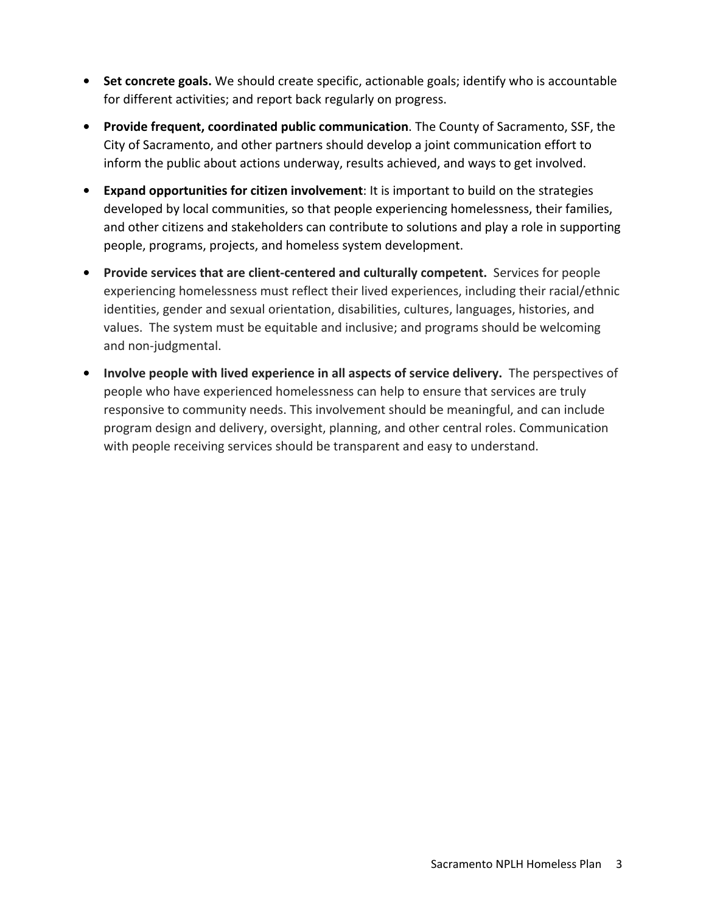- **Set concrete goals.** We should create specific, actionable goals; identify who is accountable for different activities; and report back regularly on progress.
- **Provide frequent, coordinated public communication**. The County of Sacramento, SSF, the City of Sacramento, and other partners should develop a joint communication effort to inform the public about actions underway, results achieved, and ways to get involved.
- **Expand opportunities for citizen involvement**: It is important to build on the strategies developed by local communities, so that people experiencing homelessness, their families, and other citizens and stakeholders can contribute to solutions and play a role in supporting people, programs, projects, and homeless system development.
- **Provide services that are client-centered and culturally competent.** Services for people experiencing homelessness must reflect their lived experiences, including their racial/ethnic identities, gender and sexual orientation, disabilities, cultures, languages, histories, and values. The system must be equitable and inclusive; and programs should be welcoming and non-judgmental.
- **Involve people with lived experience in all aspects of service delivery.** The perspectives of people who have experienced homelessness can help to ensure that services are truly responsive to community needs. This involvement should be meaningful, and can include program design and delivery, oversight, planning, and other central roles. Communication with people receiving services should be transparent and easy to understand.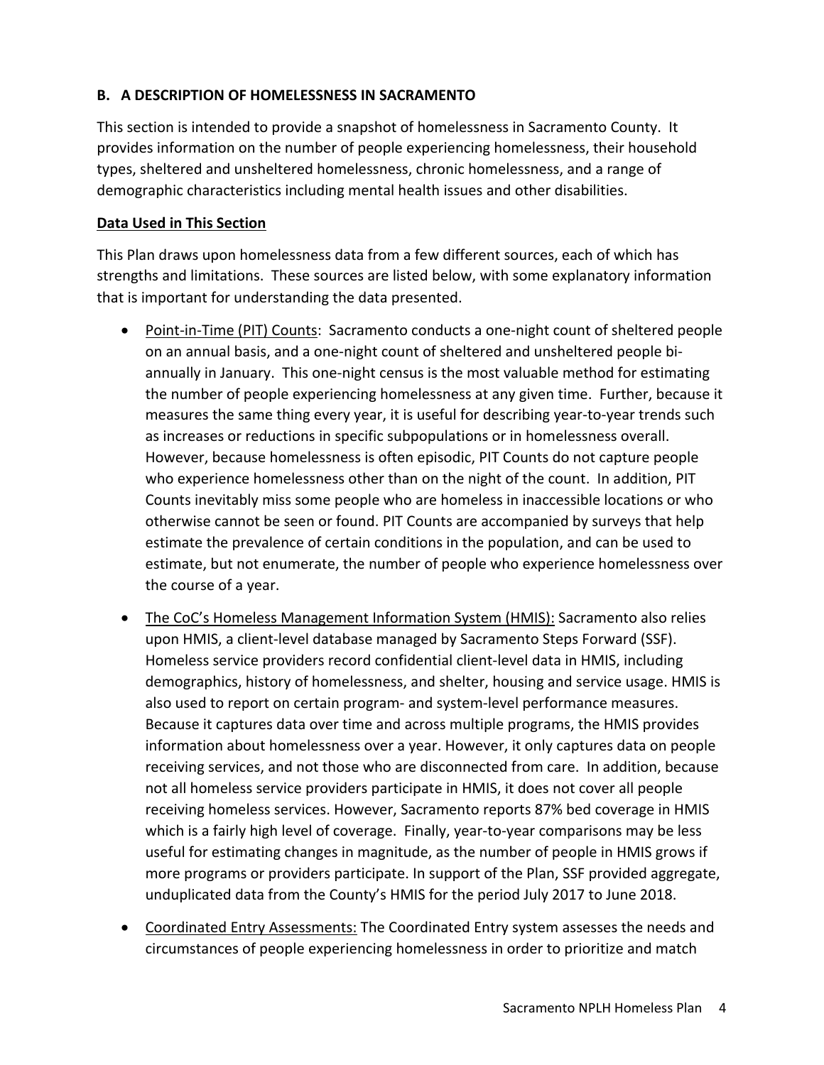### B. A DESCRIPTION OF HOMELESSNESS IN SACRAMENTO

This section is intended to provide a snapshot of homelessness in Sacramento County. It provides information on the number of people experiencing homelessness, their household types, sheltered and unsheltered homelessness, chronic homelessness, and a range of demographic characteristics including mental health issues and other disabilities.

**Data Used in This Section**

This Plan draws upon homelessness data from a few different sources, each of which has strengths and limitations. These sources are listed below, with some explanatory information that is important for understanding the data presented.

- Point-in-Time (PIT) Counts: Sacramento conducts a one-night count of sheltered people on an annual basis, and a one-night count of sheltered and unsheltered people bi-annually in January. This one-night census is the most valuable method for estimating the number of people experiencing homelessness at any given time. Further, because it measures the same thing every year, it is useful for describing year-to-year trends such as increases or reductions in specific subpopulations or in homelessness overall. However, because homelessness is often episodic, PIT Counts do not capture people who experience homelessness other than on the night of the count. In addition, PIT Counts inevitably miss some people who are homeless in inaccessible locations or who otherwise cannot be seen or found. PIT Counts are accompanied by surveys that help estimate the prevalence of certain conditions in the population, and can be used to estimate, but not enumerate, the number of people who experience homelessness over the course of a year.
- The CoC's Homeless Management Information System (HMIS): Sacramento also relies upon HMIS, a client-level database managed by Sacramento Steps Forward (SSF). Homeless service providers record confidential client-level data in HMIS, including demographics, history of homelessness, and shelter, housing and service usage. HMIS is also used to report on certain program- and system-level performance measures. Because it captures data over time and across multiple programs, the HMIS provides information about homelessness over a year. However, it only captures data on people receiving services, and not those who are disconnected from care. In addition, because not all homeless service providers participate in HMIS, it does not cover all people receiving homeless services. However, Sacramento reports 87% bed coverage in HMIS which is a fairly high level of coverage. Finally, year-to-year comparisons may be less useful for estimating changes in magnitude, as the number of people in HMIS grows if more programs or providers participate. In support of the Plan, SSF provided aggregate, unduplicated data from the County's HMIS for the period July 2017 to June 2018.
- Coordinated Entry Assessments: The Coordinated Entry system assesses the needs and circumstances of people experiencing homelessness in order to prioritize and match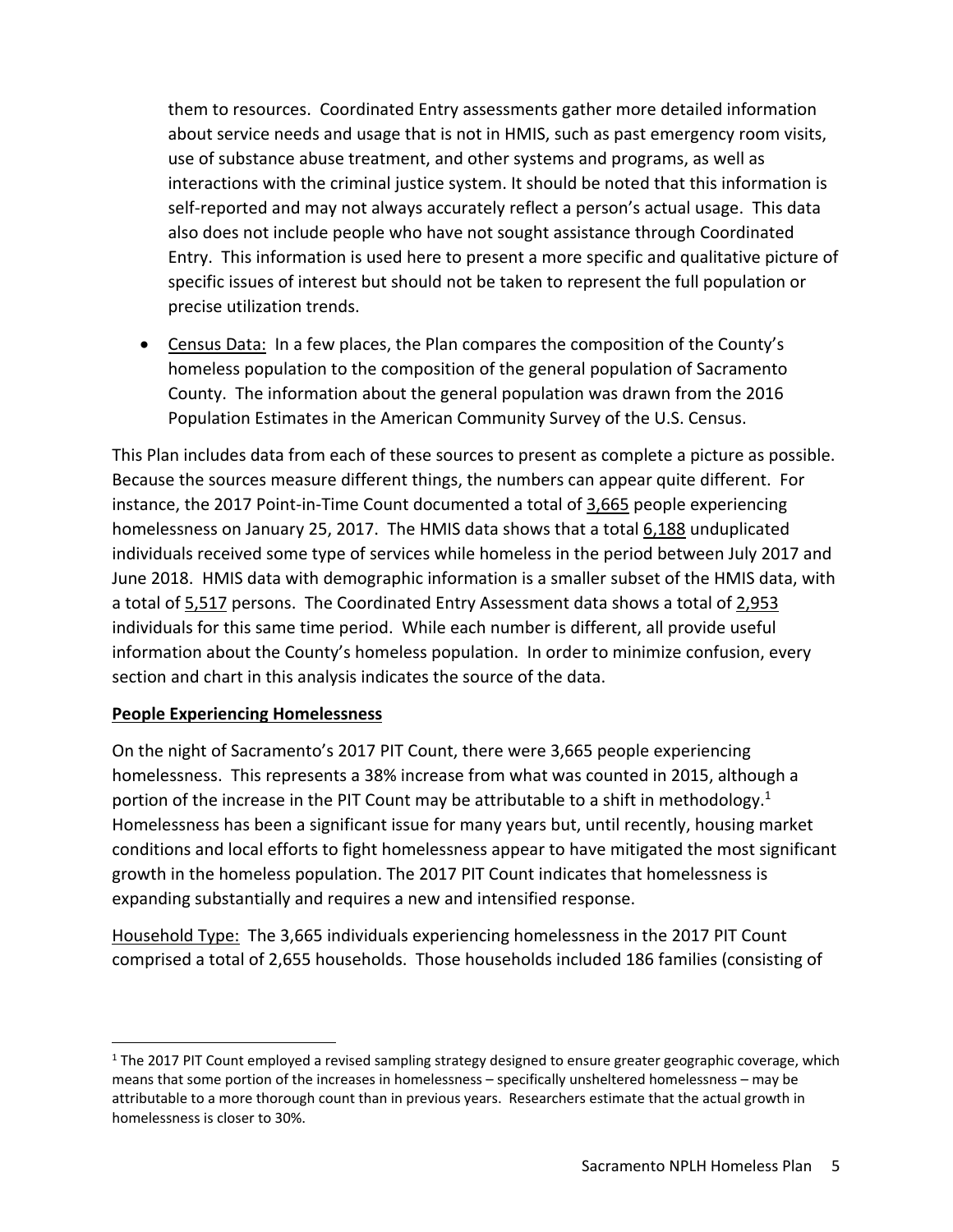them to resources. Coordinated Entry assessments gather more detailed information about service needs and usage that is not in HMIS, such as past emergency room visits, use of substance abuse treatment, and other systems and programs, as well as interactions with the criminal justice system. It should be noted that this information is self-reported and may not always accurately reflect a person's actual usage. This data also does not include people who have not sought assistance through Coordinated Entry. This information is used here to present a more specific and qualitative picture of specific issues of interest but should not be taken to represent the full population or precise utilization trends.

- Census Data: In a few places, the Plan compares the composition of the County's homeless population to the composition of the general population of Sacramento County. The information about the general population was drawn from the 2016 Population Estimates in the American Community Survey of the U.S. Census.

This Plan includes data from each of these sources to present as complete a picture as possible. Because the sources measure different things, the numbers can appear quite different. For instance, the 2017 Point-in-Time Count documented a total of 3,665 people experiencing homelessness on January 25, 2017. The HMIS data shows that a total 6,188 unduplicated individuals received some type of services while homeless in the period between July 2017 and June 2018. HMIS data with demographic information is a smaller subset of the HMIS data, with a total of 5,517 persons. The Coordinated Entry Assessment data shows a total of 2,953 individuals for this same time period. While each number is different, all provide useful information about the County's homeless population. In order to minimize confusion, every section and chart in this analysis indicates the source of the data.

**People Experiencing Homelessness**

On the night of Sacramento's 2017 PIT Count, there were 3,665 people experiencing homelessness. This represents a 38% increase from what was counted in 2015, although a portion of the increase in the PIT Count may be attributable to a shift in methodology.[1] Homelessness has been a significant issue for many years but, until recently, housing market conditions and local efforts to fight homelessness appear to have mitigated the most significant growth in the homeless population. The 2017 PIT Count indicates that homelessness is expanding substantially and requires a new and intensified response.

Household Type: The 3,665 individuals experiencing homelessness in the 2017 PIT Count comprised a total of 2,655 households. Those households included 186 families (consisting of

[1] The 2017 PIT Count employed a revised sampling strategy designed to ensure greater geographic coverage, which means that some portion of the increases in homelessness – specifically unsheltered homelessness – may be attributable to a more thorough count than in previous years. Researchers estimate that the actual growth in homelessness is closer to 30%.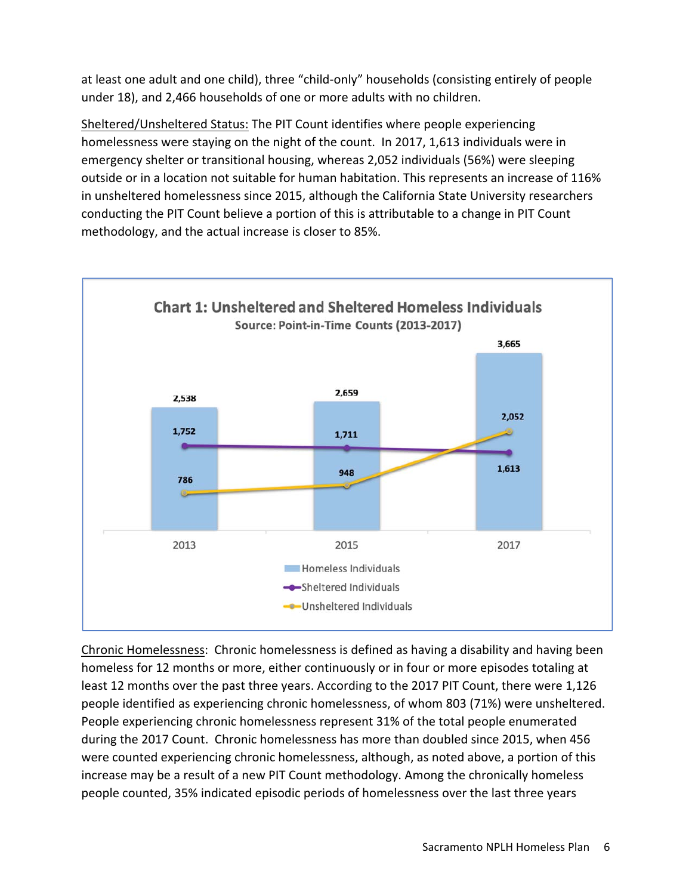at least one adult and one child), three "child-only" households (consisting entirely of people under 18), and 2,466 households of one or more adults with no children.

Sheltered/Unsheltered Status: The PIT Count identifies where people experiencing homelessness were staying on the night of the count. In 2017, 1,613 individuals were in emergency shelter or transitional housing, whereas 2,052 individuals (56%) were sleeping outside or in a location not suitable for human habitation. This represents an increase of 116% in unsheltered homelessness since 2015, although the California State University researchers conducting the PIT Count believe a portion of this is attributable to a change in PIT Count methodology, and the actual increase is closer to 85%.

**Chart 1: Unsheltered and Sheltered Homeless Individuals**

Source: Point-in-Time Counts (2013-2017)

| | 2013 | 2015 | 2017 |
|---|---|---|---|
| Homeless Individuals | 2,538 | 2,659 | 3,665 |
| Sheltered Individuals | 1,752 | 1,711 | 1,613 |
| Unsheltered Individuals | 786 | 948 | 2,052 |

Chronic Homelessness: Chronic homelessness is defined as having a disability and having been homeless for 12 months or more, either continuously or in four or more episodes totaling at least 12 months over the past three years. According to the 2017 PIT Count, there were 1,126 people identified as experiencing chronic homelessness, of whom 803 (71%) were unsheltered. People experiencing chronic homelessness represent 31% of the total people enumerated during the 2017 Count. Chronic homelessness has more than doubled since 2015, when 456 were counted experiencing chronic homelessness, although, as noted above, a portion of this increase may be a result of a new PIT Count methodology. Among the chronically homeless people counted, 35% indicated episodic periods of homelessness over the last three years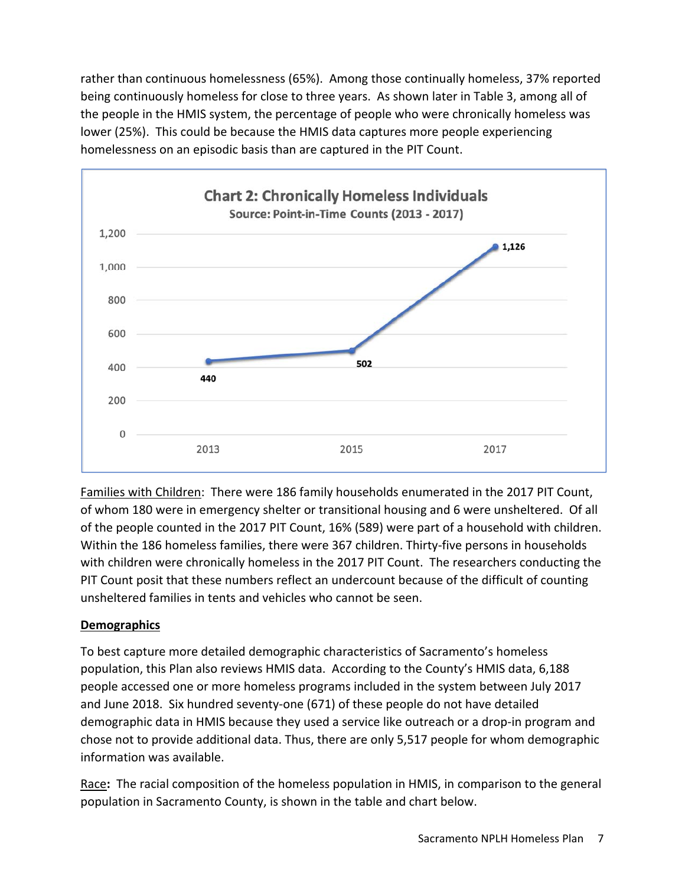rather than continuous homelessness (65%). Among those continually homeless, 37% reported being continuously homeless for close to three years. As shown later in Table 3, among all of the people in the HMIS system, the percentage of people who were chronically homeless was lower (25%). This could be because the HMIS data captures more people experiencing homelessness on an episodic basis than are captured in the PIT Count.

**Chart 2: Chronically Homeless Individuals**
Source: Point-in-Time Counts (2013 - 2017)

| Year | Chronically Homeless Individuals |
|---|---|
| 2013 | 440 |
| 2015 | 502 |
| 2017 | 1,126 |

Families with Children: There were 186 family households enumerated in the 2017 PIT Count, of whom 180 were in emergency shelter or transitional housing and 6 were unsheltered. Of all of the people counted in the 2017 PIT Count, 16% (589) were part of a household with children. Within the 186 homeless families, there were 367 children. Thirty-five persons in households with children were chronically homeless in the 2017 PIT Count. The researchers conducting the PIT Count posit that these numbers reflect an undercount because of the difficult of counting unsheltered families in tents and vehicles who cannot be seen.

**Demographics**

To best capture more detailed demographic characteristics of Sacramento's homeless population, this Plan also reviews HMIS data. According to the County's HMIS data, 6,188 people accessed one or more homeless programs included in the system between July 2017 and June 2018. Six hundred seventy-one (671) of these people do not have detailed demographic data in HMIS because they used a service like outreach or a drop-in program and chose not to provide additional data. Thus, there are only 5,517 people for whom demographic information was available.

Race**:** The racial composition of the homeless population in HMIS, in comparison to the general population in Sacramento County, is shown in the table and chart below.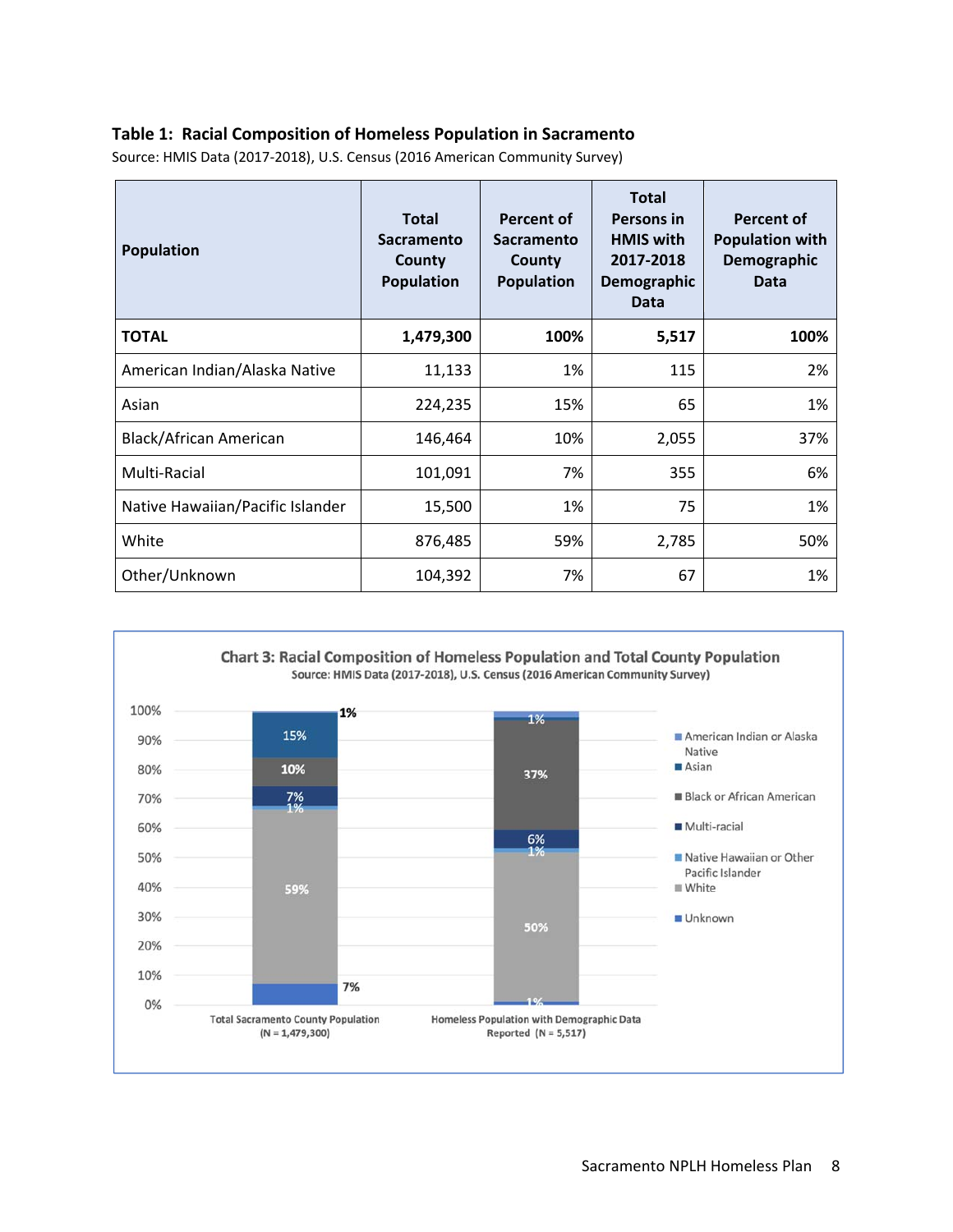**Table 1: Racial Composition of Homeless Population in Sacramento**

Source: HMIS Data (2017-2018), U.S. Census (2016 American Community Survey)

| Population | Total Sacramento County Population | Percent of Sacramento County Population | Total Persons in HMIS with 2017-2018 Demographic Data | Percent of Population with Demographic Data |
|---|---|---|---|---|
| **TOTAL** | **1,479,300** | **100%** | **5,517** | **100%** |
| American Indian/Alaska Native | 11,133 | 1% | 115 | 2% |
| Asian | 224,235 | 15% | 65 | 1% |
| Black/African American | 146,464 | 10% | 2,055 | 37% |
| Multi-Racial | 101,091 | 7% | 355 | 6% |
| Native Hawaiian/Pacific Islander | 15,500 | 1% | 75 | 1% |
| White | 876,485 | 59% | 2,785 | 50% |
| Other/Unknown | 104,392 | 7% | 67 | 1% |

**Chart 3: Racial Composition of Homeless Population and Total County Population**

Source: HMIS Data (2017-2018), U.S. Census (2016 American Community Survey)

| | Total Sacramento County Population (N = 1,479,300) | Homeless Population with Demographic Data Reported (N = 5,517) |
|---|---|---|
| American Indian or Alaska Native | 1% | 1% |
| Asian | 15% | |
| Black or African American | 10% | 37% |
| Multi-racial | 7% | 6% |
| Native Hawaiian or Other Pacific Islander | 1% | 1% |
| White | 59% | 50% |
| Unknown | 7% | 1% |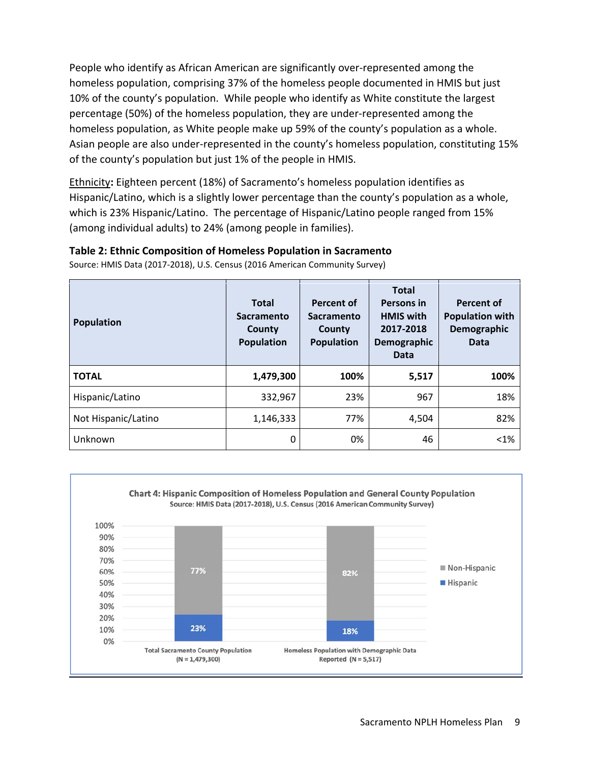People who identify as African American are significantly over-represented among the homeless population, comprising 37% of the homeless people documented in HMIS but just 10% of the county's population. While people who identify as White constitute the largest percentage (50%) of the homeless population, they are under-represented among the homeless population, as White people make up 59% of the county's population as a whole. Asian people are also under-represented in the county's homeless population, constituting 15% of the county's population but just 1% of the people in HMIS.

Ethnicity**:** Eighteen percent (18%) of Sacramento's homeless population identifies as Hispanic/Latino, which is a slightly lower percentage than the county's population as a whole, which is 23% Hispanic/Latino. The percentage of Hispanic/Latino people ranged from 15% (among individual adults) to 24% (among people in families).

**Table 2: Ethnic Composition of Homeless Population in Sacramento**

Source: HMIS Data (2017-2018), U.S. Census (2016 American Community Survey)

| Population | Total Sacramento County Population | Percent of Sacramento County Population | Total Persons in HMIS with 2017-2018 Demographic Data | Percent of Population with Demographic Data |
|---|---|---|---|---|
| **TOTAL** | **1,479,300** | **100%** | **5,517** | **100%** |
| Hispanic/Latino | 332,967 | 23% | 967 | 18% |
| Not Hispanic/Latino | 1,146,333 | 77% | 4,504 | 82% |
| Unknown | 0 | 0% | 46 | <1% |

**Chart 4: Hispanic Composition of Homeless Population and General County Population**

Source: HMIS Data (2017-2018), U.S. Census (2016 American Community Survey)

| | Total Sacramento County Population (N = 1,479,300) | Homeless Population with Demographic Data Reported (N = 5,517) |
|---|---|---|
| Non-Hispanic | 77% | 82% |
| Hispanic | 23% | 18% |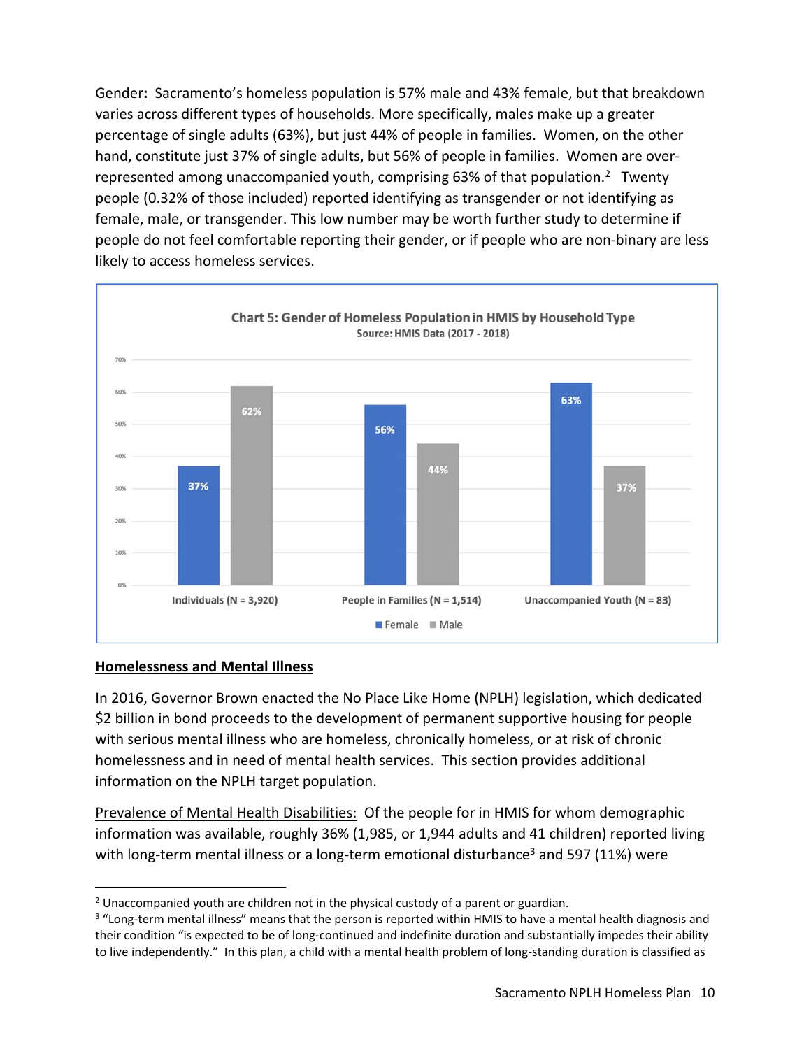Gender**:** Sacramento's homeless population is 57% male and 43% female, but that breakdown varies across different types of households. More specifically, males make up a greater percentage of single adults (63%), but just 44% of people in families. Women, on the other hand, constitute just 37% of single adults, but 56% of people in families. Women are over-represented among unaccompanied youth, comprising 63% of that population.[2] Twenty people (0.32% of those included) reported identifying as transgender or not identifying as female, male, or transgender. This low number may be worth further study to determine if people do not feel comfortable reporting their gender, or if people who are non-binary are less likely to access homeless services.

**Chart 5: Gender of Homeless Population in HMIS by Household Type**
Source: HMIS Data (2017 - 2018)

| | Female | Male |
|---|---|---|
| Individuals (N = 3,920) | 37% | 62% |
| People in Families (N = 1,514) | 56% | 44% |
| Unaccompanied Youth (N = 83) | 63% | 37% |

## Homelessness and Mental Illness

In 2016, Governor Brown enacted the No Place Like Home (NPLH) legislation, which dedicated $2 billion in bond proceeds to the development of permanent supportive housing for people with serious mental illness who are homeless, chronically homeless, or at risk of chronic homelessness and in need of mental health services. This section provides additional information on the NPLH target population.

Prevalence of Mental Health Disabilities: Of the people for in HMIS for whom demographic information was available, roughly 36% (1,985, or 1,944 adults and 41 children) reported living with long-term mental illness or a long-term emotional disturbance[3] and 597 (11%) were

[2] Unaccompanied youth are children not in the physical custody of a parent or guardian.

[3] "Long-term mental illness" means that the person is reported within HMIS to have a mental health diagnosis and their condition "is expected to be of long-continued and indefinite duration and substantially impedes their ability to live independently." In this plan, a child with a mental health problem of long-standing duration is classified as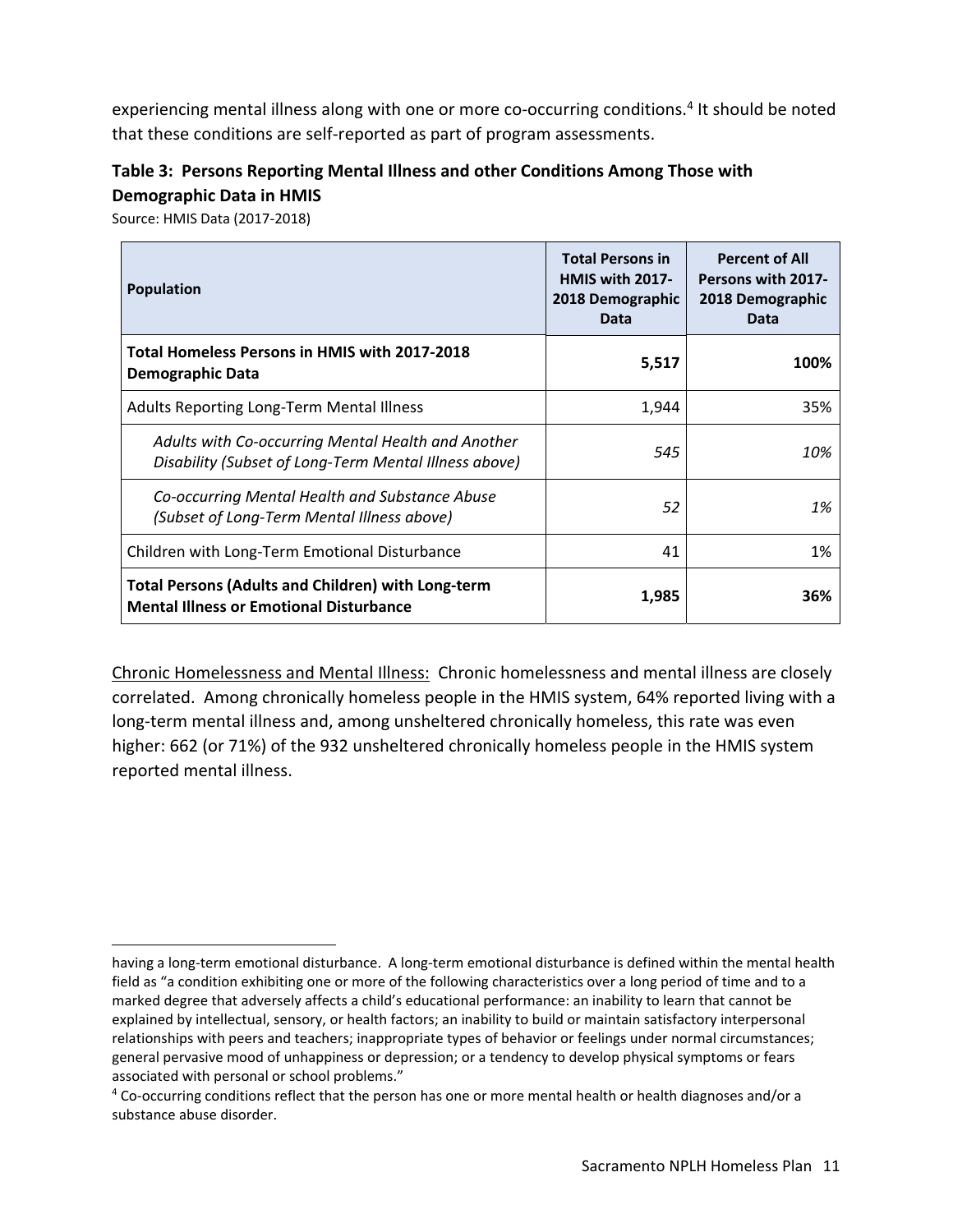experiencing mental illness along with one or more co-occurring conditions.[4] It should be noted that these conditions are self-reported as part of program assessments.

**Table 3: Persons Reporting Mental Illness and other Conditions Among Those with Demographic Data in HMIS**

Source: HMIS Data (2017-2018)

| Population | Total Persons in HMIS with 2017-2018 Demographic Data | Percent of All Persons with 2017-2018 Demographic Data |
|---|---|---|
| **Total Homeless Persons in HMIS with 2017-2018 Demographic Data** | **5,517** | **100%** |
| Adults Reporting Long-Term Mental Illness | 1,944 | 35% |
| *Adults with Co-occurring Mental Health and Another Disability (Subset of Long-Term Mental Illness above)* | *545* | *10%* |
| *Co-occurring Mental Health and Substance Abuse (Subset of Long-Term Mental Illness above)* | *52* | *1%* |
| Children with Long-Term Emotional Disturbance | 41 | 1% |
| **Total Persons (Adults and Children) with Long-term Mental Illness or Emotional Disturbance** | **1,985** | **36%** |

Chronic Homelessness and Mental Illness: Chronic homelessness and mental illness are closely correlated. Among chronically homeless people in the HMIS system, 64% reported living with a long-term mental illness and, among unsheltered chronically homeless, this rate was even higher: 662 (or 71%) of the 932 unsheltered chronically homeless people in the HMIS system reported mental illness.

---

having a long-term emotional disturbance. A long-term emotional disturbance is defined within the mental health field as "a condition exhibiting one or more of the following characteristics over a long period of time and to a marked degree that adversely affects a child's educational performance: an inability to learn that cannot be explained by intellectual, sensory, or health factors; an inability to build or maintain satisfactory interpersonal relationships with peers and teachers; inappropriate types of behavior or feelings under normal circumstances; general pervasive mood of unhappiness or depression; or a tendency to develop physical symptoms or fears associated with personal or school problems."

[4] Co-occurring conditions reflect that the person has one or more mental health or health diagnoses and/or a substance abuse disorder.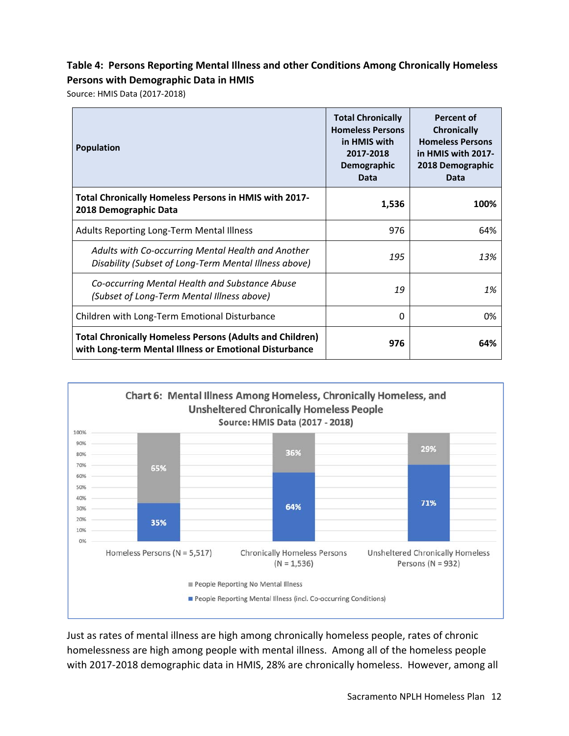**Table 4: Persons Reporting Mental Illness and other Conditions Among Chronically Homeless Persons with Demographic Data in HMIS**

Source: HMIS Data (2017-2018)

| Population | Total Chronically Homeless Persons in HMIS with 2017-2018 Demographic Data | Percent of Chronically Homeless Persons in HMIS with 2017-2018 Demographic Data |
|---|---|---|
| **Total Chronically Homeless Persons in HMIS with 2017-2018 Demographic Data** | **1,536** | **100%** |
| Adults Reporting Long-Term Mental Illness | 976 | 64% |
| *Adults with Co-occurring Mental Health and Another Disability (Subset of Long-Term Mental Illness above)* | *195* | *13%* |
| *Co-occurring Mental Health and Substance Abuse (Subset of Long-Term Mental Illness above)* | *19* | *1%* |
| Children with Long-Term Emotional Disturbance | 0 | 0% |
| **Total Chronically Homeless Persons (Adults and Children) with Long-term Mental Illness or Emotional Disturbance** | **976** | **64%** |

**Chart 6: Mental Illness Among Homeless, Chronically Homeless, and Unsheltered Chronically Homeless People**

Source: HMIS Data (2017 - 2018)

| | Homeless Persons (N = 5,517) | Chronically Homeless Persons (N = 1,536) | Unsheltered Chronically Homeless Persons (N = 932) |
|---|---|---|---|
| People Reporting No Mental Illness | 65% | 36% | 29% |
| People Reporting Mental Illness (incl. Co-occurring Conditions) | 35% | 64% | 71% |

Just as rates of mental illness are high among chronically homeless people, rates of chronic homelessness are high among people with mental illness. Among all of the homeless people with 2017-2018 demographic data in HMIS, 28% are chronically homeless. However, among all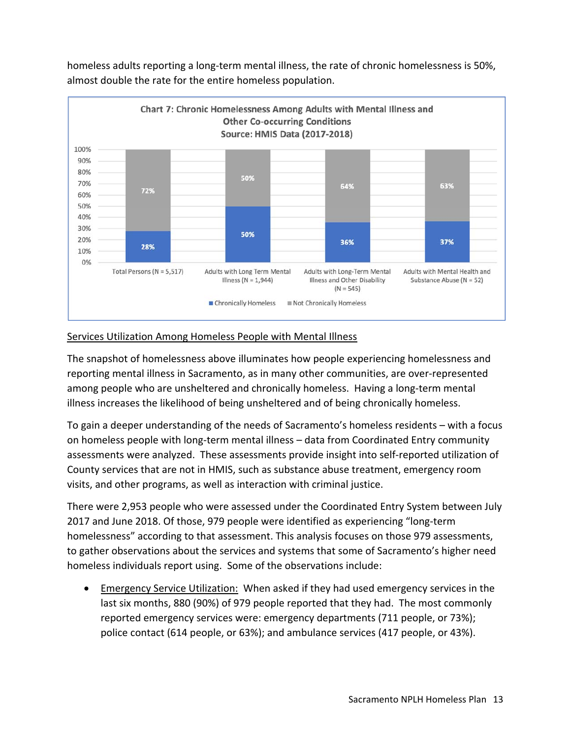homeless adults reporting a long-term mental illness, the rate of chronic homelessness is 50%, almost double the rate for the entire homeless population.

**Chart 7: Chronic Homelessness Among Adults with Mental Illness and Other Co-occurring Conditions**
**Source: HMIS Data (2017-2018)**

| | Chronically Homeless | Not Chronically Homeless |
|---|---|---|
| Total Persons (N = 5,517) | 28% | 72% |
| Adults with Long Term Mental Illness (N = 1,944) | 50% | 50% |
| Adults with Long-Term Mental Illness and Other Disability (N = 545) | 36% | 64% |
| Adults with Mental Health and Substance Abuse (N = 52) | 37% | 63% |

<u>Services Utilization Among Homeless People with Mental Illness</u>

The snapshot of homelessness above illuminates how people experiencing homelessness and reporting mental illness in Sacramento, as in many other communities, are over-represented among people who are unsheltered and chronically homeless. Having a long-term mental illness increases the likelihood of being unsheltered and of being chronically homeless.

To gain a deeper understanding of the needs of Sacramento's homeless residents – with a focus on homeless people with long-term mental illness – data from Coordinated Entry community assessments were analyzed. These assessments provide insight into self-reported utilization of County services that are not in HMIS, such as substance abuse treatment, emergency room visits, and other programs, as well as interaction with criminal justice.

There were 2,953 people who were assessed under the Coordinated Entry System between July 2017 and June 2018. Of those, 979 people were identified as experiencing "long-term homelessness" according to that assessment. This analysis focuses on those 979 assessments, to gather observations about the services and systems that some of Sacramento's higher need homeless individuals report using. Some of the observations include:

- <u>Emergency Service Utilization:</u> When asked if they had used emergency services in the last six months, 880 (90%) of 979 people reported that they had. The most commonly reported emergency services were: emergency departments (711 people, or 73%); police contact (614 people, or 63%); and ambulance services (417 people, or 43%).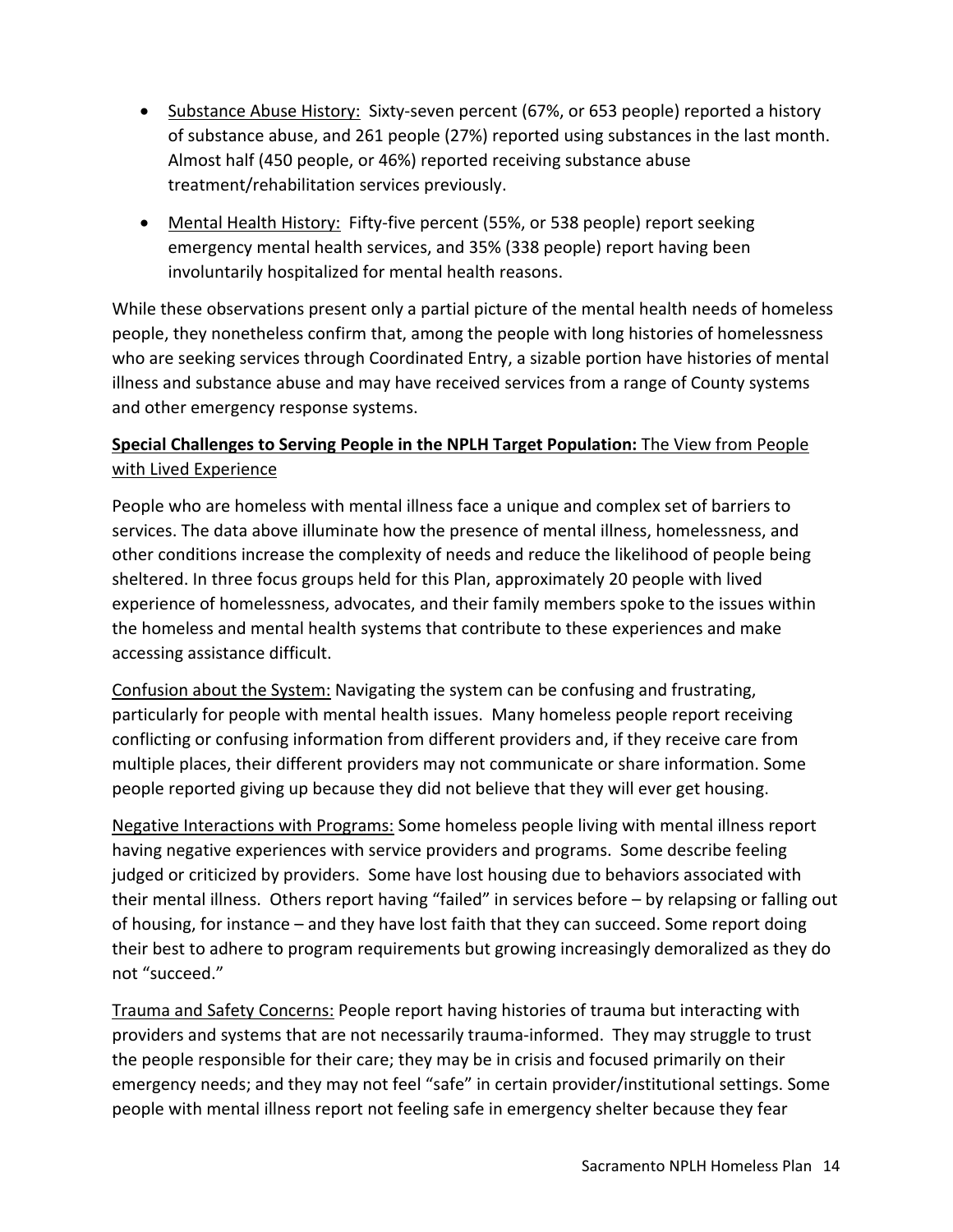- Substance Abuse History: Sixty-seven percent (67%, or 653 people) reported a history of substance abuse, and 261 people (27%) reported using substances in the last month. Almost half (450 people, or 46%) reported receiving substance abuse treatment/rehabilitation services previously.
- Mental Health History: Fifty-five percent (55%, or 538 people) report seeking emergency mental health services, and 35% (338 people) report having been involuntarily hospitalized for mental health reasons.

While these observations present only a partial picture of the mental health needs of homeless people, they nonetheless confirm that, among the people with long histories of homelessness who are seeking services through Coordinated Entry, a sizable portion have histories of mental illness and substance abuse and may have received services from a range of County systems and other emergency response systems.

**Special Challenges to Serving People in the NPLH Target Population:** The View from People with Lived Experience

People who are homeless with mental illness face a unique and complex set of barriers to services. The data above illuminate how the presence of mental illness, homelessness, and other conditions increase the complexity of needs and reduce the likelihood of people being sheltered. In three focus groups held for this Plan, approximately 20 people with lived experience of homelessness, advocates, and their family members spoke to the issues within the homeless and mental health systems that contribute to these experiences and make accessing assistance difficult.

Confusion about the System: Navigating the system can be confusing and frustrating, particularly for people with mental health issues. Many homeless people report receiving conflicting or confusing information from different providers and, if they receive care from multiple places, their different providers may not communicate or share information. Some people reported giving up because they did not believe that they will ever get housing.

Negative Interactions with Programs: Some homeless people living with mental illness report having negative experiences with service providers and programs. Some describe feeling judged or criticized by providers. Some have lost housing due to behaviors associated with their mental illness. Others report having "failed" in services before – by relapsing or falling out of housing, for instance – and they have lost faith that they can succeed. Some report doing their best to adhere to program requirements but growing increasingly demoralized as they do not "succeed."

Trauma and Safety Concerns: People report having histories of trauma but interacting with providers and systems that are not necessarily trauma-informed. They may struggle to trust the people responsible for their care; they may be in crisis and focused primarily on their emergency needs; and they may not feel "safe" in certain provider/institutional settings. Some people with mental illness report not feeling safe in emergency shelter because they fear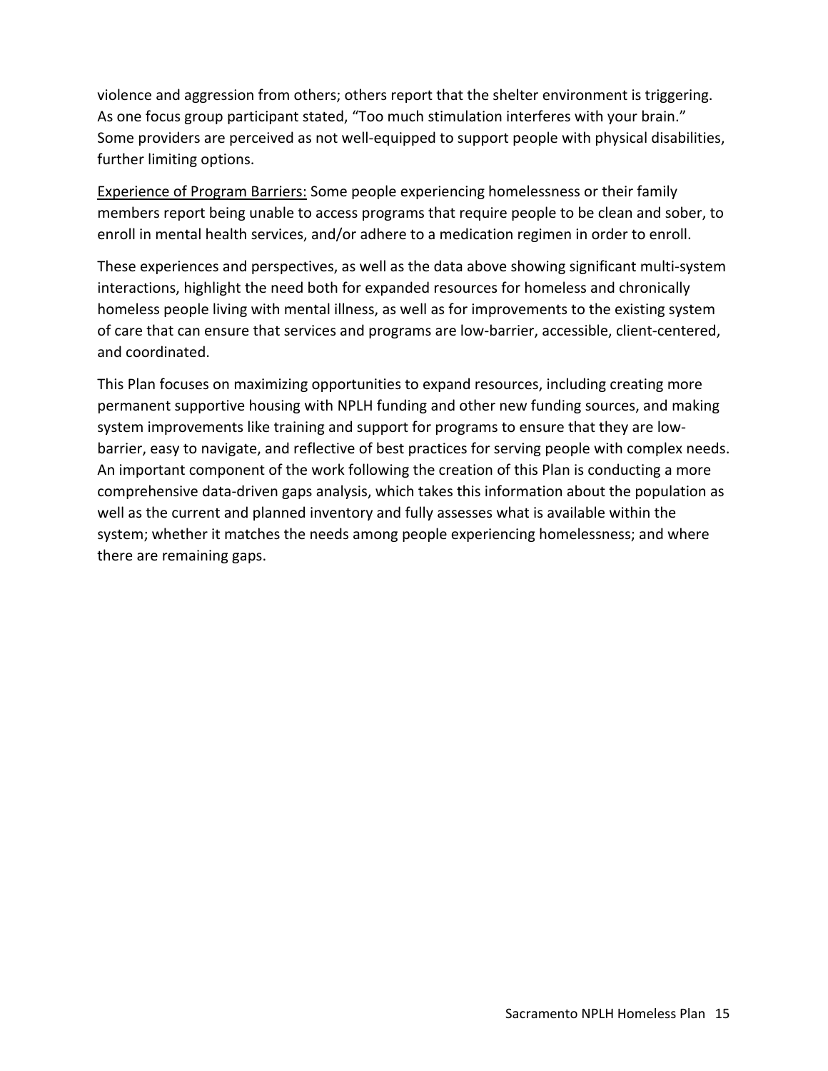violence and aggression from others; others report that the shelter environment is triggering. As one focus group participant stated, "Too much stimulation interferes with your brain." Some providers are perceived as not well-equipped to support people with physical disabilities, further limiting options.

<u>Experience of Program Barriers:</u> Some people experiencing homelessness or their family members report being unable to access programs that require people to be clean and sober, to enroll in mental health services, and/or adhere to a medication regimen in order to enroll.

These experiences and perspectives, as well as the data above showing significant multi-system interactions, highlight the need both for expanded resources for homeless and chronically homeless people living with mental illness, as well as for improvements to the existing system of care that can ensure that services and programs are low-barrier, accessible, client-centered, and coordinated.

This Plan focuses on maximizing opportunities to expand resources, including creating more permanent supportive housing with NPLH funding and other new funding sources, and making system improvements like training and support for programs to ensure that they are low-barrier, easy to navigate, and reflective of best practices for serving people with complex needs. An important component of the work following the creation of this Plan is conducting a more comprehensive data-driven gaps analysis, which takes this information about the population as well as the current and planned inventory and fully assesses what is available within the system; whether it matches the needs among people experiencing homelessness; and where there are remaining gaps.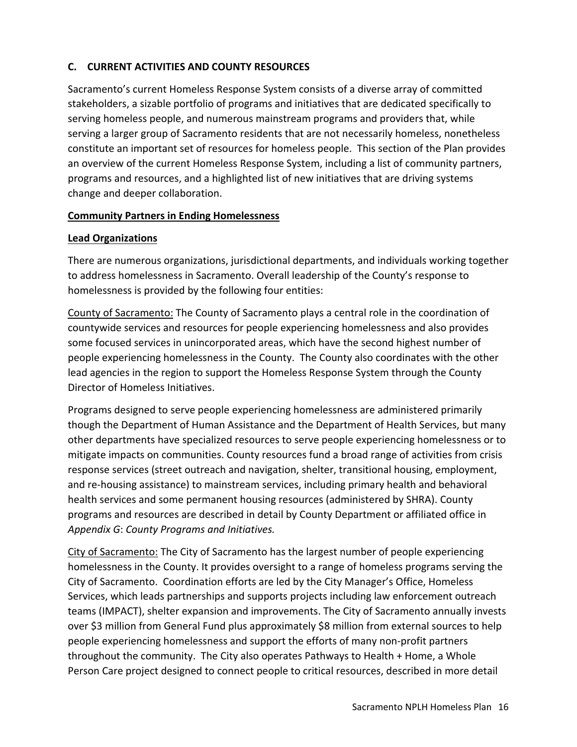## C. CURRENT ACTIVITIES AND COUNTY RESOURCES

Sacramento's current Homeless Response System consists of a diverse array of committed stakeholders, a sizable portfolio of programs and initiatives that are dedicated specifically to serving homeless people, and numerous mainstream programs and providers that, while serving a larger group of Sacramento residents that are not necessarily homeless, nonetheless constitute an important set of resources for homeless people. This section of the Plan provides an overview of the current Homeless Response System, including a list of community partners, programs and resources, and a highlighted list of new initiatives that are driving systems change and deeper collaboration.

### Community Partners in Ending Homelessness

### Lead Organizations

There are numerous organizations, jurisdictional departments, and individuals working together to address homelessness in Sacramento. Overall leadership of the County's response to homelessness is provided by the following four entities:

County of Sacramento: The County of Sacramento plays a central role in the coordination of countywide services and resources for people experiencing homelessness and also provides some focused services in unincorporated areas, which have the second highest number of people experiencing homelessness in the County. The County also coordinates with the other lead agencies in the region to support the Homeless Response System through the County Director of Homeless Initiatives.

Programs designed to serve people experiencing homelessness are administered primarily though the Department of Human Assistance and the Department of Health Services, but many other departments have specialized resources to serve people experiencing homelessness or to mitigate impacts on communities. County resources fund a broad range of activities from crisis response services (street outreach and navigation, shelter, transitional housing, employment, and re-housing assistance) to mainstream services, including primary health and behavioral health services and some permanent housing resources (administered by SHRA). County programs and resources are described in detail by County Department or affiliated office in *Appendix G*: *County Programs and Initiatives.*

City of Sacramento: The City of Sacramento has the largest number of people experiencing homelessness in the County. It provides oversight to a range of homeless programs serving the City of Sacramento. Coordination efforts are led by the City Manager's Office, Homeless Services, which leads partnerships and supports projects including law enforcement outreach teams (IMPACT), shelter expansion and improvements. The City of Sacramento annually invests over $3 million from General Fund plus approximately $8 million from external sources to help people experiencing homelessness and support the efforts of many non-profit partners throughout the community. The City also operates Pathways to Health + Home, a Whole Person Care project designed to connect people to critical resources, described in more detail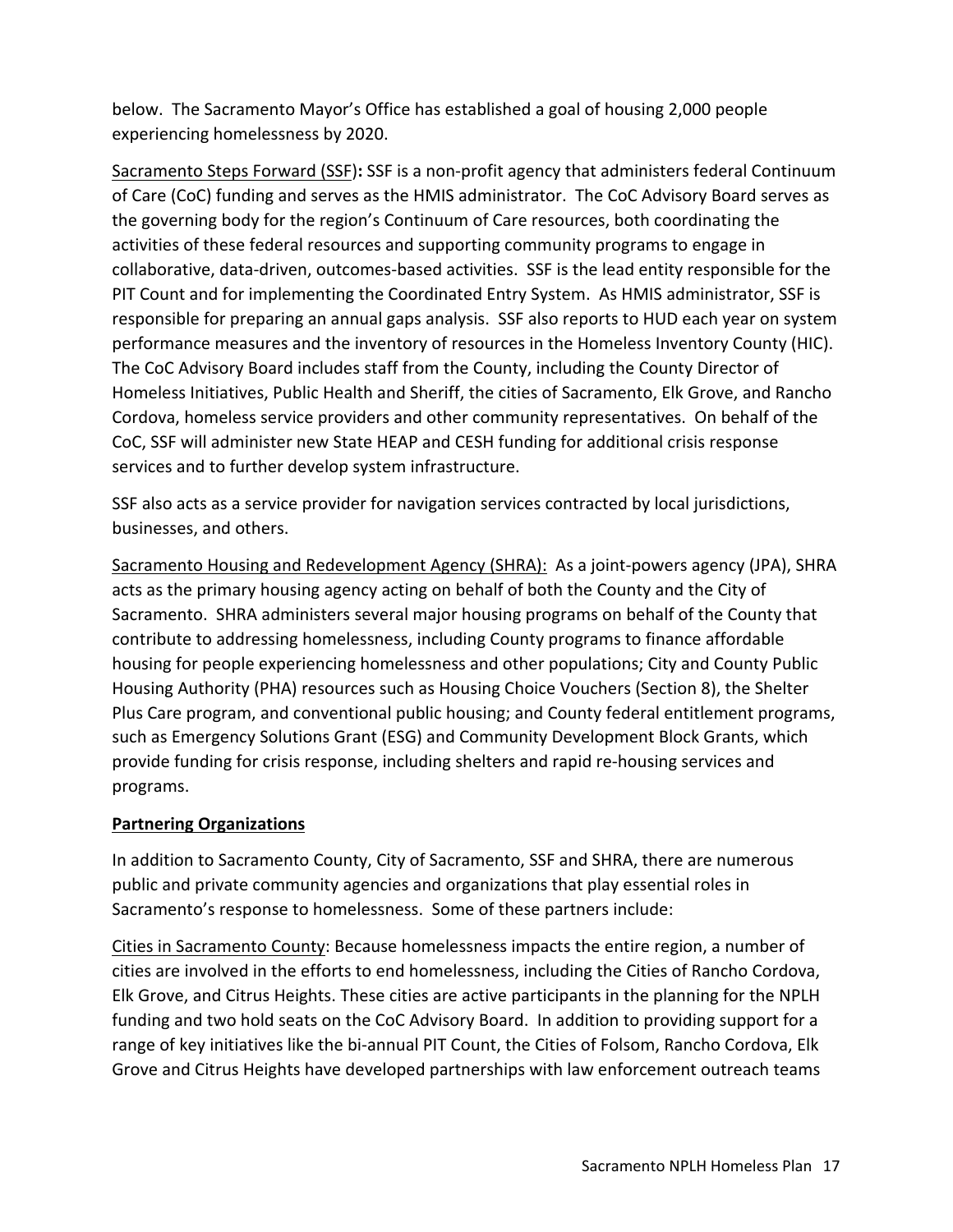below. The Sacramento Mayor's Office has established a goal of housing 2,000 people experiencing homelessness by 2020.

Sacramento Steps Forward (SSF)**:** SSF is a non-profit agency that administers federal Continuum of Care (CoC) funding and serves as the HMIS administrator. The CoC Advisory Board serves as the governing body for the region's Continuum of Care resources, both coordinating the activities of these federal resources and supporting community programs to engage in collaborative, data-driven, outcomes-based activities. SSF is the lead entity responsible for the PIT Count and for implementing the Coordinated Entry System. As HMIS administrator, SSF is responsible for preparing an annual gaps analysis. SSF also reports to HUD each year on system performance measures and the inventory of resources in the Homeless Inventory County (HIC). The CoC Advisory Board includes staff from the County, including the County Director of Homeless Initiatives, Public Health and Sheriff, the cities of Sacramento, Elk Grove, and Rancho Cordova, homeless service providers and other community representatives. On behalf of the CoC, SSF will administer new State HEAP and CESH funding for additional crisis response services and to further develop system infrastructure.

SSF also acts as a service provider for navigation services contracted by local jurisdictions, businesses, and others.

Sacramento Housing and Redevelopment Agency (SHRA): As a joint-powers agency (JPA), SHRA acts as the primary housing agency acting on behalf of both the County and the City of Sacramento. SHRA administers several major housing programs on behalf of the County that contribute to addressing homelessness, including County programs to finance affordable housing for people experiencing homelessness and other populations; City and County Public Housing Authority (PHA) resources such as Housing Choice Vouchers (Section 8), the Shelter Plus Care program, and conventional public housing; and County federal entitlement programs, such as Emergency Solutions Grant (ESG) and Community Development Block Grants, which provide funding for crisis response, including shelters and rapid re-housing services and programs.

**Partnering Organizations**

In addition to Sacramento County, City of Sacramento, SSF and SHRA, there are numerous public and private community agencies and organizations that play essential roles in Sacramento's response to homelessness. Some of these partners include:

Cities in Sacramento County: Because homelessness impacts the entire region, a number of cities are involved in the efforts to end homelessness, including the Cities of Rancho Cordova, Elk Grove, and Citrus Heights. These cities are active participants in the planning for the NPLH funding and two hold seats on the CoC Advisory Board. In addition to providing support for a range of key initiatives like the bi-annual PIT Count, the Cities of Folsom, Rancho Cordova, Elk Grove and Citrus Heights have developed partnerships with law enforcement outreach teams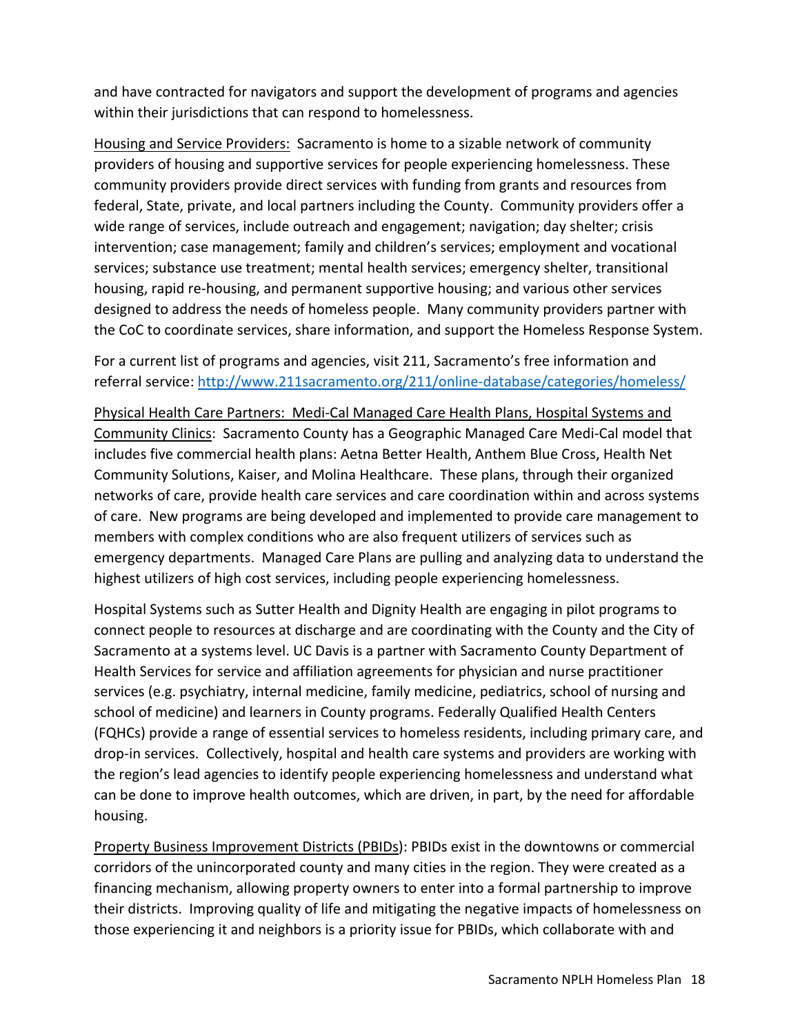and have contracted for navigators and support the development of programs and agencies within their jurisdictions that can respond to homelessness.

Housing and Service Providers: Sacramento is home to a sizable network of community providers of housing and supportive services for people experiencing homelessness. These community providers provide direct services with funding from grants and resources from federal, State, private, and local partners including the County. Community providers offer a wide range of services, include outreach and engagement; navigation; day shelter; crisis intervention; case management; family and children's services; employment and vocational services; substance use treatment; mental health services; emergency shelter, transitional housing, rapid re-housing, and permanent supportive housing; and various other services designed to address the needs of homeless people. Many community providers partner with the CoC to coordinate services, share information, and support the Homeless Response System.

For a current list of programs and agencies, visit 211, Sacramento's free information and referral service: [http://www.211sacramento.org/211/online-database/categories/homeless/](http://www.211sacramento.org/211/online-database/categories/homeless/)

Physical Health Care Partners: Medi-Cal Managed Care Health Plans, Hospital Systems and Community Clinics: Sacramento County has a Geographic Managed Care Medi-Cal model that includes five commercial health plans: Aetna Better Health, Anthem Blue Cross, Health Net Community Solutions, Kaiser, and Molina Healthcare. These plans, through their organized networks of care, provide health care services and care coordination within and across systems of care. New programs are being developed and implemented to provide care management to members with complex conditions who are also frequent utilizers of services such as emergency departments. Managed Care Plans are pulling and analyzing data to understand the highest utilizers of high cost services, including people experiencing homelessness.

Hospital Systems such as Sutter Health and Dignity Health are engaging in pilot programs to connect people to resources at discharge and are coordinating with the County and the City of Sacramento at a systems level. UC Davis is a partner with Sacramento County Department of Health Services for service and affiliation agreements for physician and nurse practitioner services (e.g. psychiatry, internal medicine, family medicine, pediatrics, school of nursing and school of medicine) and learners in County programs. Federally Qualified Health Centers (FQHCs) provide a range of essential services to homeless residents, including primary care, and drop-in services. Collectively, hospital and health care systems and providers are working with the region's lead agencies to identify people experiencing homelessness and understand what can be done to improve health outcomes, which are driven, in part, by the need for affordable housing.

Property Business Improvement Districts (PBIDs): PBIDs exist in the downtowns or commercial corridors of the unincorporated county and many cities in the region. They were created as a financing mechanism, allowing property owners to enter into a formal partnership to improve their districts. Improving quality of life and mitigating the negative impacts of homelessness on those experiencing it and neighbors is a priority issue for PBIDs, which collaborate with and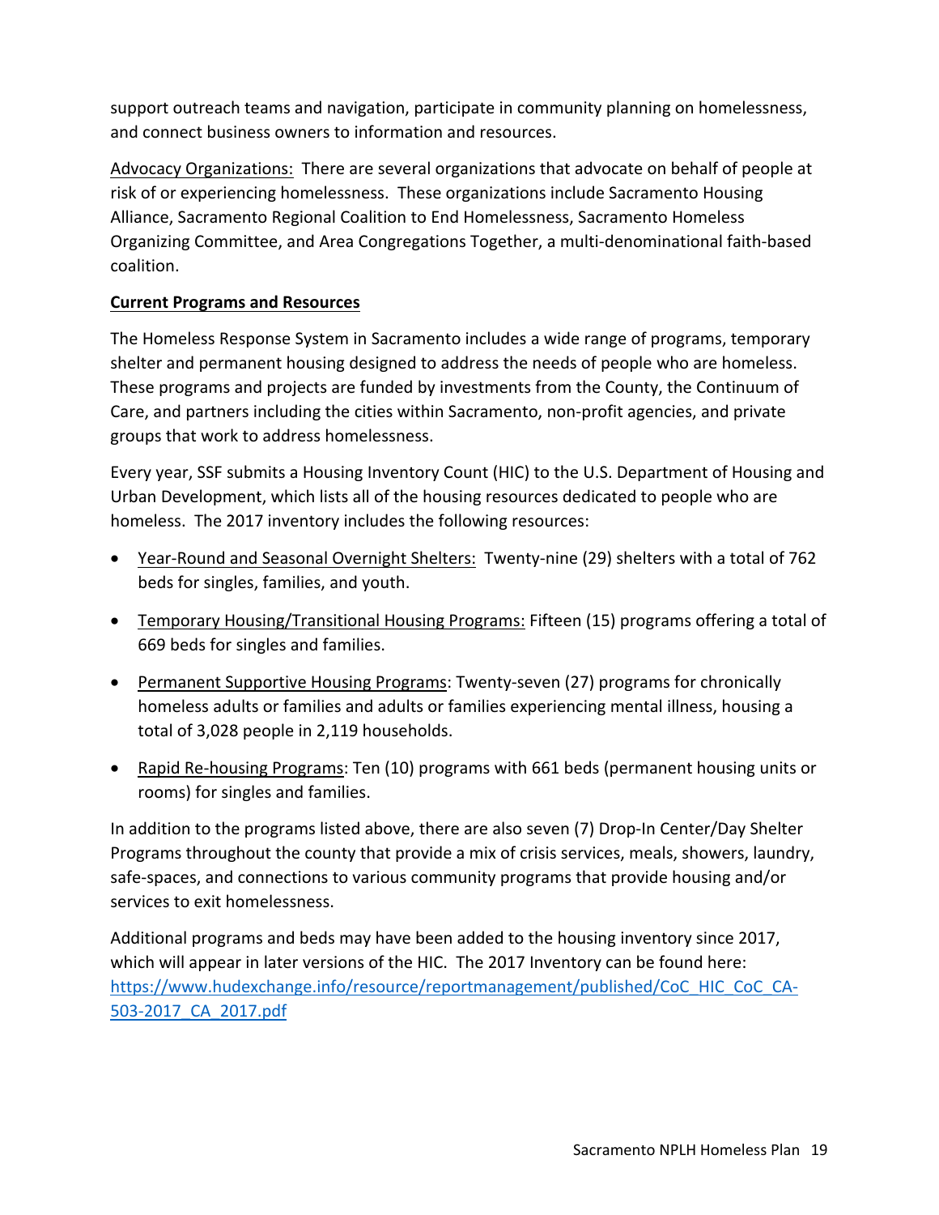support outreach teams and navigation, participate in community planning on homelessness, and connect business owners to information and resources.

Advocacy Organizations: There are several organizations that advocate on behalf of people at risk of or experiencing homelessness. These organizations include Sacramento Housing Alliance, Sacramento Regional Coalition to End Homelessness, Sacramento Homeless Organizing Committee, and Area Congregations Together, a multi-denominational faith-based coalition.

**Current Programs and Resources**

The Homeless Response System in Sacramento includes a wide range of programs, temporary shelter and permanent housing designed to address the needs of people who are homeless. These programs and projects are funded by investments from the County, the Continuum of Care, and partners including the cities within Sacramento, non-profit agencies, and private groups that work to address homelessness.

Every year, SSF submits a Housing Inventory Count (HIC) to the U.S. Department of Housing and Urban Development, which lists all of the housing resources dedicated to people who are homeless. The 2017 inventory includes the following resources:

- Year-Round and Seasonal Overnight Shelters: Twenty-nine (29) shelters with a total of 762 beds for singles, families, and youth.
- Temporary Housing/Transitional Housing Programs: Fifteen (15) programs offering a total of 669 beds for singles and families.
- Permanent Supportive Housing Programs: Twenty-seven (27) programs for chronically homeless adults or families and adults or families experiencing mental illness, housing a total of 3,028 people in 2,119 households.
- Rapid Re-housing Programs: Ten (10) programs with 661 beds (permanent housing units or rooms) for singles and families.

In addition to the programs listed above, there are also seven (7) Drop-In Center/Day Shelter Programs throughout the county that provide a mix of crisis services, meals, showers, laundry, safe-spaces, and connections to various community programs that provide housing and/or services to exit homelessness.

Additional programs and beds may have been added to the housing inventory since 2017, which will appear in later versions of the HIC. The 2017 Inventory can be found here: https://www.hudexchange.info/resource/reportmanagement/published/CoC_HIC_CoC_CA-503-2017_CA_2017.pdf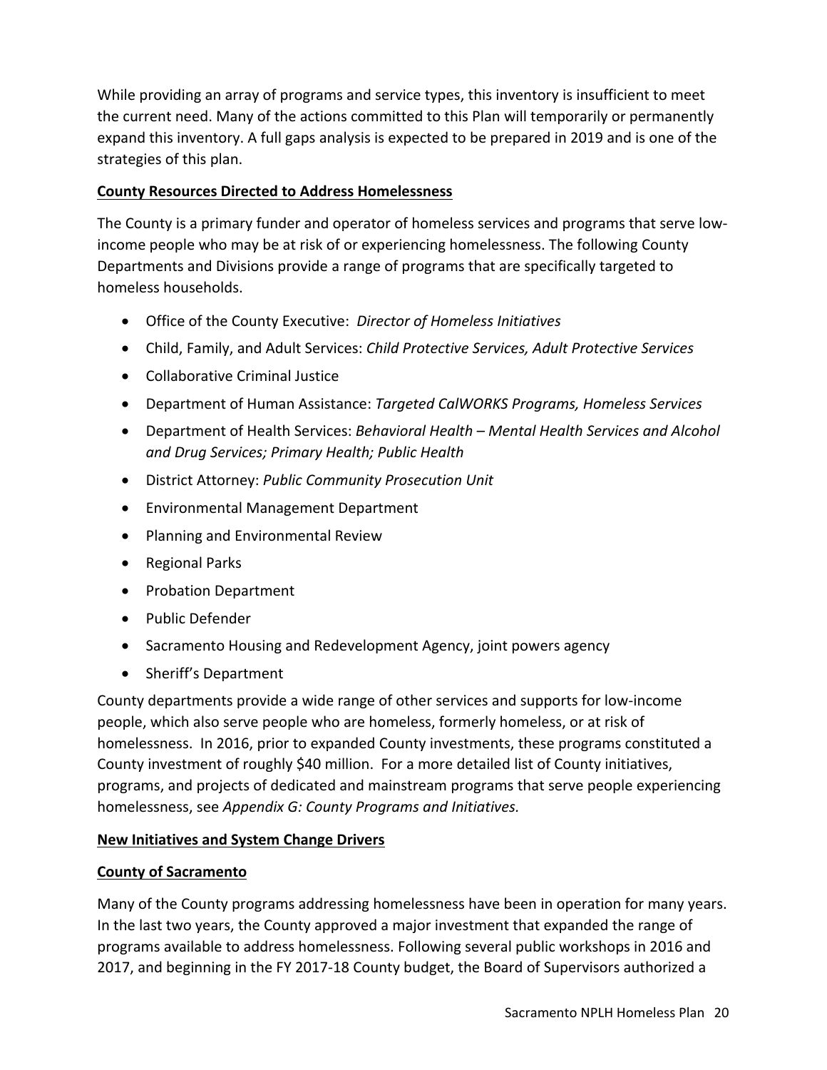While providing an array of programs and service types, this inventory is insufficient to meet the current need. Many of the actions committed to this Plan will temporarily or permanently expand this inventory. A full gaps analysis is expected to be prepared in 2019 and is one of the strategies of this plan.

**County Resources Directed to Address Homelessness**

The County is a primary funder and operator of homeless services and programs that serve low-income people who may be at risk of or experiencing homelessness. The following County Departments and Divisions provide a range of programs that are specifically targeted to homeless households.

- Office of the County Executive: *Director of Homeless Initiatives*
- Child, Family, and Adult Services: *Child Protective Services, Adult Protective Services*
- Collaborative Criminal Justice
- Department of Human Assistance: *Targeted CalWORKS Programs, Homeless Services*
- Department of Health Services: *Behavioral Health – Mental Health Services and Alcohol and Drug Services; Primary Health; Public Health*
- District Attorney: *Public Community Prosecution Unit*
- Environmental Management Department
- Planning and Environmental Review
- Regional Parks
- Probation Department
- Public Defender
- Sacramento Housing and Redevelopment Agency, joint powers agency
- Sheriff's Department

County departments provide a wide range of other services and supports for low-income people, which also serve people who are homeless, formerly homeless, or at risk of homelessness. In 2016, prior to expanded County investments, these programs constituted a County investment of roughly $40 million. For a more detailed list of County initiatives, programs, and projects of dedicated and mainstream programs that serve people experiencing homelessness, see *Appendix G: County Programs and Initiatives.*

**New Initiatives and System Change Drivers**

**County of Sacramento**

Many of the County programs addressing homelessness have been in operation for many years. In the last two years, the County approved a major investment that expanded the range of programs available to address homelessness. Following several public workshops in 2016 and 2017, and beginning in the FY 2017-18 County budget, the Board of Supervisors authorized a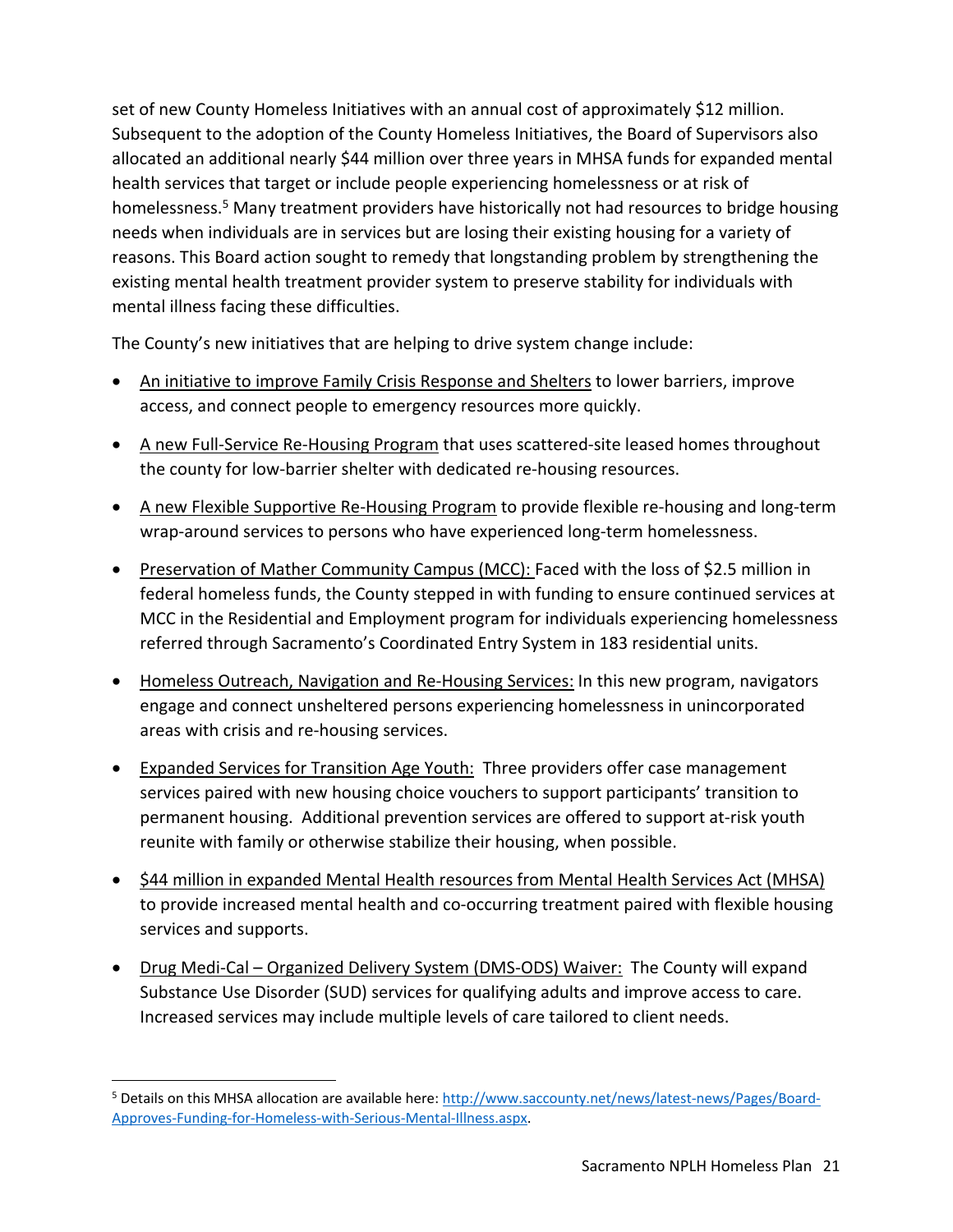set of new County Homeless Initiatives with an annual cost of approximately $12 million. Subsequent to the adoption of the County Homeless Initiatives, the Board of Supervisors also allocated an additional nearly $44 million over three years in MHSA funds for expanded mental health services that target or include people experiencing homelessness or at risk of homelessness.[5] Many treatment providers have historically not had resources to bridge housing needs when individuals are in services but are losing their existing housing for a variety of reasons. This Board action sought to remedy that longstanding problem by strengthening the existing mental health treatment provider system to preserve stability for individuals with mental illness facing these difficulties.

The County's new initiatives that are helping to drive system change include:

- An initiative to improve Family Crisis Response and Shelters to lower barriers, improve access, and connect people to emergency resources more quickly.
- A new Full-Service Re-Housing Program that uses scattered-site leased homes throughout the county for low-barrier shelter with dedicated re-housing resources.
- A new Flexible Supportive Re-Housing Program to provide flexible re-housing and long-term wrap-around services to persons who have experienced long-term homelessness.
- Preservation of Mather Community Campus (MCC): Faced with the loss of $2.5 million in federal homeless funds, the County stepped in with funding to ensure continued services at MCC in the Residential and Employment program for individuals experiencing homelessness referred through Sacramento's Coordinated Entry System in 183 residential units.
- Homeless Outreach, Navigation and Re-Housing Services: In this new program, navigators engage and connect unsheltered persons experiencing homelessness in unincorporated areas with crisis and re-housing services.
- Expanded Services for Transition Age Youth: Three providers offer case management services paired with new housing choice vouchers to support participants' transition to permanent housing. Additional prevention services are offered to support at-risk youth reunite with family or otherwise stabilize their housing, when possible.
- $44 million in expanded Mental Health resources from Mental Health Services Act (MHSA) to provide increased mental health and co-occurring treatment paired with flexible housing services and supports.
- Drug Medi-Cal – Organized Delivery System (DMS-ODS) Waiver: The County will expand Substance Use Disorder (SUD) services for qualifying adults and improve access to care. Increased services may include multiple levels of care tailored to client needs.

---

[5] Details on this MHSA allocation are available here: http://www.saccounty.net/news/latest-news/Pages/Board-Approves-Funding-for-Homeless-with-Serious-Mental-Illness.aspx.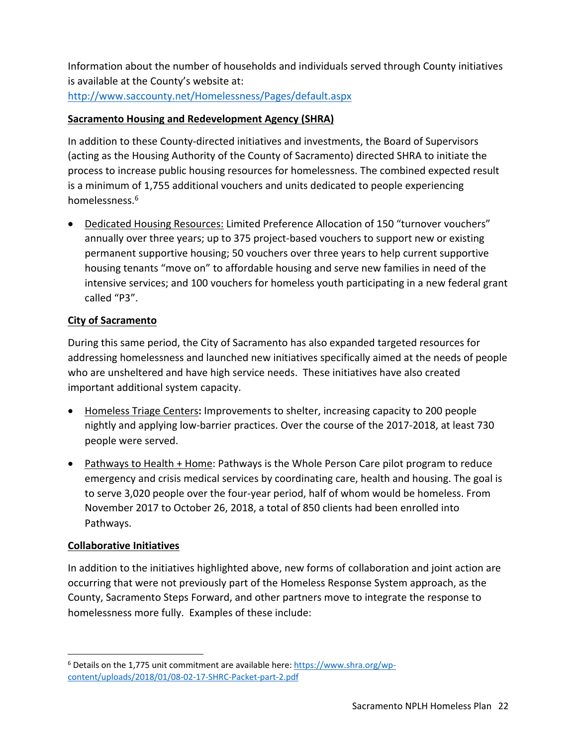Information about the number of households and individuals served through County initiatives is available at the County's website at: http://www.saccounty.net/Homelessness/Pages/default.aspx

**<u>Sacramento Housing and Redevelopment Agency (SHRA)</u>**

In addition to these County-directed initiatives and investments, the Board of Supervisors (acting as the Housing Authority of the County of Sacramento) directed SHRA to initiate the process to increase public housing resources for homelessness. The combined expected result is a minimum of 1,755 additional vouchers and units dedicated to people experiencing homelessness.[6]

- <u>Dedicated Housing Resources:</u> Limited Preference Allocation of 150 "turnover vouchers" annually over three years; up to 375 project-based vouchers to support new or existing permanent supportive housing; 50 vouchers over three years to help current supportive housing tenants "move on" to affordable housing and serve new families in need of the intensive services; and 100 vouchers for homeless youth participating in a new federal grant called "P3".

**<u>City of Sacramento</u>**

During this same period, the City of Sacramento has also expanded targeted resources for addressing homelessness and launched new initiatives specifically aimed at the needs of people who are unsheltered and have high service needs. These initiatives have also created important additional system capacity.

- <u>Homeless Triage Centers</u>**:** Improvements to shelter, increasing capacity to 200 people nightly and applying low-barrier practices. Over the course of the 2017-2018, at least 730 people were served.
- <u>Pathways to Health + Home</u>: Pathways is the Whole Person Care pilot program to reduce emergency and crisis medical services by coordinating care, health and housing. The goal is to serve 3,020 people over the four-year period, half of whom would be homeless. From November 2017 to October 26, 2018, a total of 850 clients had been enrolled into Pathways.

**<u>Collaborative Initiatives</u>**

In addition to the initiatives highlighted above, new forms of collaboration and joint action are occurring that were not previously part of the Homeless Response System approach, as the County, Sacramento Steps Forward, and other partners move to integrate the response to homelessness more fully. Examples of these include:

---

[6] Details on the 1,775 unit commitment are available here: https://www.shra.org/wp-content/uploads/2018/01/08-02-17-SHRC-Packet-part-2.pdf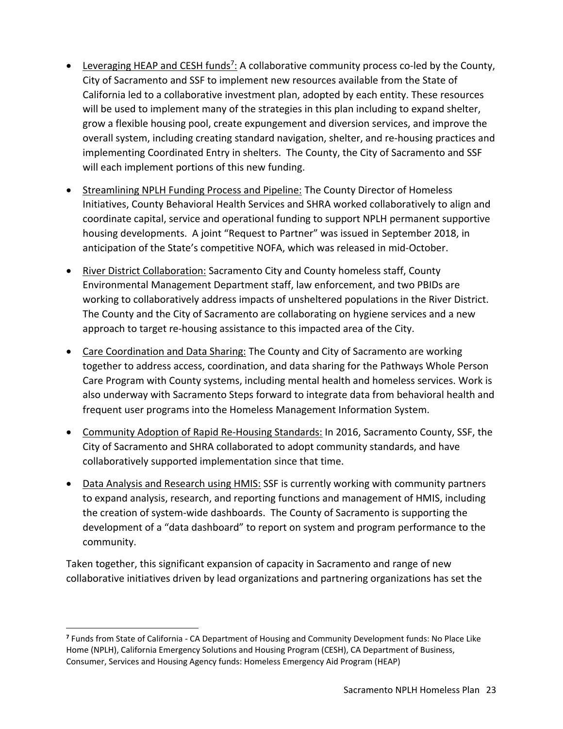- Leveraging HEAP and CESH funds[7]: A collaborative community process co-led by the County, City of Sacramento and SSF to implement new resources available from the State of California led to a collaborative investment plan, adopted by each entity. These resources will be used to implement many of the strategies in this plan including to expand shelter, grow a flexible housing pool, create expungement and diversion services, and improve the overall system, including creating standard navigation, shelter, and re-housing practices and implementing Coordinated Entry in shelters. The County, the City of Sacramento and SSF will each implement portions of this new funding.
- Streamlining NPLH Funding Process and Pipeline: The County Director of Homeless Initiatives, County Behavioral Health Services and SHRA worked collaboratively to align and coordinate capital, service and operational funding to support NPLH permanent supportive housing developments. A joint "Request to Partner" was issued in September 2018, in anticipation of the State's competitive NOFA, which was released in mid-October.
- River District Collaboration: Sacramento City and County homeless staff, County Environmental Management Department staff, law enforcement, and two PBIDs are working to collaboratively address impacts of unsheltered populations in the River District. The County and the City of Sacramento are collaborating on hygiene services and a new approach to target re-housing assistance to this impacted area of the City.
- Care Coordination and Data Sharing: The County and City of Sacramento are working together to address access, coordination, and data sharing for the Pathways Whole Person Care Program with County systems, including mental health and homeless services. Work is also underway with Sacramento Steps forward to integrate data from behavioral health and frequent user programs into the Homeless Management Information System.
- Community Adoption of Rapid Re-Housing Standards: In 2016, Sacramento County, SSF, the City of Sacramento and SHRA collaborated to adopt community standards, and have collaboratively supported implementation since that time.
- Data Analysis and Research using HMIS: SSF is currently working with community partners to expand analysis, research, and reporting functions and management of HMIS, including the creation of system-wide dashboards. The County of Sacramento is supporting the development of a "data dashboard" to report on system and program performance to the community.

Taken together, this significant expansion of capacity in Sacramento and range of new collaborative initiatives driven by lead organizations and partnering organizations has set the

[7] Funds from State of California - CA Department of Housing and Community Development funds: No Place Like Home (NPLH), California Emergency Solutions and Housing Program (CESH), CA Department of Business, Consumer, Services and Housing Agency funds: Homeless Emergency Aid Program (HEAP)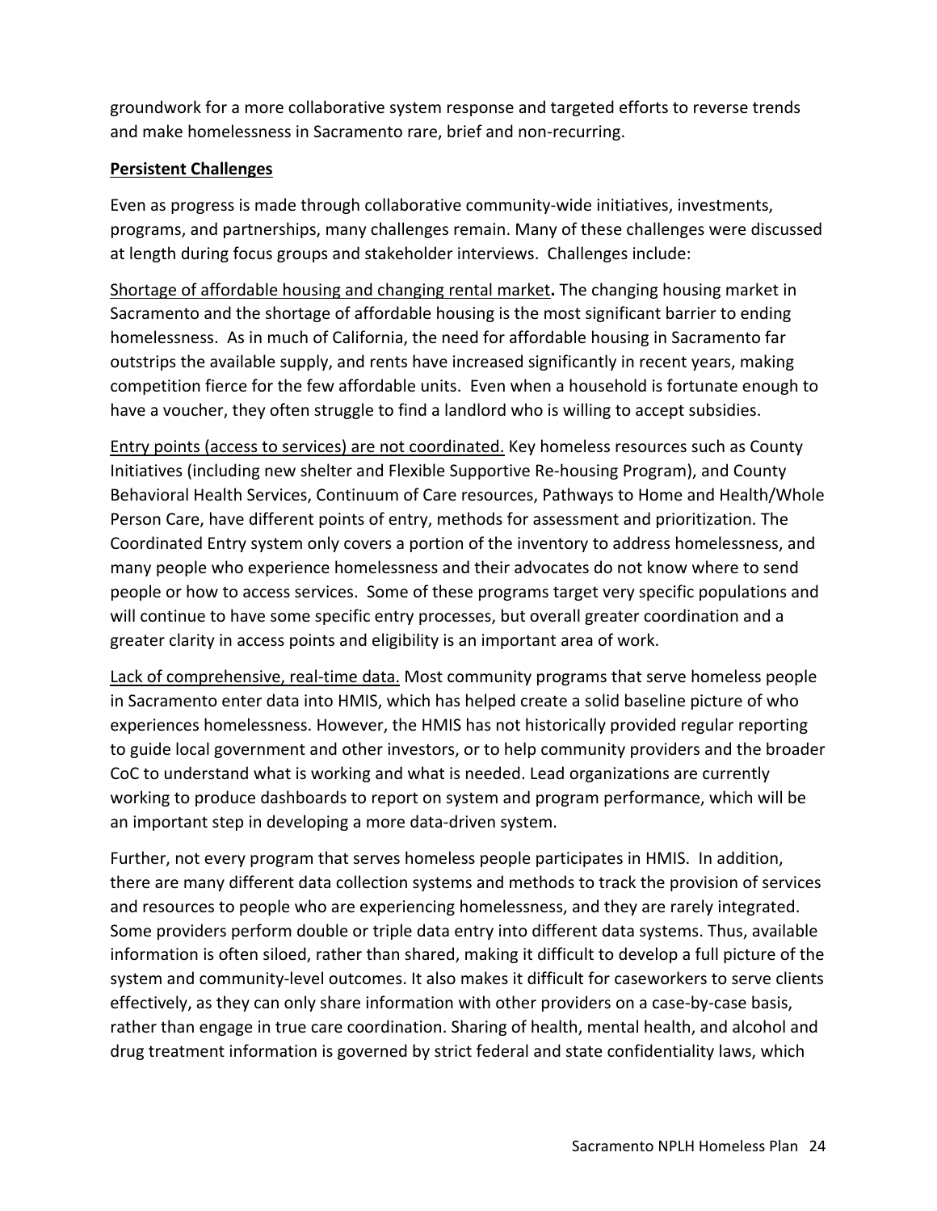groundwork for a more collaborative system response and targeted efforts to reverse trends and make homelessness in Sacramento rare, brief and non-recurring.

**Persistent Challenges**

Even as progress is made through collaborative community-wide initiatives, investments, programs, and partnerships, many challenges remain. Many of these challenges were discussed at length during focus groups and stakeholder interviews. Challenges include:

Shortage of affordable housing and changing rental market**.** The changing housing market in Sacramento and the shortage of affordable housing is the most significant barrier to ending homelessness. As in much of California, the need for affordable housing in Sacramento far outstrips the available supply, and rents have increased significantly in recent years, making competition fierce for the few affordable units. Even when a household is fortunate enough to have a voucher, they often struggle to find a landlord who is willing to accept subsidies.

Entry points (access to services) are not coordinated. Key homeless resources such as County Initiatives (including new shelter and Flexible Supportive Re-housing Program), and County Behavioral Health Services, Continuum of Care resources, Pathways to Home and Health/Whole Person Care, have different points of entry, methods for assessment and prioritization. The Coordinated Entry system only covers a portion of the inventory to address homelessness, and many people who experience homelessness and their advocates do not know where to send people or how to access services. Some of these programs target very specific populations and will continue to have some specific entry processes, but overall greater coordination and a greater clarity in access points and eligibility is an important area of work.

Lack of comprehensive, real-time data. Most community programs that serve homeless people in Sacramento enter data into HMIS, which has helped create a solid baseline picture of who experiences homelessness. However, the HMIS has not historically provided regular reporting to guide local government and other investors, or to help community providers and the broader CoC to understand what is working and what is needed. Lead organizations are currently working to produce dashboards to report on system and program performance, which will be an important step in developing a more data-driven system.

Further, not every program that serves homeless people participates in HMIS. In addition, there are many different data collection systems and methods to track the provision of services and resources to people who are experiencing homelessness, and they are rarely integrated. Some providers perform double or triple data entry into different data systems. Thus, available information is often siloed, rather than shared, making it difficult to develop a full picture of the system and community-level outcomes. It also makes it difficult for caseworkers to serve clients effectively, as they can only share information with other providers on a case-by-case basis, rather than engage in true care coordination. Sharing of health, mental health, and alcohol and drug treatment information is governed by strict federal and state confidentiality laws, which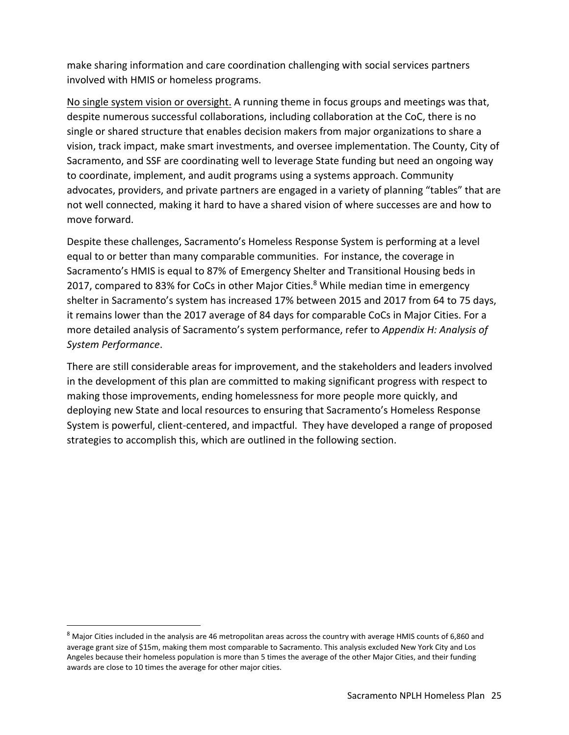make sharing information and care coordination challenging with social services partners involved with HMIS or homeless programs.

<u>No single system vision or oversight.</u> A running theme in focus groups and meetings was that, despite numerous successful collaborations, including collaboration at the CoC, there is no single or shared structure that enables decision makers from major organizations to share a vision, track impact, make smart investments, and oversee implementation. The County, City of Sacramento, and SSF are coordinating well to leverage State funding but need an ongoing way to coordinate, implement, and audit programs using a systems approach. Community advocates, providers, and private partners are engaged in a variety of planning "tables" that are not well connected, making it hard to have a shared vision of where successes are and how to move forward.

Despite these challenges, Sacramento's Homeless Response System is performing at a level equal to or better than many comparable communities. For instance, the coverage in Sacramento's HMIS is equal to 87% of Emergency Shelter and Transitional Housing beds in 2017, compared to 83% for CoCs in other Major Cities.[8] While median time in emergency shelter in Sacramento's system has increased 17% between 2015 and 2017 from 64 to 75 days, it remains lower than the 2017 average of 84 days for comparable CoCs in Major Cities. For a more detailed analysis of Sacramento's system performance, refer to *Appendix H: Analysis of System Performance*.

There are still considerable areas for improvement, and the stakeholders and leaders involved in the development of this plan are committed to making significant progress with respect to making those improvements, ending homelessness for more people more quickly, and deploying new State and local resources to ensuring that Sacramento's Homeless Response System is powerful, client-centered, and impactful. They have developed a range of proposed strategies to accomplish this, which are outlined in the following section.

---

[8] Major Cities included in the analysis are 46 metropolitan areas across the country with average HMIS counts of 6,860 and average grant size of $15m, making them most comparable to Sacramento. This analysis excluded New York City and Los Angeles because their homeless population is more than 5 times the average of the other Major Cities, and their funding awards are close to 10 times the average for other major cities.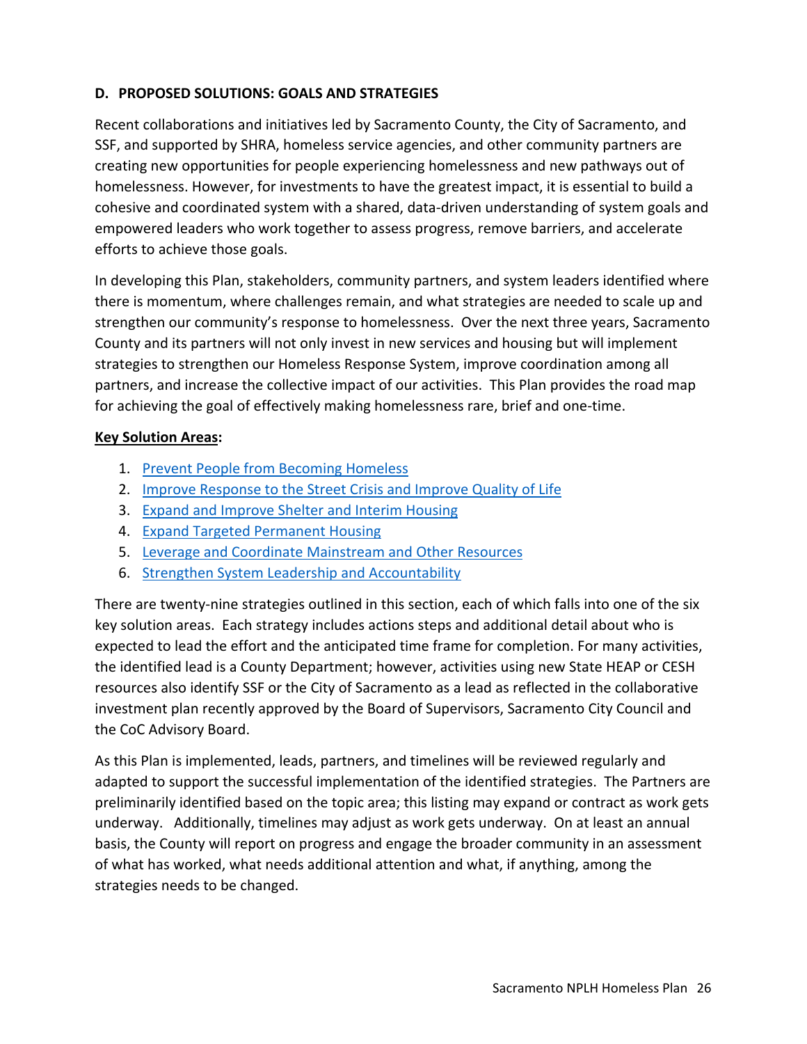## D. PROPOSED SOLUTIONS: GOALS AND STRATEGIES

Recent collaborations and initiatives led by Sacramento County, the City of Sacramento, and SSF, and supported by SHRA, homeless service agencies, and other community partners are creating new opportunities for people experiencing homelessness and new pathways out of homelessness. However, for investments to have the greatest impact, it is essential to build a cohesive and coordinated system with a shared, data-driven understanding of system goals and empowered leaders who work together to assess progress, remove barriers, and accelerate efforts to achieve those goals.

In developing this Plan, stakeholders, community partners, and system leaders identified where there is momentum, where challenges remain, and what strategies are needed to scale up and strengthen our community's response to homelessness. Over the next three years, Sacramento County and its partners will not only invest in new services and housing but will implement strategies to strengthen our Homeless Response System, improve coordination among all partners, and increase the collective impact of our activities. This Plan provides the road map for achieving the goal of effectively making homelessness rare, brief and one-time.

**Key Solution Areas:**

1. Prevent People from Becoming Homeless
2. Improve Response to the Street Crisis and Improve Quality of Life
3. Expand and Improve Shelter and Interim Housing
4. Expand Targeted Permanent Housing
5. Leverage and Coordinate Mainstream and Other Resources
6. Strengthen System Leadership and Accountability

There are twenty-nine strategies outlined in this section, each of which falls into one of the six key solution areas. Each strategy includes actions steps and additional detail about who is expected to lead the effort and the anticipated time frame for completion. For many activities, the identified lead is a County Department; however, activities using new State HEAP or CESH resources also identify SSF or the City of Sacramento as a lead as reflected in the collaborative investment plan recently approved by the Board of Supervisors, Sacramento City Council and the CoC Advisory Board.

As this Plan is implemented, leads, partners, and timelines will be reviewed regularly and adapted to support the successful implementation of the identified strategies. The Partners are preliminarily identified based on the topic area; this listing may expand or contract as work gets underway. Additionally, timelines may adjust as work gets underway. On at least an annual basis, the County will report on progress and engage the broader community in an assessment of what has worked, what needs additional attention and what, if anything, among the strategies needs to be changed.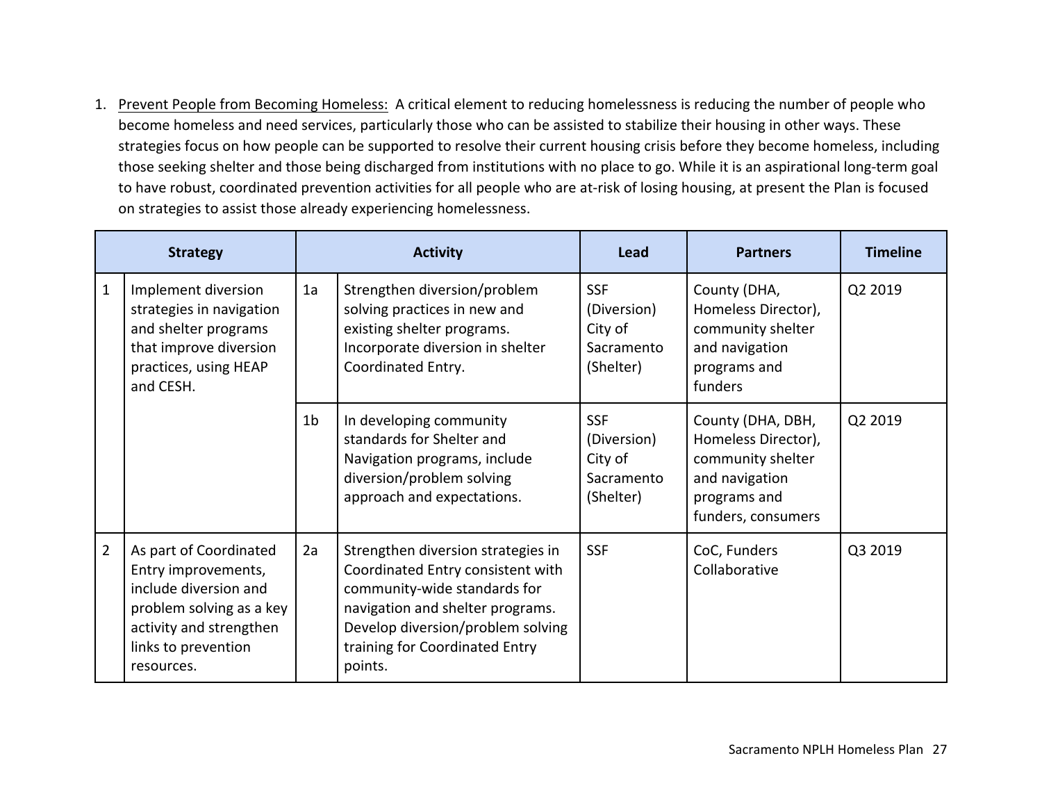1. <u>Prevent People from Becoming Homeless:</u> A critical element to reducing homelessness is reducing the number of people who become homeless and need services, particularly those who can be assisted to stabilize their housing in other ways. These strategies focus on how people can be supported to resolve their current housing crisis before they become homeless, including those seeking shelter and those being discharged from institutions with no place to go. While it is an aspirational long-term goal to have robust, coordinated prevention activities for all people who are at-risk of losing housing, at present the Plan is focused on strategies to assist those already experiencing homelessness.

| Strategy | | Activity | | Lead | Partners | Timeline |
|---|---|---|---|---|---|---|
| 1 | Implement diversion strategies in navigation and shelter programs that improve diversion practices, using HEAP and CESH. | 1a | Strengthen diversion/problem solving practices in new and existing shelter programs. Incorporate diversion in shelter Coordinated Entry. | SSF (Diversion) City of Sacramento (Shelter) | County (DHA, Homeless Director), community shelter and navigation programs and funders | Q2 2019 |
| | | 1b | In developing community standards for Shelter and Navigation programs, include diversion/problem solving approach and expectations. | SSF (Diversion) City of Sacramento (Shelter) | County (DHA, DBH, Homeless Director), community shelter and navigation programs and funders, consumers | Q2 2019 |
| 2 | As part of Coordinated Entry improvements, include diversion and problem solving as a key activity and strengthen links to prevention resources. | 2a | Strengthen diversion strategies in Coordinated Entry consistent with community-wide standards for navigation and shelter programs. Develop diversion/problem solving training for Coordinated Entry points. | SSF | CoC, Funders Collaborative | Q3 2019 |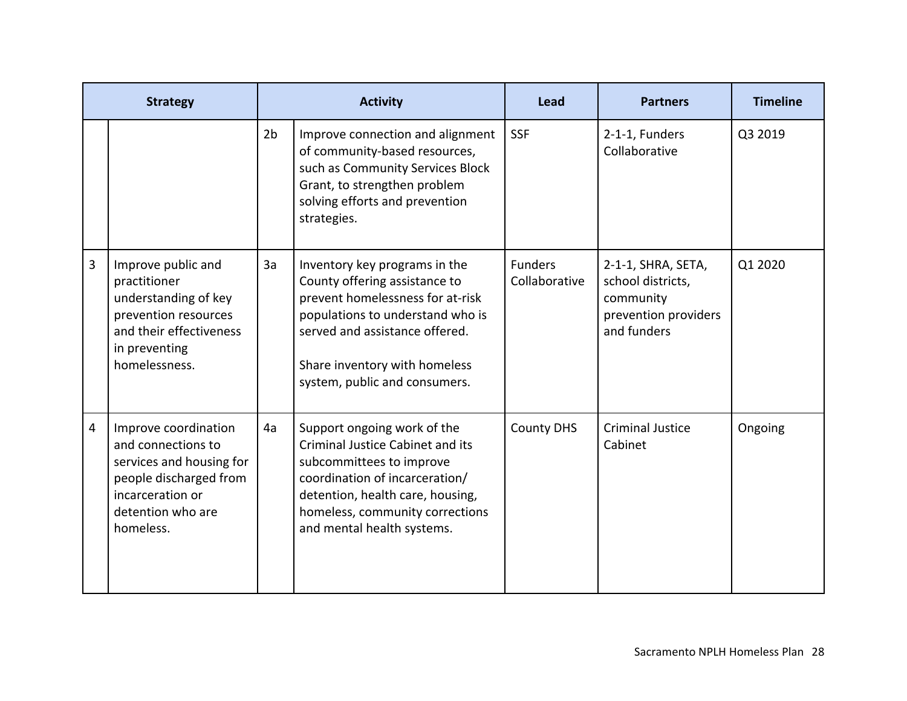| Strategy | | Activity | | Lead | Partners | Timeline |
|---|---|---|---|---|---|---|
| | | 2b | Improve connection and alignment of community-based resources, such as Community Services Block Grant, to strengthen problem solving efforts and prevention strategies. | SSF | 2-1-1, Funders Collaborative | Q3 2019 |
| 3 | Improve public and practitioner understanding of key prevention resources and their effectiveness in preventing homelessness. | 3a | Inventory key programs in the County offering assistance to prevent homelessness for at-risk populations to understand who is served and assistance offered.<br><br>Share inventory with homeless system, public and consumers. | Funders Collaborative | 2-1-1, SHRA, SETA, school districts, community prevention providers and funders | Q1 2020 |
| 4 | Improve coordination and connections to services and housing for people discharged from incarceration or detention who are homeless. | 4a | Support ongoing work of the Criminal Justice Cabinet and its subcommittees to improve coordination of incarceration/ detention, health care, housing, homeless, community corrections and mental health systems. | County DHS | Criminal Justice Cabinet | Ongoing |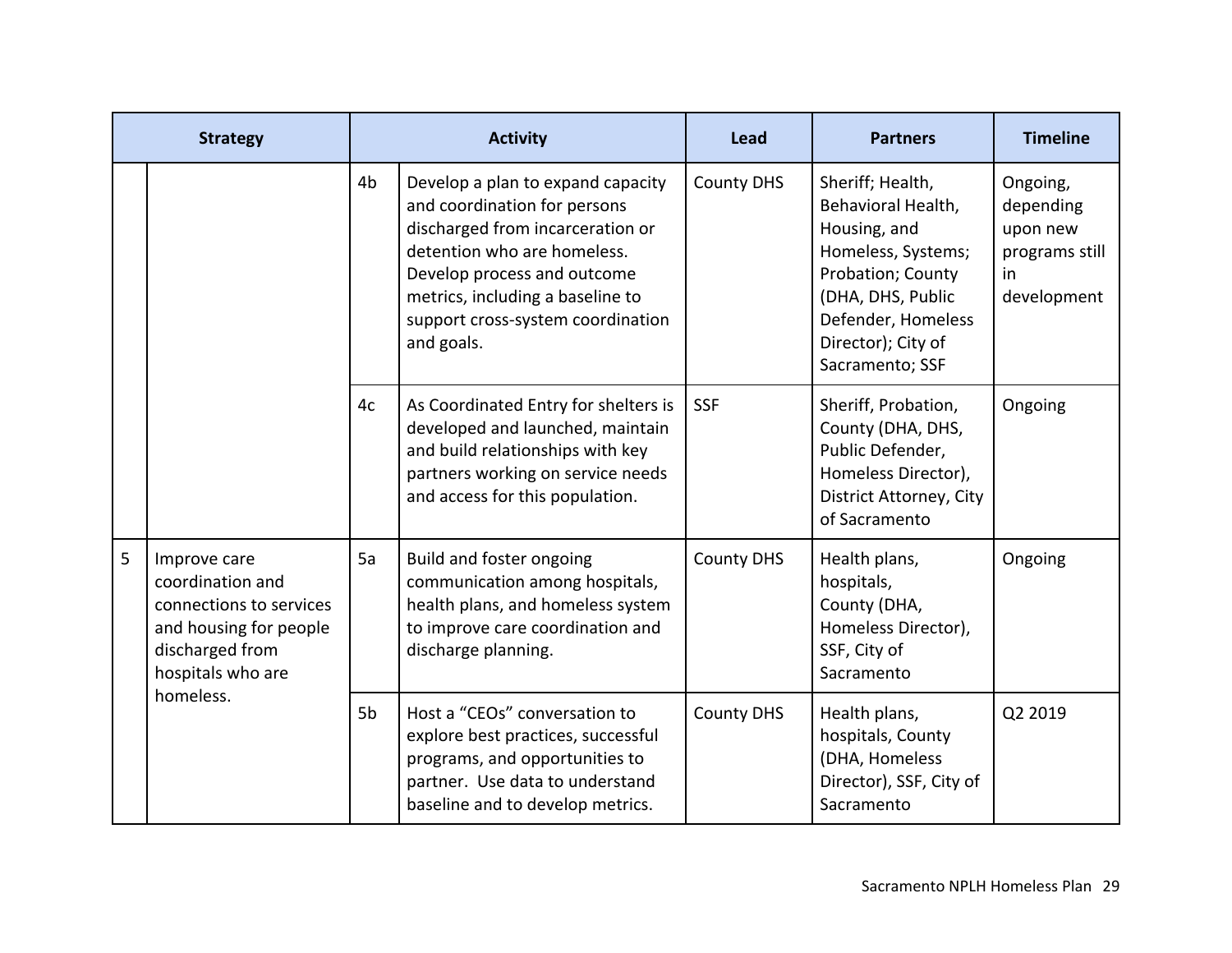| Strategy | | Activity | | Lead | Partners | Timeline |
|---|---|---|---|---|---|---|
| | | 4b | Develop a plan to expand capacity and coordination for persons discharged from incarceration or detention who are homeless. Develop process and outcome metrics, including a baseline to support cross-system coordination and goals. | County DHS | Sheriff; Health, Behavioral Health, Housing, and Homeless, Systems; Probation; County (DHA, DHS, Public Defender, Homeless Director); City of Sacramento; SSF | Ongoing, depending upon new programs still in development |
| | | 4c | As Coordinated Entry for shelters is developed and launched, maintain and build relationships with key partners working on service needs and access for this population. | SSF | Sheriff, Probation, County (DHA, DHS, Public Defender, Homeless Director), District Attorney, City of Sacramento | Ongoing |
| 5 | Improve care coordination and connections to services and housing for people discharged from hospitals who are homeless. | 5a | Build and foster ongoing communication among hospitals, health plans, and homeless system to improve care coordination and discharge planning. | County DHS | Health plans, hospitals, County (DHA, Homeless Director), SSF, City of Sacramento | Ongoing |
| | | 5b | Host a "CEOs" conversation to explore best practices, successful programs, and opportunities to partner. Use data to understand baseline and to develop metrics. | County DHS | Health plans, hospitals, County (DHA, Homeless Director), SSF, City of Sacramento | Q2 2019 |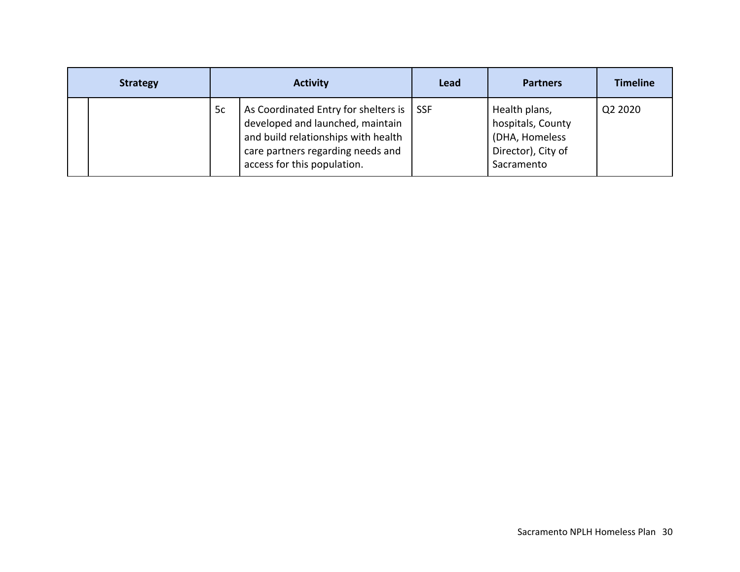| Strategy | | Activity | | Lead | Partners | Timeline |
|---|---|---|---|---|---|---|
| | | 5c | As Coordinated Entry for shelters is developed and launched, maintain and build relationships with health care partners regarding needs and access for this population. | SSF | Health plans, hospitals, County (DHA, Homeless Director), City of Sacramento | Q2 2020 |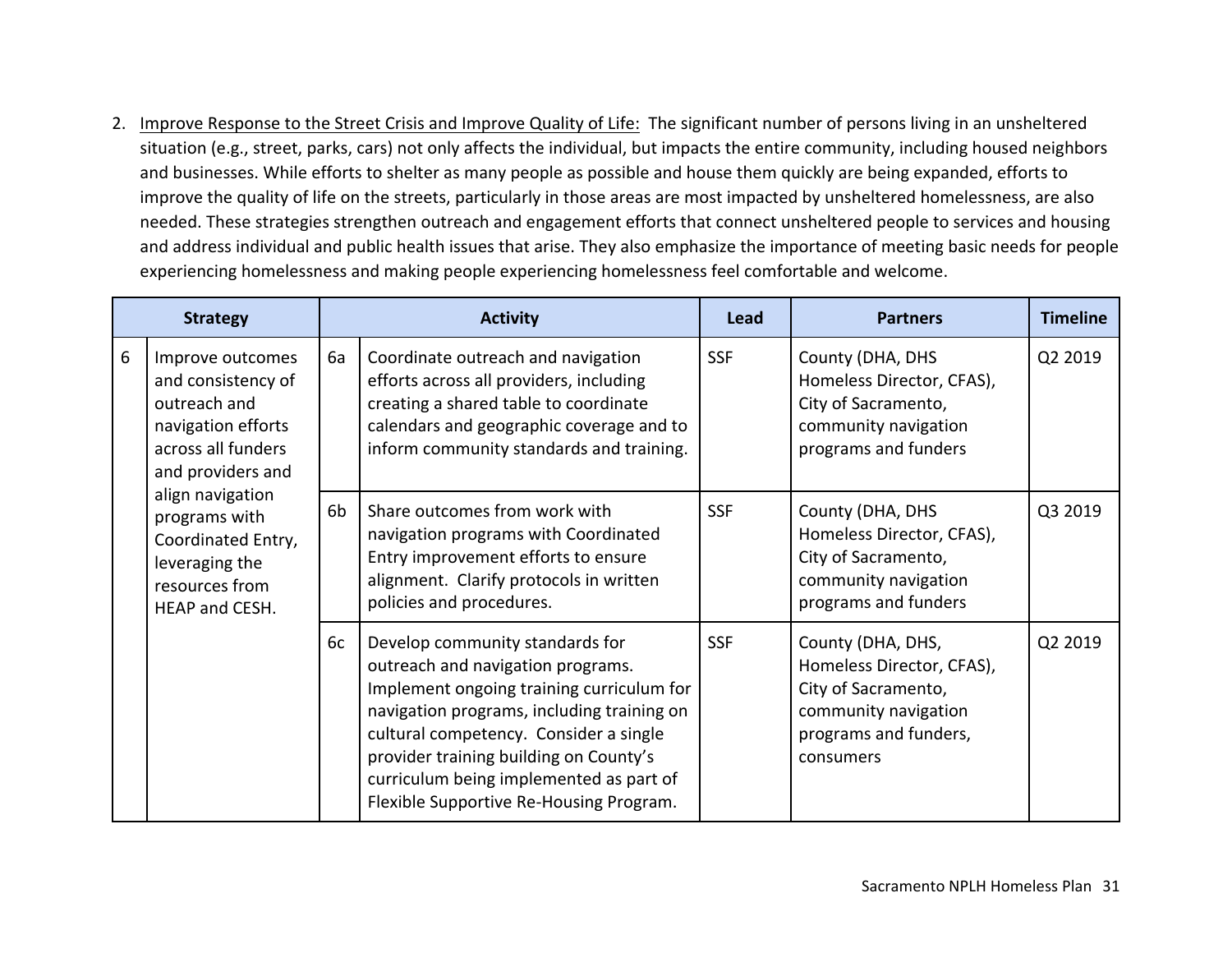2. Improve Response to the Street Crisis and Improve Quality of Life: The significant number of persons living in an unsheltered situation (e.g., street, parks, cars) not only affects the individual, but impacts the entire community, including housed neighbors and businesses. While efforts to shelter as many people as possible and house them quickly are being expanded, efforts to improve the quality of life on the streets, particularly in those areas are most impacted by unsheltered homelessness, are also needed. These strategies strengthen outreach and engagement efforts that connect unsheltered people to services and housing and address individual and public health issues that arise. They also emphasize the importance of meeting basic needs for people experiencing homelessness and making people experiencing homelessness feel comfortable and welcome.

| Strategy | | Activity | | Lead | Partners | Timeline |
|---|---|---|---|---|---|---|
| 6 | Improve outcomes and consistency of outreach and navigation efforts across all funders and providers and align navigation programs with Coordinated Entry, leveraging the resources from HEAP and CESH. | 6a | Coordinate outreach and navigation efforts across all providers, including creating a shared table to coordinate calendars and geographic coverage and to inform community standards and training. | SSF | County (DHA, DHS Homeless Director, CFAS), City of Sacramento, community navigation programs and funders | Q2 2019 |
| | | 6b | Share outcomes from work with navigation programs with Coordinated Entry improvement efforts to ensure alignment. Clarify protocols in written policies and procedures. | SSF | County (DHA, DHS Homeless Director, CFAS), City of Sacramento, community navigation programs and funders | Q3 2019 |
| | | 6c | Develop community standards for outreach and navigation programs. Implement ongoing training curriculum for navigation programs, including training on cultural competency. Consider a single provider training building on County's curriculum being implemented as part of Flexible Supportive Re-Housing Program. | SSF | County (DHA, DHS, Homeless Director, CFAS), City of Sacramento, community navigation programs and funders, consumers | Q2 2019 |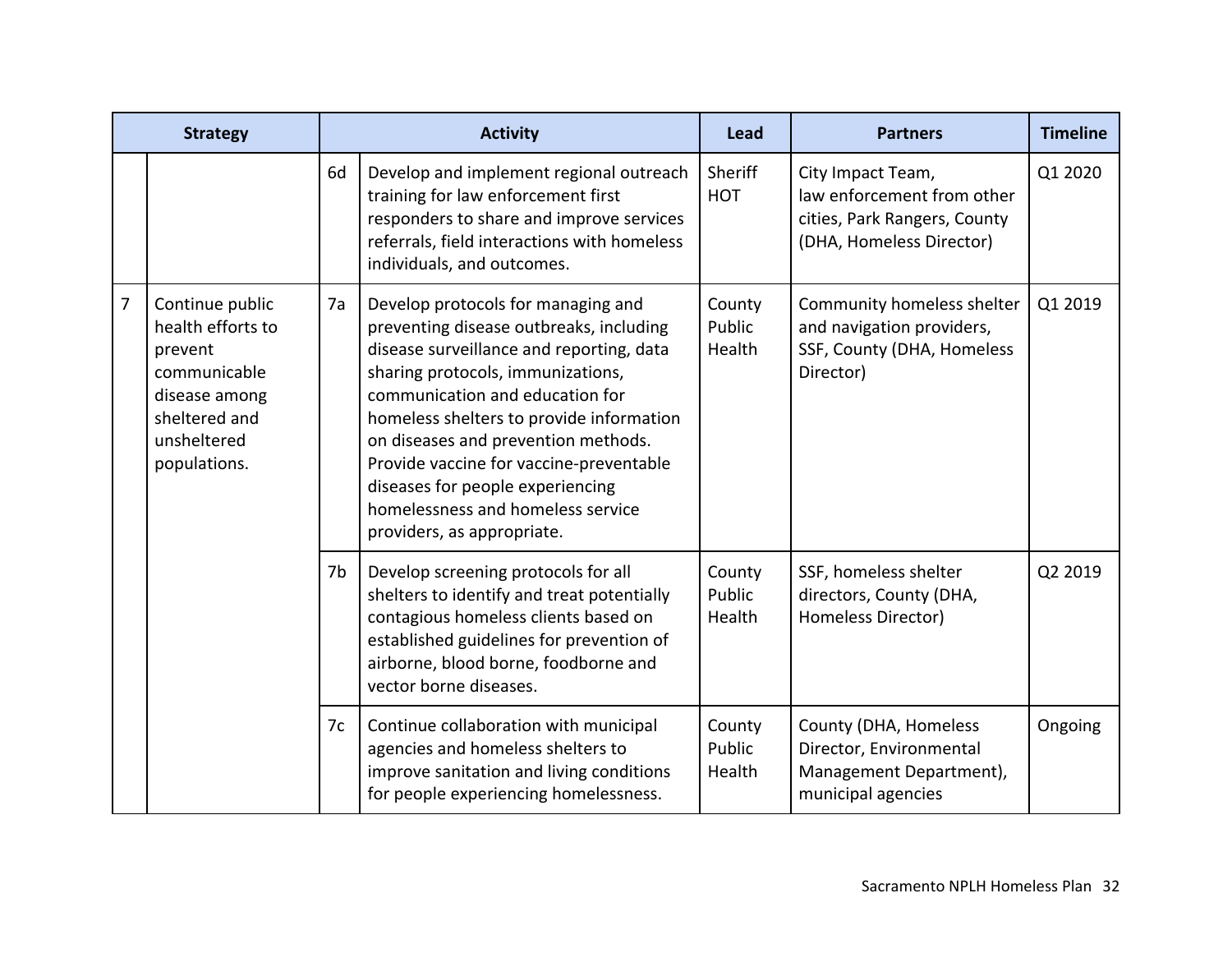| Strategy | | Activity | | Lead | Partners | Timeline |
|---|---|---|---|---|---|---|
| | | 6d | Develop and implement regional outreach training for law enforcement first responders to share and improve services referrals, field interactions with homeless individuals, and outcomes. | Sheriff HOT | City Impact Team, law enforcement from other cities, Park Rangers, County (DHA, Homeless Director) | Q1 2020 |
| 7 | Continue public health efforts to prevent communicable disease among sheltered and unsheltered populations. | 7a | Develop protocols for managing and preventing disease outbreaks, including disease surveillance and reporting, data sharing protocols, immunizations, communication and education for homeless shelters to provide information on diseases and prevention methods. Provide vaccine for vaccine-preventable diseases for people experiencing homelessness and homeless service providers, as appropriate. | County Public Health | Community homeless shelter and navigation providers, SSF, County (DHA, Homeless Director) | Q1 2019 |
| | | 7b | Develop screening protocols for all shelters to identify and treat potentially contagious homeless clients based on established guidelines for prevention of airborne, blood borne, foodborne and vector borne diseases. | County Public Health | SSF, homeless shelter directors, County (DHA, Homeless Director) | Q2 2019 |
| | | 7c | Continue collaboration with municipal agencies and homeless shelters to improve sanitation and living conditions for people experiencing homelessness. | County Public Health | County (DHA, Homeless Director, Environmental Management Department), municipal agencies | Ongoing |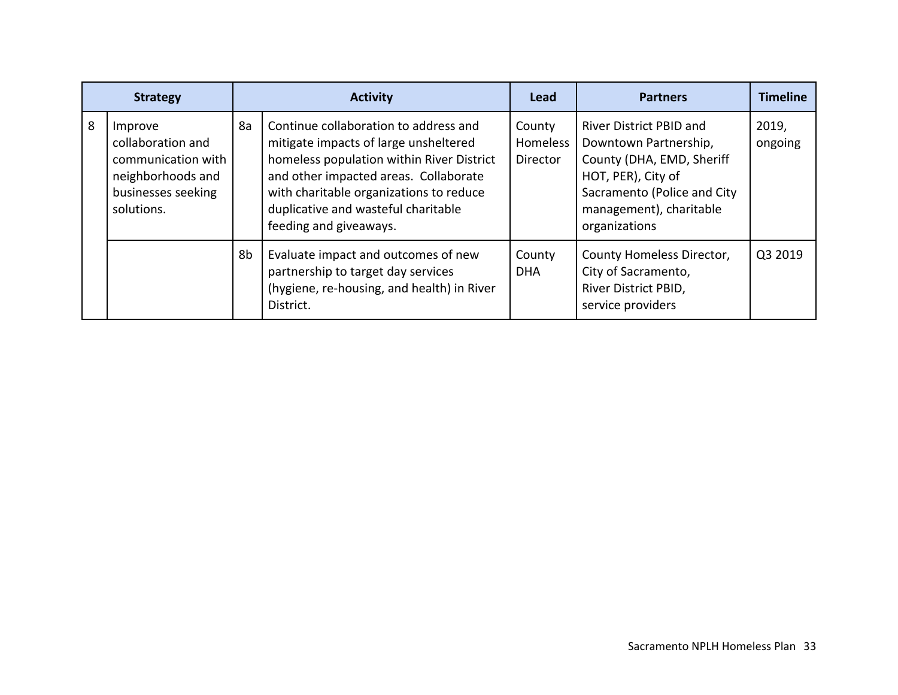| Strategy | | Activity | | Lead | Partners | Timeline |
|---|---|---|---|---|---|---|
| 8 | Improve collaboration and communication with neighborhoods and businesses seeking solutions. | 8a | Continue collaboration to address and mitigate impacts of large unsheltered homeless population within River District and other impacted areas. Collaborate with charitable organizations to reduce duplicative and wasteful charitable feeding and giveaways. | County Homeless Director | River District PBID and Downtown Partnership, County (DHA, EMD, Sheriff HOT, PER), City of Sacramento (Police and City management), charitable organizations | 2019, ongoing |
| | | 8b | Evaluate impact and outcomes of new partnership to target day services (hygiene, re-housing, and health) in River District. | County DHA | County Homeless Director, City of Sacramento, River District PBID, service providers | Q3 2019 |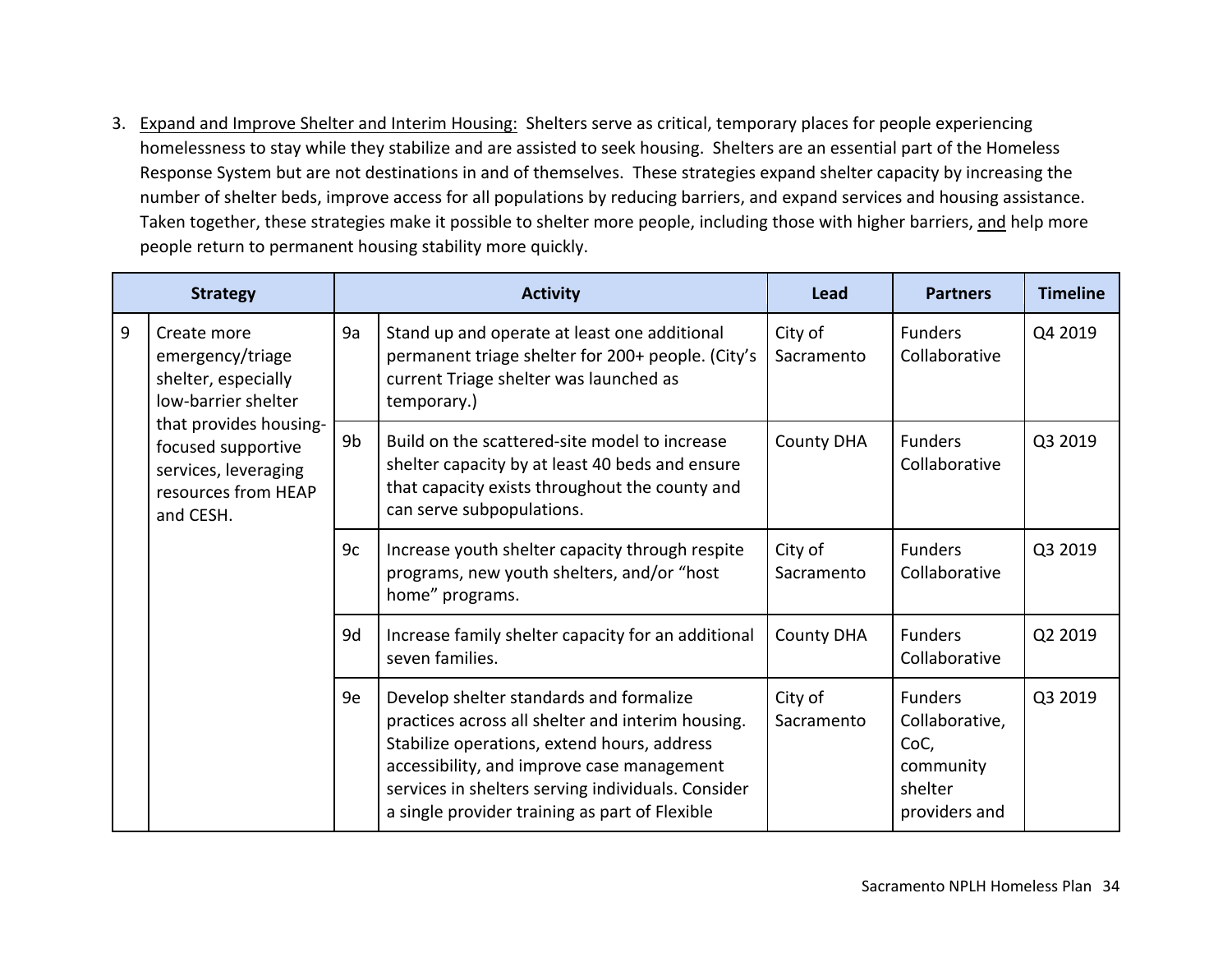3. Expand and Improve Shelter and Interim Housing: Shelters serve as critical, temporary places for people experiencing homelessness to stay while they stabilize and are assisted to seek housing. Shelters are an essential part of the Homeless Response System but are not destinations in and of themselves. These strategies expand shelter capacity by increasing the number of shelter beds, improve access for all populations by reducing barriers, and expand services and housing assistance. Taken together, these strategies make it possible to shelter more people, including those with higher barriers, and help more people return to permanent housing stability more quickly.

| Strategy | | Activity | | Lead | Partners | Timeline |
|---|---|---|---|---|---|---|
| 9 | Create more emergency/triage shelter, especially low-barrier shelter that provides housing-focused supportive services, leveraging resources from HEAP and CESH. | 9a | Stand up and operate at least one additional permanent triage shelter for 200+ people. (City's current Triage shelter was launched as temporary.) | City of Sacramento | Funders Collaborative | Q4 2019 |
| | | 9b | Build on the scattered-site model to increase shelter capacity by at least 40 beds and ensure that capacity exists throughout the county and can serve subpopulations. | County DHA | Funders Collaborative | Q3 2019 |
| | | 9c | Increase youth shelter capacity through respite programs, new youth shelters, and/or "host home" programs. | City of Sacramento | Funders Collaborative | Q3 2019 |
| | | 9d | Increase family shelter capacity for an additional seven families. | County DHA | Funders Collaborative | Q2 2019 |
| | | 9e | Develop shelter standards and formalize practices across all shelter and interim housing. Stabilize operations, extend hours, address accessibility, and improve case management services in shelters serving individuals. Consider a single provider training as part of Flexible | City of Sacramento | Funders Collaborative, CoC, community shelter providers and | Q3 2019 |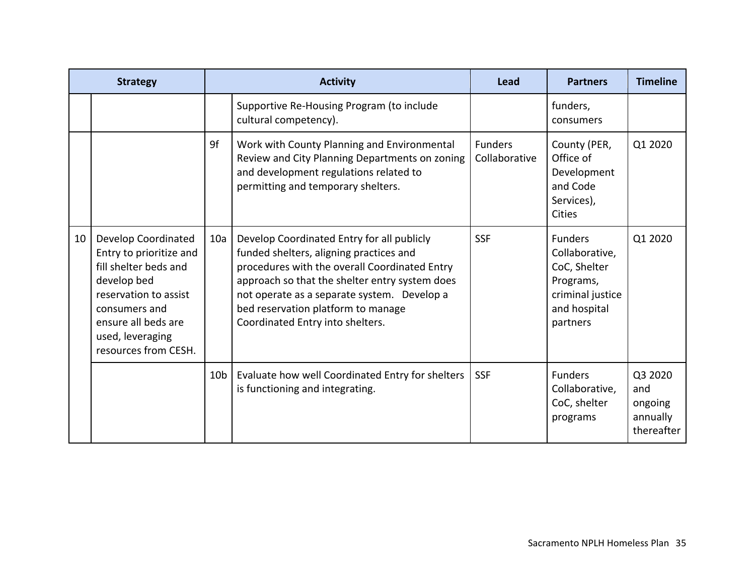| Strategy | | Activity | | Lead | Partners | Timeline |
|---|---|---|---|---|---|---|
| | | | Supportive Re-Housing Program (to include cultural competency). | | funders, consumers | |
| | | 9f | Work with County Planning and Environmental Review and City Planning Departments on zoning and development regulations related to permitting and temporary shelters. | Funders Collaborative | County (PER, Office of Development and Code Services), Cities | Q1 2020 |
| 10 | Develop Coordinated Entry to prioritize and fill shelter beds and develop bed reservation to assist consumers and ensure all beds are used, leveraging resources from CESH. | 10a | Develop Coordinated Entry for all publicly funded shelters, aligning practices and procedures with the overall Coordinated Entry approach so that the shelter entry system does not operate as a separate system. Develop a bed reservation platform to manage Coordinated Entry into shelters. | SSF | Funders Collaborative, CoC, Shelter Programs, criminal justice and hospital partners | Q1 2020 |
| | | 10b | Evaluate how well Coordinated Entry for shelters is functioning and integrating. | SSF | Funders Collaborative, CoC, shelter programs | Q3 2020 and ongoing annually thereafter |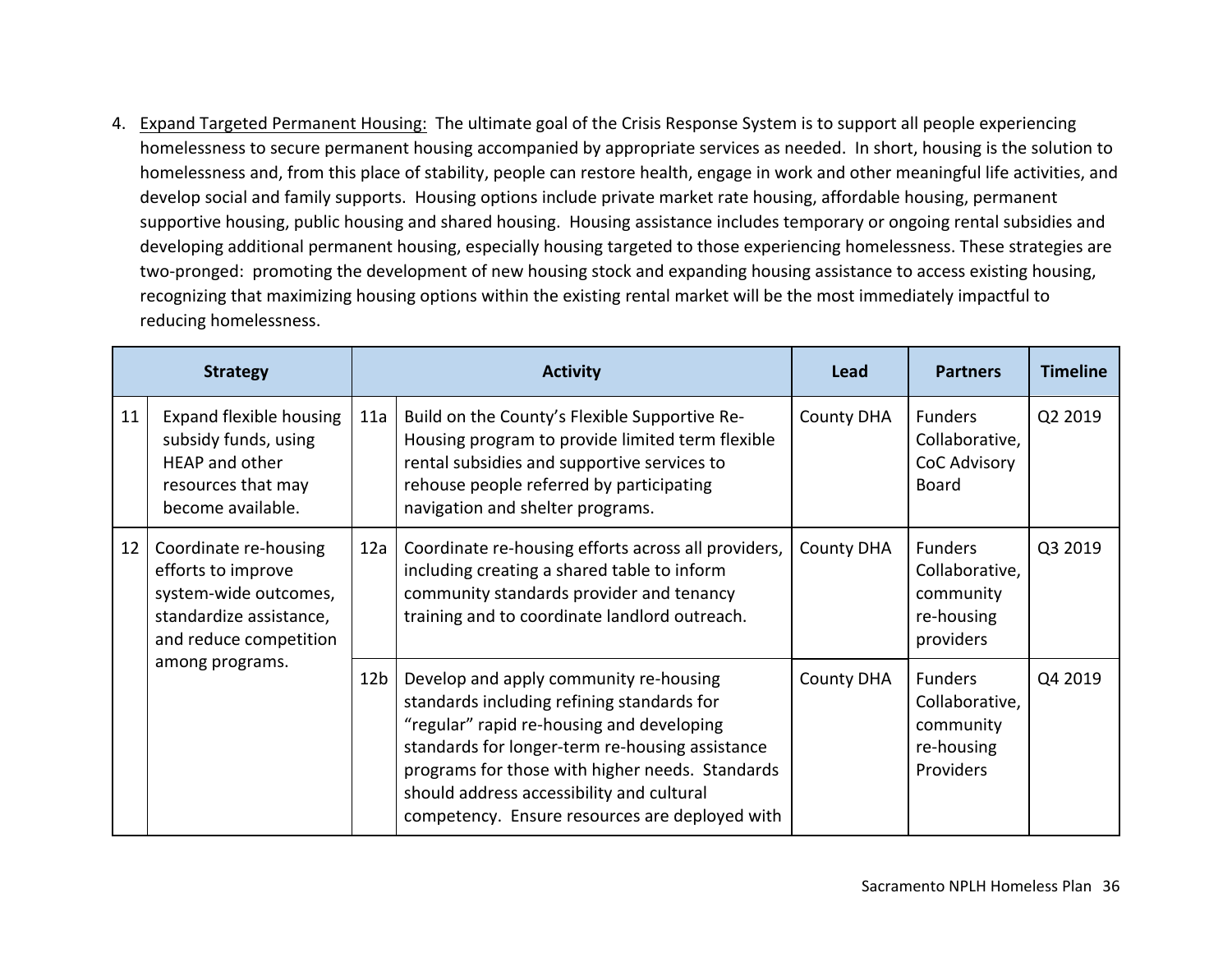4. <u>Expand Targeted Permanent Housing:</u> The ultimate goal of the Crisis Response System is to support all people experiencing homelessness to secure permanent housing accompanied by appropriate services as needed. In short, housing is the solution to homelessness and, from this place of stability, people can restore health, engage in work and other meaningful life activities, and develop social and family supports. Housing options include private market rate housing, affordable housing, permanent supportive housing, public housing and shared housing. Housing assistance includes temporary or ongoing rental subsidies and developing additional permanent housing, especially housing targeted to those experiencing homelessness. These strategies are two-pronged: promoting the development of new housing stock and expanding housing assistance to access existing housing, recognizing that maximizing housing options within the existing rental market will be the most immediately impactful to reducing homelessness.

| Strategy | | Activity | | Lead | Partners | Timeline |
|---|---|---|---|---|---|---|
| 11 | Expand flexible housing subsidy funds, using HEAP and other resources that may become available. | 11a | Build on the County's Flexible Supportive Re-Housing program to provide limited term flexible rental subsidies and supportive services to rehouse people referred by participating navigation and shelter programs. | County DHA | Funders Collaborative, CoC Advisory Board | Q2 2019 |
| 12 | Coordinate re-housing efforts to improve system-wide outcomes, standardize assistance, and reduce competition among programs. | 12a | Coordinate re-housing efforts across all providers, including creating a shared table to inform community standards provider and tenancy training and to coordinate landlord outreach. | County DHA | Funders Collaborative, community re-housing providers | Q3 2019 |
| | | 12b | Develop and apply community re-housing standards including refining standards for "regular" rapid re-housing and developing standards for longer-term re-housing assistance programs for those with higher needs. Standards should address accessibility and cultural competency. Ensure resources are deployed with | County DHA | Funders Collaborative, community re-housing Providers | Q4 2019 |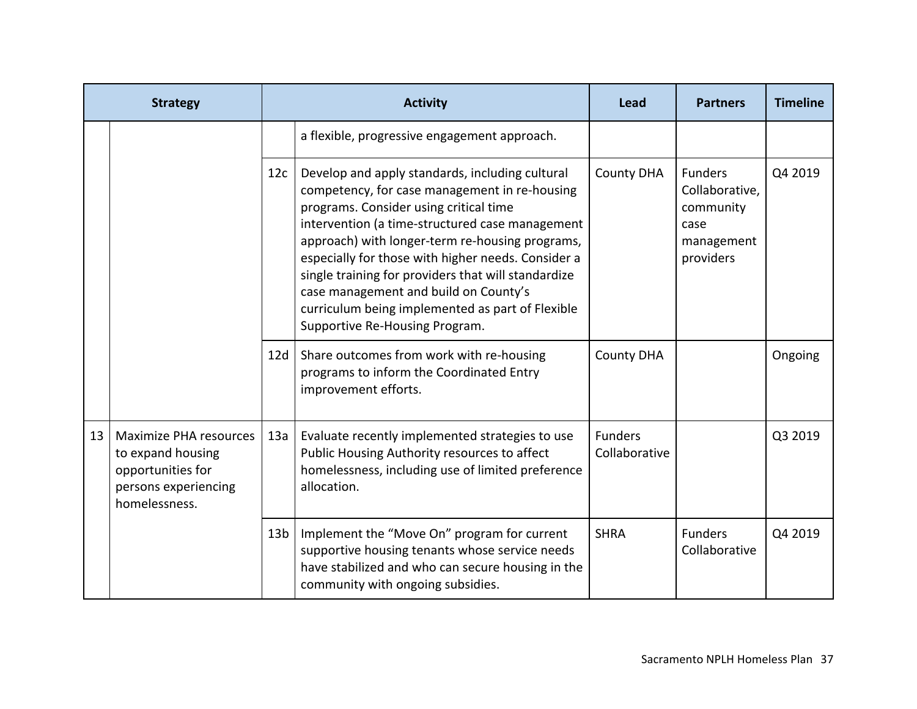| Strategy | | Activity | | Lead | Partners | Timeline |
|---|---|---|---|---|---|---|
| | | | a flexible, progressive engagement approach. | | | |
| | | 12c | Develop and apply standards, including cultural competency, for case management in re-housing programs. Consider using critical time intervention (a time-structured case management approach) with longer-term re-housing programs, especially for those with higher needs. Consider a single training for providers that will standardize case management and build on County's curriculum being implemented as part of Flexible Supportive Re-Housing Program. | County DHA | Funders Collaborative, community case management providers | Q4 2019 |
| | | 12d | Share outcomes from work with re-housing programs to inform the Coordinated Entry improvement efforts. | County DHA | | Ongoing |
| 13 | Maximize PHA resources to expand housing opportunities for persons experiencing homelessness. | 13a | Evaluate recently implemented strategies to use Public Housing Authority resources to affect homelessness, including use of limited preference allocation. | Funders Collaborative | | Q3 2019 |
| | | 13b | Implement the "Move On" program for current supportive housing tenants whose service needs have stabilized and who can secure housing in the community with ongoing subsidies. | SHRA | Funders Collaborative | Q4 2019 |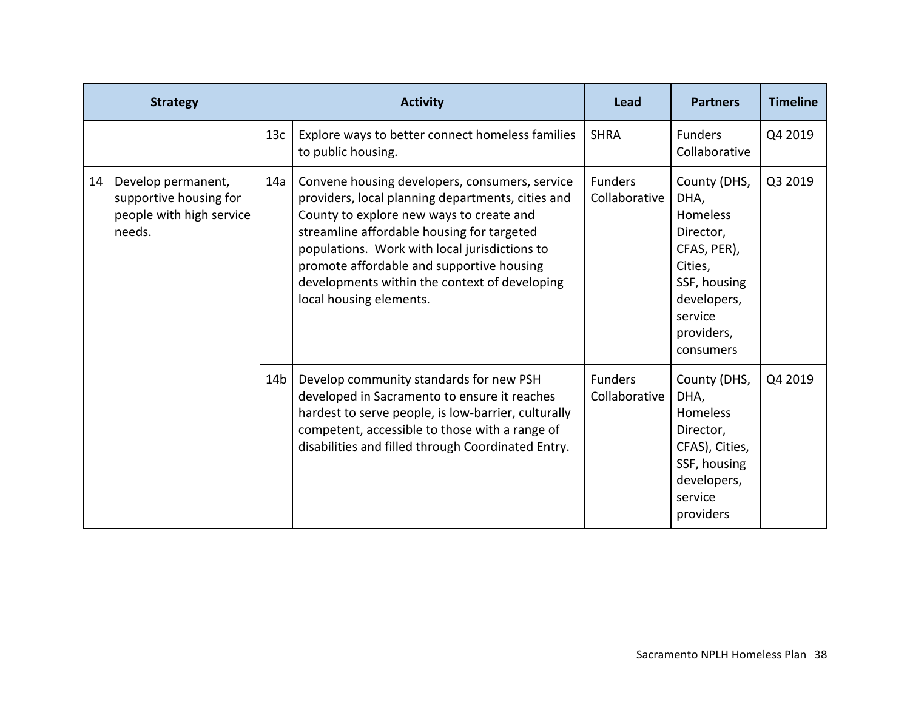| Strategy | | Activity | | Lead | Partners | Timeline |
|---|---|---|---|---|---|---|
| | | 13c | Explore ways to better connect homeless families to public housing. | SHRA | Funders Collaborative | Q4 2019 |
| 14 | Develop permanent, supportive housing for people with high service needs. | 14a | Convene housing developers, consumers, service providers, local planning departments, cities and County to explore new ways to create and streamline affordable housing for targeted populations. Work with local jurisdictions to promote affordable and supportive housing developments within the context of developing local housing elements. | Funders Collaborative | County (DHS, DHA, Homeless Director, CFAS, PER), Cities, SSF, housing developers, service providers, consumers | Q3 2019 |
| | | 14b | Develop community standards for new PSH developed in Sacramento to ensure it reaches hardest to serve people, is low-barrier, culturally competent, accessible to those with a range of disabilities and filled through Coordinated Entry. | Funders Collaborative | County (DHS, DHA, Homeless Director, CFAS), Cities, SSF, housing developers, service providers | Q4 2019 |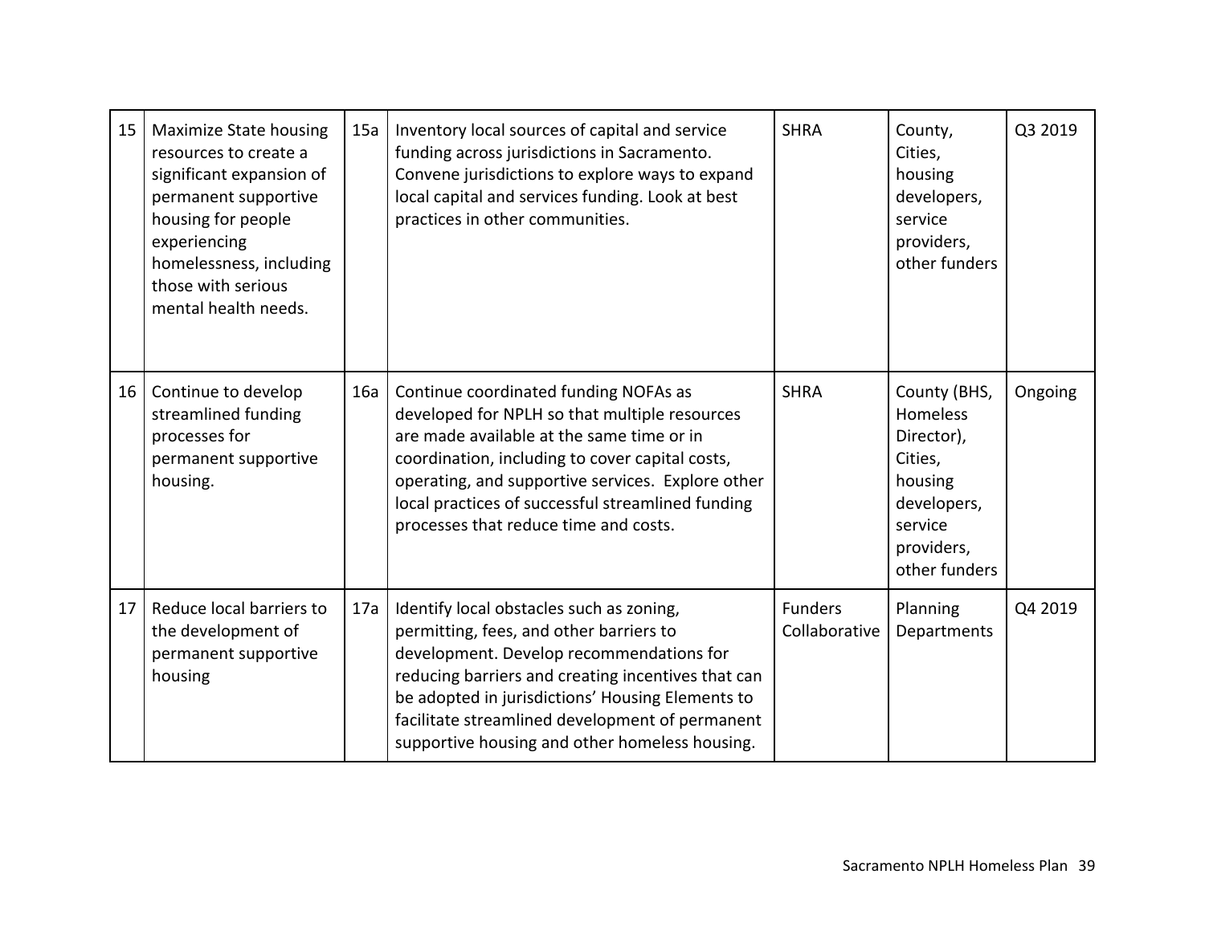| | | | | | | |
|---|---|---|---|---|---|---|
| 15 | Maximize State housing resources to create a significant expansion of permanent supportive housing for people experiencing homelessness, including those with serious mental health needs. | 15a | Inventory local sources of capital and service funding across jurisdictions in Sacramento. Convene jurisdictions to explore ways to expand local capital and services funding. Look at best practices in other communities. | SHRA | County, Cities, housing developers, service providers, other funders | Q3 2019 |
| 16 | Continue to develop streamlined funding processes for permanent supportive housing. | 16a | Continue coordinated funding NOFAs as developed for NPLH so that multiple resources are made available at the same time or in coordination, including to cover capital costs, operating, and supportive services. Explore other local practices of successful streamlined funding processes that reduce time and costs. | SHRA | County (BHS, Homeless Director), Cities, housing developers, service providers, other funders | Ongoing |
| 17 | Reduce local barriers to the development of permanent supportive housing | 17a | Identify local obstacles such as zoning, permitting, fees, and other barriers to development. Develop recommendations for reducing barriers and creating incentives that can be adopted in jurisdictions' Housing Elements to facilitate streamlined development of permanent supportive housing and other homeless housing. | Funders Collaborative | Planning Departments | Q4 2019 |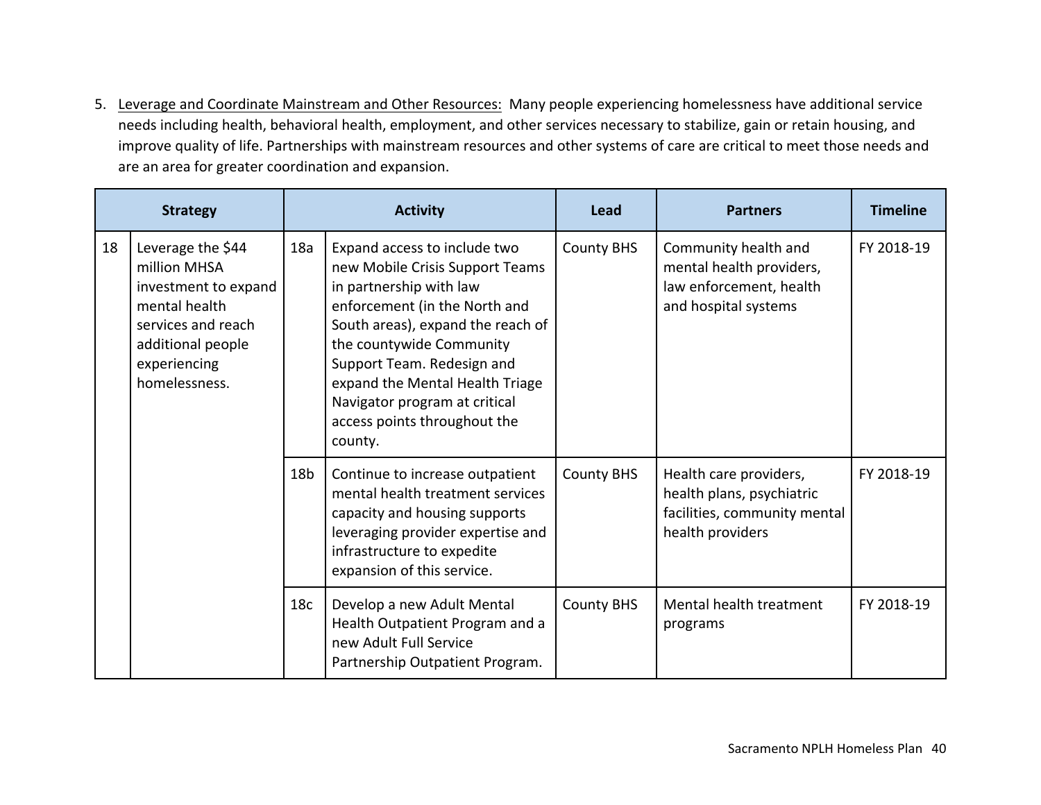5. Leverage and Coordinate Mainstream and Other Resources: Many people experiencing homelessness have additional service needs including health, behavioral health, employment, and other services necessary to stabilize, gain or retain housing, and improve quality of life. Partnerships with mainstream resources and other systems of care are critical to meet those needs and are an area for greater coordination and expansion.

| Strategy | | Activity | | Lead | Partners | Timeline |
|---|---|---|---|---|---|---|
| 18 | Leverage the $44 million MHSA investment to expand mental health services and reach additional people experiencing homelessness. | 18a | Expand access to include two new Mobile Crisis Support Teams in partnership with law enforcement (in the North and South areas), expand the reach of the countywide Community Support Team. Redesign and expand the Mental Health Triage Navigator program at critical access points throughout the county. | County BHS | Community health and mental health providers, law enforcement, health and hospital systems | FY 2018-19 |
| | | 18b | Continue to increase outpatient mental health treatment services capacity and housing supports leveraging provider expertise and infrastructure to expedite expansion of this service. | County BHS | Health care providers, health plans, psychiatric facilities, community mental health providers | FY 2018-19 |
| | | 18c | Develop a new Adult Mental Health Outpatient Program and a new Adult Full Service Partnership Outpatient Program. | County BHS | Mental health treatment programs | FY 2018-19 |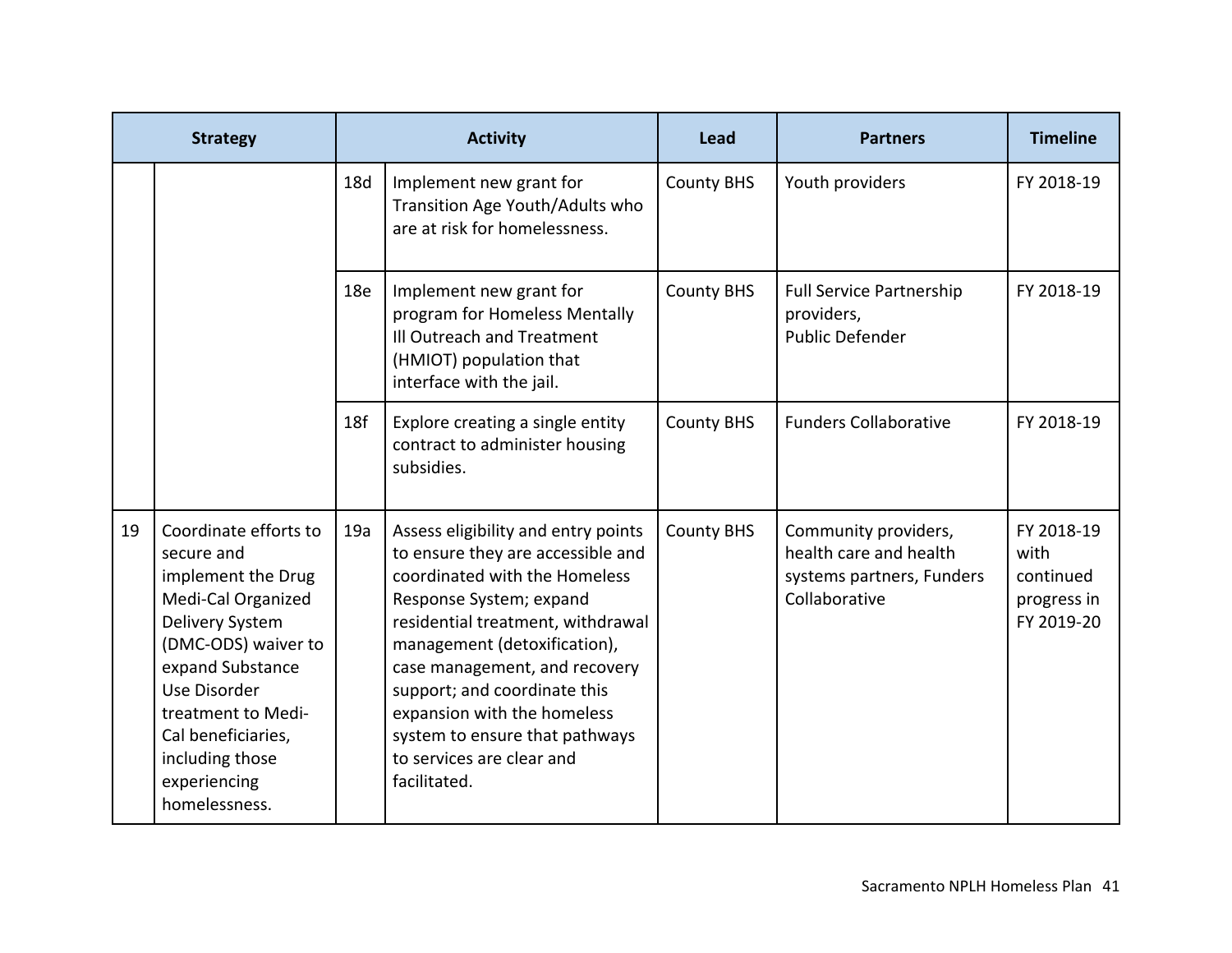| Strategy | | Activity | | Lead | Partners | Timeline |
|---|---|---|---|---|---|---|
| | | 18d | Implement new grant for Transition Age Youth/Adults who are at risk for homelessness. | County BHS | Youth providers | FY 2018-19 |
| | | 18e | Implement new grant for program for Homeless Mentally Ill Outreach and Treatment (HMIOT) population that interface with the jail. | County BHS | Full Service Partnership providers,<br>Public Defender | FY 2018-19 |
| | | 18f | Explore creating a single entity contract to administer housing subsidies. | County BHS | Funders Collaborative | FY 2018-19 |
| 19 | Coordinate efforts to secure and implement the Drug Medi-Cal Organized Delivery System (DMC-ODS) waiver to expand Substance Use Disorder treatment to Medi-Cal beneficiaries, including those experiencing homelessness. | 19a | Assess eligibility and entry points to ensure they are accessible and coordinated with the Homeless Response System; expand residential treatment, withdrawal management (detoxification), case management, and recovery support; and coordinate this expansion with the homeless system to ensure that pathways to services are clear and facilitated. | County BHS | Community providers, health care and health systems partners, Funders Collaborative | FY 2018-19 with continued progress in FY 2019-20 |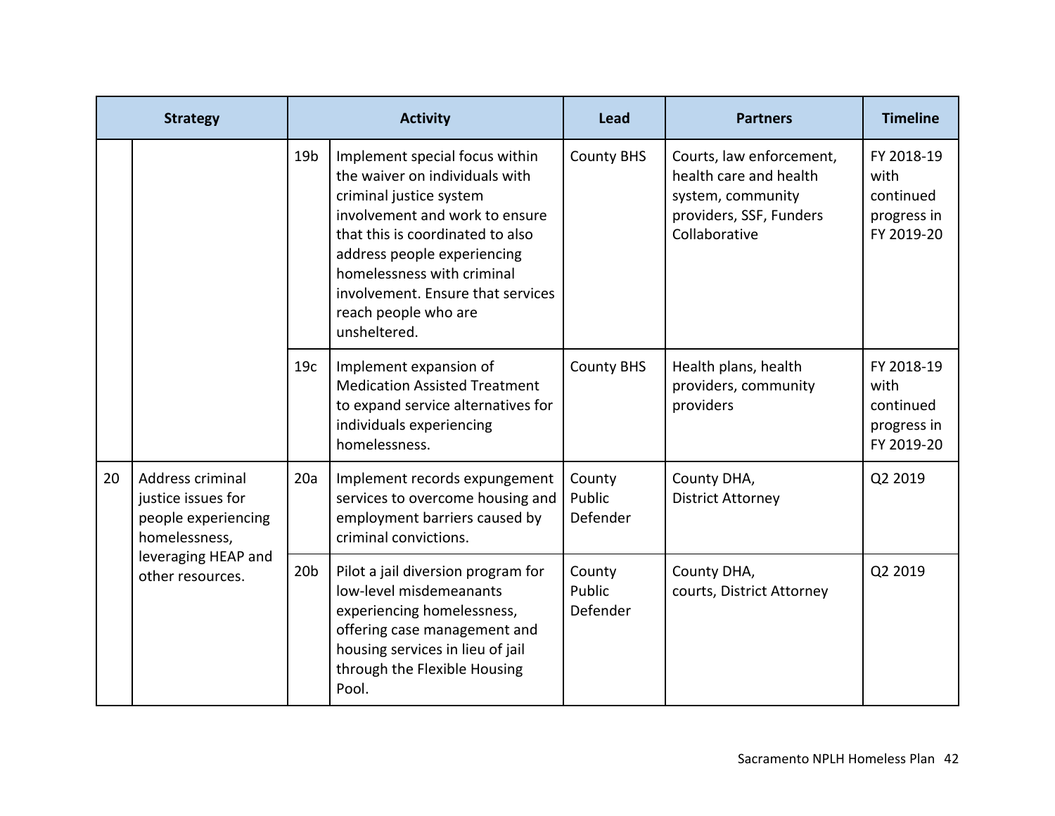| Strategy | | Activity | | Lead | Partners | Timeline |
|---|---|---|---|---|---|---|
| | | 19b | Implement special focus within the waiver on individuals with criminal justice system involvement and work to ensure that this is coordinated to also address people experiencing homelessness with criminal involvement. Ensure that services reach people who are unsheltered. | County BHS | Courts, law enforcement, health care and health system, community providers, SSF, Funders Collaborative | FY 2018-19 with continued progress in FY 2019-20 |
| | | 19c | Implement expansion of Medication Assisted Treatment to expand service alternatives for individuals experiencing homelessness. | County BHS | Health plans, health providers, community providers | FY 2018-19 with continued progress in FY 2019-20 |
| 20 | Address criminal justice issues for people experiencing homelessness, leveraging HEAP and other resources. | 20a | Implement records expungement services to overcome housing and employment barriers caused by criminal convictions. | County Public Defender | County DHA, District Attorney | Q2 2019 |
| | | 20b | Pilot a jail diversion program for low-level misdemeanants experiencing homelessness, offering case management and housing services in lieu of jail through the Flexible Housing Pool. | County Public Defender | County DHA, courts, District Attorney | Q2 2019 |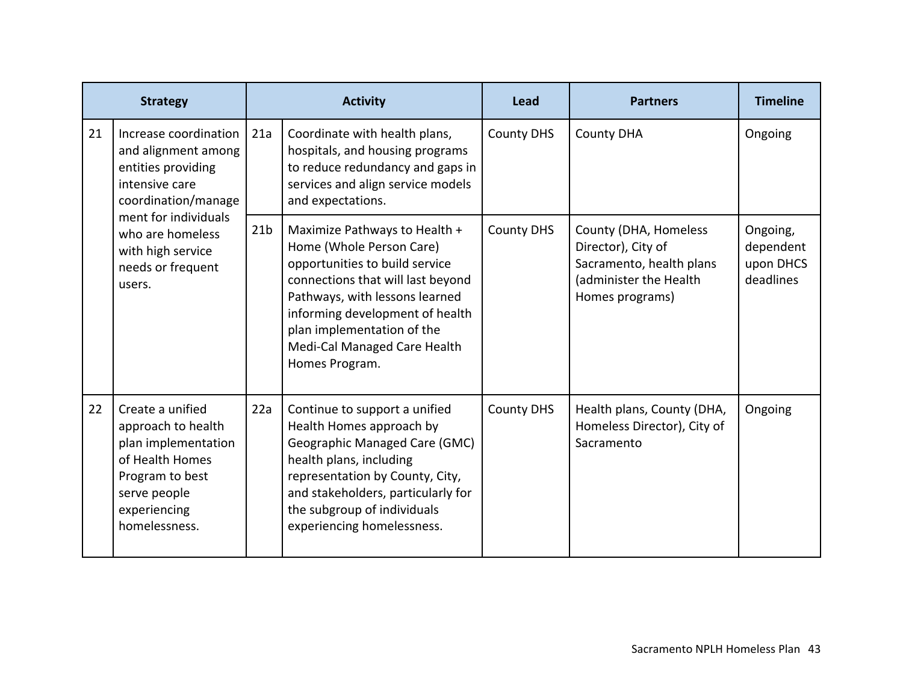| Strategy | | Activity | | Lead | Partners | Timeline |
|---|---|---|---|---|---|---|
| 21 | Increase coordination and alignment among entities providing intensive care coordination/management for individuals who are homeless with high service needs or frequent users. | 21a | Coordinate with health plans, hospitals, and housing programs to reduce redundancy and gaps in services and align service models and expectations. | County DHS | County DHA | Ongoing |
| | | 21b | Maximize Pathways to Health + Home (Whole Person Care) opportunities to build service connections that will last beyond Pathways, with lessons learned informing development of health plan implementation of the Medi-Cal Managed Care Health Homes Program. | County DHS | County (DHA, Homeless Director), City of Sacramento, health plans (administer the Health Homes programs) | Ongoing, dependent upon DHCS deadlines |
| 22 | Create a unified approach to health plan implementation of Health Homes Program to best serve people experiencing homelessness. | 22a | Continue to support a unified Health Homes approach by Geographic Managed Care (GMC) health plans, including representation by County, City, and stakeholders, particularly for the subgroup of individuals experiencing homelessness. | County DHS | Health plans, County (DHA, Homeless Director), City of Sacramento | Ongoing |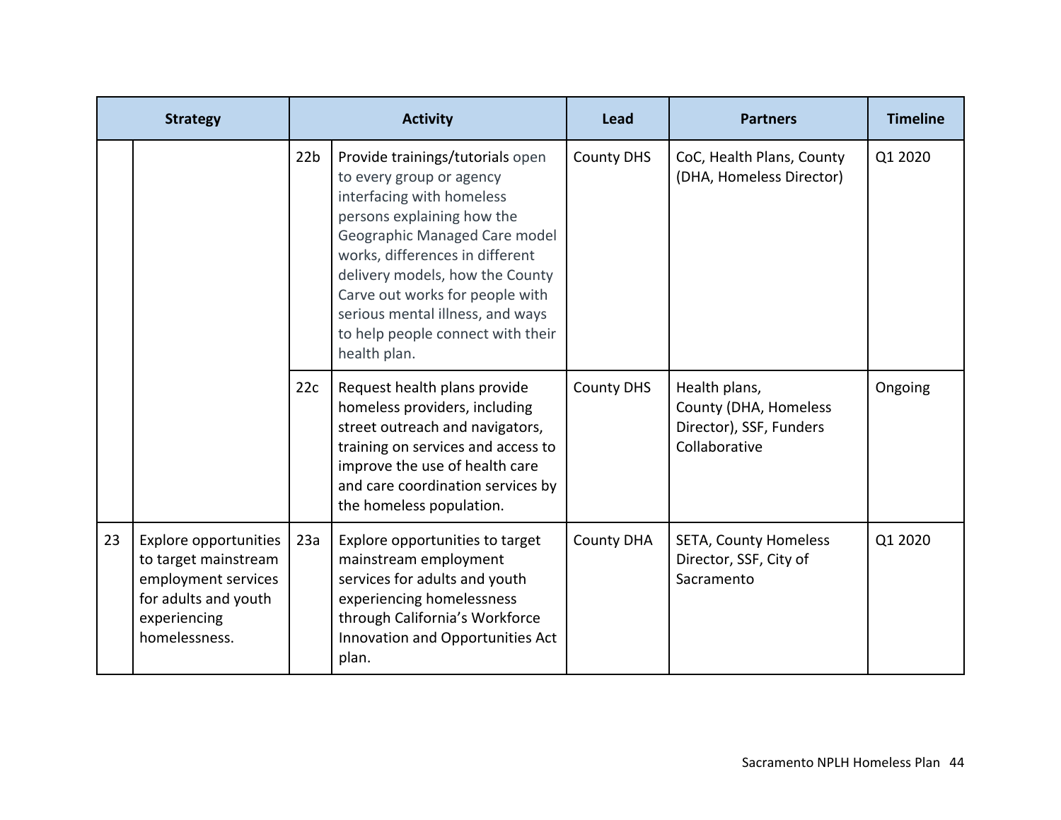| Strategy | | Activity | | Lead | Partners | Timeline |
|---|---|---|---|---|---|---|
| | | 22b | Provide trainings/tutorials open to every group or agency interfacing with homeless persons explaining how the Geographic Managed Care model works, differences in different delivery models, how the County Carve out works for people with serious mental illness, and ways to help people connect with their health plan. | County DHS | CoC, Health Plans, County (DHA, Homeless Director) | Q1 2020 |
| | | 22c | Request health plans provide homeless providers, including street outreach and navigators, training on services and access to improve the use of health care and care coordination services by the homeless population. | County DHS | Health plans, County (DHA, Homeless Director), SSF, Funders Collaborative | Ongoing |
| 23 | Explore opportunities to target mainstream employment services for adults and youth experiencing homelessness. | 23a | Explore opportunities to target mainstream employment services for adults and youth experiencing homelessness through California's Workforce Innovation and Opportunities Act plan. | County DHA | SETA, County Homeless Director, SSF, City of Sacramento | Q1 2020 |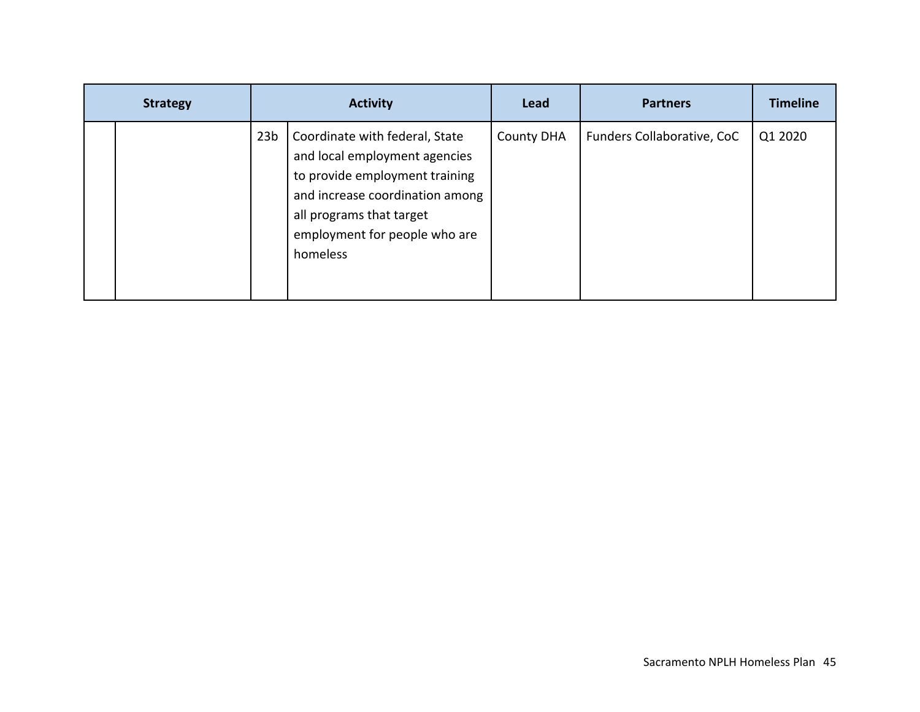| Strategy | | Activity | | Lead | Partners | Timeline |
|---|---|---|---|---|---|---|
| | | 23b | Coordinate with federal, State and local employment agencies to provide employment training and increase coordination among all programs that target employment for people who are homeless | County DHA | Funders Collaborative, CoC | Q1 2020 |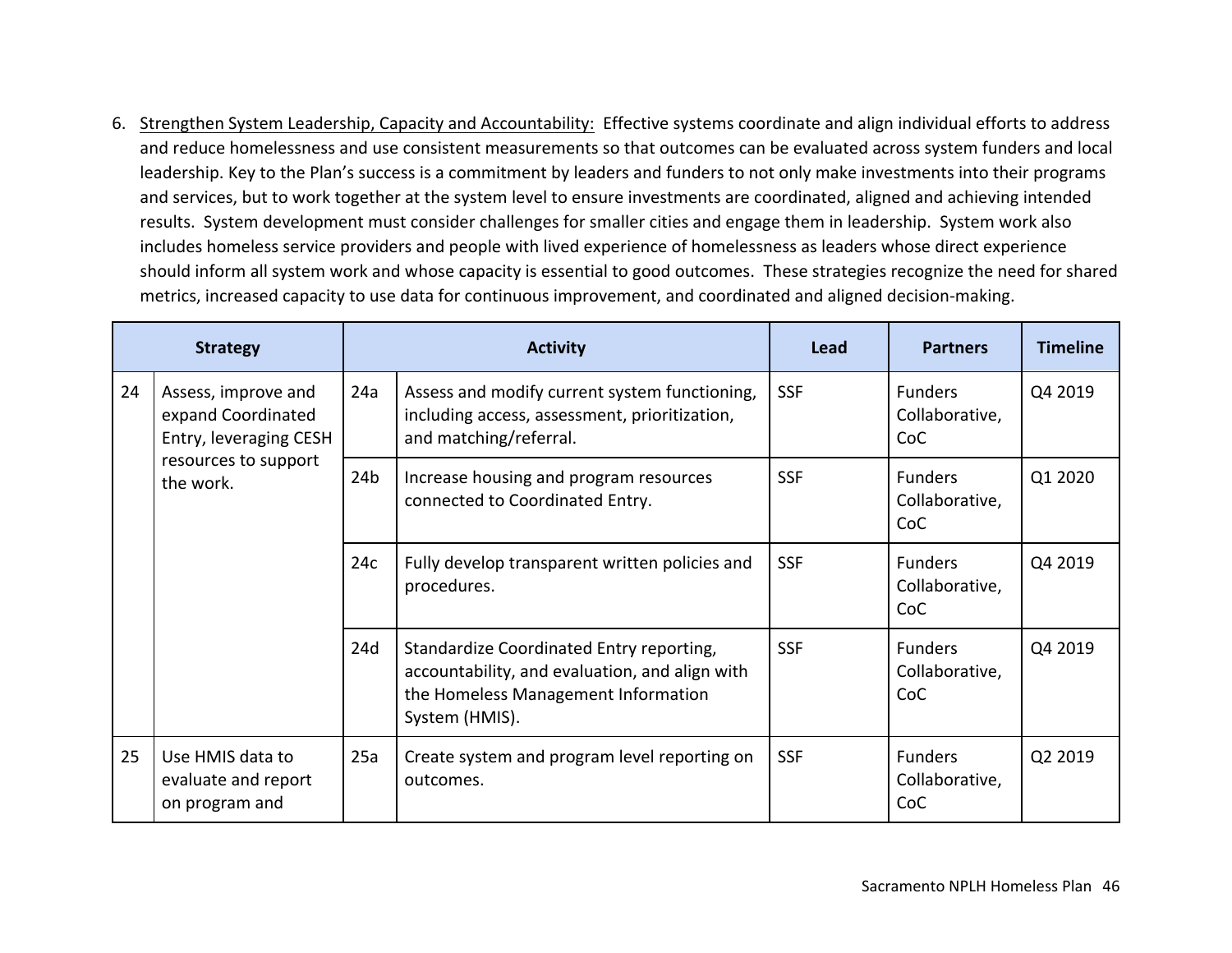6. Strengthen System Leadership, Capacity and Accountability: Effective systems coordinate and align individual efforts to address and reduce homelessness and use consistent measurements so that outcomes can be evaluated across system funders and local leadership. Key to the Plan's success is a commitment by leaders and funders to not only make investments into their programs and services, but to work together at the system level to ensure investments are coordinated, aligned and achieving intended results. System development must consider challenges for smaller cities and engage them in leadership. System work also includes homeless service providers and people with lived experience of homelessness as leaders whose direct experience should inform all system work and whose capacity is essential to good outcomes. These strategies recognize the need for shared metrics, increased capacity to use data for continuous improvement, and coordinated and aligned decision-making.

| Strategy | | Activity | | Lead | Partners | Timeline |
|---|---|---|---|---|---|---|
| 24 | Assess, improve and expand Coordinated Entry, leveraging CESH resources to support the work. | 24a | Assess and modify current system functioning, including access, assessment, prioritization, and matching/referral. | SSF | Funders Collaborative, CoC | Q4 2019 |
| | | 24b | Increase housing and program resources connected to Coordinated Entry. | SSF | Funders Collaborative, CoC | Q1 2020 |
| | | 24c | Fully develop transparent written policies and procedures. | SSF | Funders Collaborative, CoC | Q4 2019 |
| | | 24d | Standardize Coordinated Entry reporting, accountability, and evaluation, and align with the Homeless Management Information System (HMIS). | SSF | Funders Collaborative, CoC | Q4 2019 |
| 25 | Use HMIS data to evaluate and report on program and | 25a | Create system and program level reporting on outcomes. | SSF | Funders Collaborative, CoC | Q2 2019 |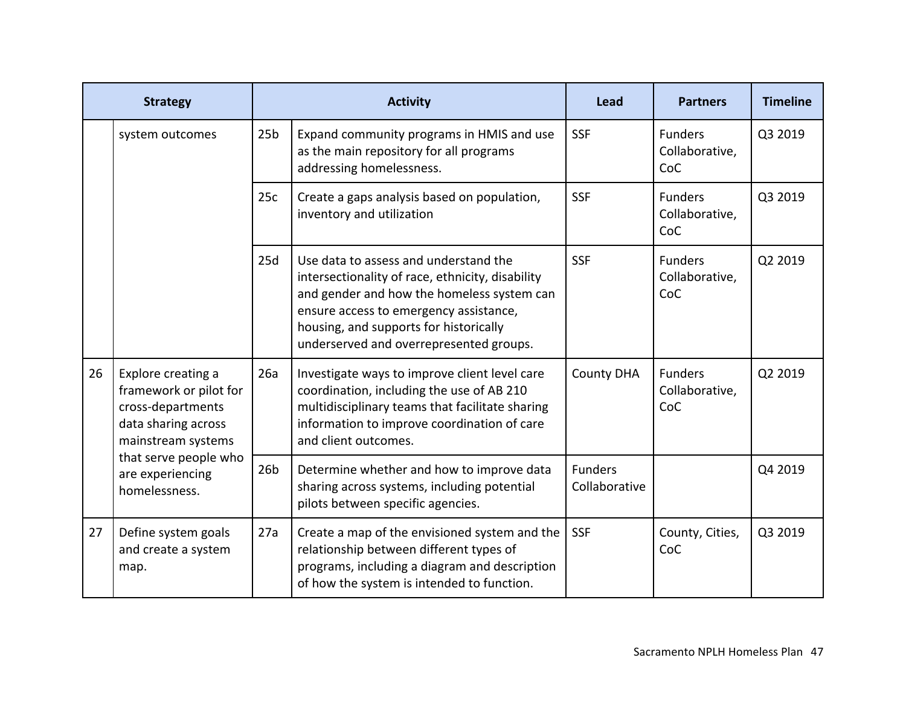| Strategy | | Activity | | Lead | Partners | Timeline |
|---|---|---|---|---|---|---|
| | system outcomes | 25b | Expand community programs in HMIS and use as the main repository for all programs addressing homelessness. | SSF | Funders Collaborative, CoC | Q3 2019 |
| | | 25c | Create a gaps analysis based on population, inventory and utilization | SSF | Funders Collaborative, CoC | Q3 2019 |
| | | 25d | Use data to assess and understand the intersectionality of race, ethnicity, disability and gender and how the homeless system can ensure access to emergency assistance, housing, and supports for historically underserved and overrepresented groups. | SSF | Funders Collaborative, CoC | Q2 2019 |
| 26 | Explore creating a framework or pilot for cross-departments data sharing across mainstream systems that serve people who are experiencing homelessness. | 26a | Investigate ways to improve client level care coordination, including the use of AB 210 multidisciplinary teams that facilitate sharing information to improve coordination of care and client outcomes. | County DHA | Funders Collaborative, CoC | Q2 2019 |
| | | 26b | Determine whether and how to improve data sharing across systems, including potential pilots between specific agencies. | Funders Collaborative | | Q4 2019 |
| 27 | Define system goals and create a system map. | 27a | Create a map of the envisioned system and the relationship between different types of programs, including a diagram and description of how the system is intended to function. | SSF | County, Cities, CoC | Q3 2019 |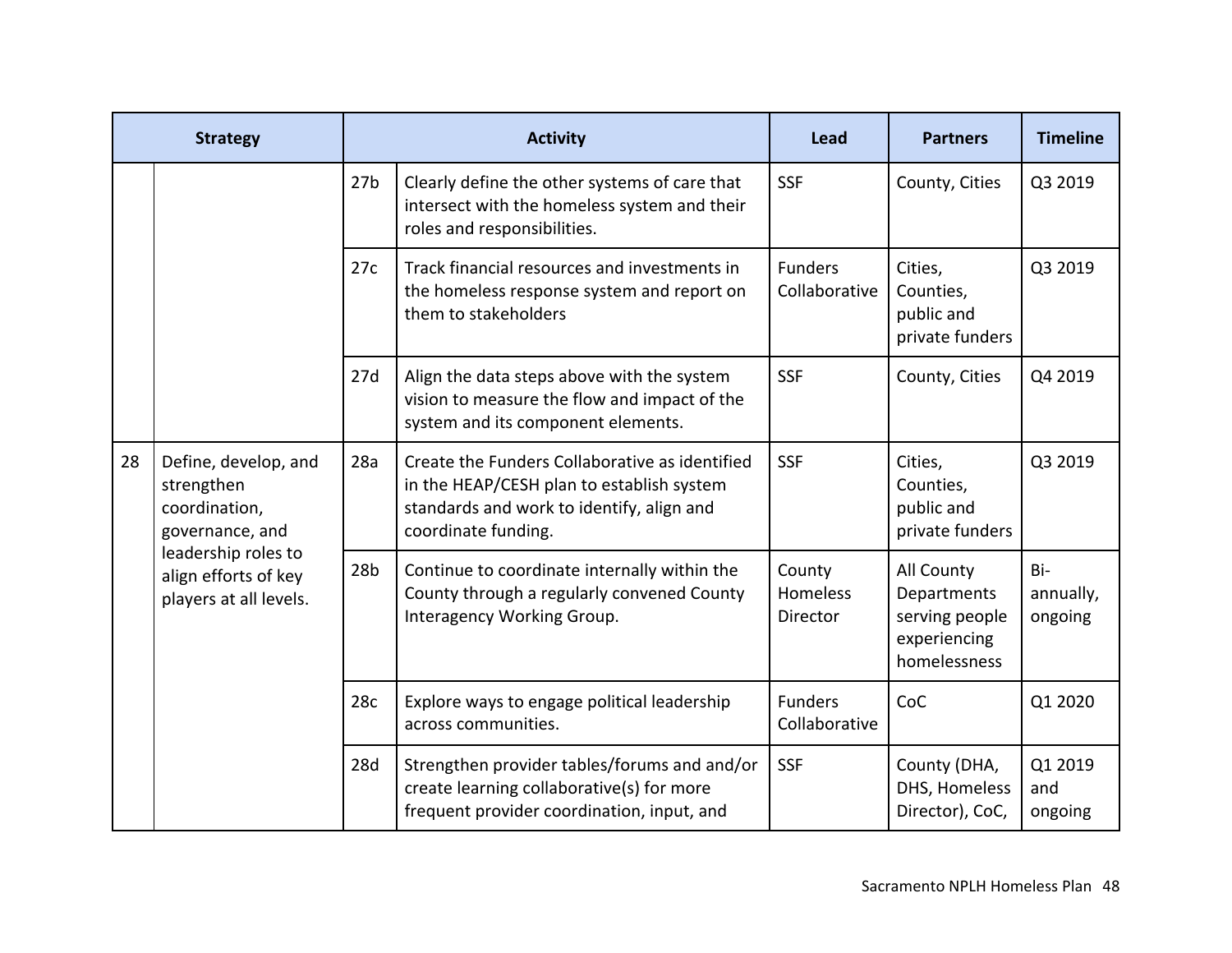| Strategy | | Activity | | Lead | Partners | Timeline |
|---|---|---|---|---|---|---|
| | | 27b | Clearly define the other systems of care that intersect with the homeless system and their roles and responsibilities. | SSF | County, Cities | Q3 2019 |
| | | 27c | Track financial resources and investments in the homeless response system and report on them to stakeholders | Funders Collaborative | Cities, Counties, public and private funders | Q3 2019 |
| | | 27d | Align the data steps above with the system vision to measure the flow and impact of the system and its component elements. | SSF | County, Cities | Q4 2019 |
| 28 | Define, develop, and strengthen coordination, governance, and leadership roles to align efforts of key players at all levels. | 28a | Create the Funders Collaborative as identified in the HEAP/CESH plan to establish system standards and work to identify, align and coordinate funding. | SSF | Cities, Counties, public and private funders | Q3 2019 |
| | | 28b | Continue to coordinate internally within the County through a regularly convened County Interagency Working Group. | County Homeless Director | All County Departments serving people experiencing homelessness | Bi-annually, ongoing |
| | | 28c | Explore ways to engage political leadership across communities. | Funders Collaborative | CoC | Q1 2020 |
| | | 28d | Strengthen provider tables/forums and and/or create learning collaborative(s) for more frequent provider coordination, input, and | SSF | County (DHA, DHS, Homeless Director), CoC, | Q1 2019 and ongoing |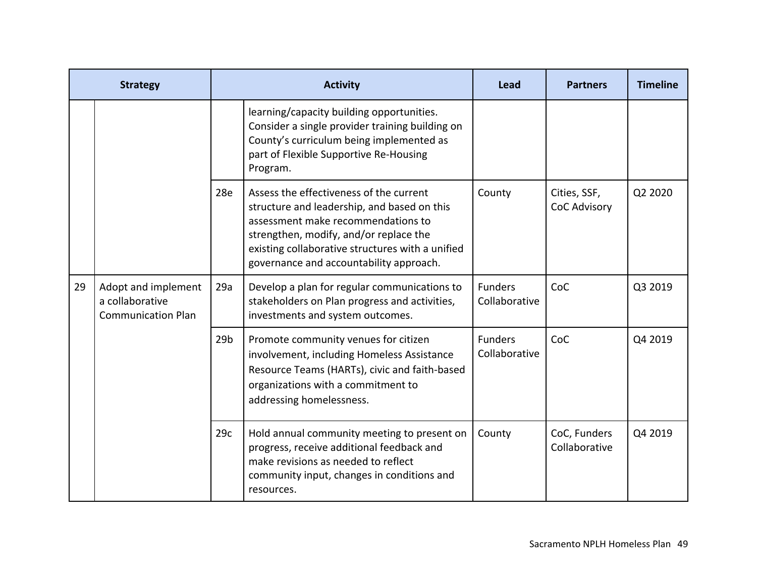| Strategy | | Activity | | Lead | Partners | Timeline |
|---|---|---|---|---|---|---|
| | | | learning/capacity building opportunities. Consider a single provider training building on County's curriculum being implemented as part of Flexible Supportive Re-Housing Program. | | | |
| | | 28e | Assess the effectiveness of the current structure and leadership, and based on this assessment make recommendations to strengthen, modify, and/or replace the existing collaborative structures with a unified governance and accountability approach. | County | Cities, SSF, CoC Advisory | Q2 2020 |
| 29 | Adopt and implement a collaborative Communication Plan | 29a | Develop a plan for regular communications to stakeholders on Plan progress and activities, investments and system outcomes. | Funders Collaborative | CoC | Q3 2019 |
| | | 29b | Promote community venues for citizen involvement, including Homeless Assistance Resource Teams (HARTs), civic and faith-based organizations with a commitment to addressing homelessness. | Funders Collaborative | CoC | Q4 2019 |
| | | 29c | Hold annual community meeting to present on progress, receive additional feedback and make revisions as needed to reflect community input, changes in conditions and resources. | County | CoC, Funders Collaborative | Q4 2019 |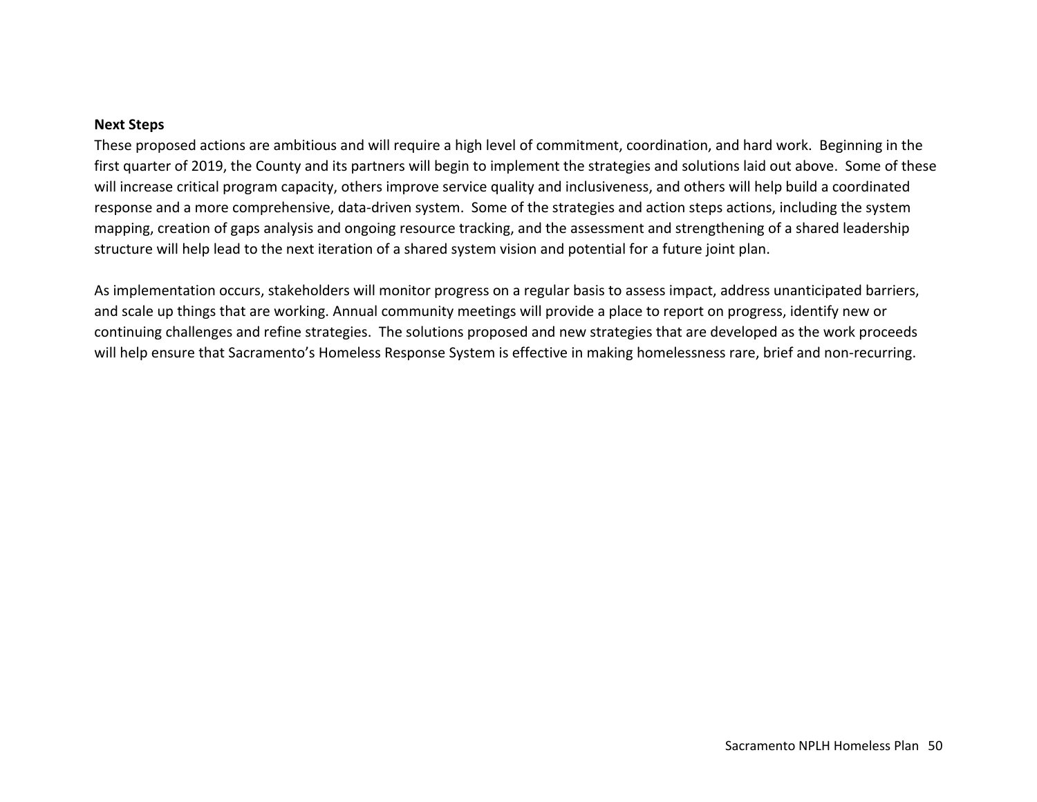**Next Steps**

These proposed actions are ambitious and will require a high level of commitment, coordination, and hard work. Beginning in the first quarter of 2019, the County and its partners will begin to implement the strategies and solutions laid out above. Some of these will increase critical program capacity, others improve service quality and inclusiveness, and others will help build a coordinated response and a more comprehensive, data-driven system. Some of the strategies and action steps actions, including the system mapping, creation of gaps analysis and ongoing resource tracking, and the assessment and strengthening of a shared leadership structure will help lead to the next iteration of a shared system vision and potential for a future joint plan.

As implementation occurs, stakeholders will monitor progress on a regular basis to assess impact, address unanticipated barriers, and scale up things that are working. Annual community meetings will provide a place to report on progress, identify new or continuing challenges and refine strategies. The solutions proposed and new strategies that are developed as the work proceeds will help ensure that Sacramento's Homeless Response System is effective in making homelessness rare, brief and non-recurring.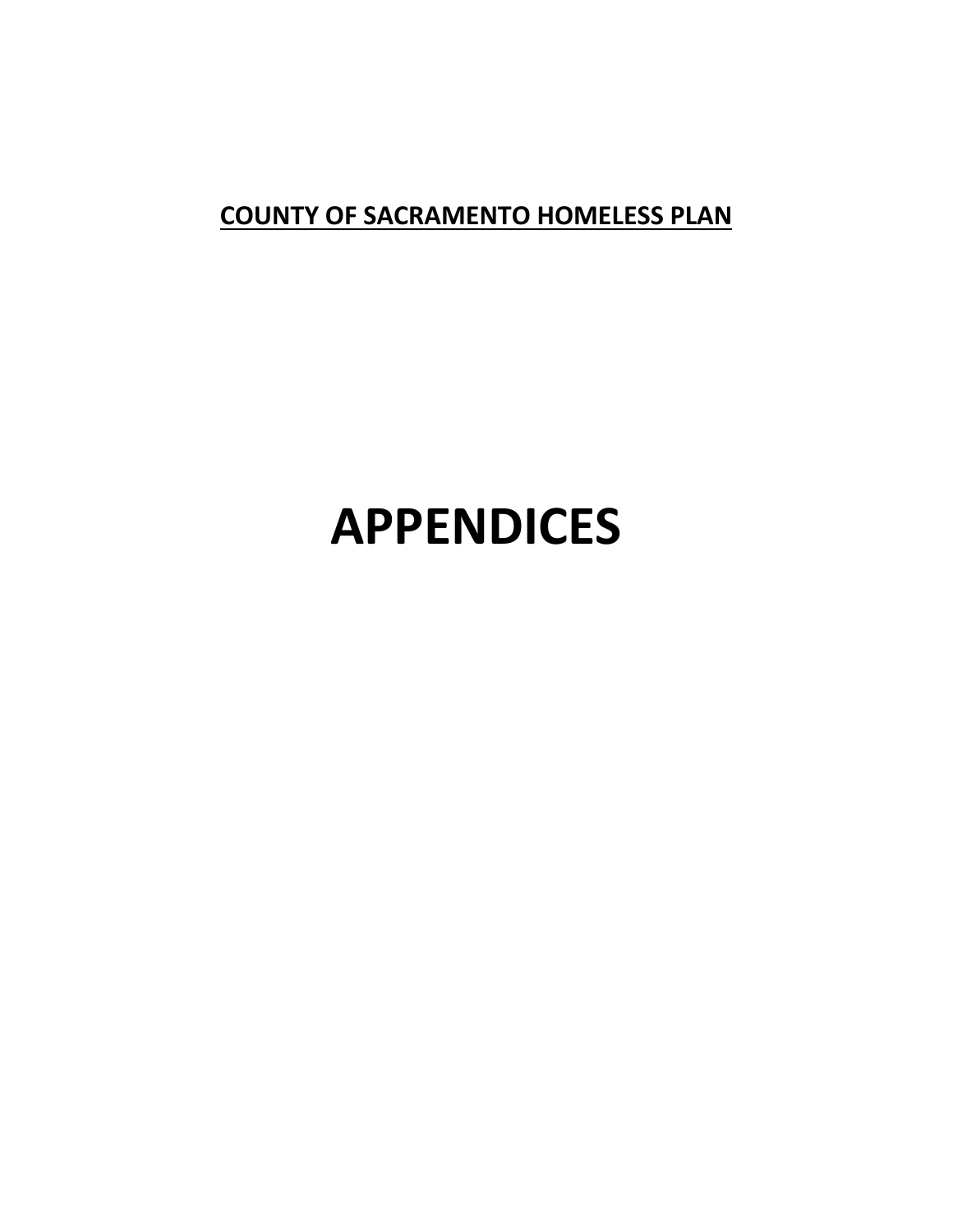**COUNTY OF SACRAMENTO HOMELESS PLAN**

# APPENDICES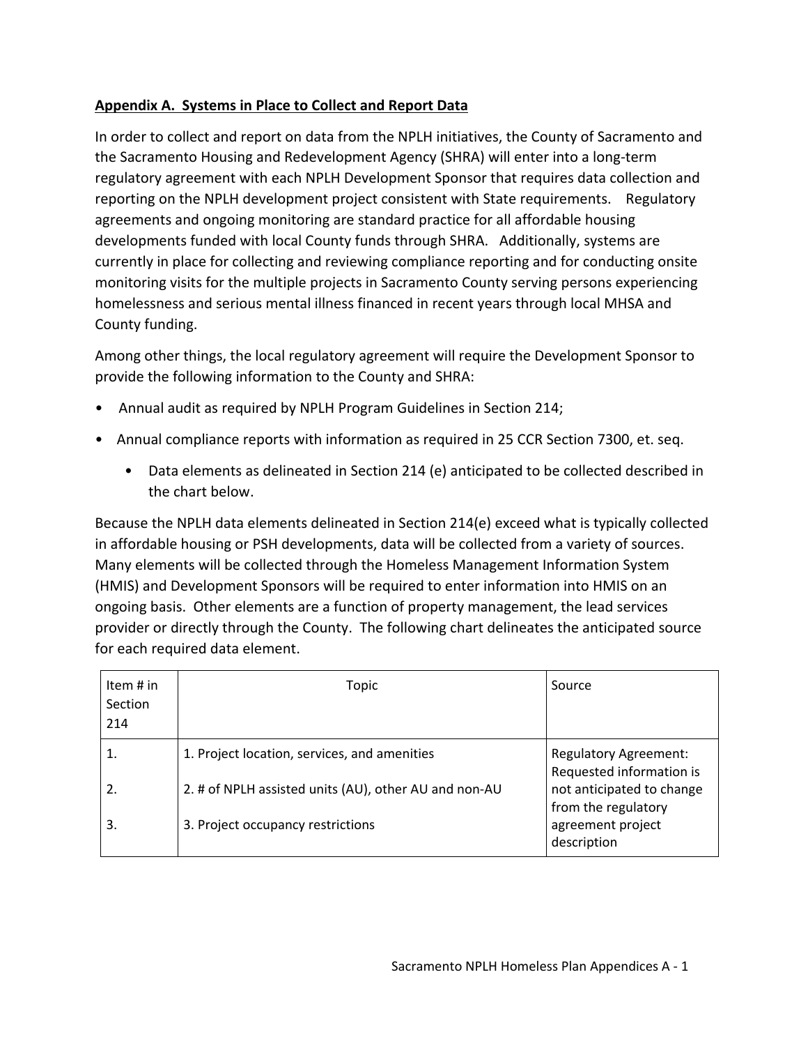**Appendix A. Systems in Place to Collect and Report Data**

In order to collect and report on data from the NPLH initiatives, the County of Sacramento and the Sacramento Housing and Redevelopment Agency (SHRA) will enter into a long-term regulatory agreement with each NPLH Development Sponsor that requires data collection and reporting on the NPLH development project consistent with State requirements. Regulatory agreements and ongoing monitoring are standard practice for all affordable housing developments funded with local County funds through SHRA. Additionally, systems are currently in place for collecting and reviewing compliance reporting and for conducting onsite monitoring visits for the multiple projects in Sacramento County serving persons experiencing homelessness and serious mental illness financed in recent years through local MHSA and County funding.

Among other things, the local regulatory agreement will require the Development Sponsor to provide the following information to the County and SHRA:

- Annual audit as required by NPLH Program Guidelines in Section 214;
- Annual compliance reports with information as required in 25 CCR Section 7300, et. seq.
    - Data elements as delineated in Section 214 (e) anticipated to be collected described in the chart below.

Because the NPLH data elements delineated in Section 214(e) exceed what is typically collected in affordable housing or PSH developments, data will be collected from a variety of sources. Many elements will be collected through the Homeless Management Information System (HMIS) and Development Sponsors will be required to enter information into HMIS on an ongoing basis. Other elements are a function of property management, the lead services provider or directly through the County. The following chart delineates the anticipated source for each required data element.

| Item # in Section 214 | Topic | Source |
|---|---|---|
| 1.<br>2.<br>3. | 1. Project location, services, and amenities<br>2. # of NPLH assisted units (AU), other AU and non-AU<br>3. Project occupancy restrictions | Regulatory Agreement: Requested information is not anticipated to change from the regulatory agreement project description |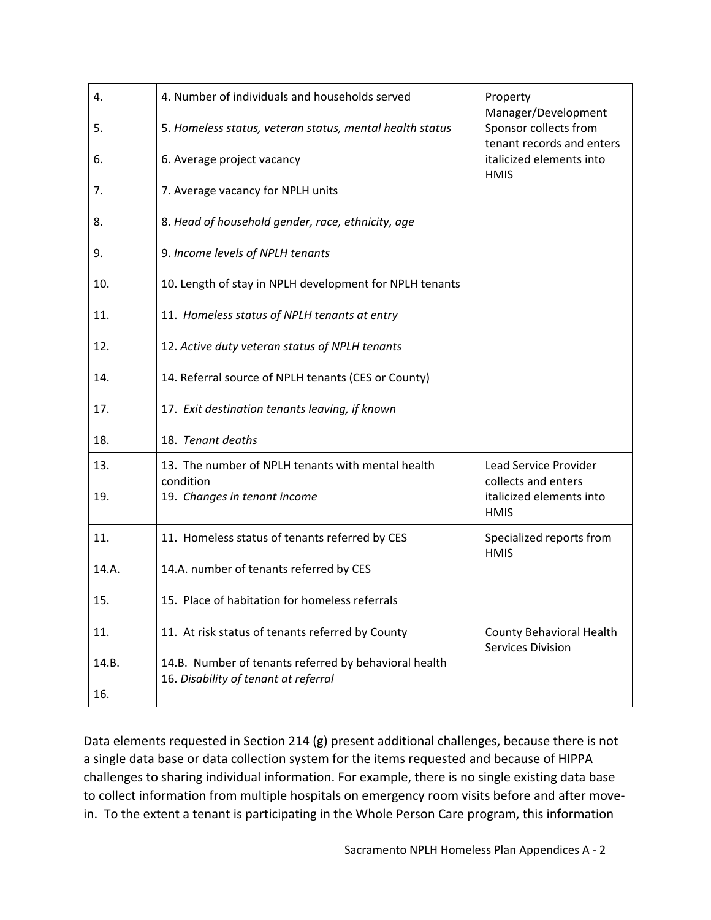| | | |
|---|---|---|
| 4.<br>5.<br>6.<br>7.<br>8.<br>9.<br>10.<br>11.<br>12.<br>14.<br>17.<br>18. | 4. Number of individuals and households served<br>5. *Homeless status, veteran status, mental health status*<br>6. Average project vacancy<br>7. Average vacancy for NPLH units<br>8. *Head of household gender, race, ethnicity, age*<br>9. *Income levels of NPLH tenants*<br>10. Length of stay in NPLH development for NPLH tenants<br>11. *Homeless status of NPLH tenants at entry*<br>12. *Active duty veteran status of NPLH tenants*<br>14. Referral source of NPLH tenants (CES or County)<br>17. *Exit destination tenants leaving, if known*<br>18. *Tenant deaths* | Property Manager/Development Sponsor collects from tenant records and enters italicized elements into HMIS |
| 13.<br>19. | 13. The number of NPLH tenants with mental health condition<br>19. *Changes in tenant income* | Lead Service Provider collects and enters italicized elements into HMIS |
| 11.<br>14.A.<br>15. | 11. Homeless status of tenants referred by CES<br>14.A. number of tenants referred by CES<br>15. Place of habitation for homeless referrals | Specialized reports from HMIS |
| 11.<br>14.B.<br>16. | 11. At risk status of tenants referred by County<br>14.B. Number of tenants referred by behavioral health<br>16. *Disability of tenant at referral* | County Behavioral Health Services Division |

Data elements requested in Section 214 (g) present additional challenges, because there is not a single data base or data collection system for the items requested and because of HIPPA challenges to sharing individual information. For example, there is no single existing data base to collect information from multiple hospitals on emergency room visits before and after move-in. To the extent a tenant is participating in the Whole Person Care program, this information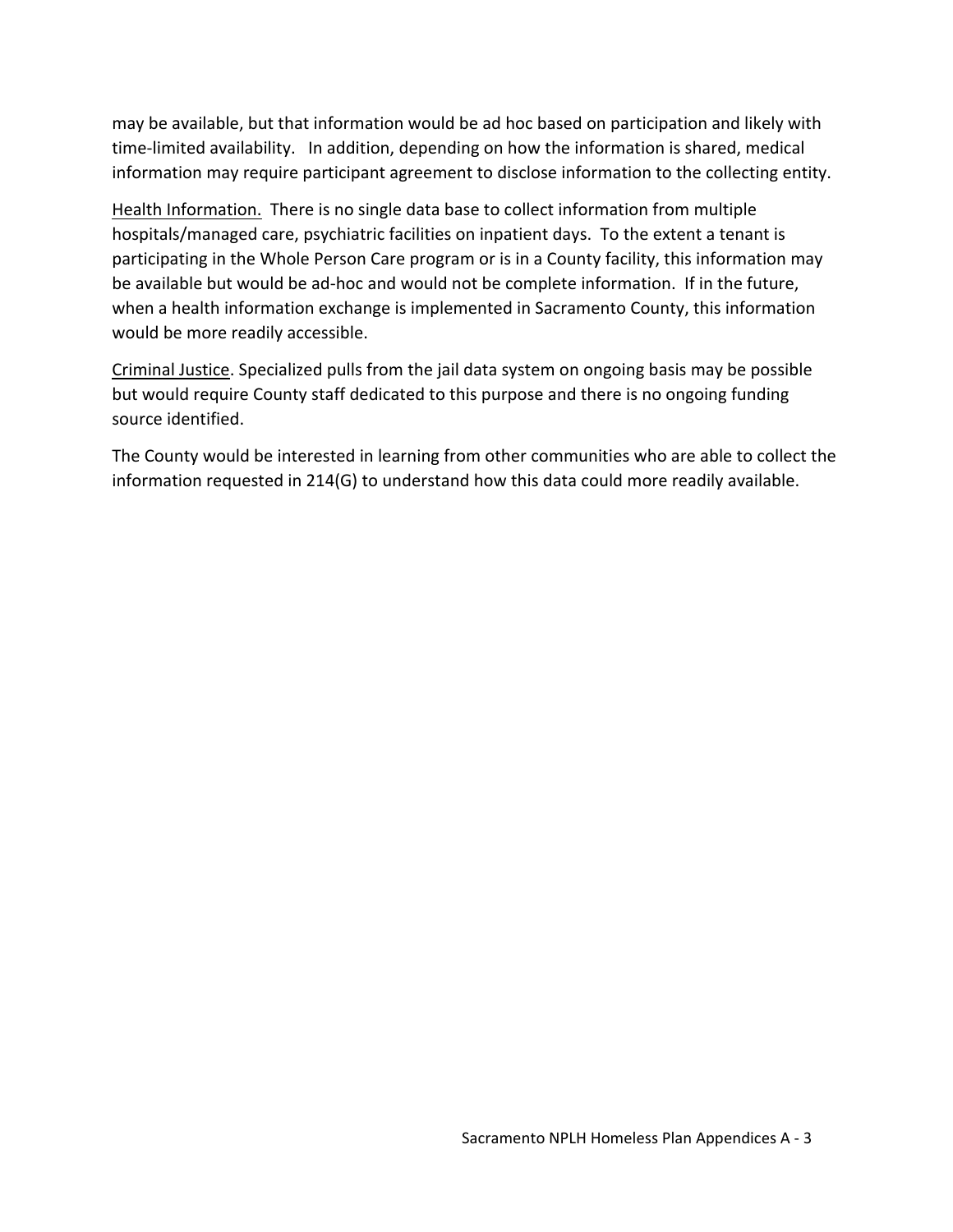may be available, but that information would be ad hoc based on participation and likely with time-limited availability. In addition, depending on how the information is shared, medical information may require participant agreement to disclose information to the collecting entity.

Health Information. There is no single data base to collect information from multiple hospitals/managed care, psychiatric facilities on inpatient days. To the extent a tenant is participating in the Whole Person Care program or is in a County facility, this information may be available but would be ad-hoc and would not be complete information. If in the future, when a health information exchange is implemented in Sacramento County, this information would be more readily accessible.

Criminal Justice. Specialized pulls from the jail data system on ongoing basis may be possible but would require County staff dedicated to this purpose and there is no ongoing funding source identified.

The County would be interested in learning from other communities who are able to collect the information requested in 214(G) to understand how this data could more readily available.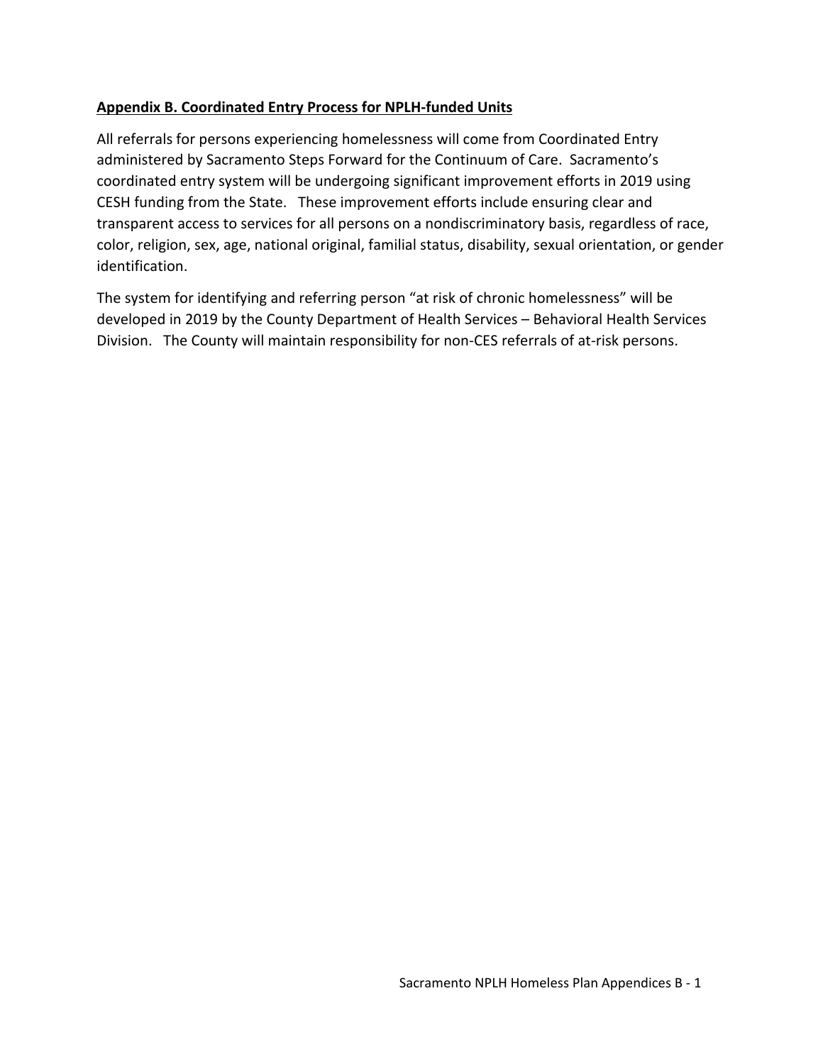**Appendix B. Coordinated Entry Process for NPLH-funded Units**

All referrals for persons experiencing homelessness will come from Coordinated Entry administered by Sacramento Steps Forward for the Continuum of Care. Sacramento's coordinated entry system will be undergoing significant improvement efforts in 2019 using CESH funding from the State. These improvement efforts include ensuring clear and transparent access to services for all persons on a nondiscriminatory basis, regardless of race, color, religion, sex, age, national original, familial status, disability, sexual orientation, or gender identification.

The system for identifying and referring person "at risk of chronic homelessness" will be developed in 2019 by the County Department of Health Services – Behavioral Health Services Division. The County will maintain responsibility for non-CES referrals of at-risk persons.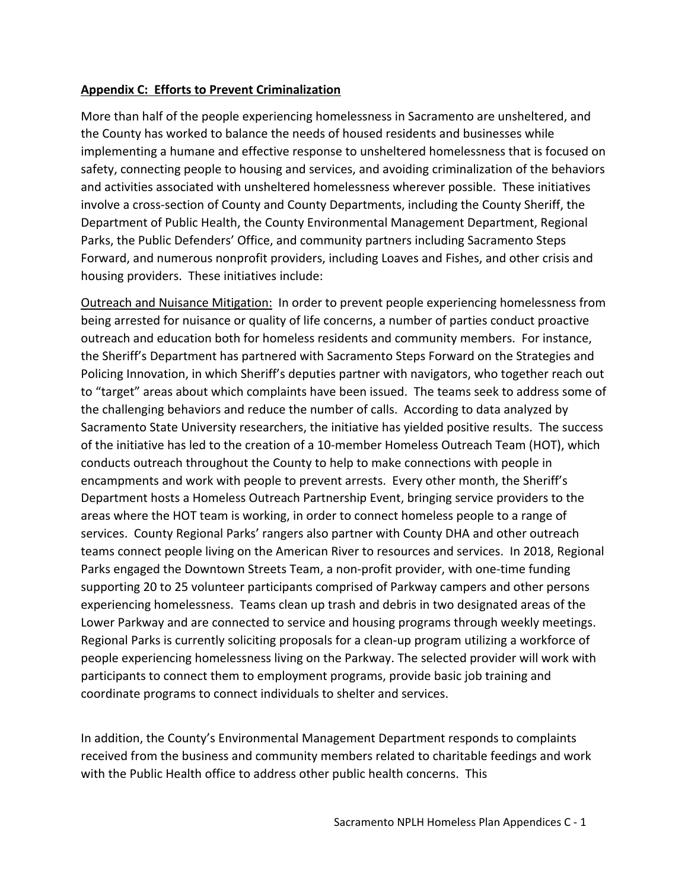**<u>Appendix C: Efforts to Prevent Criminalization</u>**

More than half of the people experiencing homelessness in Sacramento are unsheltered, and the County has worked to balance the needs of housed residents and businesses while implementing a humane and effective response to unsheltered homelessness that is focused on safety, connecting people to housing and services, and avoiding criminalization of the behaviors and activities associated with unsheltered homelessness wherever possible. These initiatives involve a cross-section of County and County Departments, including the County Sheriff, the Department of Public Health, the County Environmental Management Department, Regional Parks, the Public Defenders' Office, and community partners including Sacramento Steps Forward, and numerous nonprofit providers, including Loaves and Fishes, and other crisis and housing providers. These initiatives include:

<u>Outreach and Nuisance Mitigation:</u> In order to prevent people experiencing homelessness from being arrested for nuisance or quality of life concerns, a number of parties conduct proactive outreach and education both for homeless residents and community members. For instance, the Sheriff's Department has partnered with Sacramento Steps Forward on the Strategies and Policing Innovation, in which Sheriff's deputies partner with navigators, who together reach out to "target" areas about which complaints have been issued. The teams seek to address some of the challenging behaviors and reduce the number of calls. According to data analyzed by Sacramento State University researchers, the initiative has yielded positive results. The success of the initiative has led to the creation of a 10-member Homeless Outreach Team (HOT), which conducts outreach throughout the County to help to make connections with people in encampments and work with people to prevent arrests. Every other month, the Sheriff's Department hosts a Homeless Outreach Partnership Event, bringing service providers to the areas where the HOT team is working, in order to connect homeless people to a range of services. County Regional Parks' rangers also partner with County DHA and other outreach teams connect people living on the American River to resources and services. In 2018, Regional Parks engaged the Downtown Streets Team, a non-profit provider, with one-time funding supporting 20 to 25 volunteer participants comprised of Parkway campers and other persons experiencing homelessness. Teams clean up trash and debris in two designated areas of the Lower Parkway and are connected to service and housing programs through weekly meetings. Regional Parks is currently soliciting proposals for a clean-up program utilizing a workforce of people experiencing homelessness living on the Parkway. The selected provider will work with participants to connect them to employment programs, provide basic job training and coordinate programs to connect individuals to shelter and services.

In addition, the County's Environmental Management Department responds to complaints received from the business and community members related to charitable feedings and work with the Public Health office to address other public health concerns. This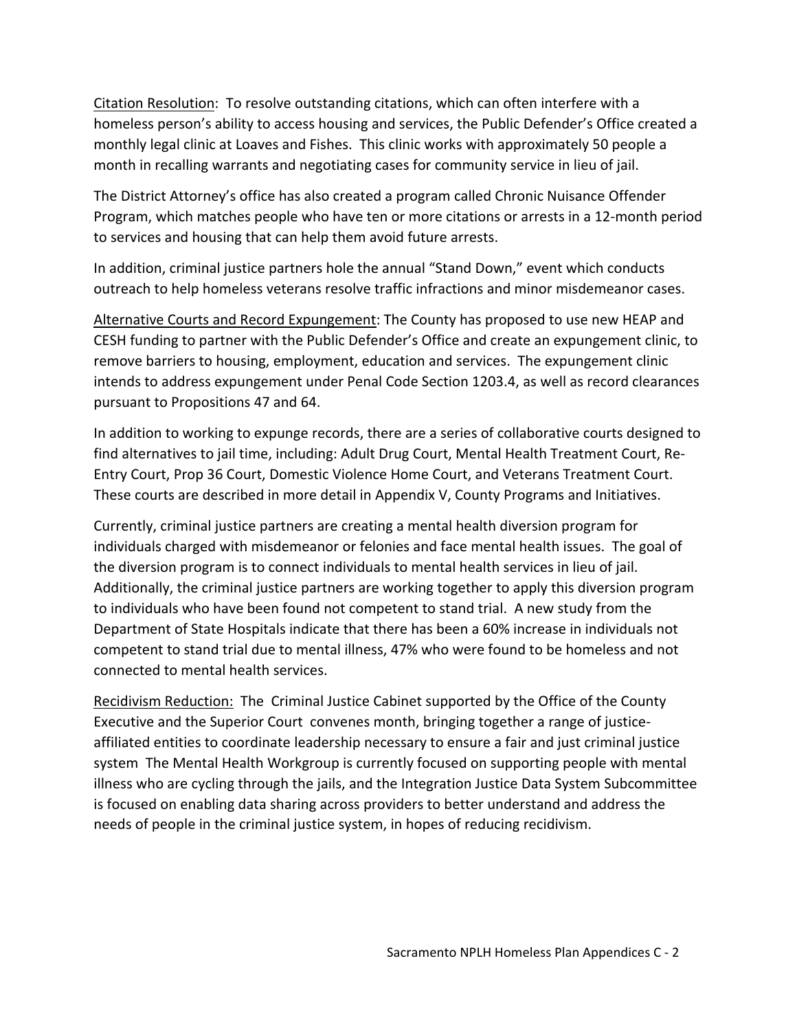<u>Citation Resolution</u>: To resolve outstanding citations, which can often interfere with a homeless person's ability to access housing and services, the Public Defender's Office created a monthly legal clinic at Loaves and Fishes. This clinic works with approximately 50 people a month in recalling warrants and negotiating cases for community service in lieu of jail.

The District Attorney's office has also created a program called Chronic Nuisance Offender Program, which matches people who have ten or more citations or arrests in a 12-month period to services and housing that can help them avoid future arrests.

In addition, criminal justice partners hole the annual "Stand Down," event which conducts outreach to help homeless veterans resolve traffic infractions and minor misdemeanor cases.

<u>Alternative Courts and Record Expungement</u>: The County has proposed to use new HEAP and CESH funding to partner with the Public Defender's Office and create an expungement clinic, to remove barriers to housing, employment, education and services. The expungement clinic intends to address expungement under Penal Code Section 1203.4, as well as record clearances pursuant to Propositions 47 and 64.

In addition to working to expunge records, there are a series of collaborative courts designed to find alternatives to jail time, including: Adult Drug Court, Mental Health Treatment Court, Re-Entry Court, Prop 36 Court, Domestic Violence Home Court, and Veterans Treatment Court. These courts are described in more detail in Appendix V, County Programs and Initiatives.

Currently, criminal justice partners are creating a mental health diversion program for individuals charged with misdemeanor or felonies and face mental health issues. The goal of the diversion program is to connect individuals to mental health services in lieu of jail. Additionally, the criminal justice partners are working together to apply this diversion program to individuals who have been found not competent to stand trial. A new study from the Department of State Hospitals indicate that there has been a 60% increase in individuals not competent to stand trial due to mental illness, 47% who were found to be homeless and not connected to mental health services.

<u>Recidivism Reduction:</u> The Criminal Justice Cabinet supported by the Office of the County Executive and the Superior Court convenes month, bringing together a range of justice-affiliated entities to coordinate leadership necessary to ensure a fair and just criminal justice system The Mental Health Workgroup is currently focused on supporting people with mental illness who are cycling through the jails, and the Integration Justice Data System Subcommittee is focused on enabling data sharing across providers to better understand and address the needs of people in the criminal justice system, in hopes of reducing recidivism.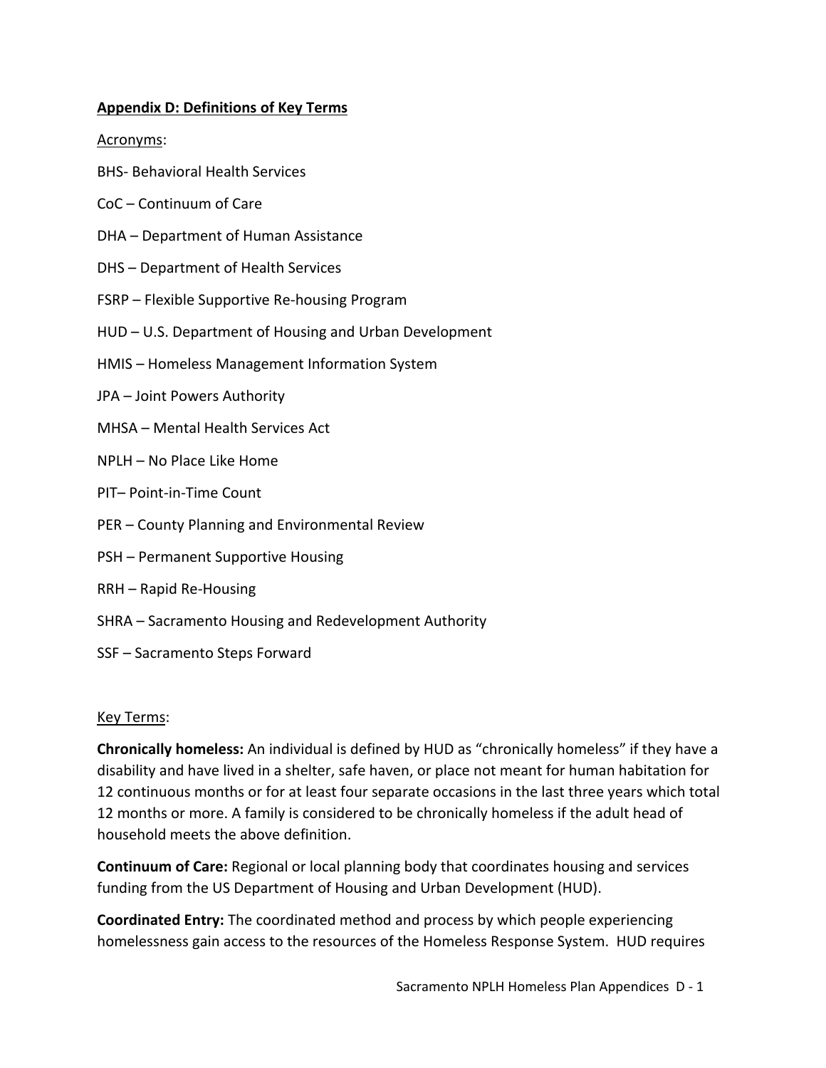## Appendix D: Definitions of Key Terms

Acronyms:

BHS- Behavioral Health Services

CoC – Continuum of Care

DHA – Department of Human Assistance

DHS – Department of Health Services

FSRP – Flexible Supportive Re-housing Program

HUD – U.S. Department of Housing and Urban Development

HMIS – Homeless Management Information System

JPA – Joint Powers Authority

MHSA – Mental Health Services Act

NPLH – No Place Like Home

PIT– Point-in-Time Count

PER – County Planning and Environmental Review

PSH – Permanent Supportive Housing

RRH – Rapid Re-Housing

SHRA – Sacramento Housing and Redevelopment Authority

SSF – Sacramento Steps Forward

Key Terms:

**Chronically homeless:** An individual is defined by HUD as "chronically homeless" if they have a disability and have lived in a shelter, safe haven, or place not meant for human habitation for 12 continuous months or for at least four separate occasions in the last three years which total 12 months or more. A family is considered to be chronically homeless if the adult head of household meets the above definition.

**Continuum of Care:** Regional or local planning body that coordinates housing and services funding from the US Department of Housing and Urban Development (HUD).

**Coordinated Entry:** The coordinated method and process by which people experiencing homelessness gain access to the resources of the Homeless Response System. HUD requires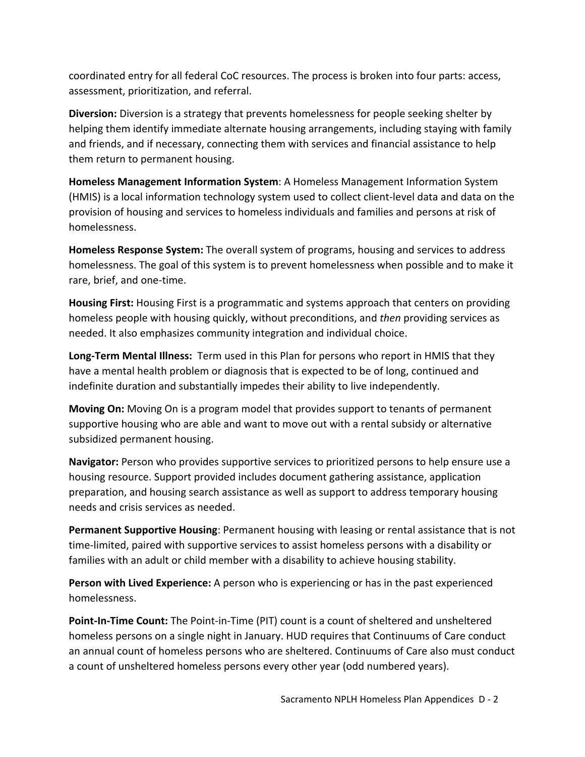coordinated entry for all federal CoC resources. The process is broken into four parts: access, assessment, prioritization, and referral.

**Diversion:** Diversion is a strategy that prevents homelessness for people seeking shelter by helping them identify immediate alternate housing arrangements, including staying with family and friends, and if necessary, connecting them with services and financial assistance to help them return to permanent housing.

**Homeless Management Information System**: A Homeless Management Information System (HMIS) is a local information technology system used to collect client-level data and data on the provision of housing and services to homeless individuals and families and persons at risk of homelessness.

**Homeless Response System:** The overall system of programs, housing and services to address homelessness. The goal of this system is to prevent homelessness when possible and to make it rare, brief, and one-time.

**Housing First:** Housing First is a programmatic and systems approach that centers on providing homeless people with housing quickly, without preconditions, and *then* providing services as needed. It also emphasizes community integration and individual choice.

**Long-Term Mental Illness:** Term used in this Plan for persons who report in HMIS that they have a mental health problem or diagnosis that is expected to be of long, continued and indefinite duration and substantially impedes their ability to live independently.

**Moving On:** Moving On is a program model that provides support to tenants of permanent supportive housing who are able and want to move out with a rental subsidy or alternative subsidized permanent housing.

**Navigator:** Person who provides supportive services to prioritized persons to help ensure use a housing resource. Support provided includes document gathering assistance, application preparation, and housing search assistance as well as support to address temporary housing needs and crisis services as needed.

**Permanent Supportive Housing**: Permanent housing with leasing or rental assistance that is not time-limited, paired with supportive services to assist homeless persons with a disability or families with an adult or child member with a disability to achieve housing stability.

**Person with Lived Experience:** A person who is experiencing or has in the past experienced homelessness.

**Point-In-Time Count:** The Point-in-Time (PIT) count is a count of sheltered and unsheltered homeless persons on a single night in January. HUD requires that Continuums of Care conduct an annual count of homeless persons who are sheltered. Continuums of Care also must conduct a count of unsheltered homeless persons every other year (odd numbered years).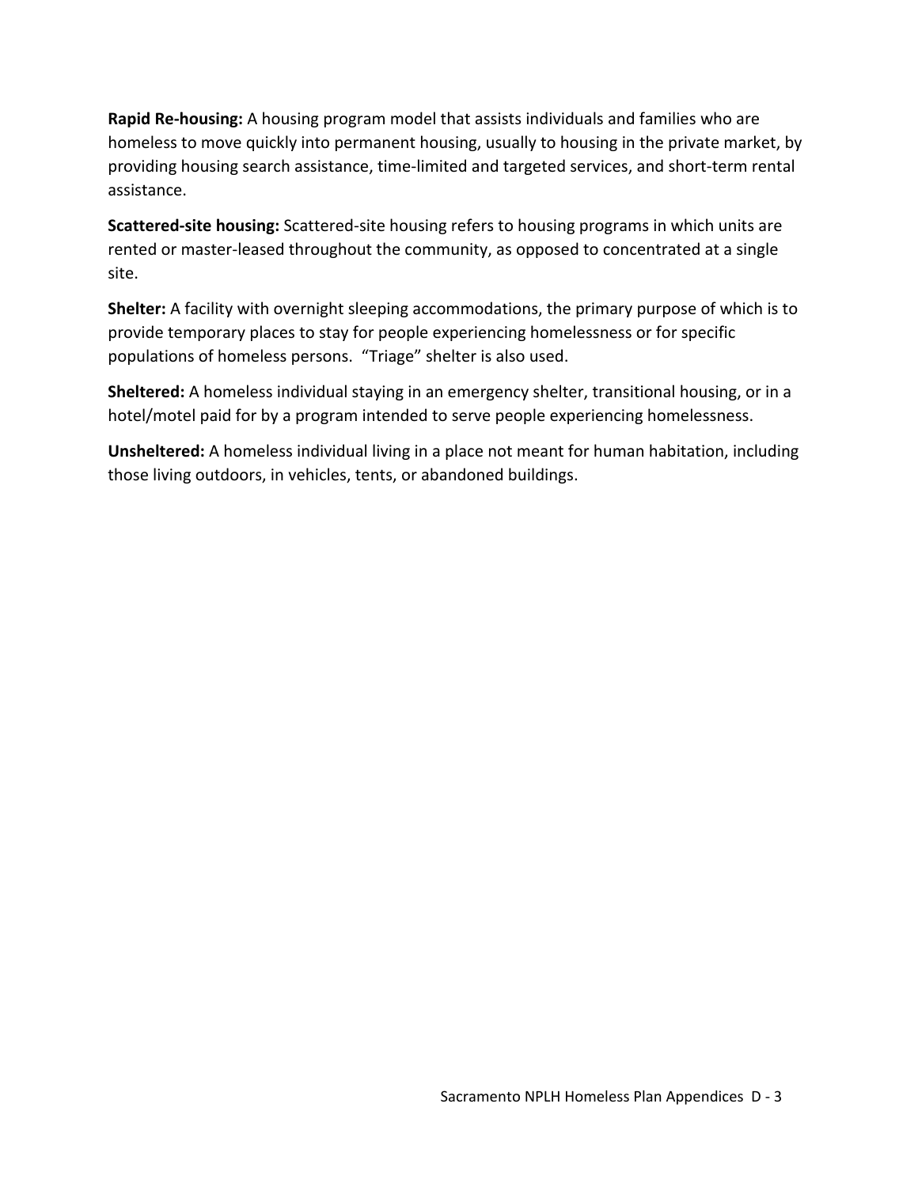**Rapid Re-housing:** A housing program model that assists individuals and families who are homeless to move quickly into permanent housing, usually to housing in the private market, by providing housing search assistance, time-limited and targeted services, and short-term rental assistance.

**Scattered-site housing:** Scattered-site housing refers to housing programs in which units are rented or master-leased throughout the community, as opposed to concentrated at a single site.

**Shelter:** A facility with overnight sleeping accommodations, the primary purpose of which is to provide temporary places to stay for people experiencing homelessness or for specific populations of homeless persons. "Triage" shelter is also used.

**Sheltered:** A homeless individual staying in an emergency shelter, transitional housing, or in a hotel/motel paid for by a program intended to serve people experiencing homelessness.

**Unsheltered:** A homeless individual living in a place not meant for human habitation, including those living outdoors, in vehicles, tents, or abandoned buildings.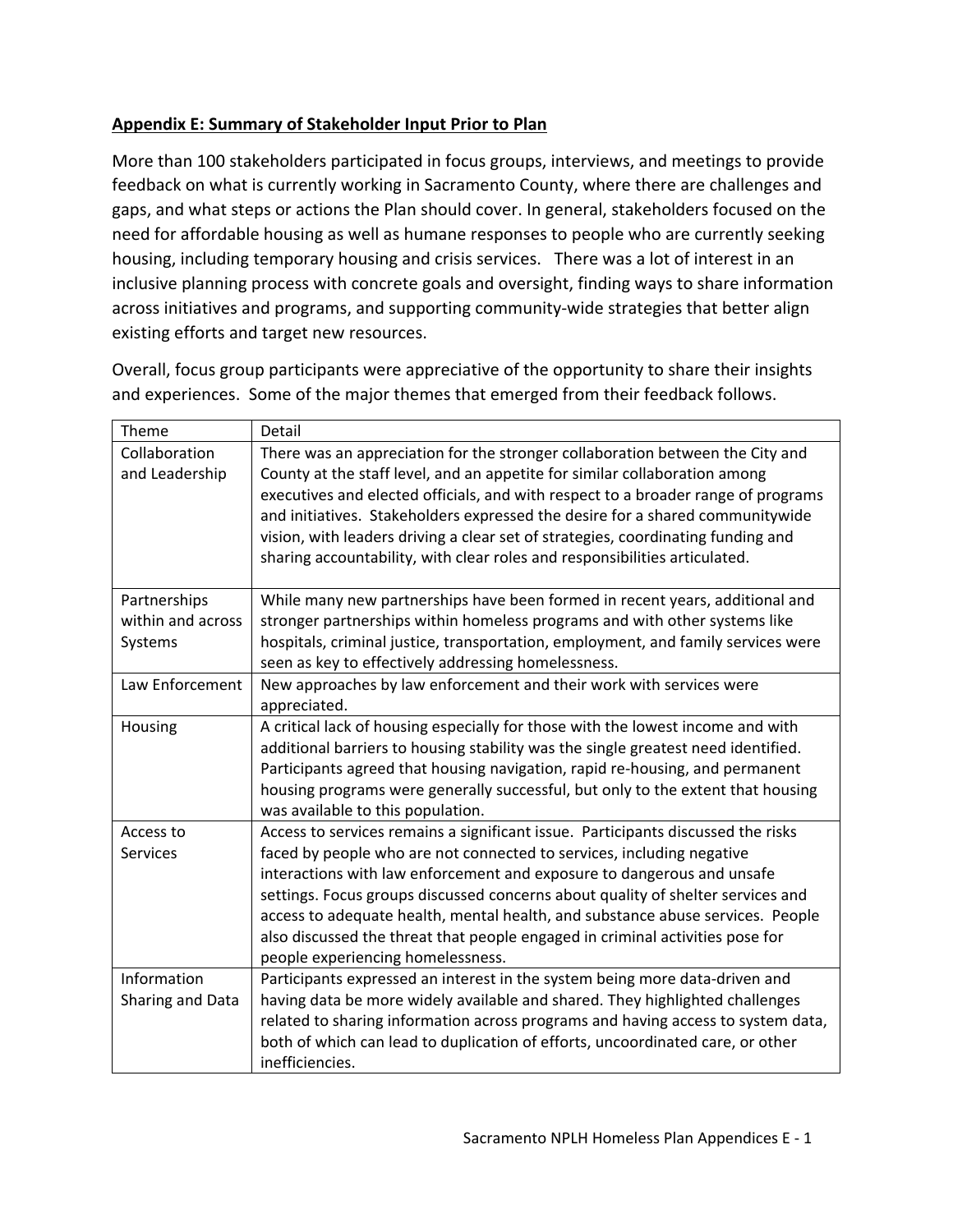**Appendix E: Summary of Stakeholder Input Prior to Plan**

More than 100 stakeholders participated in focus groups, interviews, and meetings to provide feedback on what is currently working in Sacramento County, where there are challenges and gaps, and what steps or actions the Plan should cover. In general, stakeholders focused on the need for affordable housing as well as humane responses to people who are currently seeking housing, including temporary housing and crisis services. There was a lot of interest in an inclusive planning process with concrete goals and oversight, finding ways to share information across initiatives and programs, and supporting community-wide strategies that better align existing efforts and target new resources.

Overall, focus group participants were appreciative of the opportunity to share their insights and experiences. Some of the major themes that emerged from their feedback follows.

| Theme | Detail |
|---|---|
| Collaboration and Leadership | There was an appreciation for the stronger collaboration between the City and County at the staff level, and an appetite for similar collaboration among executives and elected officials, and with respect to a broader range of programs and initiatives. Stakeholders expressed the desire for a shared communitywide vision, with leaders driving a clear set of strategies, coordinating funding and sharing accountability, with clear roles and responsibilities articulated. |
| Partnerships within and across Systems | While many new partnerships have been formed in recent years, additional and stronger partnerships within homeless programs and with other systems like hospitals, criminal justice, transportation, employment, and family services were seen as key to effectively addressing homelessness. |
| Law Enforcement | New approaches by law enforcement and their work with services were appreciated. |
| Housing | A critical lack of housing especially for those with the lowest income and with additional barriers to housing stability was the single greatest need identified. Participants agreed that housing navigation, rapid re-housing, and permanent housing programs were generally successful, but only to the extent that housing was available to this population. |
| Access to Services | Access to services remains a significant issue. Participants discussed the risks faced by people who are not connected to services, including negative interactions with law enforcement and exposure to dangerous and unsafe settings. Focus groups discussed concerns about quality of shelter services and access to adequate health, mental health, and substance abuse services. People also discussed the threat that people engaged in criminal activities pose for people experiencing homelessness. |
| Information Sharing and Data | Participants expressed an interest in the system being more data-driven and having data be more widely available and shared. They highlighted challenges related to sharing information across programs and having access to system data, both of which can lead to duplication of efforts, uncoordinated care, or other inefficiencies. |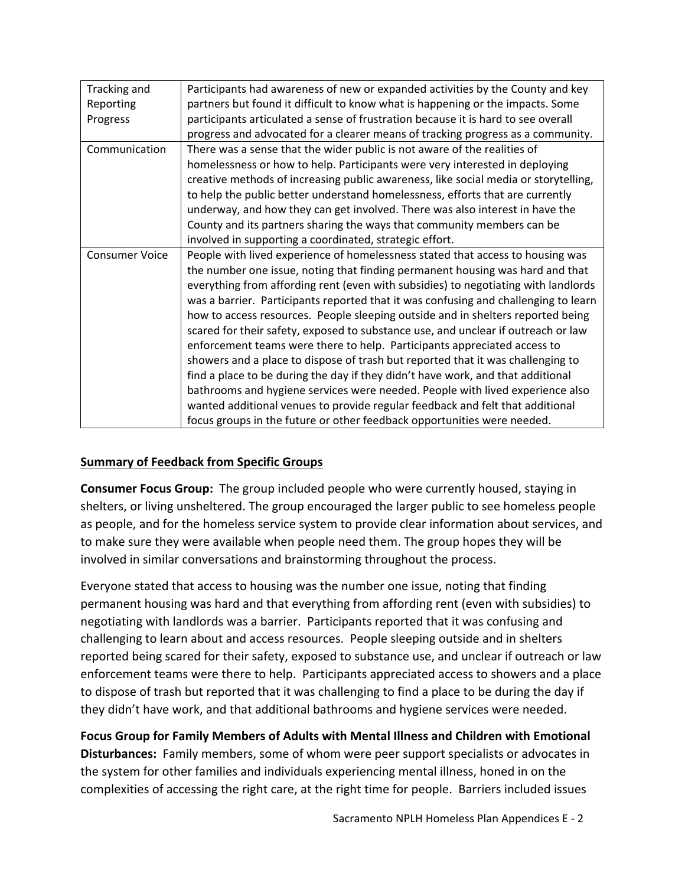| | |
|---|---|
| Tracking and Reporting Progress | Participants had awareness of new or expanded activities by the County and key partners but found it difficult to know what is happening or the impacts. Some participants articulated a sense of frustration because it is hard to see overall progress and advocated for a clearer means of tracking progress as a community. |
| Communication | There was a sense that the wider public is not aware of the realities of homelessness or how to help. Participants were very interested in deploying creative methods of increasing public awareness, like social media or storytelling, to help the public better understand homelessness, efforts that are currently underway, and how they can get involved. There was also interest in have the County and its partners sharing the ways that community members can be involved in supporting a coordinated, strategic effort. |
| Consumer Voice | People with lived experience of homelessness stated that access to housing was the number one issue, noting that finding permanent housing was hard and that everything from affording rent (even with subsidies) to negotiating with landlords was a barrier. Participants reported that it was confusing and challenging to learn how to access resources. People sleeping outside and in shelters reported being scared for their safety, exposed to substance use, and unclear if outreach or law enforcement teams were there to help. Participants appreciated access to showers and a place to dispose of trash but reported that it was challenging to find a place to be during the day if they didn't have work, and that additional bathrooms and hygiene services were needed. People with lived experience also wanted additional venues to provide regular feedback and felt that additional focus groups in the future or other feedback opportunities were needed. |

## Summary of Feedback from Specific Groups

**Consumer Focus Group:** The group included people who were currently housed, staying in shelters, or living unsheltered. The group encouraged the larger public to see homeless people as people, and for the homeless service system to provide clear information about services, and to make sure they were available when people need them. The group hopes they will be involved in similar conversations and brainstorming throughout the process.

Everyone stated that access to housing was the number one issue, noting that finding permanent housing was hard and that everything from affording rent (even with subsidies) to negotiating with landlords was a barrier. Participants reported that it was confusing and challenging to learn about and access resources. People sleeping outside and in shelters reported being scared for their safety, exposed to substance use, and unclear if outreach or law enforcement teams were there to help. Participants appreciated access to showers and a place to dispose of trash but reported that it was challenging to find a place to be during the day if they didn't have work, and that additional bathrooms and hygiene services were needed.

**Focus Group for Family Members of Adults with Mental Illness and Children with Emotional Disturbances:** Family members, some of whom were peer support specialists or advocates in the system for other families and individuals experiencing mental illness, honed in on the complexities of accessing the right care, at the right time for people. Barriers included issues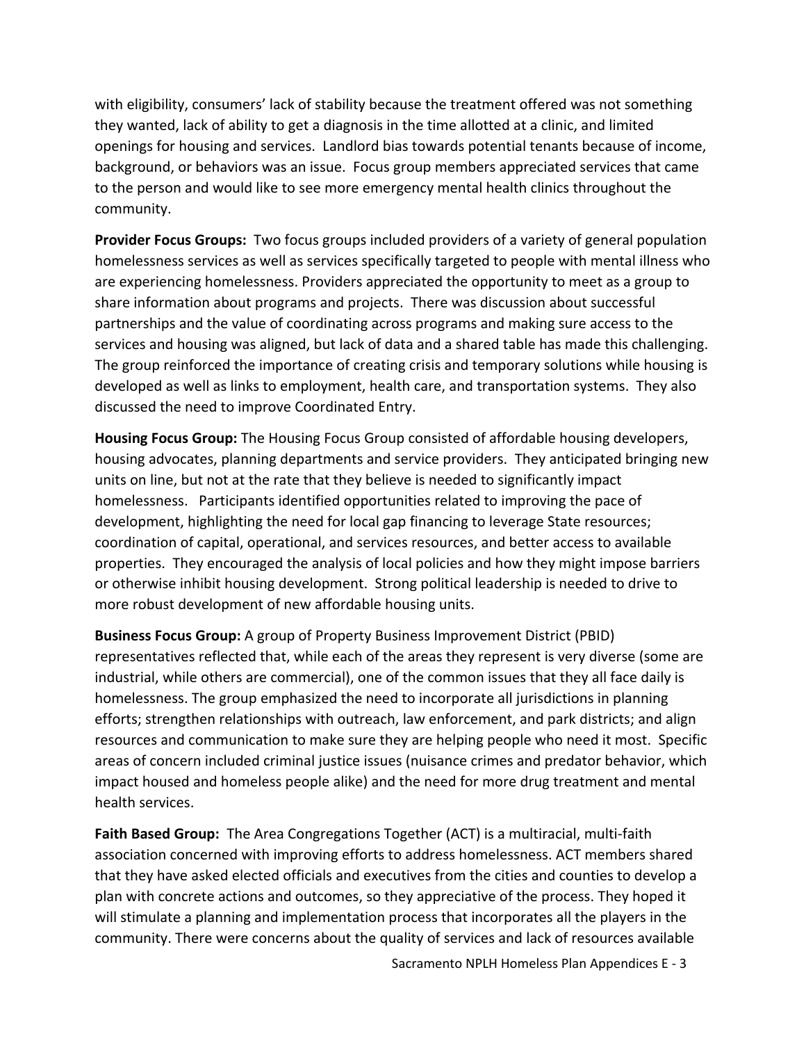with eligibility, consumers' lack of stability because the treatment offered was not something they wanted, lack of ability to get a diagnosis in the time allotted at a clinic, and limited openings for housing and services. Landlord bias towards potential tenants because of income, background, or behaviors was an issue. Focus group members appreciated services that came to the person and would like to see more emergency mental health clinics throughout the community.

**Provider Focus Groups:** Two focus groups included providers of a variety of general population homelessness services as well as services specifically targeted to people with mental illness who are experiencing homelessness. Providers appreciated the opportunity to meet as a group to share information about programs and projects. There was discussion about successful partnerships and the value of coordinating across programs and making sure access to the services and housing was aligned, but lack of data and a shared table has made this challenging. The group reinforced the importance of creating crisis and temporary solutions while housing is developed as well as links to employment, health care, and transportation systems. They also discussed the need to improve Coordinated Entry.

**Housing Focus Group:** The Housing Focus Group consisted of affordable housing developers, housing advocates, planning departments and service providers. They anticipated bringing new units on line, but not at the rate that they believe is needed to significantly impact homelessness. Participants identified opportunities related to improving the pace of development, highlighting the need for local gap financing to leverage State resources; coordination of capital, operational, and services resources, and better access to available properties. They encouraged the analysis of local policies and how they might impose barriers or otherwise inhibit housing development. Strong political leadership is needed to drive to more robust development of new affordable housing units.

**Business Focus Group:** A group of Property Business Improvement District (PBID) representatives reflected that, while each of the areas they represent is very diverse (some are industrial, while others are commercial), one of the common issues that they all face daily is homelessness. The group emphasized the need to incorporate all jurisdictions in planning efforts; strengthen relationships with outreach, law enforcement, and park districts; and align resources and communication to make sure they are helping people who need it most. Specific areas of concern included criminal justice issues (nuisance crimes and predator behavior, which impact housed and homeless people alike) and the need for more drug treatment and mental health services.

**Faith Based Group:** The Area Congregations Together (ACT) is a multiracial, multi-faith association concerned with improving efforts to address homelessness. ACT members shared that they have asked elected officials and executives from the cities and counties to develop a plan with concrete actions and outcomes, so they appreciative of the process. They hoped it will stimulate a planning and implementation process that incorporates all the players in the community. There were concerns about the quality of services and lack of resources available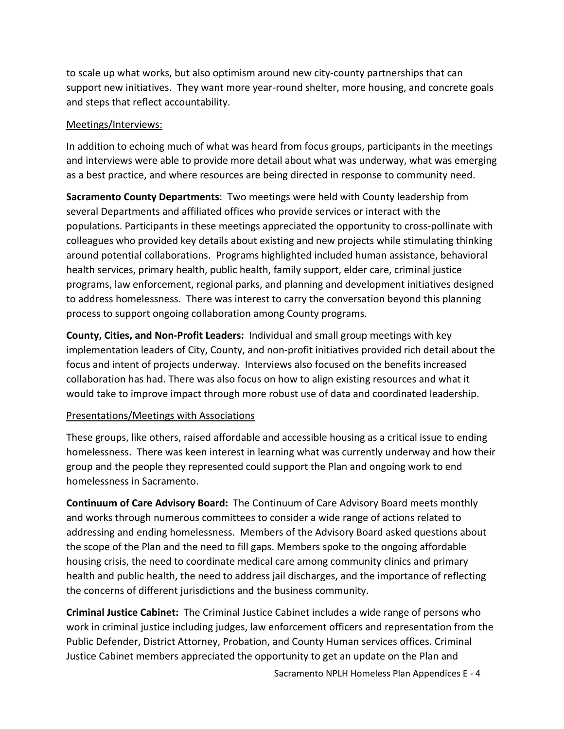to scale up what works, but also optimism around new city-county partnerships that can support new initiatives. They want more year-round shelter, more housing, and concrete goals and steps that reflect accountability.

<u>Meetings/Interviews:</u>

In addition to echoing much of what was heard from focus groups, participants in the meetings and interviews were able to provide more detail about what was underway, what was emerging as a best practice, and where resources are being directed in response to community need.

**Sacramento County Departments**: Two meetings were held with County leadership from several Departments and affiliated offices who provide services or interact with the populations. Participants in these meetings appreciated the opportunity to cross-pollinate with colleagues who provided key details about existing and new projects while stimulating thinking around potential collaborations. Programs highlighted included human assistance, behavioral health services, primary health, public health, family support, elder care, criminal justice programs, law enforcement, regional parks, and planning and development initiatives designed to address homelessness. There was interest to carry the conversation beyond this planning process to support ongoing collaboration among County programs.

**County, Cities, and Non-Profit Leaders:** Individual and small group meetings with key implementation leaders of City, County, and non-profit initiatives provided rich detail about the focus and intent of projects underway. Interviews also focused on the benefits increased collaboration has had. There was also focus on how to align existing resources and what it would take to improve impact through more robust use of data and coordinated leadership.

<u>Presentations/Meetings with Associations</u>

These groups, like others, raised affordable and accessible housing as a critical issue to ending homelessness. There was keen interest in learning what was currently underway and how their group and the people they represented could support the Plan and ongoing work to end homelessness in Sacramento.

**Continuum of Care Advisory Board:** The Continuum of Care Advisory Board meets monthly and works through numerous committees to consider a wide range of actions related to addressing and ending homelessness. Members of the Advisory Board asked questions about the scope of the Plan and the need to fill gaps. Members spoke to the ongoing affordable housing crisis, the need to coordinate medical care among community clinics and primary health and public health, the need to address jail discharges, and the importance of reflecting the concerns of different jurisdictions and the business community.

**Criminal Justice Cabinet:** The Criminal Justice Cabinet includes a wide range of persons who work in criminal justice including judges, law enforcement officers and representation from the Public Defender, District Attorney, Probation, and County Human services offices. Criminal Justice Cabinet members appreciated the opportunity to get an update on the Plan and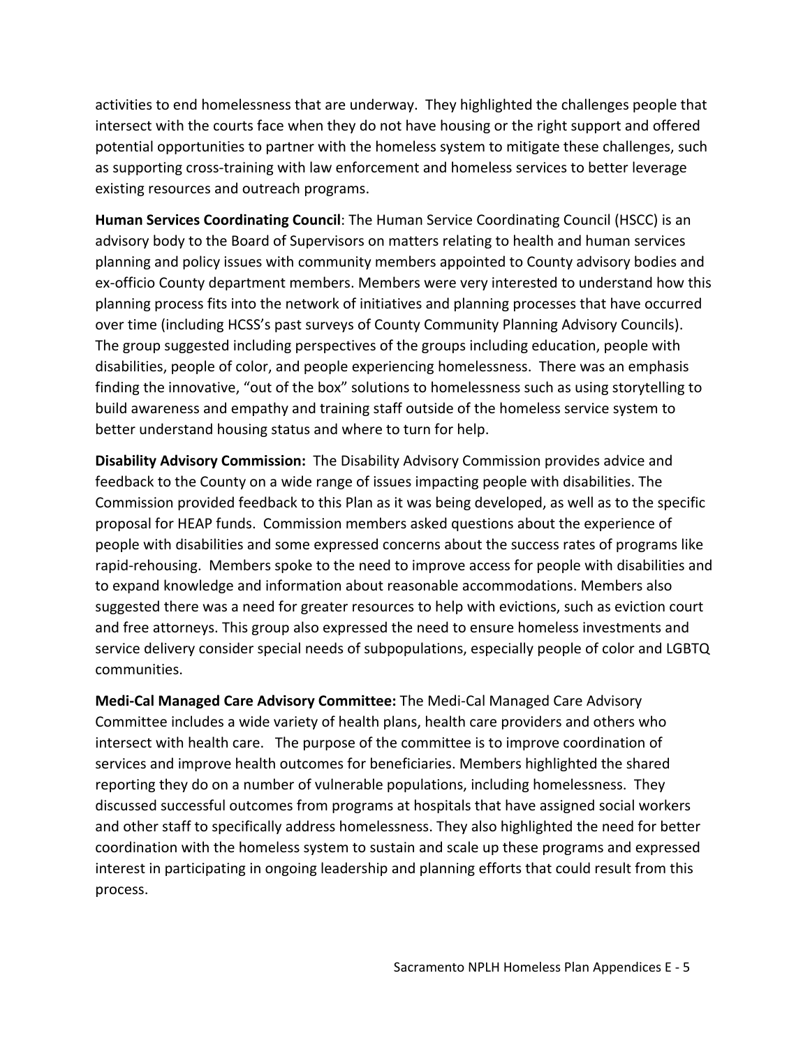activities to end homelessness that are underway. They highlighted the challenges people that intersect with the courts face when they do not have housing or the right support and offered potential opportunities to partner with the homeless system to mitigate these challenges, such as supporting cross-training with law enforcement and homeless services to better leverage existing resources and outreach programs.

**Human Services Coordinating Council**: The Human Service Coordinating Council (HSCC) is an advisory body to the Board of Supervisors on matters relating to health and human services planning and policy issues with community members appointed to County advisory bodies and ex-officio County department members. Members were very interested to understand how this planning process fits into the network of initiatives and planning processes that have occurred over time (including HCSS's past surveys of County Community Planning Advisory Councils). The group suggested including perspectives of the groups including education, people with disabilities, people of color, and people experiencing homelessness. There was an emphasis finding the innovative, "out of the box" solutions to homelessness such as using storytelling to build awareness and empathy and training staff outside of the homeless service system to better understand housing status and where to turn for help.

**Disability Advisory Commission:** The Disability Advisory Commission provides advice and feedback to the County on a wide range of issues impacting people with disabilities. The Commission provided feedback to this Plan as it was being developed, as well as to the specific proposal for HEAP funds. Commission members asked questions about the experience of people with disabilities and some expressed concerns about the success rates of programs like rapid-rehousing. Members spoke to the need to improve access for people with disabilities and to expand knowledge and information about reasonable accommodations. Members also suggested there was a need for greater resources to help with evictions, such as eviction court and free attorneys. This group also expressed the need to ensure homeless investments and service delivery consider special needs of subpopulations, especially people of color and LGBTQ communities.

**Medi-Cal Managed Care Advisory Committee:** The Medi-Cal Managed Care Advisory Committee includes a wide variety of health plans, health care providers and others who intersect with health care. The purpose of the committee is to improve coordination of services and improve health outcomes for beneficiaries. Members highlighted the shared reporting they do on a number of vulnerable populations, including homelessness. They discussed successful outcomes from programs at hospitals that have assigned social workers and other staff to specifically address homelessness. They also highlighted the need for better coordination with the homeless system to sustain and scale up these programs and expressed interest in participating in ongoing leadership and planning efforts that could result from this process.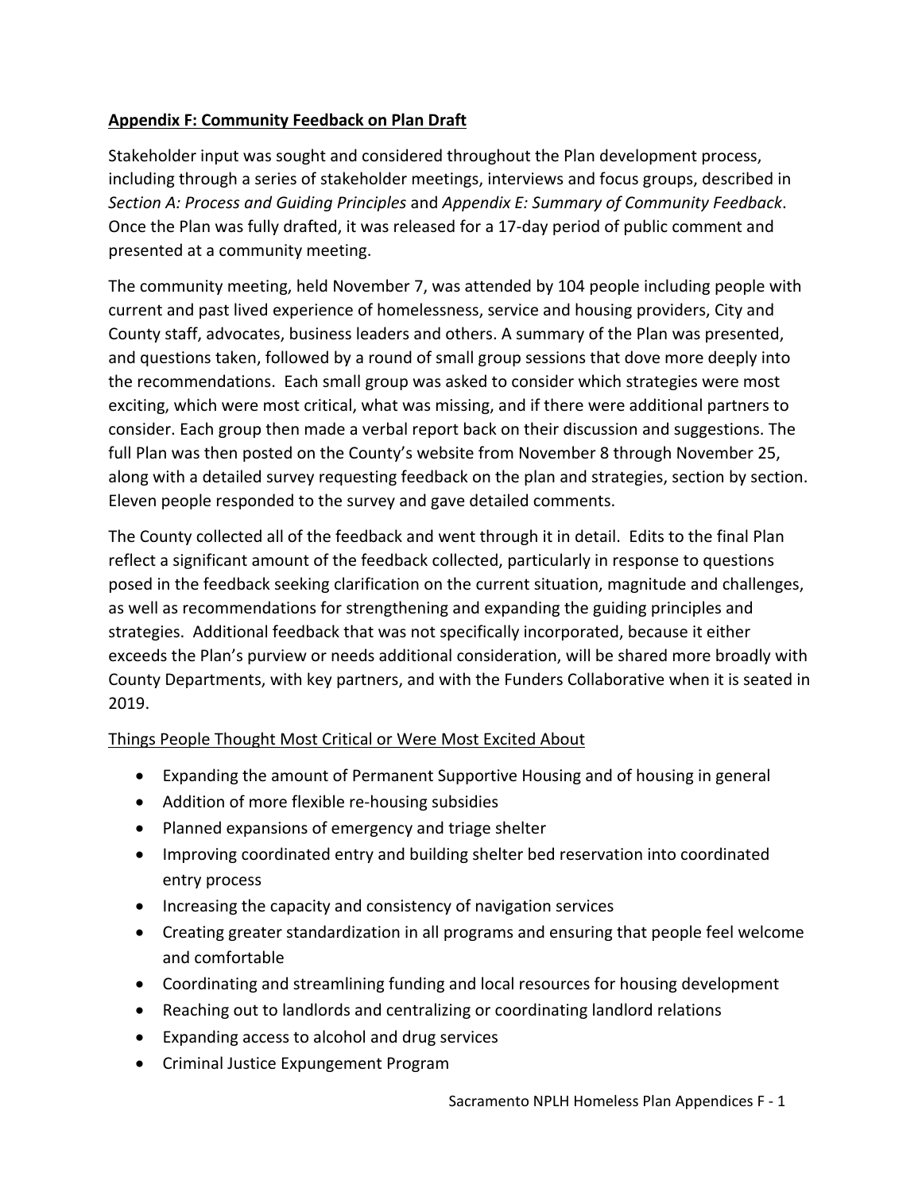## Appendix F: Community Feedback on Plan Draft

Stakeholder input was sought and considered throughout the Plan development process, including through a series of stakeholder meetings, interviews and focus groups, described in *Section A: Process and Guiding Principles* and *Appendix E: Summary of Community Feedback*. Once the Plan was fully drafted, it was released for a 17-day period of public comment and presented at a community meeting.

The community meeting, held November 7, was attended by 104 people including people with current and past lived experience of homelessness, service and housing providers, City and County staff, advocates, business leaders and others. A summary of the Plan was presented, and questions taken, followed by a round of small group sessions that dove more deeply into the recommendations. Each small group was asked to consider which strategies were most exciting, which were most critical, what was missing, and if there were additional partners to consider. Each group then made a verbal report back on their discussion and suggestions. The full Plan was then posted on the County's website from November 8 through November 25, along with a detailed survey requesting feedback on the plan and strategies, section by section. Eleven people responded to the survey and gave detailed comments.

The County collected all of the feedback and went through it in detail. Edits to the final Plan reflect a significant amount of the feedback collected, particularly in response to questions posed in the feedback seeking clarification on the current situation, magnitude and challenges, as well as recommendations for strengthening and expanding the guiding principles and strategies. Additional feedback that was not specifically incorporated, because it either exceeds the Plan's purview or needs additional consideration, will be shared more broadly with County Departments, with key partners, and with the Funders Collaborative when it is seated in 2019.

### Things People Thought Most Critical or Were Most Excited About

- Expanding the amount of Permanent Supportive Housing and of housing in general
- Addition of more flexible re-housing subsidies
- Planned expansions of emergency and triage shelter
- Improving coordinated entry and building shelter bed reservation into coordinated entry process
- Increasing the capacity and consistency of navigation services
- Creating greater standardization in all programs and ensuring that people feel welcome and comfortable
- Coordinating and streamlining funding and local resources for housing development
- Reaching out to landlords and centralizing or coordinating landlord relations
- Expanding access to alcohol and drug services
- Criminal Justice Expungement Program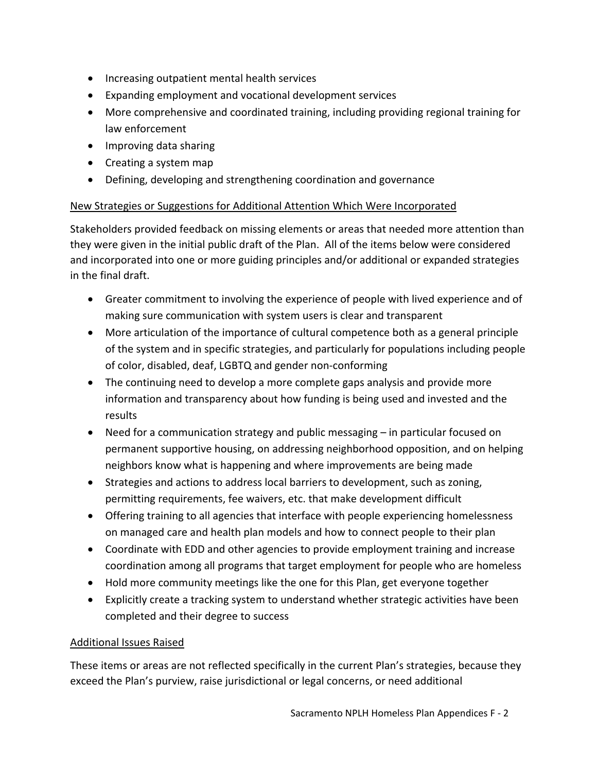- Increasing outpatient mental health services
- Expanding employment and vocational development services
- More comprehensive and coordinated training, including providing regional training for law enforcement
- Improving data sharing
- Creating a system map
- Defining, developing and strengthening coordination and governance

<u>New Strategies or Suggestions for Additional Attention Which Were Incorporated</u>

Stakeholders provided feedback on missing elements or areas that needed more attention than they were given in the initial public draft of the Plan. All of the items below were considered and incorporated into one or more guiding principles and/or additional or expanded strategies in the final draft.

- Greater commitment to involving the experience of people with lived experience and of making sure communication with system users is clear and transparent
- More articulation of the importance of cultural competence both as a general principle of the system and in specific strategies, and particularly for populations including people of color, disabled, deaf, LGBTQ and gender non-conforming
- The continuing need to develop a more complete gaps analysis and provide more information and transparency about how funding is being used and invested and the results
- Need for a communication strategy and public messaging – in particular focused on permanent supportive housing, on addressing neighborhood opposition, and on helping neighbors know what is happening and where improvements are being made
- Strategies and actions to address local barriers to development, such as zoning, permitting requirements, fee waivers, etc. that make development difficult
- Offering training to all agencies that interface with people experiencing homelessness on managed care and health plan models and how to connect people to their plan
- Coordinate with EDD and other agencies to provide employment training and increase coordination among all programs that target employment for people who are homeless
- Hold more community meetings like the one for this Plan, get everyone together
- Explicitly create a tracking system to understand whether strategic activities have been completed and their degree to success

<u>Additional Issues Raised</u>

These items or areas are not reflected specifically in the current Plan's strategies, because they exceed the Plan's purview, raise jurisdictional or legal concerns, or need additional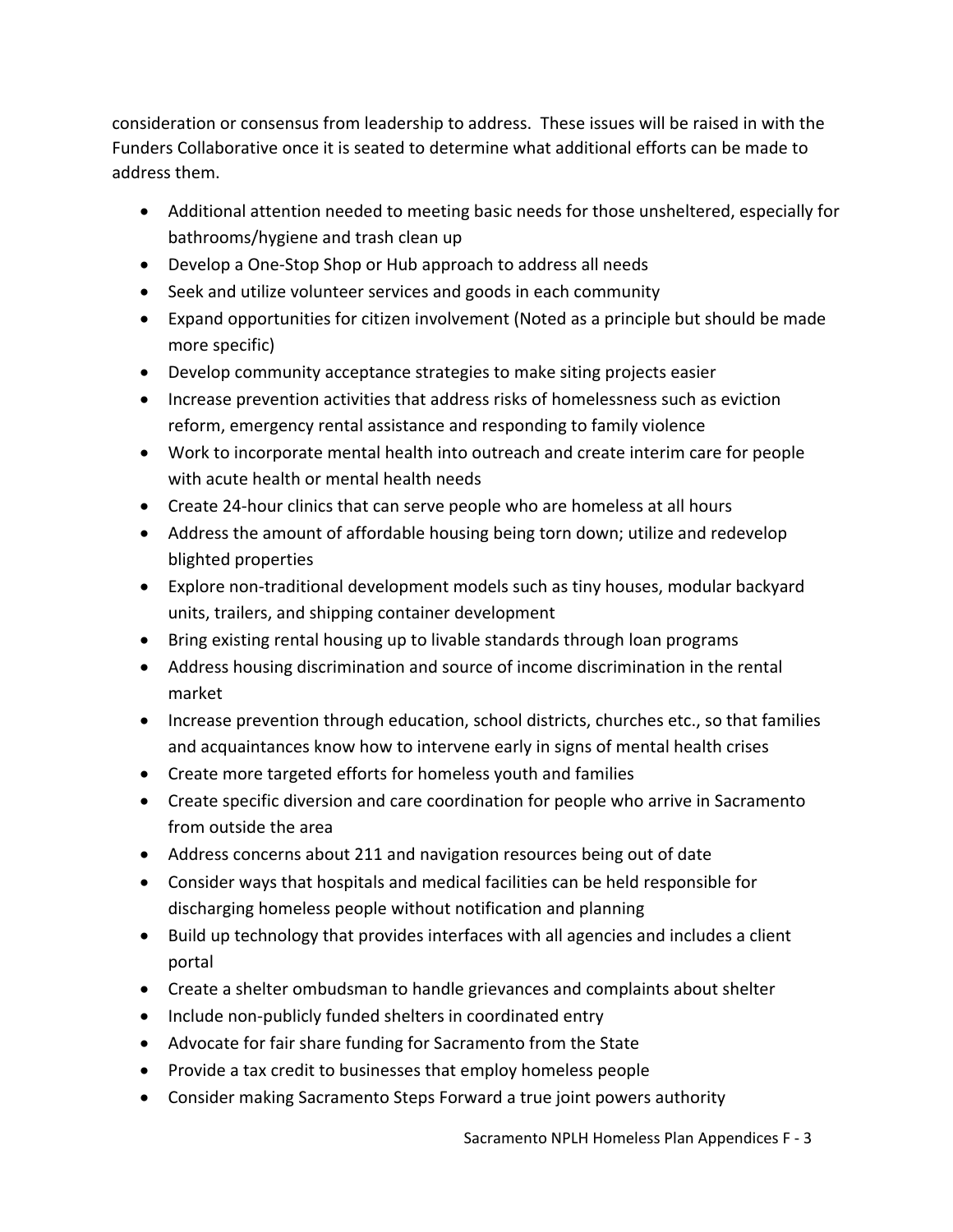consideration or consensus from leadership to address. These issues will be raised in with the Funders Collaborative once it is seated to determine what additional efforts can be made to address them.

- Additional attention needed to meeting basic needs for those unsheltered, especially for bathrooms/hygiene and trash clean up
- Develop a One-Stop Shop or Hub approach to address all needs
- Seek and utilize volunteer services and goods in each community
- Expand opportunities for citizen involvement (Noted as a principle but should be made more specific)
- Develop community acceptance strategies to make siting projects easier
- Increase prevention activities that address risks of homelessness such as eviction reform, emergency rental assistance and responding to family violence
- Work to incorporate mental health into outreach and create interim care for people with acute health or mental health needs
- Create 24-hour clinics that can serve people who are homeless at all hours
- Address the amount of affordable housing being torn down; utilize and redevelop blighted properties
- Explore non-traditional development models such as tiny houses, modular backyard units, trailers, and shipping container development
- Bring existing rental housing up to livable standards through loan programs
- Address housing discrimination and source of income discrimination in the rental market
- Increase prevention through education, school districts, churches etc., so that families and acquaintances know how to intervene early in signs of mental health crises
- Create more targeted efforts for homeless youth and families
- Create specific diversion and care coordination for people who arrive in Sacramento from outside the area
- Address concerns about 211 and navigation resources being out of date
- Consider ways that hospitals and medical facilities can be held responsible for discharging homeless people without notification and planning
- Build up technology that provides interfaces with all agencies and includes a client portal
- Create a shelter ombudsman to handle grievances and complaints about shelter
- Include non-publicly funded shelters in coordinated entry
- Advocate for fair share funding for Sacramento from the State
- Provide a tax credit to businesses that employ homeless people
- Consider making Sacramento Steps Forward a true joint powers authority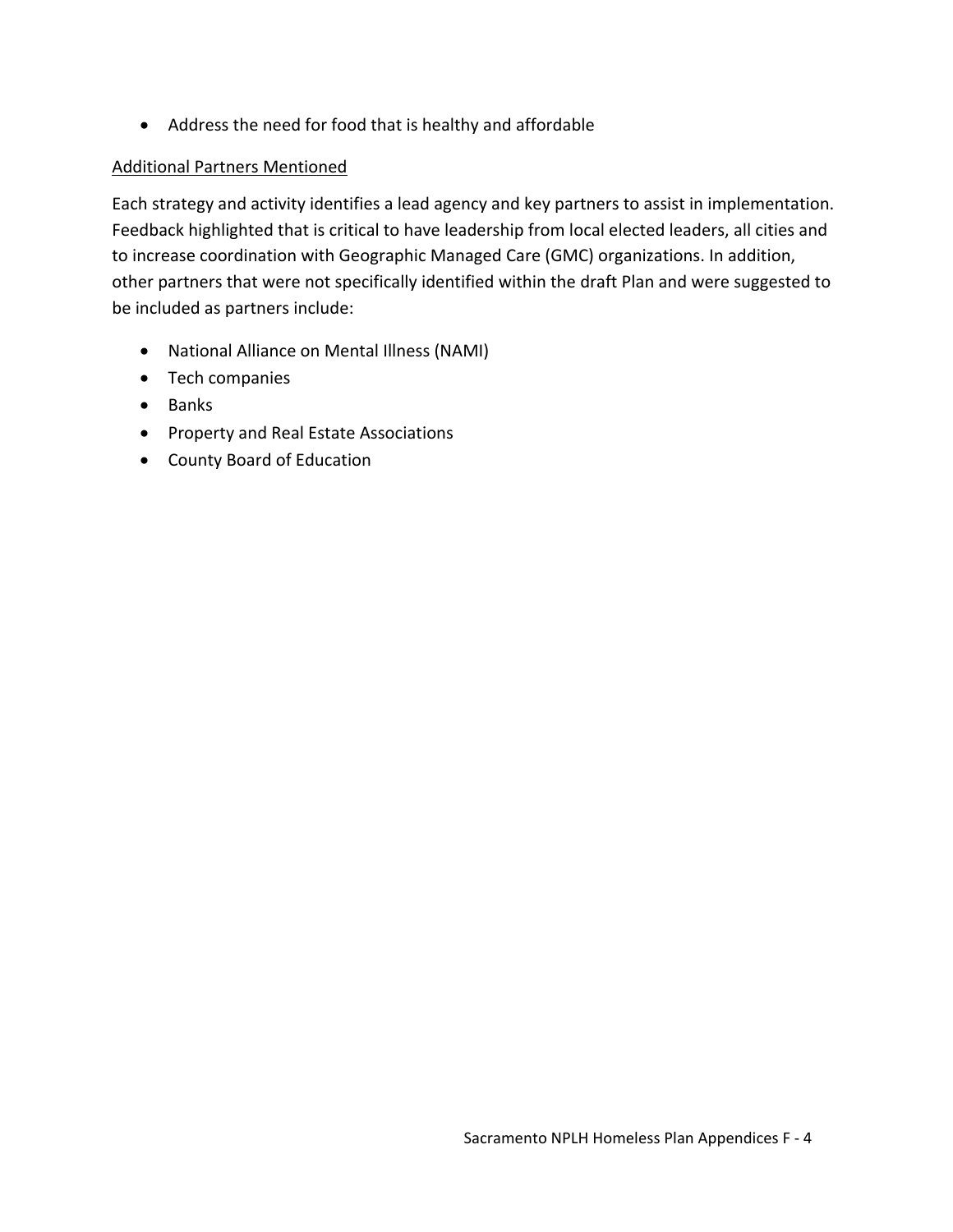- Address the need for food that is healthy and affordable

<u>Additional Partners Mentioned</u>

Each strategy and activity identifies a lead agency and key partners to assist in implementation. Feedback highlighted that is critical to have leadership from local elected leaders, all cities and to increase coordination with Geographic Managed Care (GMC) organizations. In addition, other partners that were not specifically identified within the draft Plan and were suggested to be included as partners include:

- National Alliance on Mental Illness (NAMI)
- Tech companies
- Banks
- Property and Real Estate Associations
- County Board of Education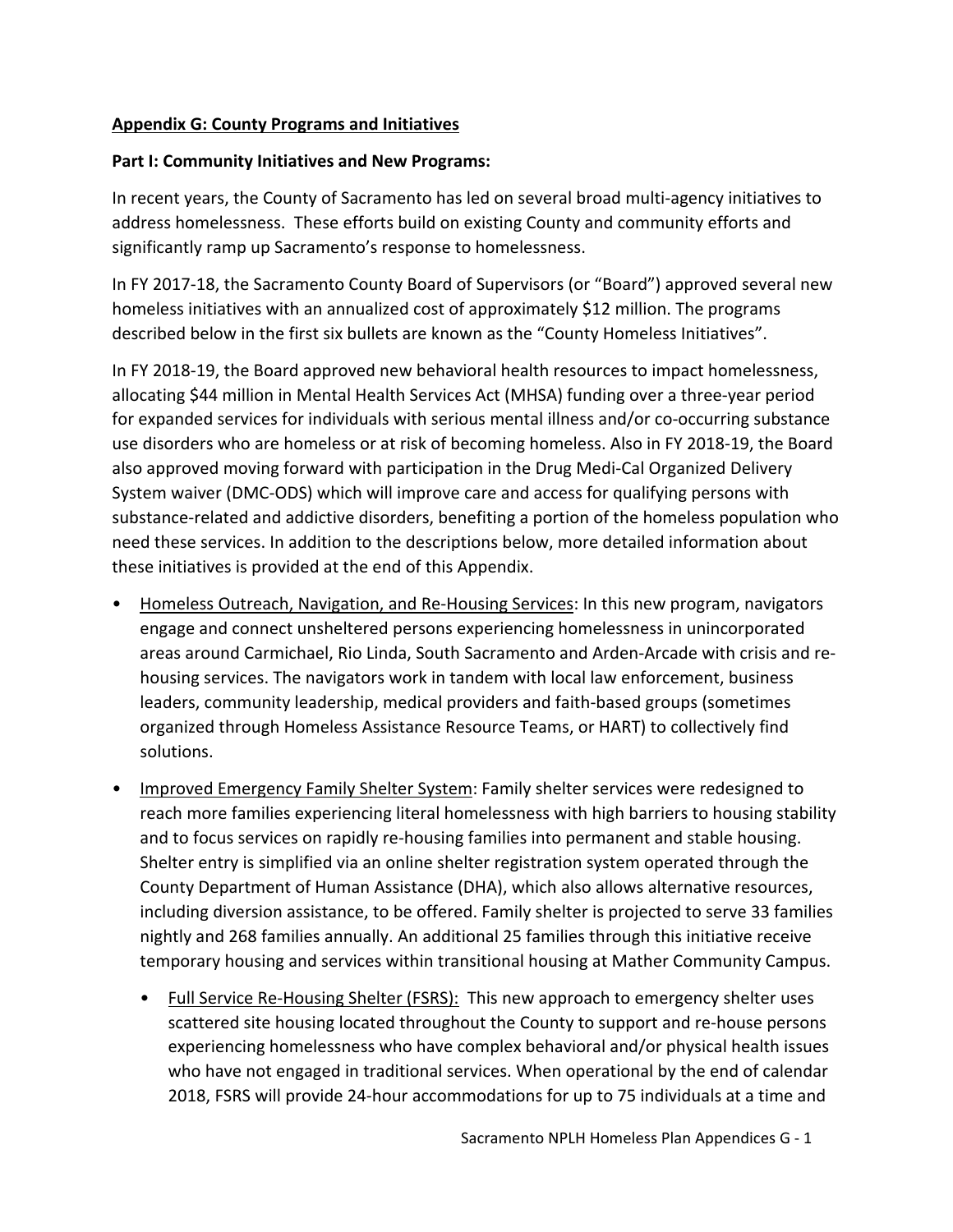**<u>Appendix G: County Programs and Initiatives</u>**

**Part I: Community Initiatives and New Programs:**

In recent years, the County of Sacramento has led on several broad multi-agency initiatives to address homelessness. These efforts build on existing County and community efforts and significantly ramp up Sacramento's response to homelessness.

In FY 2017-18, the Sacramento County Board of Supervisors (or "Board") approved several new homeless initiatives with an annualized cost of approximately $12 million. The programs described below in the first six bullets are known as the "County Homeless Initiatives".

In FY 2018-19, the Board approved new behavioral health resources to impact homelessness, allocating $44 million in Mental Health Services Act (MHSA) funding over a three-year period for expanded services for individuals with serious mental illness and/or co-occurring substance use disorders who are homeless or at risk of becoming homeless. Also in FY 2018-19, the Board also approved moving forward with participation in the Drug Medi-Cal Organized Delivery System waiver (DMC-ODS) which will improve care and access for qualifying persons with substance-related and addictive disorders, benefiting a portion of the homeless population who need these services. In addition to the descriptions below, more detailed information about these initiatives is provided at the end of this Appendix.

- <u>Homeless Outreach, Navigation, and Re-Housing Services</u>: In this new program, navigators engage and connect unsheltered persons experiencing homelessness in unincorporated areas around Carmichael, Rio Linda, South Sacramento and Arden-Arcade with crisis and re-housing services. The navigators work in tandem with local law enforcement, business leaders, community leadership, medical providers and faith-based groups (sometimes organized through Homeless Assistance Resource Teams, or HART) to collectively find solutions.
- <u>Improved Emergency Family Shelter System</u>: Family shelter services were redesigned to reach more families experiencing literal homelessness with high barriers to housing stability and to focus services on rapidly re-housing families into permanent and stable housing. Shelter entry is simplified via an online shelter registration system operated through the County Department of Human Assistance (DHA), which also allows alternative resources, including diversion assistance, to be offered. Family shelter is projected to serve 33 families nightly and 268 families annually. An additional 25 families through this initiative receive temporary housing and services within transitional housing at Mather Community Campus.
    - <u>Full Service Re-Housing Shelter (FSRS):</u> This new approach to emergency shelter uses scattered site housing located throughout the County to support and re-house persons experiencing homelessness who have complex behavioral and/or physical health issues who have not engaged in traditional services. When operational by the end of calendar 2018, FSRS will provide 24-hour accommodations for up to 75 individuals at a time and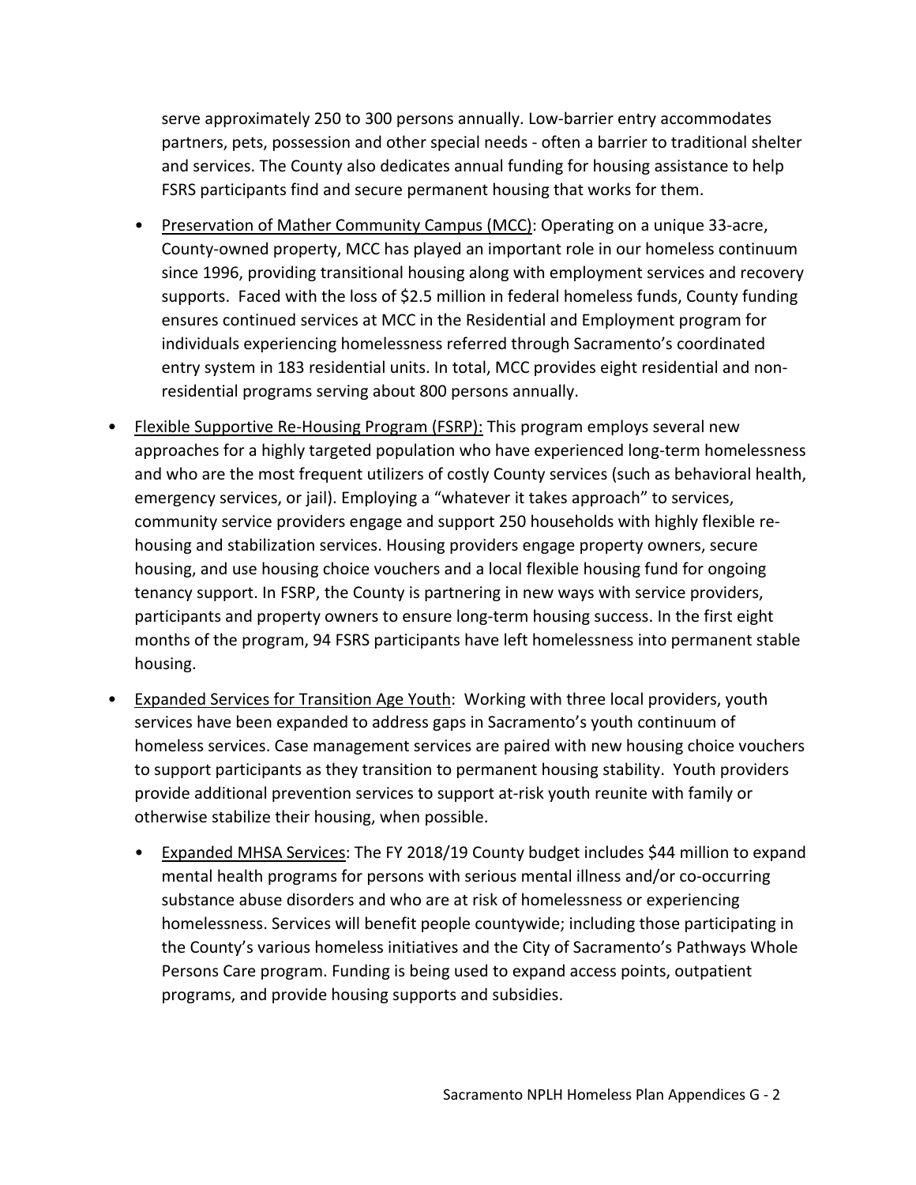serve approximately 250 to 300 persons annually. Low-barrier entry accommodates partners, pets, possession and other special needs - often a barrier to traditional shelter and services. The County also dedicates annual funding for housing assistance to help FSRS participants find and secure permanent housing that works for them.

- Preservation of Mather Community Campus (MCC): Operating on a unique 33-acre, County-owned property, MCC has played an important role in our homeless continuum since 1996, providing transitional housing along with employment services and recovery supports. Faced with the loss of $2.5 million in federal homeless funds, County funding ensures continued services at MCC in the Residential and Employment program for individuals experiencing homelessness referred through Sacramento's coordinated entry system in 183 residential units. In total, MCC provides eight residential and non-residential programs serving about 800 persons annually.

- Flexible Supportive Re-Housing Program (FSRP): This program employs several new approaches for a highly targeted population who have experienced long-term homelessness and who are the most frequent utilizers of costly County services (such as behavioral health, emergency services, or jail). Employing a "whatever it takes approach" to services, community service providers engage and support 250 households with highly flexible re-housing and stabilization services. Housing providers engage property owners, secure housing, and use housing choice vouchers and a local flexible housing fund for ongoing tenancy support. In FSRP, the County is partnering in new ways with service providers, participants and property owners to ensure long-term housing success. In the first eight months of the program, 94 FSRS participants have left homelessness into permanent stable housing.

- Expanded Services for Transition Age Youth: Working with three local providers, youth services have been expanded to address gaps in Sacramento's youth continuum of homeless services. Case management services are paired with new housing choice vouchers to support participants as they transition to permanent housing stability. Youth providers provide additional prevention services to support at-risk youth reunite with family or otherwise stabilize their housing, when possible.

- Expanded MHSA Services: The FY 2018/19 County budget includes $44 million to expand mental health programs for persons with serious mental illness and/or co-occurring substance abuse disorders and who are at risk of homelessness or experiencing homelessness. Services will benefit people countywide; including those participating in the County's various homeless initiatives and the City of Sacramento's Pathways Whole Persons Care program. Funding is being used to expand access points, outpatient programs, and provide housing supports and subsidies.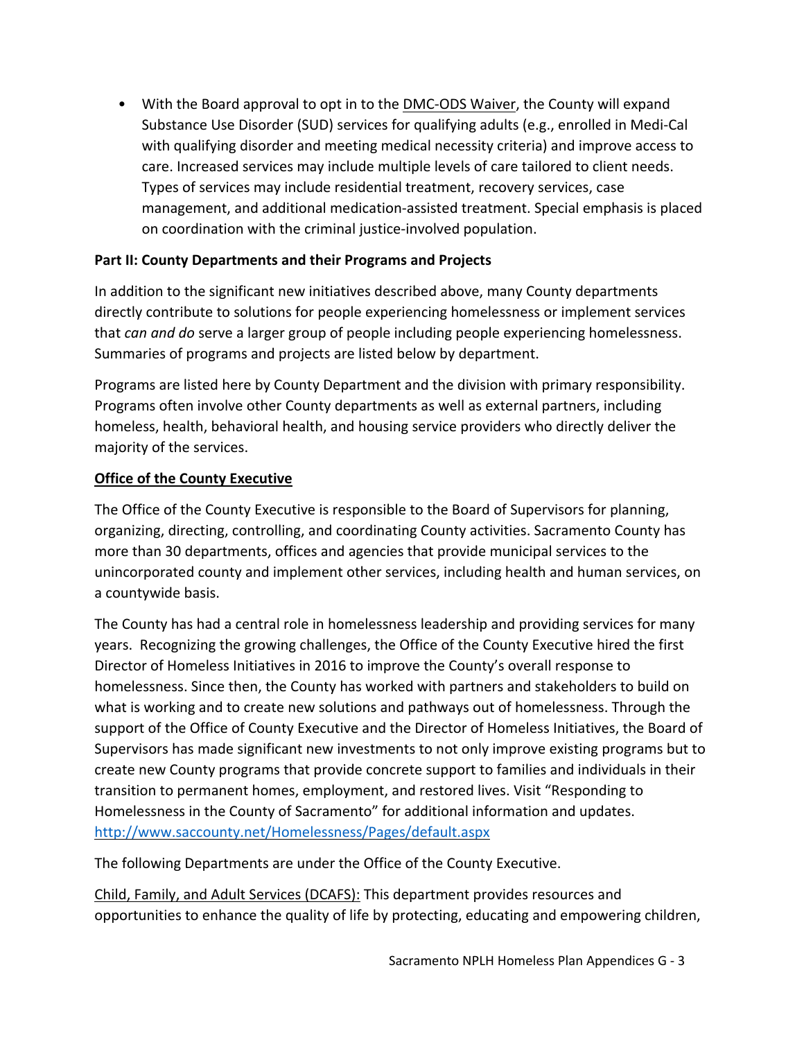- With the Board approval to opt in to the DMC-ODS Waiver, the County will expand Substance Use Disorder (SUD) services for qualifying adults (e.g., enrolled in Medi-Cal with qualifying disorder and meeting medical necessity criteria) and improve access to care. Increased services may include multiple levels of care tailored to client needs. Types of services may include residential treatment, recovery services, case management, and additional medication-assisted treatment. Special emphasis is placed on coordination with the criminal justice-involved population.

**Part II: County Departments and their Programs and Projects**

In addition to the significant new initiatives described above, many County departments directly contribute to solutions for people experiencing homelessness or implement services that *can and do* serve a larger group of people including people experiencing homelessness. Summaries of programs and projects are listed below by department.

Programs are listed here by County Department and the division with primary responsibility. Programs often involve other County departments as well as external partners, including homeless, health, behavioral health, and housing service providers who directly deliver the majority of the services.

**Office of the County Executive**

The Office of the County Executive is responsible to the Board of Supervisors for planning, organizing, directing, controlling, and coordinating County activities. Sacramento County has more than 30 departments, offices and agencies that provide municipal services to the unincorporated county and implement other services, including health and human services, on a countywide basis.

The County has had a central role in homelessness leadership and providing services for many years. Recognizing the growing challenges, the Office of the County Executive hired the first Director of Homeless Initiatives in 2016 to improve the County's overall response to homelessness. Since then, the County has worked with partners and stakeholders to build on what is working and to create new solutions and pathways out of homelessness. Through the support of the Office of County Executive and the Director of Homeless Initiatives, the Board of Supervisors has made significant new investments to not only improve existing programs but to create new County programs that provide concrete support to families and individuals in their transition to permanent homes, employment, and restored lives. Visit "Responding to Homelessness in the County of Sacramento" for additional information and updates. http://www.saccounty.net/Homelessness/Pages/default.aspx

The following Departments are under the Office of the County Executive.

Child, Family, and Adult Services (DCAFS): This department provides resources and opportunities to enhance the quality of life by protecting, educating and empowering children,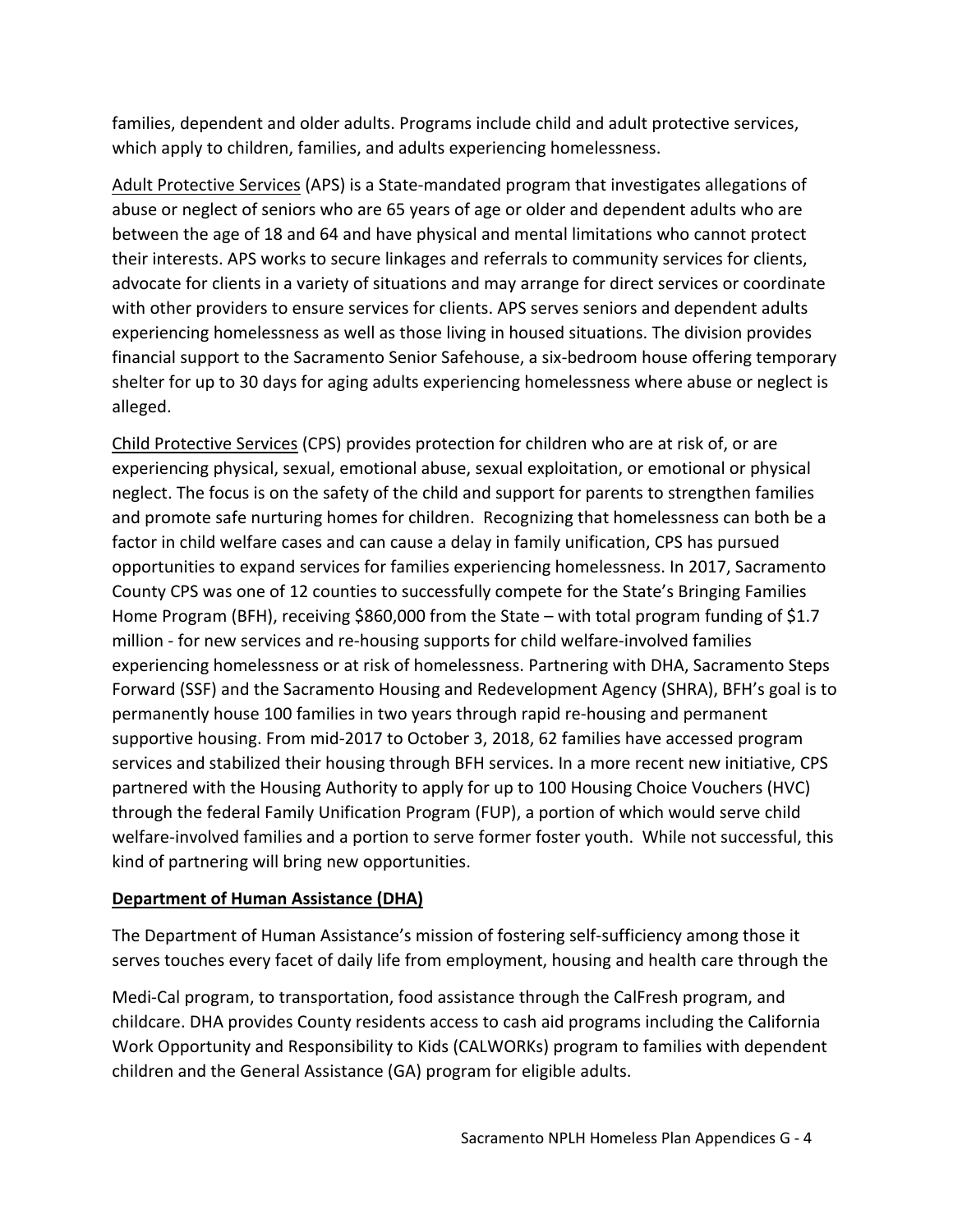families, dependent and older adults. Programs include child and adult protective services, which apply to children, families, and adults experiencing homelessness.

Adult Protective Services (APS) is a State-mandated program that investigates allegations of abuse or neglect of seniors who are 65 years of age or older and dependent adults who are between the age of 18 and 64 and have physical and mental limitations who cannot protect their interests. APS works to secure linkages and referrals to community services for clients, advocate for clients in a variety of situations and may arrange for direct services or coordinate with other providers to ensure services for clients. APS serves seniors and dependent adults experiencing homelessness as well as those living in housed situations. The division provides financial support to the Sacramento Senior Safehouse, a six-bedroom house offering temporary shelter for up to 30 days for aging adults experiencing homelessness where abuse or neglect is alleged.

Child Protective Services (CPS) provides protection for children who are at risk of, or are experiencing physical, sexual, emotional abuse, sexual exploitation, or emotional or physical neglect. The focus is on the safety of the child and support for parents to strengthen families and promote safe nurturing homes for children. Recognizing that homelessness can both be a factor in child welfare cases and can cause a delay in family unification, CPS has pursued opportunities to expand services for families experiencing homelessness. In 2017, Sacramento County CPS was one of 12 counties to successfully compete for the State's Bringing Families Home Program (BFH), receiving $860,000 from the State – with total program funding of $1.7 million - for new services and re-housing supports for child welfare-involved families experiencing homelessness or at risk of homelessness. Partnering with DHA, Sacramento Steps Forward (SSF) and the Sacramento Housing and Redevelopment Agency (SHRA), BFH's goal is to permanently house 100 families in two years through rapid re-housing and permanent supportive housing. From mid-2017 to October 3, 2018, 62 families have accessed program services and stabilized their housing through BFH services. In a more recent new initiative, CPS partnered with the Housing Authority to apply for up to 100 Housing Choice Vouchers (HVC) through the federal Family Unification Program (FUP), a portion of which would serve child welfare-involved families and a portion to serve former foster youth. While not successful, this kind of partnering will bring new opportunities.

**Department of Human Assistance (DHA)**

The Department of Human Assistance's mission of fostering self-sufficiency among those it serves touches every facet of daily life from employment, housing and health care through the Medi-Cal program, to transportation, food assistance through the CalFresh program, and childcare. DHA provides County residents access to cash aid programs including the California Work Opportunity and Responsibility to Kids (CALWORKs) program to families with dependent children and the General Assistance (GA) program for eligible adults.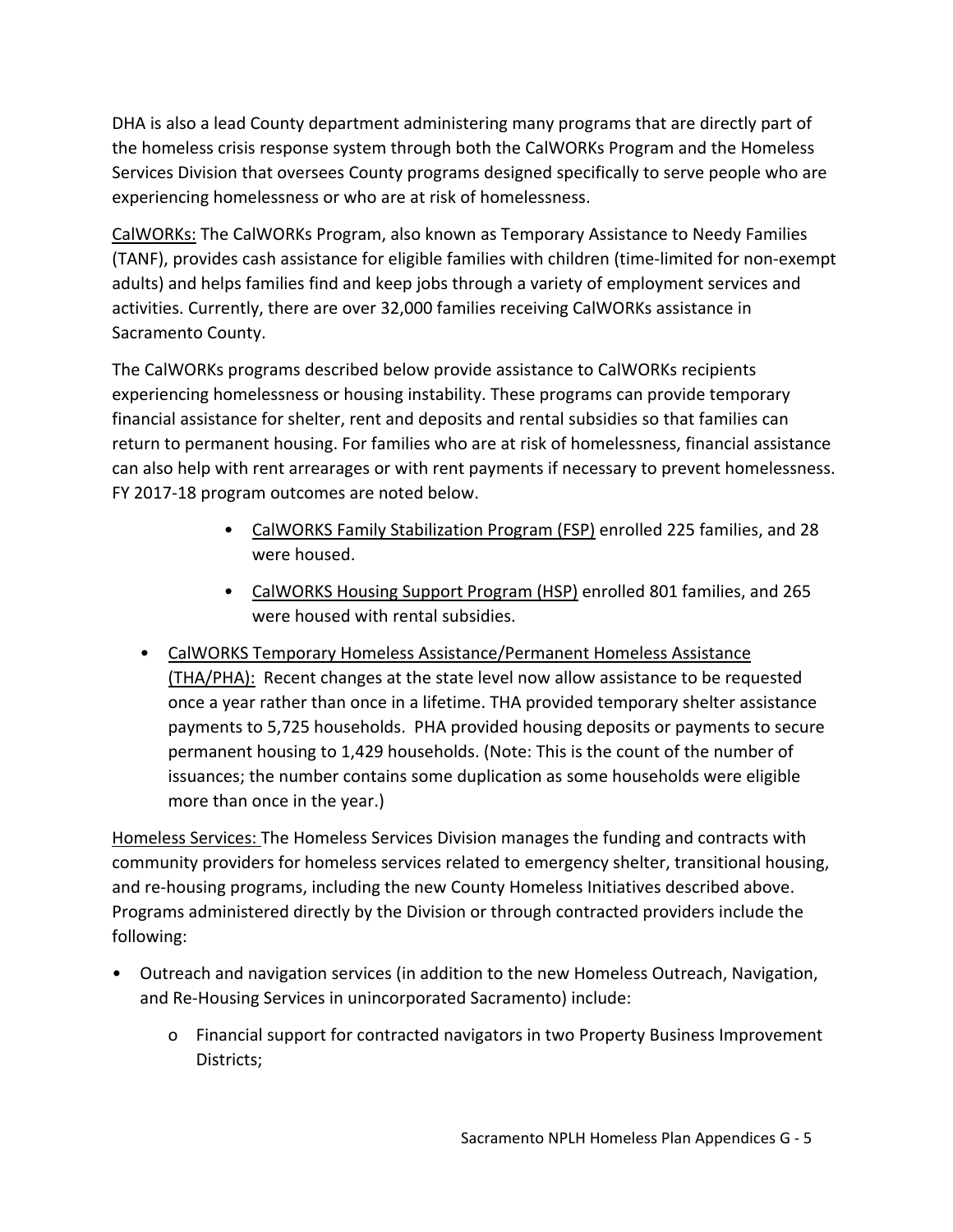DHA is also a lead County department administering many programs that are directly part of the homeless crisis response system through both the CalWORKs Program and the Homeless Services Division that oversees County programs designed specifically to serve people who are experiencing homelessness or who are at risk of homelessness.

<u>CalWORKs:</u> The CalWORKs Program, also known as Temporary Assistance to Needy Families (TANF), provides cash assistance for eligible families with children (time-limited for non-exempt adults) and helps families find and keep jobs through a variety of employment services and activities. Currently, there are over 32,000 families receiving CalWORKs assistance in Sacramento County.

The CalWORKs programs described below provide assistance to CalWORKs recipients experiencing homelessness or housing instability. These programs can provide temporary financial assistance for shelter, rent and deposits and rental subsidies so that families can return to permanent housing. For families who are at risk of homelessness, financial assistance can also help with rent arrearages or with rent payments if necessary to prevent homelessness. FY 2017-18 program outcomes are noted below.

- <u>CalWORKS Family Stabilization Program (FSP)</u> enrolled 225 families, and 28 were housed.
- <u>CalWORKS Housing Support Program (HSP)</u> enrolled 801 families, and 265 were housed with rental subsidies.
- <u>CalWORKS Temporary Homeless Assistance/Permanent Homeless Assistance (THA/PHA):</u> Recent changes at the state level now allow assistance to be requested once a year rather than once in a lifetime. THA provided temporary shelter assistance payments to 5,725 households. PHA provided housing deposits or payments to secure permanent housing to 1,429 households. (Note: This is the count of the number of issuances; the number contains some duplication as some households were eligible more than once in the year.)

<u>Homeless Services:</u> The Homeless Services Division manages the funding and contracts with community providers for homeless services related to emergency shelter, transitional housing, and re-housing programs, including the new County Homeless Initiatives described above. Programs administered directly by the Division or through contracted providers include the following:

- Outreach and navigation services (in addition to the new Homeless Outreach, Navigation, and Re-Housing Services in unincorporated Sacramento) include:
  - Financial support for contracted navigators in two Property Business Improvement Districts;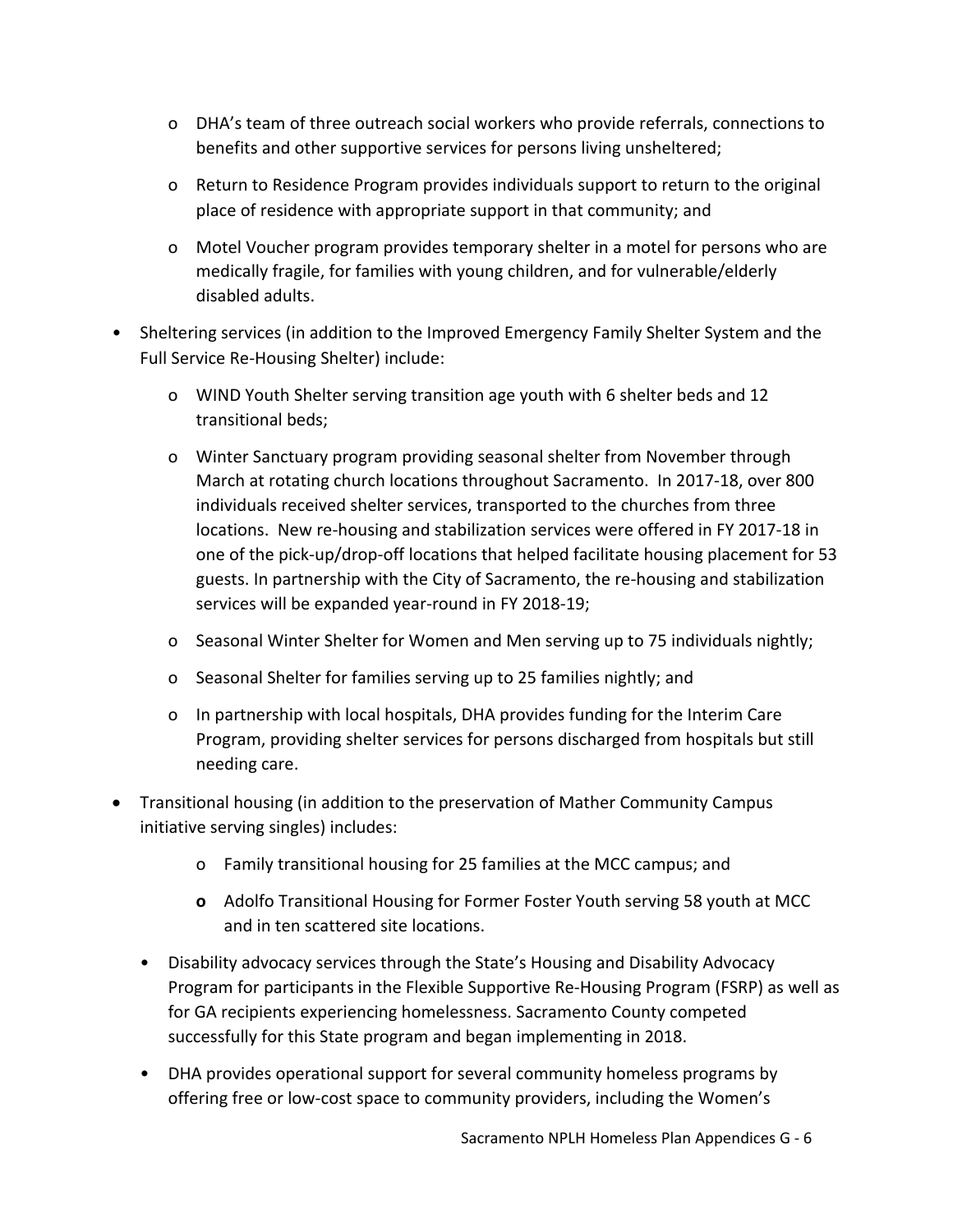- DHA's team of three outreach social workers who provide referrals, connections to benefits and other supportive services for persons living unsheltered;
  - Return to Residence Program provides individuals support to return to the original place of residence with appropriate support in that community; and
  - Motel Voucher program provides temporary shelter in a motel for persons who are medically fragile, for families with young children, and for vulnerable/elderly disabled adults.

- Sheltering services (in addition to the Improved Emergency Family Shelter System and the Full Service Re-Housing Shelter) include:
  - WIND Youth Shelter serving transition age youth with 6 shelter beds and 12 transitional beds;
  - Winter Sanctuary program providing seasonal shelter from November through March at rotating church locations throughout Sacramento. In 2017-18, over 800 individuals received shelter services, transported to the churches from three locations. New re-housing and stabilization services were offered in FY 2017-18 in one of the pick-up/drop-off locations that helped facilitate housing placement for 53 guests. In partnership with the City of Sacramento, the re-housing and stabilization services will be expanded year-round in FY 2018-19;
  - Seasonal Winter Shelter for Women and Men serving up to 75 individuals nightly;
  - Seasonal Shelter for families serving up to 25 families nightly; and
  - In partnership with local hospitals, DHA provides funding for the Interim Care Program, providing shelter services for persons discharged from hospitals but still needing care.

- Transitional housing (in addition to the preservation of Mather Community Campus initiative serving singles) includes:
  - Family transitional housing for 25 families at the MCC campus; and
  - Adolfo Transitional Housing for Former Foster Youth serving 58 youth at MCC and in ten scattered site locations.

- Disability advocacy services through the State's Housing and Disability Advocacy Program for participants in the Flexible Supportive Re-Housing Program (FSRP) as well as for GA recipients experiencing homelessness. Sacramento County competed successfully for this State program and began implementing in 2018.

- DHA provides operational support for several community homeless programs by offering free or low-cost space to community providers, including the Women's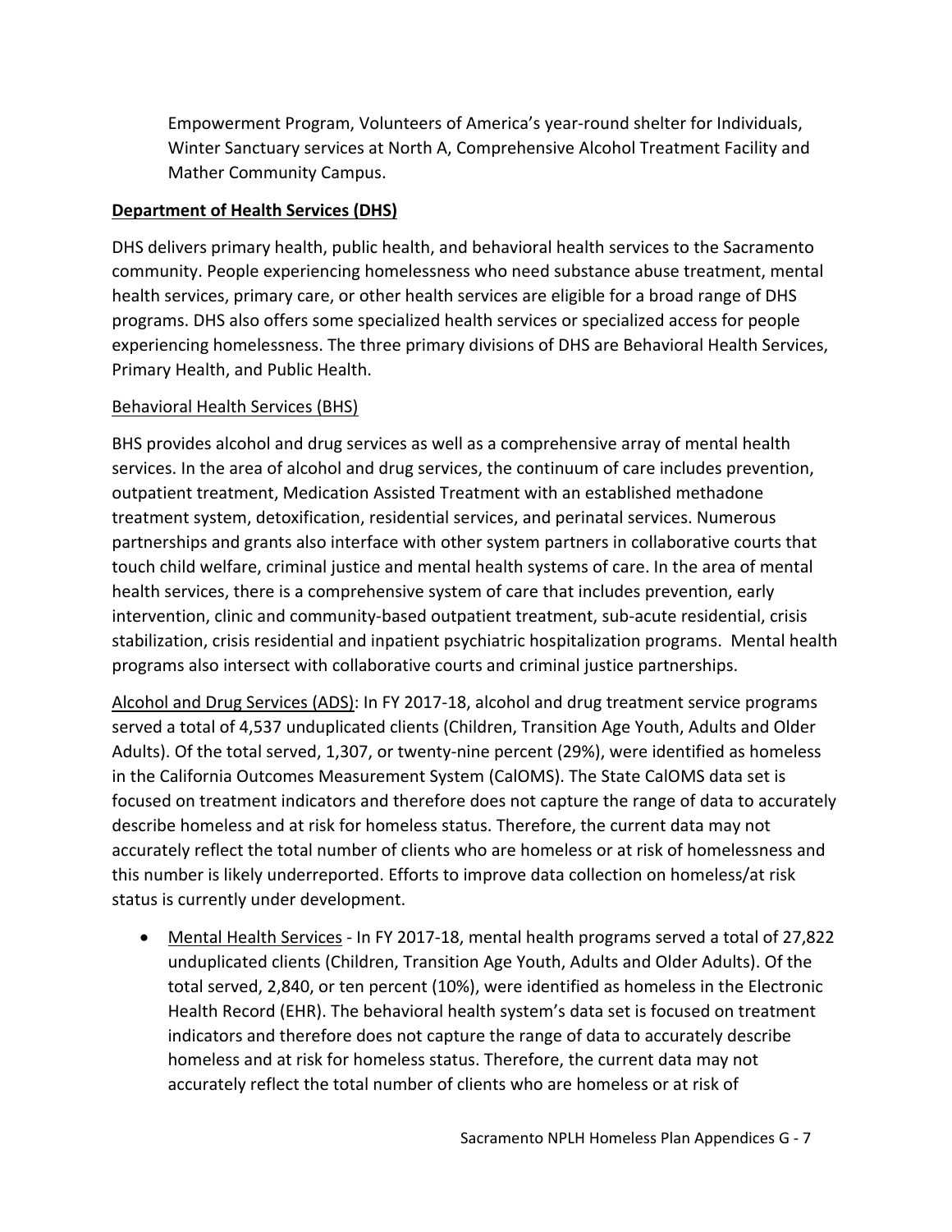Empowerment Program, Volunteers of America's year-round shelter for Individuals, Winter Sanctuary services at North A, Comprehensive Alcohol Treatment Facility and Mather Community Campus.

**Department of Health Services (DHS)**

DHS delivers primary health, public health, and behavioral health services to the Sacramento community. People experiencing homelessness who need substance abuse treatment, mental health services, primary care, or other health services are eligible for a broad range of DHS programs. DHS also offers some specialized health services or specialized access for people experiencing homelessness. The three primary divisions of DHS are Behavioral Health Services, Primary Health, and Public Health.

Behavioral Health Services (BHS)

BHS provides alcohol and drug services as well as a comprehensive array of mental health services. In the area of alcohol and drug services, the continuum of care includes prevention, outpatient treatment, Medication Assisted Treatment with an established methadone treatment system, detoxification, residential services, and perinatal services. Numerous partnerships and grants also interface with other system partners in collaborative courts that touch child welfare, criminal justice and mental health systems of care. In the area of mental health services, there is a comprehensive system of care that includes prevention, early intervention, clinic and community-based outpatient treatment, sub-acute residential, crisis stabilization, crisis residential and inpatient psychiatric hospitalization programs. Mental health programs also intersect with collaborative courts and criminal justice partnerships.

Alcohol and Drug Services (ADS): In FY 2017-18, alcohol and drug treatment service programs served a total of 4,537 unduplicated clients (Children, Transition Age Youth, Adults and Older Adults). Of the total served, 1,307, or twenty-nine percent (29%), were identified as homeless in the California Outcomes Measurement System (CalOMS). The State CalOMS data set is focused on treatment indicators and therefore does not capture the range of data to accurately describe homeless and at risk for homeless status. Therefore, the current data may not accurately reflect the total number of clients who are homeless or at risk of homelessness and this number is likely underreported. Efforts to improve data collection on homeless/at risk status is currently under development.

- Mental Health Services - In FY 2017-18, mental health programs served a total of 27,822 unduplicated clients (Children, Transition Age Youth, Adults and Older Adults). Of the total served, 2,840, or ten percent (10%), were identified as homeless in the Electronic Health Record (EHR). The behavioral health system's data set is focused on treatment indicators and therefore does not capture the range of data to accurately describe homeless and at risk for homeless status. Therefore, the current data may not accurately reflect the total number of clients who are homeless or at risk of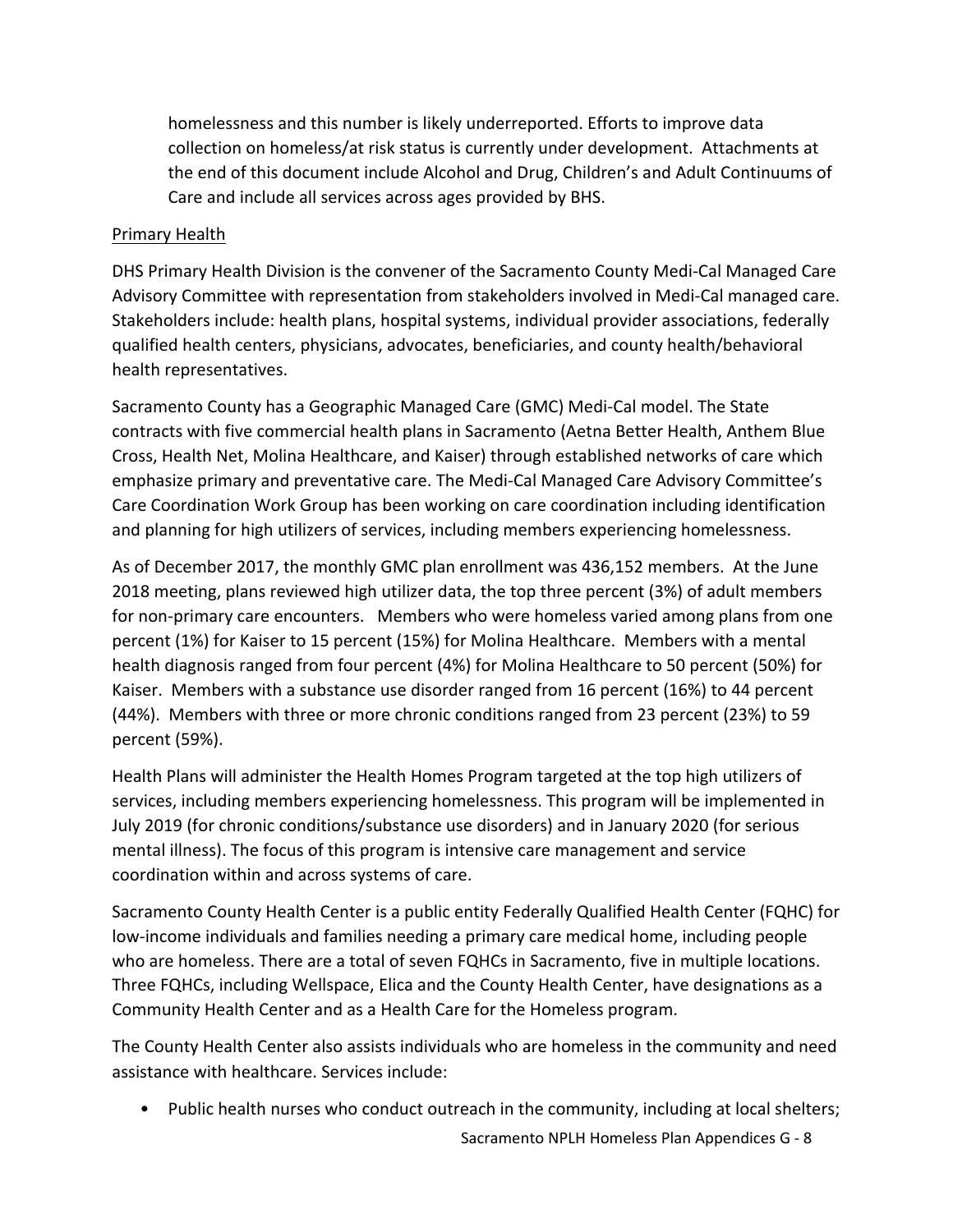homelessness and this number is likely underreported. Efforts to improve data collection on homeless/at risk status is currently under development. Attachments at the end of this document include Alcohol and Drug, Children's and Adult Continuums of Care and include all services across ages provided by BHS.

Primary Health

DHS Primary Health Division is the convener of the Sacramento County Medi-Cal Managed Care Advisory Committee with representation from stakeholders involved in Medi-Cal managed care. Stakeholders include: health plans, hospital systems, individual provider associations, federally qualified health centers, physicians, advocates, beneficiaries, and county health/behavioral health representatives.

Sacramento County has a Geographic Managed Care (GMC) Medi-Cal model. The State contracts with five commercial health plans in Sacramento (Aetna Better Health, Anthem Blue Cross, Health Net, Molina Healthcare, and Kaiser) through established networks of care which emphasize primary and preventative care. The Medi-Cal Managed Care Advisory Committee's Care Coordination Work Group has been working on care coordination including identification and planning for high utilizers of services, including members experiencing homelessness.

As of December 2017, the monthly GMC plan enrollment was 436,152 members. At the June 2018 meeting, plans reviewed high utilizer data, the top three percent (3%) of adult members for non-primary care encounters. Members who were homeless varied among plans from one percent (1%) for Kaiser to 15 percent (15%) for Molina Healthcare. Members with a mental health diagnosis ranged from four percent (4%) for Molina Healthcare to 50 percent (50%) for Kaiser. Members with a substance use disorder ranged from 16 percent (16%) to 44 percent (44%). Members with three or more chronic conditions ranged from 23 percent (23%) to 59 percent (59%).

Health Plans will administer the Health Homes Program targeted at the top high utilizers of services, including members experiencing homelessness. This program will be implemented in July 2019 (for chronic conditions/substance use disorders) and in January 2020 (for serious mental illness). The focus of this program is intensive care management and service coordination within and across systems of care.

Sacramento County Health Center is a public entity Federally Qualified Health Center (FQHC) for low-income individuals and families needing a primary care medical home, including people who are homeless. There are a total of seven FQHCs in Sacramento, five in multiple locations. Three FQHCs, including Wellspace, Elica and the County Health Center, have designations as a Community Health Center and as a Health Care for the Homeless program.

The County Health Center also assists individuals who are homeless in the community and need assistance with healthcare. Services include:

- Public health nurses who conduct outreach in the community, including at local shelters;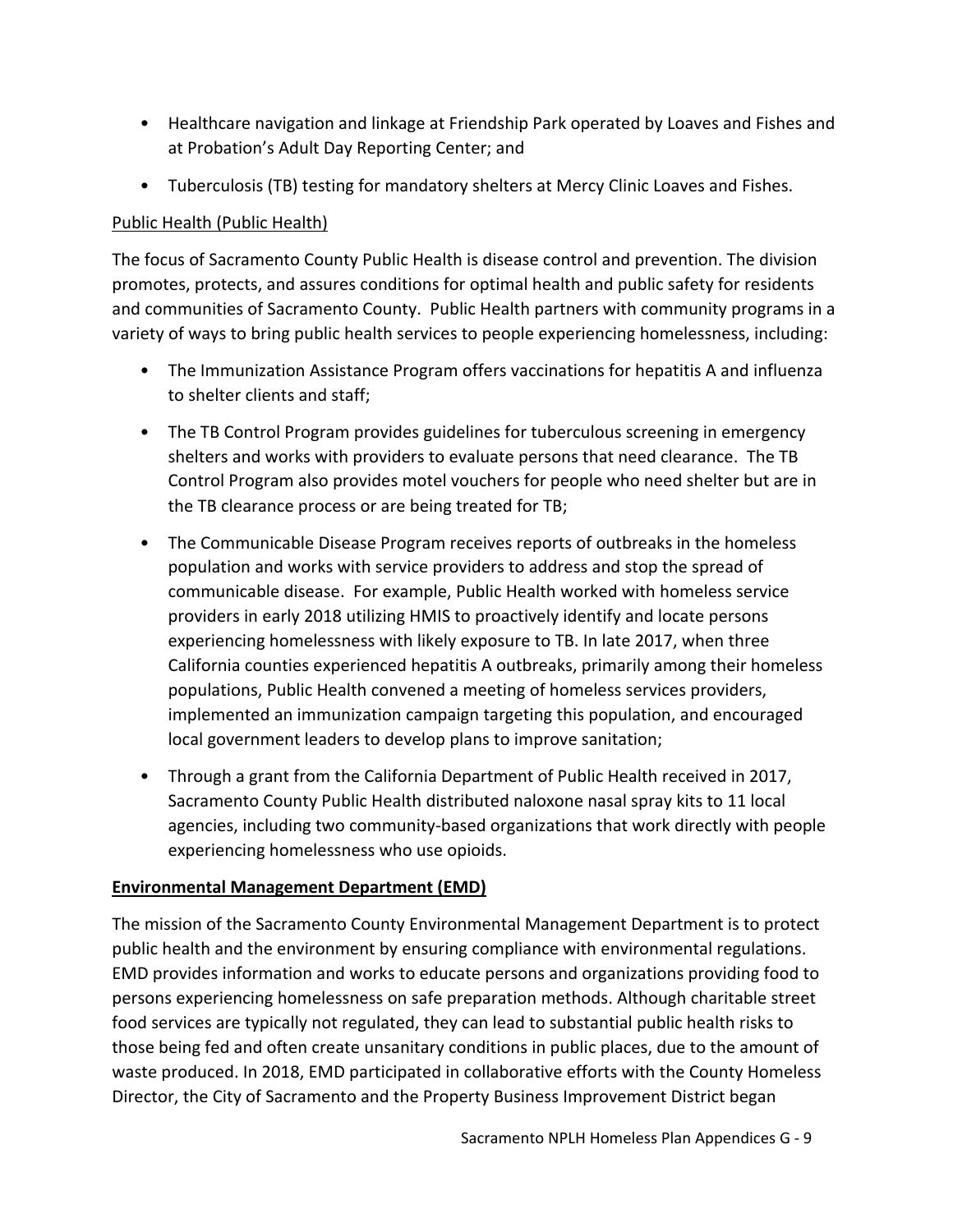- Healthcare navigation and linkage at Friendship Park operated by Loaves and Fishes and at Probation's Adult Day Reporting Center; and
- Tuberculosis (TB) testing for mandatory shelters at Mercy Clinic Loaves and Fishes.

Public Health (Public Health)

The focus of Sacramento County Public Health is disease control and prevention. The division promotes, protects, and assures conditions for optimal health and public safety for residents and communities of Sacramento County. Public Health partners with community programs in a variety of ways to bring public health services to people experiencing homelessness, including:

- The Immunization Assistance Program offers vaccinations for hepatitis A and influenza to shelter clients and staff;
- The TB Control Program provides guidelines for tuberculous screening in emergency shelters and works with providers to evaluate persons that need clearance. The TB Control Program also provides motel vouchers for people who need shelter but are in the TB clearance process or are being treated for TB;
- The Communicable Disease Program receives reports of outbreaks in the homeless population and works with service providers to address and stop the spread of communicable disease. For example, Public Health worked with homeless service providers in early 2018 utilizing HMIS to proactively identify and locate persons experiencing homelessness with likely exposure to TB. In late 2017, when three California counties experienced hepatitis A outbreaks, primarily among their homeless populations, Public Health convened a meeting of homeless services providers, implemented an immunization campaign targeting this population, and encouraged local government leaders to develop plans to improve sanitation;
- Through a grant from the California Department of Public Health received in 2017, Sacramento County Public Health distributed naloxone nasal spray kits to 11 local agencies, including two community-based organizations that work directly with people experiencing homelessness who use opioids.

**Environmental Management Department (EMD)**

The mission of the Sacramento County Environmental Management Department is to protect public health and the environment by ensuring compliance with environmental regulations. EMD provides information and works to educate persons and organizations providing food to persons experiencing homelessness on safe preparation methods. Although charitable street food services are typically not regulated, they can lead to substantial public health risks to those being fed and often create unsanitary conditions in public places, due to the amount of waste produced. In 2018, EMD participated in collaborative efforts with the County Homeless Director, the City of Sacramento and the Property Business Improvement District began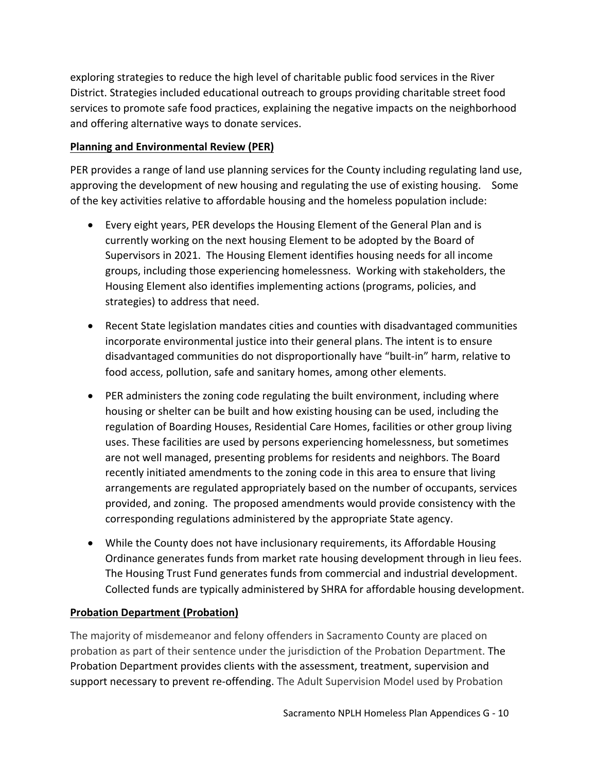exploring strategies to reduce the high level of charitable public food services in the River District. Strategies included educational outreach to groups providing charitable street food services to promote safe food practices, explaining the negative impacts on the neighborhood and offering alternative ways to donate services.

**Planning and Environmental Review (PER)**

PER provides a range of land use planning services for the County including regulating land use, approving the development of new housing and regulating the use of existing housing. Some of the key activities relative to affordable housing and the homeless population include:

- Every eight years, PER develops the Housing Element of the General Plan and is currently working on the next housing Element to be adopted by the Board of Supervisors in 2021. The Housing Element identifies housing needs for all income groups, including those experiencing homelessness. Working with stakeholders, the Housing Element also identifies implementing actions (programs, policies, and strategies) to address that need.

- Recent State legislation mandates cities and counties with disadvantaged communities incorporate environmental justice into their general plans. The intent is to ensure disadvantaged communities do not disproportionally have "built-in" harm, relative to food access, pollution, safe and sanitary homes, among other elements.

- PER administers the zoning code regulating the built environment, including where housing or shelter can be built and how existing housing can be used, including the regulation of Boarding Houses, Residential Care Homes, facilities or other group living uses. These facilities are used by persons experiencing homelessness, but sometimes are not well managed, presenting problems for residents and neighbors. The Board recently initiated amendments to the zoning code in this area to ensure that living arrangements are regulated appropriately based on the number of occupants, services provided, and zoning. The proposed amendments would provide consistency with the corresponding regulations administered by the appropriate State agency.

- While the County does not have inclusionary requirements, its Affordable Housing Ordinance generates funds from market rate housing development through in lieu fees. The Housing Trust Fund generates funds from commercial and industrial development. Collected funds are typically administered by SHRA for affordable housing development.

**Probation Department (Probation)**

The majority of misdemeanor and felony offenders in Sacramento County are placed on probation as part of their sentence under the jurisdiction of the Probation Department. The Probation Department provides clients with the assessment, treatment, supervision and support necessary to prevent re-offending. The Adult Supervision Model used by Probation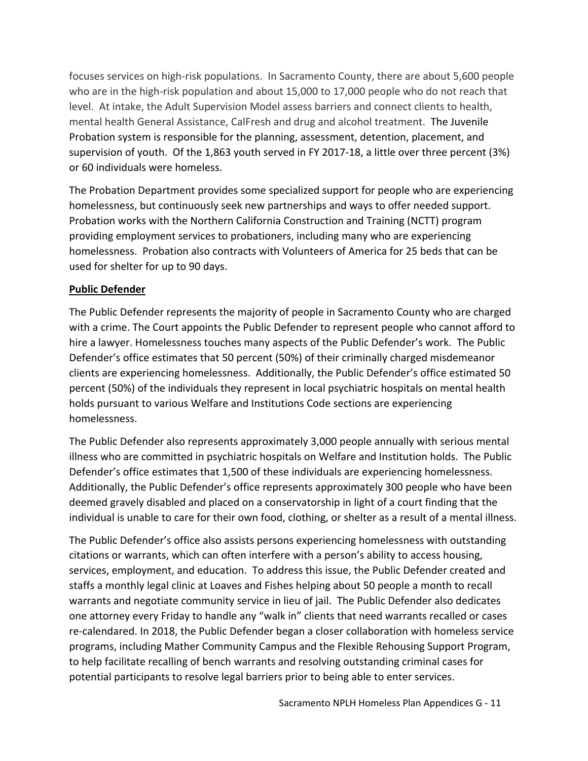focuses services on high-risk populations. In Sacramento County, there are about 5,600 people who are in the high-risk population and about 15,000 to 17,000 people who do not reach that level. At intake, the Adult Supervision Model assess barriers and connect clients to health, mental health General Assistance, CalFresh and drug and alcohol treatment. The Juvenile Probation system is responsible for the planning, assessment, detention, placement, and supervision of youth. Of the 1,863 youth served in FY 2017-18, a little over three percent (3%) or 60 individuals were homeless.

The Probation Department provides some specialized support for people who are experiencing homelessness, but continuously seek new partnerships and ways to offer needed support. Probation works with the Northern California Construction and Training (NCTT) program providing employment services to probationers, including many who are experiencing homelessness. Probation also contracts with Volunteers of America for 25 beds that can be used for shelter for up to 90 days.

**Public Defender**

The Public Defender represents the majority of people in Sacramento County who are charged with a crime. The Court appoints the Public Defender to represent people who cannot afford to hire a lawyer. Homelessness touches many aspects of the Public Defender's work. The Public Defender's office estimates that 50 percent (50%) of their criminally charged misdemeanor clients are experiencing homelessness. Additionally, the Public Defender's office estimated 50 percent (50%) of the individuals they represent in local psychiatric hospitals on mental health holds pursuant to various Welfare and Institutions Code sections are experiencing homelessness.

The Public Defender also represents approximately 3,000 people annually with serious mental illness who are committed in psychiatric hospitals on Welfare and Institution holds. The Public Defender's office estimates that 1,500 of these individuals are experiencing homelessness. Additionally, the Public Defender's office represents approximately 300 people who have been deemed gravely disabled and placed on a conservatorship in light of a court finding that the individual is unable to care for their own food, clothing, or shelter as a result of a mental illness.

The Public Defender's office also assists persons experiencing homelessness with outstanding citations or warrants, which can often interfere with a person's ability to access housing, services, employment, and education. To address this issue, the Public Defender created and staffs a monthly legal clinic at Loaves and Fishes helping about 50 people a month to recall warrants and negotiate community service in lieu of jail. The Public Defender also dedicates one attorney every Friday to handle any "walk in" clients that need warrants recalled or cases re-calendared. In 2018, the Public Defender began a closer collaboration with homeless service programs, including Mather Community Campus and the Flexible Rehousing Support Program, to help facilitate recalling of bench warrants and resolving outstanding criminal cases for potential participants to resolve legal barriers prior to being able to enter services.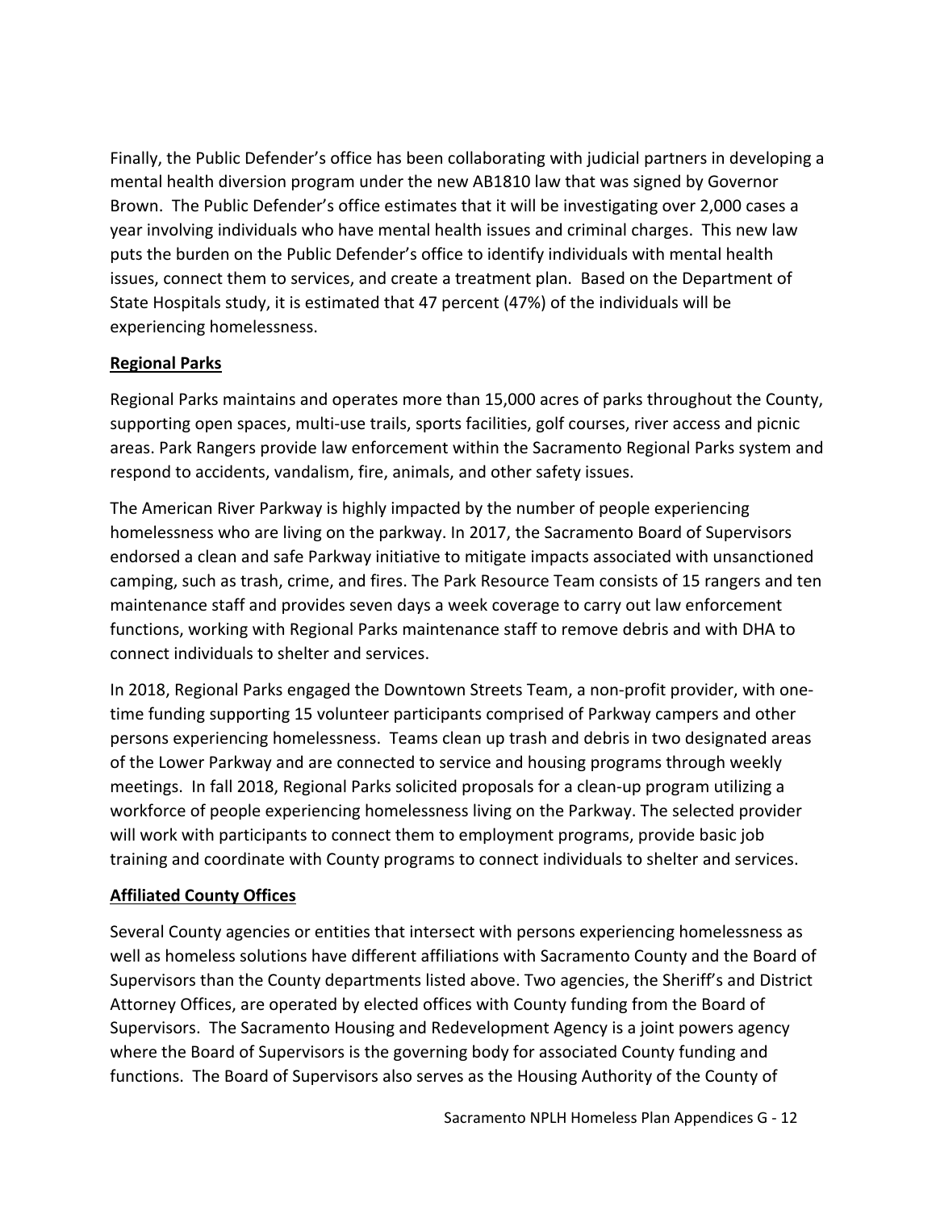Finally, the Public Defender's office has been collaborating with judicial partners in developing a mental health diversion program under the new AB1810 law that was signed by Governor Brown. The Public Defender's office estimates that it will be investigating over 2,000 cases a year involving individuals who have mental health issues and criminal charges. This new law puts the burden on the Public Defender's office to identify individuals with mental health issues, connect them to services, and create a treatment plan. Based on the Department of State Hospitals study, it is estimated that 47 percent (47%) of the individuals will be experiencing homelessness.

### Regional Parks

Regional Parks maintains and operates more than 15,000 acres of parks throughout the County, supporting open spaces, multi-use trails, sports facilities, golf courses, river access and picnic areas. Park Rangers provide law enforcement within the Sacramento Regional Parks system and respond to accidents, vandalism, fire, animals, and other safety issues.

The American River Parkway is highly impacted by the number of people experiencing homelessness who are living on the parkway. In 2017, the Sacramento Board of Supervisors endorsed a clean and safe Parkway initiative to mitigate impacts associated with unsanctioned camping, such as trash, crime, and fires. The Park Resource Team consists of 15 rangers and ten maintenance staff and provides seven days a week coverage to carry out law enforcement functions, working with Regional Parks maintenance staff to remove debris and with DHA to connect individuals to shelter and services.

In 2018, Regional Parks engaged the Downtown Streets Team, a non-profit provider, with one-time funding supporting 15 volunteer participants comprised of Parkway campers and other persons experiencing homelessness. Teams clean up trash and debris in two designated areas of the Lower Parkway and are connected to service and housing programs through weekly meetings. In fall 2018, Regional Parks solicited proposals for a clean-up program utilizing a workforce of people experiencing homelessness living on the Parkway. The selected provider will work with participants to connect them to employment programs, provide basic job training and coordinate with County programs to connect individuals to shelter and services.

### Affiliated County Offices

Several County agencies or entities that intersect with persons experiencing homelessness as well as homeless solutions have different affiliations with Sacramento County and the Board of Supervisors than the County departments listed above. Two agencies, the Sheriff's and District Attorney Offices, are operated by elected offices with County funding from the Board of Supervisors. The Sacramento Housing and Redevelopment Agency is a joint powers agency where the Board of Supervisors is the governing body for associated County funding and functions. The Board of Supervisors also serves as the Housing Authority of the County of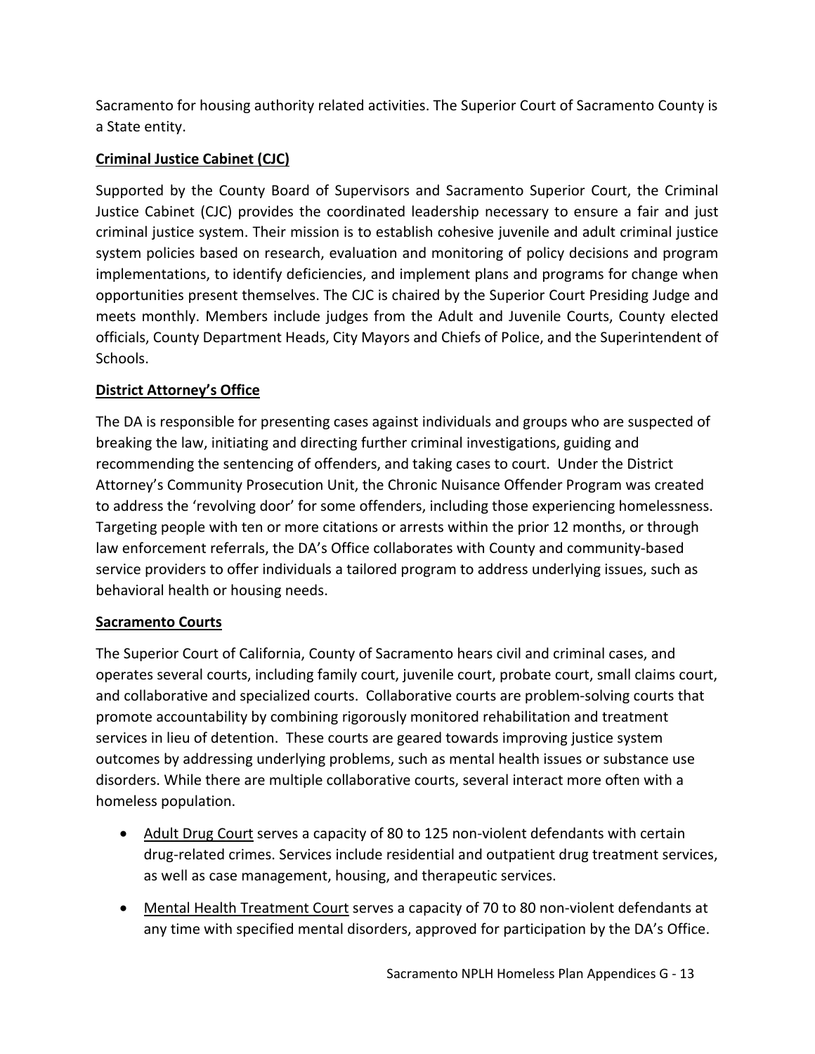Sacramento for housing authority related activities. The Superior Court of Sacramento County is a State entity.

**Criminal Justice Cabinet (CJC)**

Supported by the County Board of Supervisors and Sacramento Superior Court, the Criminal Justice Cabinet (CJC) provides the coordinated leadership necessary to ensure a fair and just criminal justice system. Their mission is to establish cohesive juvenile and adult criminal justice system policies based on research, evaluation and monitoring of policy decisions and program implementations, to identify deficiencies, and implement plans and programs for change when opportunities present themselves. The CJC is chaired by the Superior Court Presiding Judge and meets monthly. Members include judges from the Adult and Juvenile Courts, County elected officials, County Department Heads, City Mayors and Chiefs of Police, and the Superintendent of Schools.

**District Attorney's Office**

The DA is responsible for presenting cases against individuals and groups who are suspected of breaking the law, initiating and directing further criminal investigations, guiding and recommending the sentencing of offenders, and taking cases to court. Under the District Attorney's Community Prosecution Unit, the Chronic Nuisance Offender Program was created to address the 'revolving door' for some offenders, including those experiencing homelessness. Targeting people with ten or more citations or arrests within the prior 12 months, or through law enforcement referrals, the DA's Office collaborates with County and community-based service providers to offer individuals a tailored program to address underlying issues, such as behavioral health or housing needs.

**Sacramento Courts**

The Superior Court of California, County of Sacramento hears civil and criminal cases, and operates several courts, including family court, juvenile court, probate court, small claims court, and collaborative and specialized courts. Collaborative courts are problem-solving courts that promote accountability by combining rigorously monitored rehabilitation and treatment services in lieu of detention. These courts are geared towards improving justice system outcomes by addressing underlying problems, such as mental health issues or substance use disorders. While there are multiple collaborative courts, several interact more often with a homeless population.

- Adult Drug Court serves a capacity of 80 to 125 non-violent defendants with certain drug-related crimes. Services include residential and outpatient drug treatment services, as well as case management, housing, and therapeutic services.
- Mental Health Treatment Court serves a capacity of 70 to 80 non-violent defendants at any time with specified mental disorders, approved for participation by the DA's Office.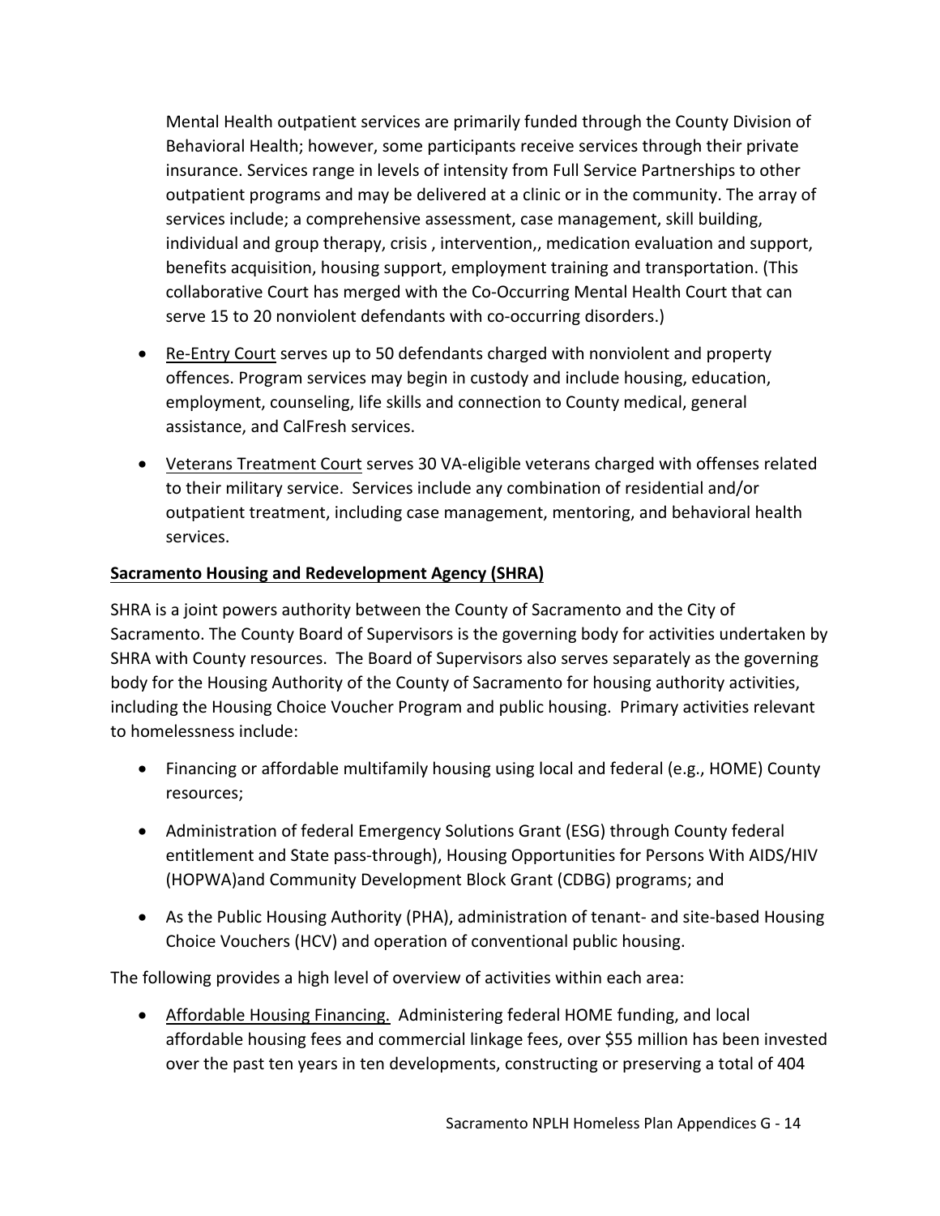Mental Health outpatient services are primarily funded through the County Division of Behavioral Health; however, some participants receive services through their private insurance. Services range in levels of intensity from Full Service Partnerships to other outpatient programs and may be delivered at a clinic or in the community. The array of services include; a comprehensive assessment, case management, skill building, individual and group therapy, crisis , intervention,, medication evaluation and support, benefits acquisition, housing support, employment training and transportation. (This collaborative Court has merged with the Co-Occurring Mental Health Court that can serve 15 to 20 nonviolent defendants with co-occurring disorders.)

- Re-Entry Court serves up to 50 defendants charged with nonviolent and property offences. Program services may begin in custody and include housing, education, employment, counseling, life skills and connection to County medical, general assistance, and CalFresh services.
- Veterans Treatment Court serves 30 VA-eligible veterans charged with offenses related to their military service. Services include any combination of residential and/or outpatient treatment, including case management, mentoring, and behavioral health services.

**Sacramento Housing and Redevelopment Agency (SHRA)**

SHRA is a joint powers authority between the County of Sacramento and the City of Sacramento. The County Board of Supervisors is the governing body for activities undertaken by SHRA with County resources. The Board of Supervisors also serves separately as the governing body for the Housing Authority of the County of Sacramento for housing authority activities, including the Housing Choice Voucher Program and public housing. Primary activities relevant to homelessness include:

- Financing or affordable multifamily housing using local and federal (e.g., HOME) County resources;
- Administration of federal Emergency Solutions Grant (ESG) through County federal entitlement and State pass-through), Housing Opportunities for Persons With AIDS/HIV (HOPWA)and Community Development Block Grant (CDBG) programs; and
- As the Public Housing Authority (PHA), administration of tenant- and site-based Housing Choice Vouchers (HCV) and operation of conventional public housing.

The following provides a high level of overview of activities within each area:

- Affordable Housing Financing. Administering federal HOME funding, and local affordable housing fees and commercial linkage fees, over $55 million has been invested over the past ten years in ten developments, constructing or preserving a total of 404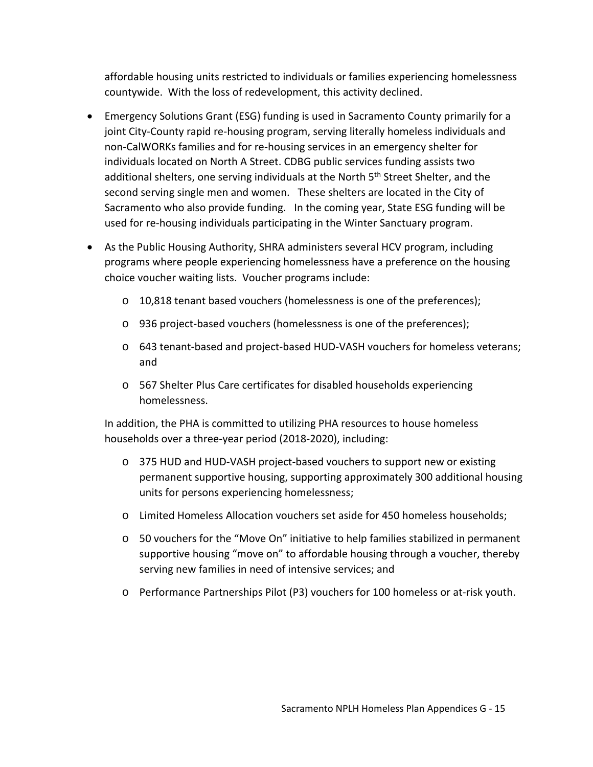affordable housing units restricted to individuals or families experiencing homelessness countywide. With the loss of redevelopment, this activity declined.

- Emergency Solutions Grant (ESG) funding is used in Sacramento County primarily for a joint City-County rapid re-housing program, serving literally homeless individuals and non-CalWORKs families and for re-housing services in an emergency shelter for individuals located on North A Street. CDBG public services funding assists two additional shelters, one serving individuals at the North 5th Street Shelter, and the second serving single men and women. These shelters are located in the City of Sacramento who also provide funding. In the coming year, State ESG funding will be used for re-housing individuals participating in the Winter Sanctuary program.

- As the Public Housing Authority, SHRA administers several HCV program, including programs where people experiencing homelessness have a preference on the housing choice voucher waiting lists. Voucher programs include:
  - 10,818 tenant based vouchers (homelessness is one of the preferences);
  - 936 project-based vouchers (homelessness is one of the preferences);
  - 643 tenant-based and project-based HUD-VASH vouchers for homeless veterans; and
  - 567 Shelter Plus Care certificates for disabled households experiencing homelessness.

  In addition, the PHA is committed to utilizing PHA resources to house homeless households over a three-year period (2018-2020), including:

  - 375 HUD and HUD-VASH project-based vouchers to support new or existing permanent supportive housing, supporting approximately 300 additional housing units for persons experiencing homelessness;
  - Limited Homeless Allocation vouchers set aside for 450 homeless households;
  - 50 vouchers for the "Move On" initiative to help families stabilized in permanent supportive housing "move on" to affordable housing through a voucher, thereby serving new families in need of intensive services; and
  - Performance Partnerships Pilot (P3) vouchers for 100 homeless or at-risk youth.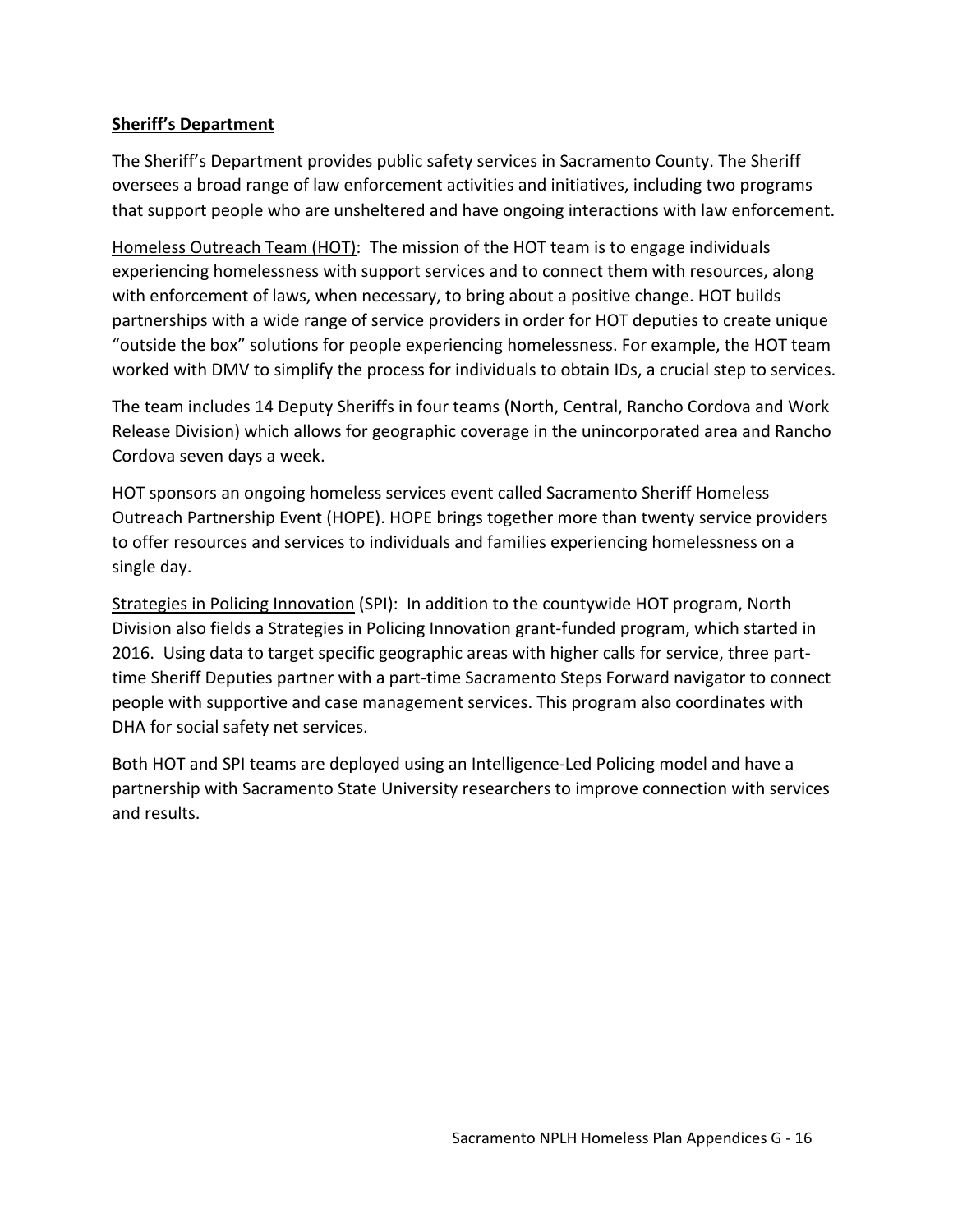**Sheriff's Department**

The Sheriff's Department provides public safety services in Sacramento County. The Sheriff oversees a broad range of law enforcement activities and initiatives, including two programs that support people who are unsheltered and have ongoing interactions with law enforcement.

Homeless Outreach Team (HOT): The mission of the HOT team is to engage individuals experiencing homelessness with support services and to connect them with resources, along with enforcement of laws, when necessary, to bring about a positive change. HOT builds partnerships with a wide range of service providers in order for HOT deputies to create unique "outside the box" solutions for people experiencing homelessness. For example, the HOT team worked with DMV to simplify the process for individuals to obtain IDs, a crucial step to services.

The team includes 14 Deputy Sheriffs in four teams (North, Central, Rancho Cordova and Work Release Division) which allows for geographic coverage in the unincorporated area and Rancho Cordova seven days a week.

HOT sponsors an ongoing homeless services event called Sacramento Sheriff Homeless Outreach Partnership Event (HOPE). HOPE brings together more than twenty service providers to offer resources and services to individuals and families experiencing homelessness on a single day.

Strategies in Policing Innovation (SPI): In addition to the countywide HOT program, North Division also fields a Strategies in Policing Innovation grant-funded program, which started in 2016. Using data to target specific geographic areas with higher calls for service, three part-time Sheriff Deputies partner with a part-time Sacramento Steps Forward navigator to connect people with supportive and case management services. This program also coordinates with DHA for social safety net services.

Both HOT and SPI teams are deployed using an Intelligence-Led Policing model and have a partnership with Sacramento State University researchers to improve connection with services and results.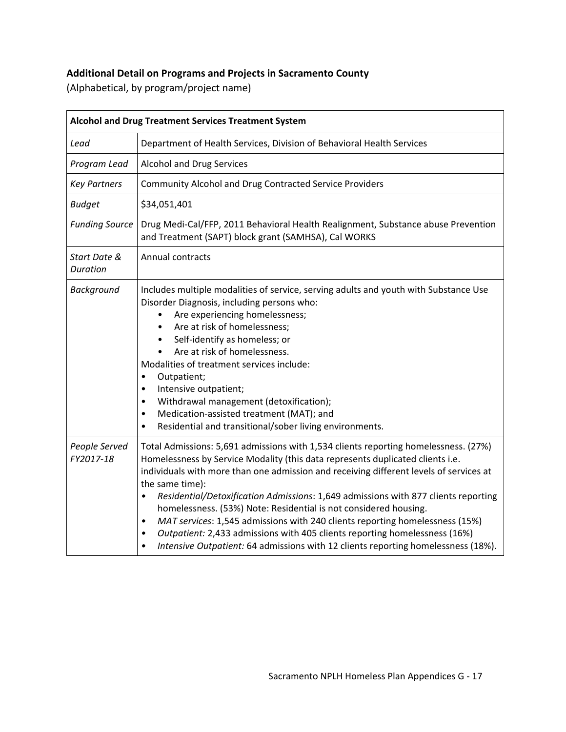### Additional Detail on Programs and Projects in Sacramento County

(Alphabetical, by program/project name)

| **Alcohol and Drug Treatment Services Treatment System** | |
|---|---|
| *Lead* | Department of Health Services, Division of Behavioral Health Services |
| *Program Lead* | Alcohol and Drug Services |
| *Key Partners* | Community Alcohol and Drug Contracted Service Providers |
| *Budget* | $34,051,401 |
| *Funding Source* | Drug Medi-Cal/FFP, 2011 Behavioral Health Realignment, Substance abuse Prevention and Treatment (SAPT) block grant (SAMHSA), Cal WORKS |
| *Start Date & Duration* | Annual contracts |
| *Background* | Includes multiple modalities of service, serving adults and youth with Substance Use Disorder Diagnosis, including persons who:<br>• Are experiencing homelessness;<br>• Are at risk of homelessness;<br>• Self-identify as homeless; or<br>• Are at risk of homelessness.<br>Modalities of treatment services include:<br>• Outpatient;<br>• Intensive outpatient;<br>• Withdrawal management (detoxification);<br>• Medication-assisted treatment (MAT); and<br>• Residential and transitional/sober living environments. |
| *People Served FY2017-18* | Total Admissions: 5,691 admissions with 1,534 clients reporting homelessness. (27%)<br>Homelessness by Service Modality (this data represents duplicated clients i.e. individuals with more than one admission and receiving different levels of services at the same time):<br>• *Residential/Detoxification Admissions*: 1,649 admissions with 877 clients reporting homelessness. (53%) Note: Residential is not considered housing.<br>• *MAT services*: 1,545 admissions with 240 clients reporting homelessness (15%)<br>• *Outpatient:* 2,433 admissions with 405 clients reporting homelessness (16%)<br>• *Intensive Outpatient:* 64 admissions with 12 clients reporting homelessness (18%). |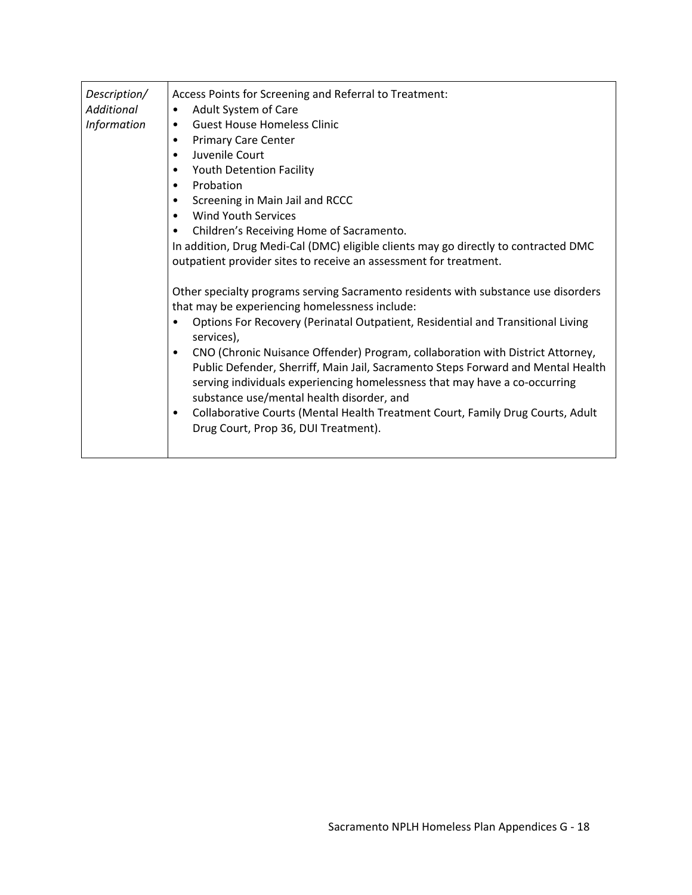| *Description/ Additional Information* | Access Points for Screening and Referral to Treatment:<br>• Adult System of Care<br>• Guest House Homeless Clinic<br>• Primary Care Center<br>• Juvenile Court<br>• Youth Detention Facility<br>• Probation<br>• Screening in Main Jail and RCCC<br>• Wind Youth Services<br>• Children's Receiving Home of Sacramento.<br>In addition, Drug Medi-Cal (DMC) eligible clients may go directly to contracted DMC outpatient provider sites to receive an assessment for treatment.<br><br>Other specialty programs serving Sacramento residents with substance use disorders that may be experiencing homelessness include:<br>• Options For Recovery (Perinatal Outpatient, Residential and Transitional Living services),<br>• CNO (Chronic Nuisance Offender) Program, collaboration with District Attorney, Public Defender, Sherriff, Main Jail, Sacramento Steps Forward and Mental Health serving individuals experiencing homelessness that may have a co-occurring substance use/mental health disorder, and<br>• Collaborative Courts (Mental Health Treatment Court, Family Drug Courts, Adult Drug Court, Prop 36, DUI Treatment). |
|---|---|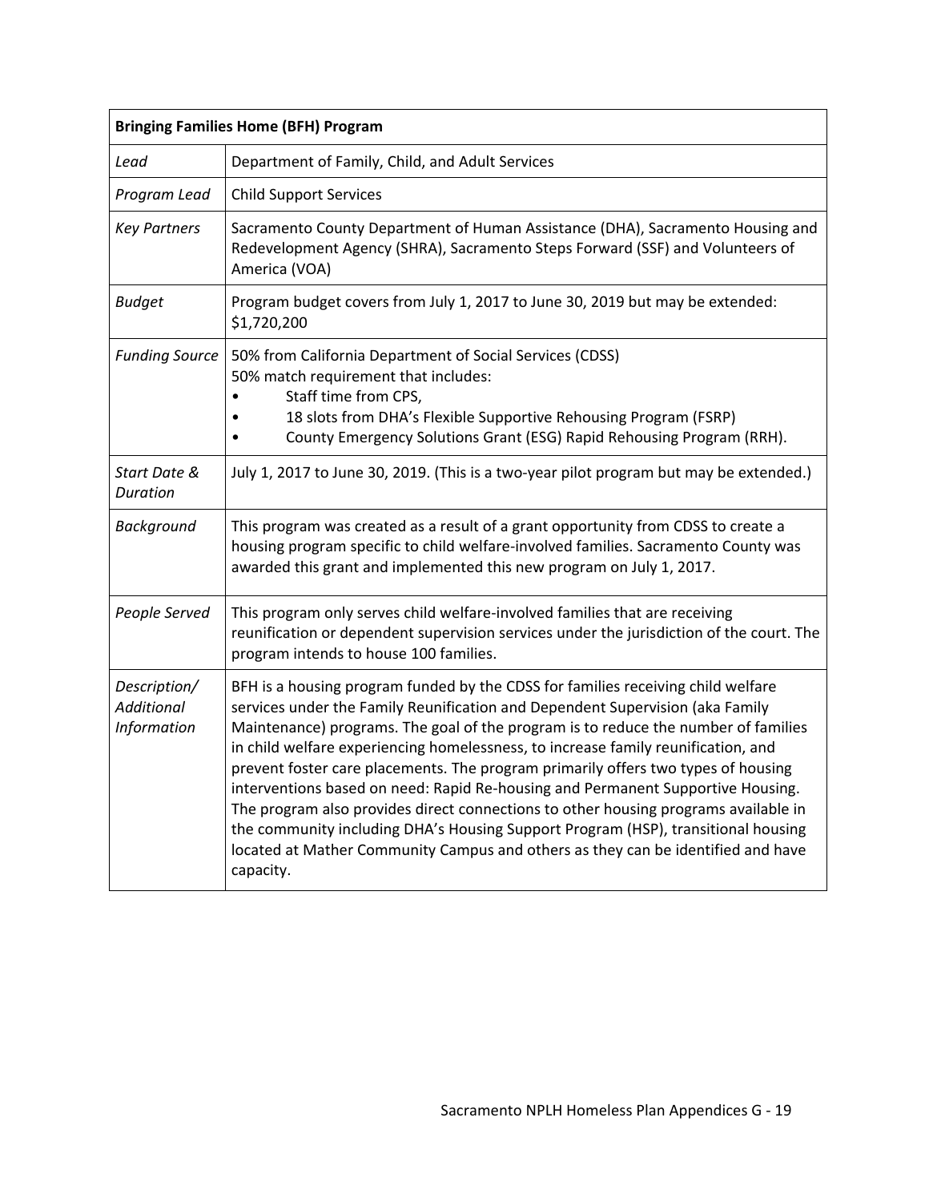| Bringing Families Home (BFH) Program | |
|---|---|
| *Lead* | Department of Family, Child, and Adult Services |
| *Program Lead* | Child Support Services |
| *Key Partners* | Sacramento County Department of Human Assistance (DHA), Sacramento Housing and Redevelopment Agency (SHRA), Sacramento Steps Forward (SSF) and Volunteers of America (VOA) |
| *Budget* | Program budget covers from July 1, 2017 to June 30, 2019 but may be extended: $1,720,200 |
| *Funding Source* | 50% from California Department of Social Services (CDSS)<br>50% match requirement that includes:<br>• Staff time from CPS,<br>• 18 slots from DHA's Flexible Supportive Rehousing Program (FSRP)<br>• County Emergency Solutions Grant (ESG) Rapid Rehousing Program (RRH). |
| *Start Date & Duration* | July 1, 2017 to June 30, 2019. (This is a two-year pilot program but may be extended.) |
| *Background* | This program was created as a result of a grant opportunity from CDSS to create a housing program specific to child welfare-involved families. Sacramento County was awarded this grant and implemented this new program on July 1, 2017. |
| *People Served* | This program only serves child welfare-involved families that are receiving reunification or dependent supervision services under the jurisdiction of the court. The program intends to house 100 families. |
| *Description/ Additional Information* | BFH is a housing program funded by the CDSS for families receiving child welfare services under the Family Reunification and Dependent Supervision (aka Family Maintenance) programs. The goal of the program is to reduce the number of families in child welfare experiencing homelessness, to increase family reunification, and prevent foster care placements. The program primarily offers two types of housing interventions based on need: Rapid Re-housing and Permanent Supportive Housing. The program also provides direct connections to other housing programs available in the community including DHA's Housing Support Program (HSP), transitional housing located at Mather Community Campus and others as they can be identified and have capacity. |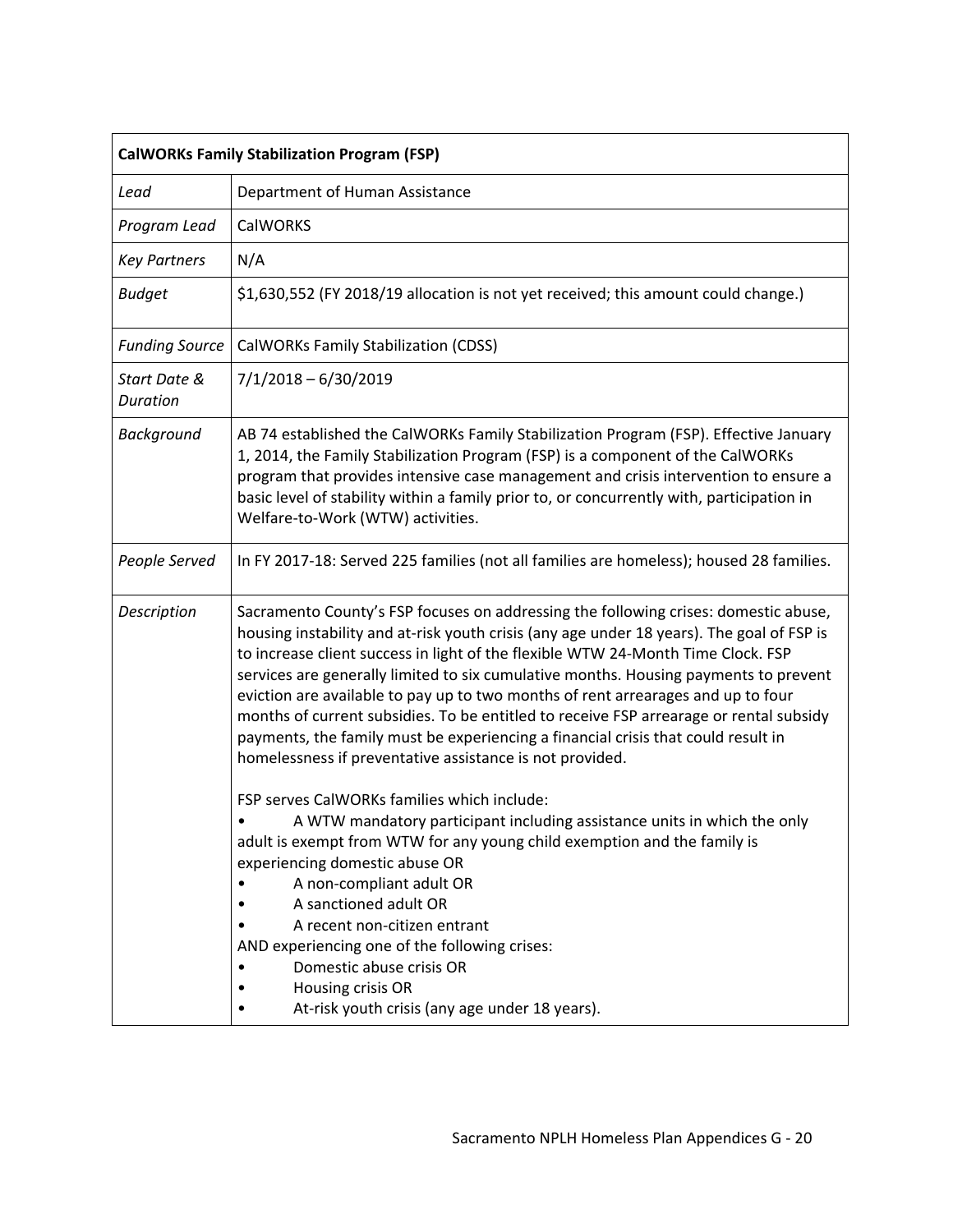| **CalWORKs Family Stabilization Program (FSP)** | |
|---|---|
| *Lead* | Department of Human Assistance |
| *Program Lead* | CalWORKS |
| *Key Partners* | N/A |
| *Budget* | $1,630,552 (FY 2018/19 allocation is not yet received; this amount could change.) |
| *Funding Source* | CalWORKs Family Stabilization (CDSS) |
| *Start Date & Duration* | 7/1/2018 – 6/30/2019 |
| *Background* | AB 74 established the CalWORKs Family Stabilization Program (FSP). Effective January 1, 2014, the Family Stabilization Program (FSP) is a component of the CalWORKs program that provides intensive case management and crisis intervention to ensure a basic level of stability within a family prior to, or concurrently with, participation in Welfare-to-Work (WTW) activities. |
| *People Served* | In FY 2017-18: Served 225 families (not all families are homeless); housed 28 families. |
| *Description* | Sacramento County's FSP focuses on addressing the following crises: domestic abuse, housing instability and at-risk youth crisis (any age under 18 years). The goal of FSP is to increase client success in light of the flexible WTW 24-Month Time Clock. FSP services are generally limited to six cumulative months. Housing payments to prevent eviction are available to pay up to two months of rent arrearages and up to four months of current subsidies. To be entitled to receive FSP arrearage or rental subsidy payments, the family must be experiencing a financial crisis that could result in homelessness if preventative assistance is not provided.<br><br>FSP serves CalWORKs families which include:<br>• A WTW mandatory participant including assistance units in which the only adult is exempt from WTW for any young child exemption and the family is experiencing domestic abuse OR<br>• A non-compliant adult OR<br>• A sanctioned adult OR<br>• A recent non-citizen entrant<br>AND experiencing one of the following crises:<br>• Domestic abuse crisis OR<br>• Housing crisis OR<br>• At-risk youth crisis (any age under 18 years). |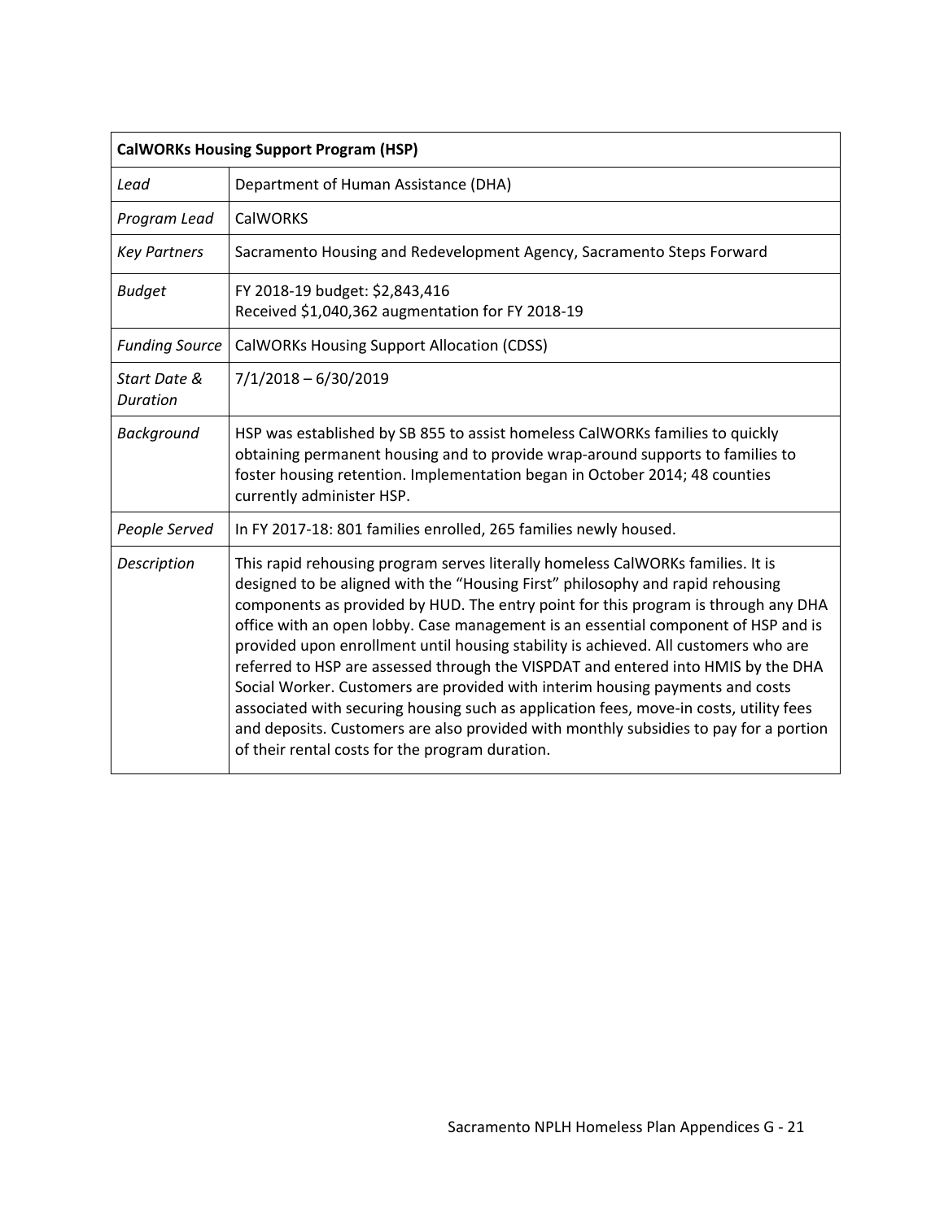| CalWORKs Housing Support Program (HSP) | |
|---|---|
| *Lead* | Department of Human Assistance (DHA) |
| *Program Lead* | CalWORKS |
| *Key Partners* | Sacramento Housing and Redevelopment Agency, Sacramento Steps Forward |
| *Budget* | FY 2018-19 budget: $2,843,416<br>Received $1,040,362 augmentation for FY 2018-19 |
| *Funding Source* | CalWORKs Housing Support Allocation (CDSS) |
| *Start Date & Duration* | 7/1/2018 – 6/30/2019 |
| *Background* | HSP was established by SB 855 to assist homeless CalWORKs families to quickly obtaining permanent housing and to provide wrap-around supports to families to foster housing retention. Implementation began in October 2014; 48 counties currently administer HSP. |
| *People Served* | In FY 2017-18: 801 families enrolled, 265 families newly housed. |
| *Description* | This rapid rehousing program serves literally homeless CalWORKs families. It is designed to be aligned with the "Housing First" philosophy and rapid rehousing components as provided by HUD. The entry point for this program is through any DHA office with an open lobby. Case management is an essential component of HSP and is provided upon enrollment until housing stability is achieved. All customers who are referred to HSP are assessed through the VISPDAT and entered into HMIS by the DHA Social Worker. Customers are provided with interim housing payments and costs associated with securing housing such as application fees, move-in costs, utility fees and deposits. Customers are also provided with monthly subsidies to pay for a portion of their rental costs for the program duration. |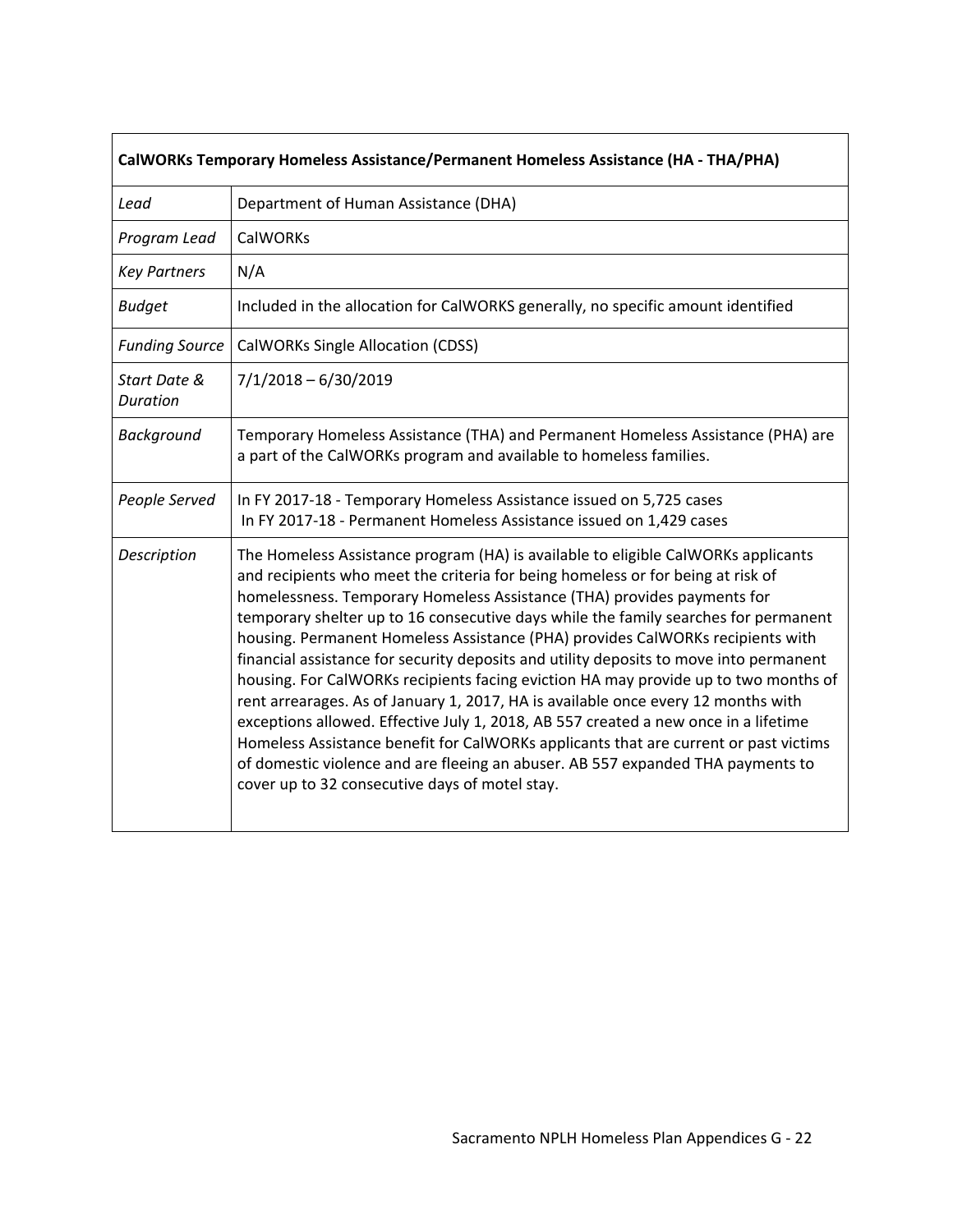| CalWORKs Temporary Homeless Assistance/Permanent Homeless Assistance (HA - THA/PHA) | |
|---|---|
| *Lead* | Department of Human Assistance (DHA) |
| *Program Lead* | CalWORKs |
| *Key Partners* | N/A |
| *Budget* | Included in the allocation for CalWORKS generally, no specific amount identified |
| *Funding Source* | CalWORKs Single Allocation (CDSS) |
| *Start Date & Duration* | 7/1/2018 – 6/30/2019 |
| *Background* | Temporary Homeless Assistance (THA) and Permanent Homeless Assistance (PHA) are a part of the CalWORKs program and available to homeless families. |
| *People Served* | In FY 2017-18 - Temporary Homeless Assistance issued on 5,725 cases<br>In FY 2017-18 - Permanent Homeless Assistance issued on 1,429 cases |
| *Description* | The Homeless Assistance program (HA) is available to eligible CalWORKs applicants and recipients who meet the criteria for being homeless or for being at risk of homelessness. Temporary Homeless Assistance (THA) provides payments for temporary shelter up to 16 consecutive days while the family searches for permanent housing. Permanent Homeless Assistance (PHA) provides CalWORKs recipients with financial assistance for security deposits and utility deposits to move into permanent housing. For CalWORKs recipients facing eviction HA may provide up to two months of rent arrearages. As of January 1, 2017, HA is available once every 12 months with exceptions allowed. Effective July 1, 2018, AB 557 created a new once in a lifetime Homeless Assistance benefit for CalWORKs applicants that are current or past victims of domestic violence and are fleeing an abuser. AB 557 expanded THA payments to cover up to 32 consecutive days of motel stay. |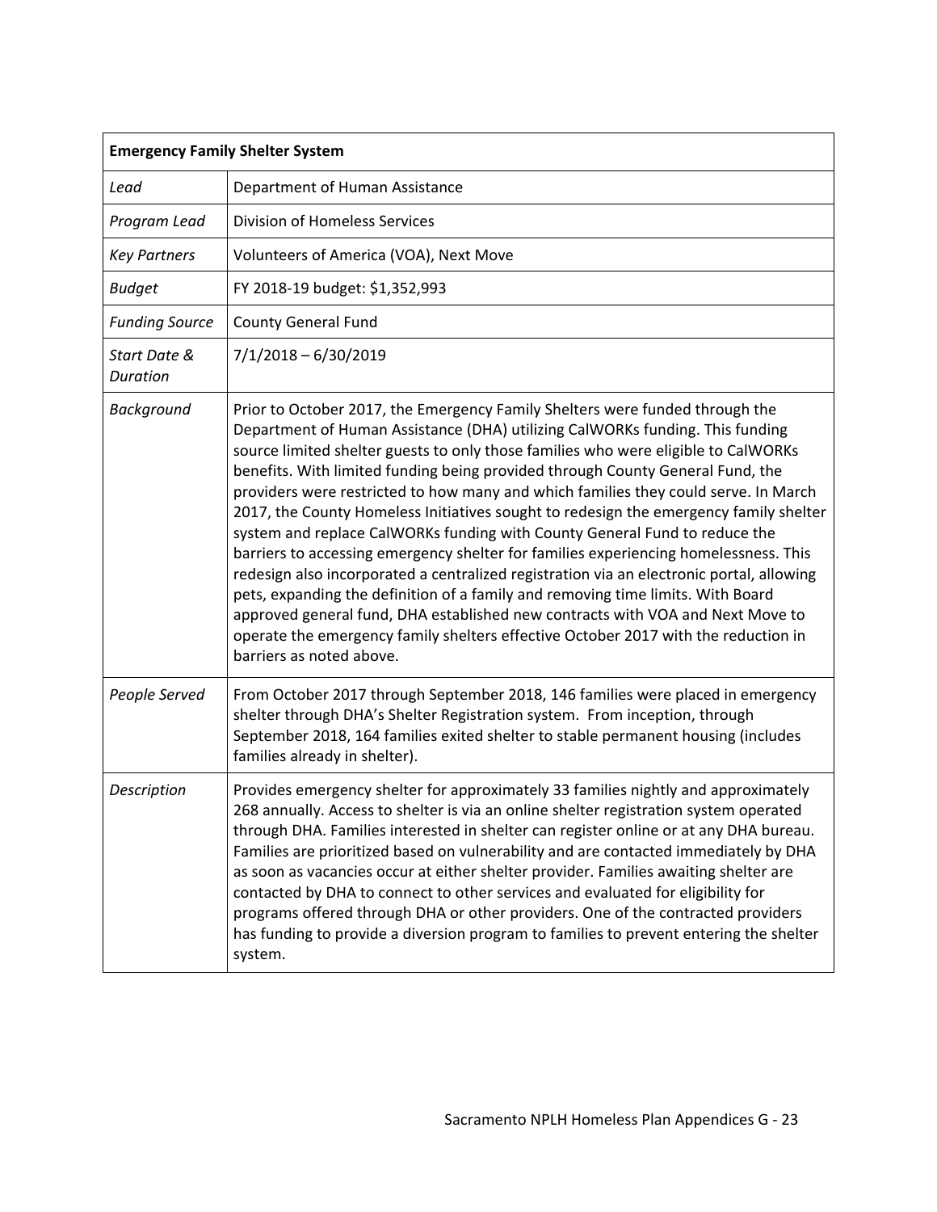| **Emergency Family Shelter System** | |
|---|---|
| *Lead* | Department of Human Assistance |
| *Program Lead* | Division of Homeless Services |
| *Key Partners* | Volunteers of America (VOA), Next Move |
| *Budget* | FY 2018-19 budget: $1,352,993 |
| *Funding Source* | County General Fund |
| *Start Date & Duration* | 7/1/2018 – 6/30/2019 |
| *Background* | Prior to October 2017, the Emergency Family Shelters were funded through the Department of Human Assistance (DHA) utilizing CalWORKs funding. This funding source limited shelter guests to only those families who were eligible to CalWORKs benefits. With limited funding being provided through County General Fund, the providers were restricted to how many and which families they could serve. In March 2017, the County Homeless Initiatives sought to redesign the emergency family shelter system and replace CalWORKs funding with County General Fund to reduce the barriers to accessing emergency shelter for families experiencing homelessness. This redesign also incorporated a centralized registration via an electronic portal, allowing pets, expanding the definition of a family and removing time limits. With Board approved general fund, DHA established new contracts with VOA and Next Move to operate the emergency family shelters effective October 2017 with the reduction in barriers as noted above. |
| *People Served* | From October 2017 through September 2018, 146 families were placed in emergency shelter through DHA's Shelter Registration system. From inception, through September 2018, 164 families exited shelter to stable permanent housing (includes families already in shelter). |
| *Description* | Provides emergency shelter for approximately 33 families nightly and approximately 268 annually. Access to shelter is via an online shelter registration system operated through DHA. Families interested in shelter can register online or at any DHA bureau. Families are prioritized based on vulnerability and are contacted immediately by DHA as soon as vacancies occur at either shelter provider. Families awaiting shelter are contacted by DHA to connect to other services and evaluated for eligibility for programs offered through DHA or other providers. One of the contracted providers has funding to provide a diversion program to families to prevent entering the shelter system. |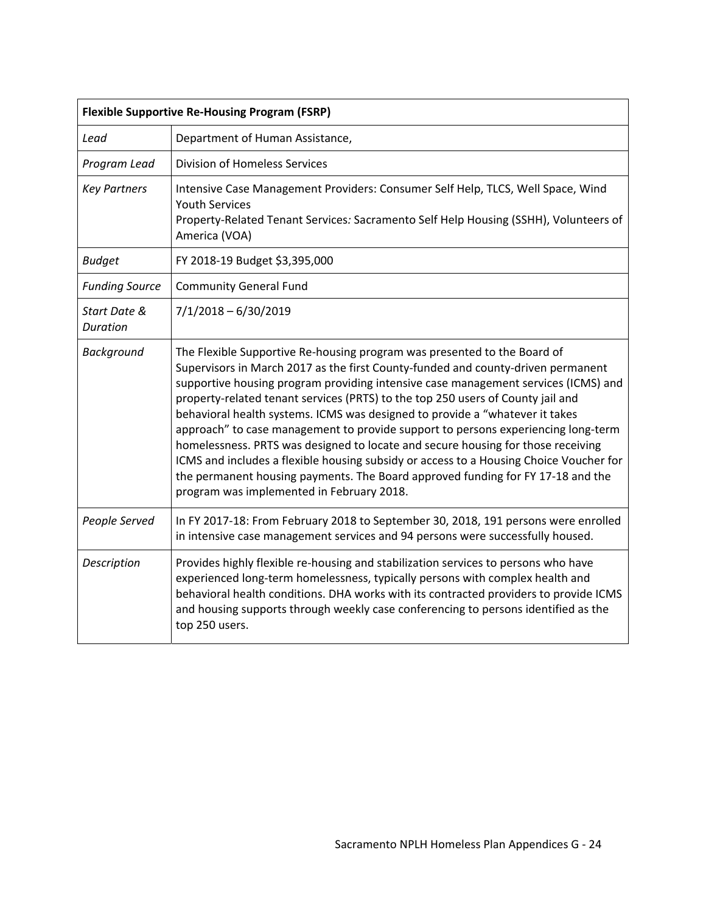| Flexible Supportive Re-Housing Program (FSRP) | |
|---|---|
| *Lead* | Department of Human Assistance, |
| *Program Lead* | Division of Homeless Services |
| *Key Partners* | Intensive Case Management Providers: Consumer Self Help, TLCS, Well Space, Wind Youth Services<br>Property-Related Tenant Services*:* Sacramento Self Help Housing (SSHH), Volunteers of America (VOA) |
| *Budget* | FY 2018-19 Budget $3,395,000 |
| *Funding Source* | Community General Fund |
| *Start Date & Duration* | 7/1/2018 – 6/30/2019 |
| *Background* | The Flexible Supportive Re-housing program was presented to the Board of Supervisors in March 2017 as the first County-funded and county-driven permanent supportive housing program providing intensive case management services (ICMS) and property-related tenant services (PRTS) to the top 250 users of County jail and behavioral health systems. ICMS was designed to provide a "whatever it takes approach" to case management to provide support to persons experiencing long-term homelessness. PRTS was designed to locate and secure housing for those receiving ICMS and includes a flexible housing subsidy or access to a Housing Choice Voucher for the permanent housing payments. The Board approved funding for FY 17-18 and the program was implemented in February 2018. |
| *People Served* | In FY 2017-18: From February 2018 to September 30, 2018, 191 persons were enrolled in intensive case management services and 94 persons were successfully housed. |
| *Description* | Provides highly flexible re-housing and stabilization services to persons who have experienced long-term homelessness, typically persons with complex health and behavioral health conditions. DHA works with its contracted providers to provide ICMS and housing supports through weekly case conferencing to persons identified as the top 250 users. |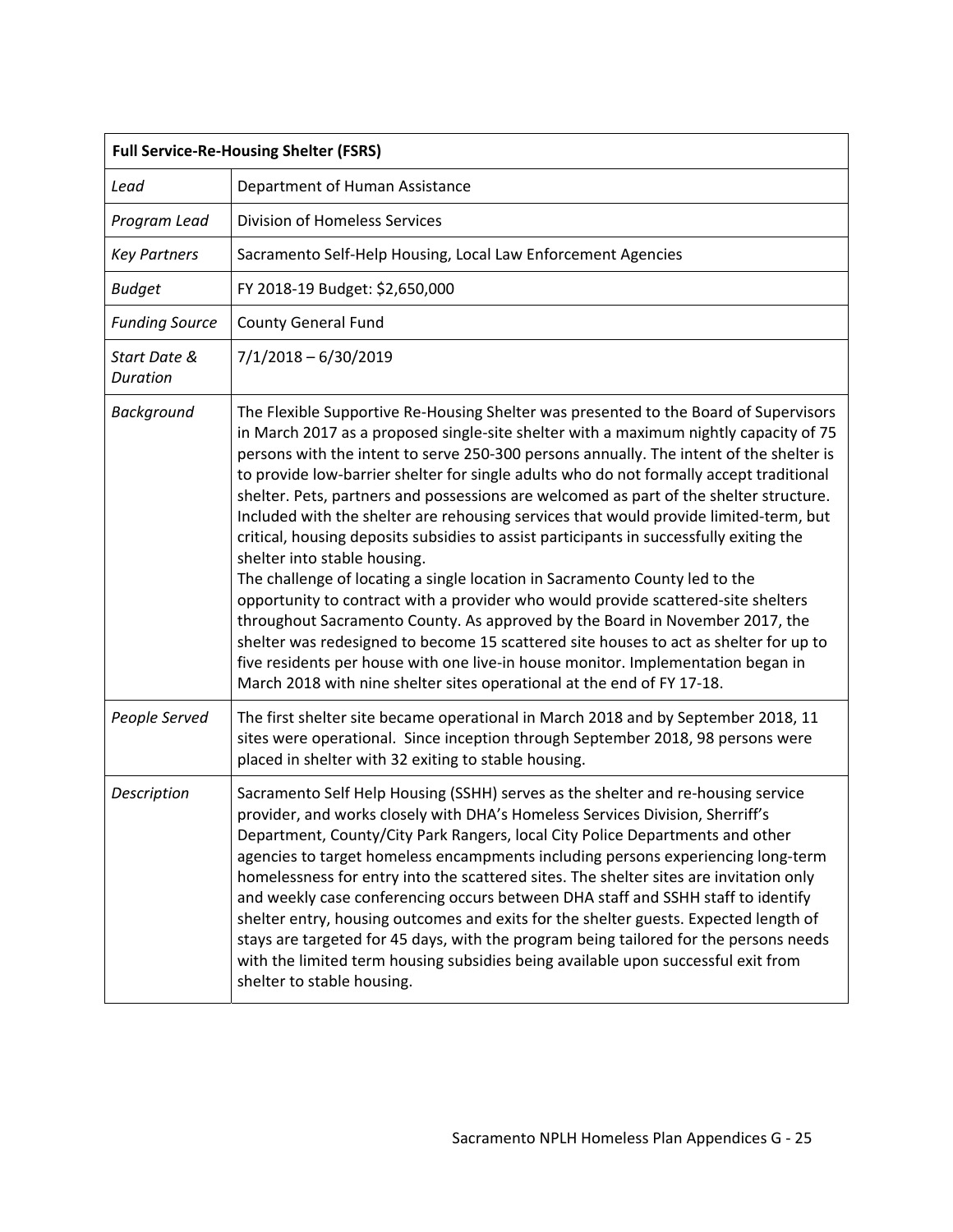| **Full Service-Re-Housing Shelter (FSRS)** | |
|---|---|
| *Lead* | Department of Human Assistance |
| *Program Lead* | Division of Homeless Services |
| *Key Partners* | Sacramento Self-Help Housing, Local Law Enforcement Agencies |
| *Budget* | FY 2018-19 Budget: $2,650,000 |
| *Funding Source* | County General Fund |
| *Start Date & Duration* | 7/1/2018 – 6/30/2019 |
| *Background* | The Flexible Supportive Re-Housing Shelter was presented to the Board of Supervisors in March 2017 as a proposed single-site shelter with a maximum nightly capacity of 75 persons with the intent to serve 250-300 persons annually. The intent of the shelter is to provide low-barrier shelter for single adults who do not formally accept traditional shelter. Pets, partners and possessions are welcomed as part of the shelter structure. Included with the shelter are rehousing services that would provide limited-term, but critical, housing deposits subsidies to assist participants in successfully exiting the shelter into stable housing.<br>The challenge of locating a single location in Sacramento County led to the opportunity to contract with a provider who would provide scattered-site shelters throughout Sacramento County. As approved by the Board in November 2017, the shelter was redesigned to become 15 scattered site houses to act as shelter for up to five residents per house with one live-in house monitor. Implementation began in March 2018 with nine shelter sites operational at the end of FY 17-18. |
| *People Served* | The first shelter site became operational in March 2018 and by September 2018, 11 sites were operational. Since inception through September 2018, 98 persons were placed in shelter with 32 exiting to stable housing. |
| *Description* | Sacramento Self Help Housing (SSHH) serves as the shelter and re-housing service provider, and works closely with DHA's Homeless Services Division, Sherriff's Department, County/City Park Rangers, local City Police Departments and other agencies to target homeless encampments including persons experiencing long-term homelessness for entry into the scattered sites. The shelter sites are invitation only and weekly case conferencing occurs between DHA staff and SSHH staff to identify shelter entry, housing outcomes and exits for the shelter guests. Expected length of stays are targeted for 45 days, with the program being tailored for the persons needs with the limited term housing subsidies being available upon successful exit from shelter to stable housing. |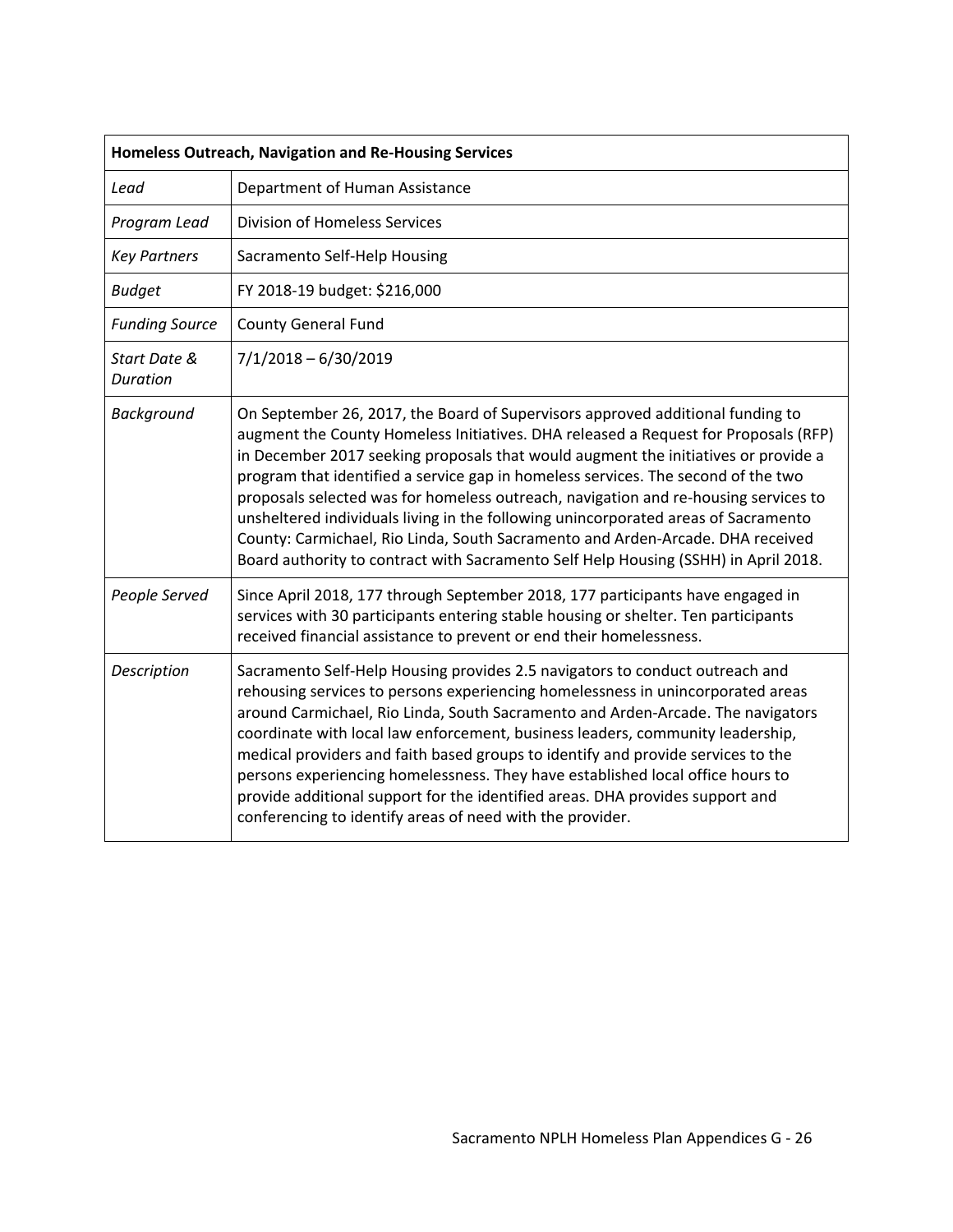| **Homeless Outreach, Navigation and Re-Housing Services** | |
|---|---|
| *Lead* | Department of Human Assistance |
| *Program Lead* | Division of Homeless Services |
| *Key Partners* | Sacramento Self-Help Housing |
| *Budget* | FY 2018-19 budget: $216,000 |
| *Funding Source* | County General Fund |
| *Start Date & Duration* | 7/1/2018 – 6/30/2019 |
| *Background* | On September 26, 2017, the Board of Supervisors approved additional funding to augment the County Homeless Initiatives. DHA released a Request for Proposals (RFP) in December 2017 seeking proposals that would augment the initiatives or provide a program that identified a service gap in homeless services. The second of the two proposals selected was for homeless outreach, navigation and re-housing services to unsheltered individuals living in the following unincorporated areas of Sacramento County: Carmichael, Rio Linda, South Sacramento and Arden-Arcade. DHA received Board authority to contract with Sacramento Self Help Housing (SSHH) in April 2018. |
| *People Served* | Since April 2018, 177 through September 2018, 177 participants have engaged in services with 30 participants entering stable housing or shelter. Ten participants received financial assistance to prevent or end their homelessness. |
| *Description* | Sacramento Self-Help Housing provides 2.5 navigators to conduct outreach and rehousing services to persons experiencing homelessness in unincorporated areas around Carmichael, Rio Linda, South Sacramento and Arden-Arcade. The navigators coordinate with local law enforcement, business leaders, community leadership, medical providers and faith based groups to identify and provide services to the persons experiencing homelessness. They have established local office hours to provide additional support for the identified areas. DHA provides support and conferencing to identify areas of need with the provider. |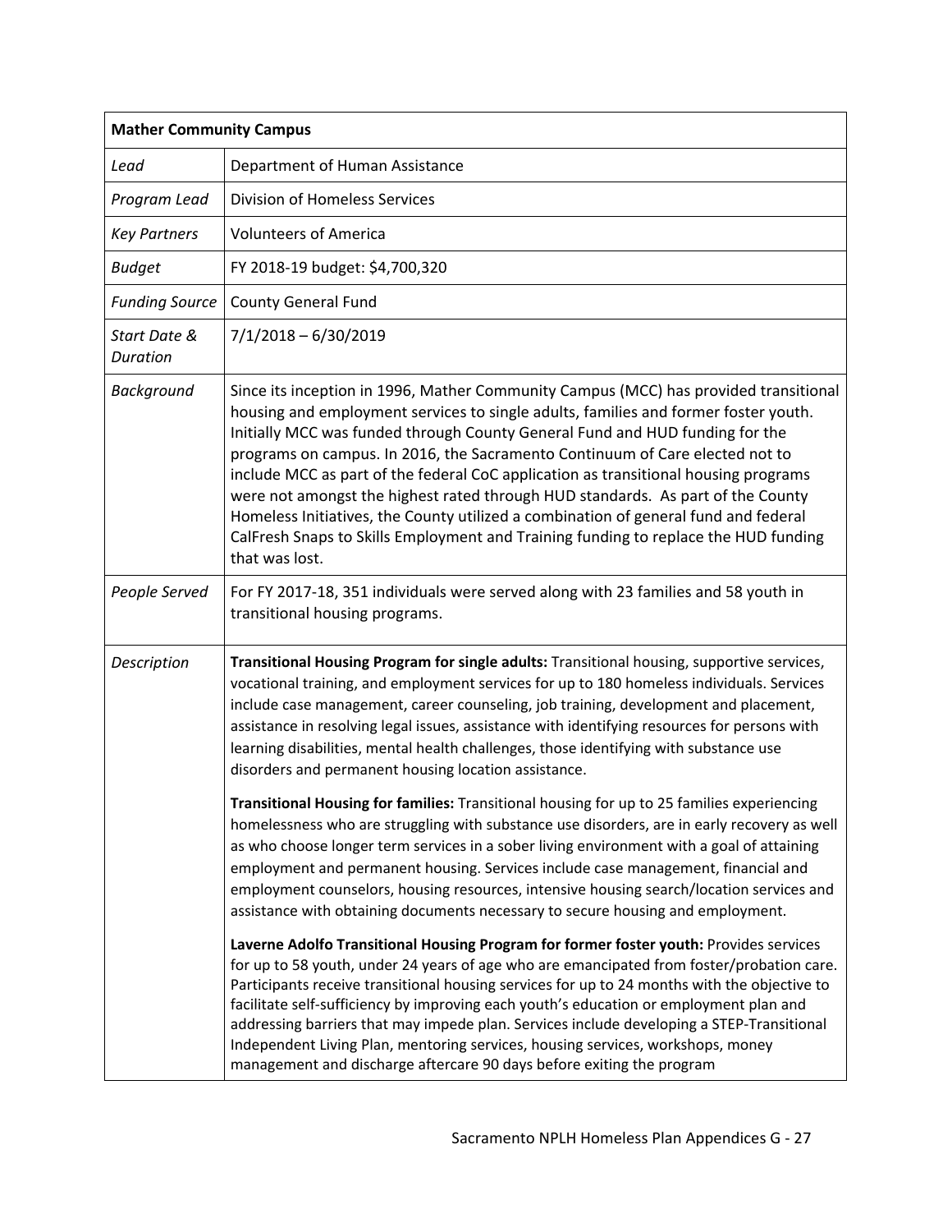| **Mather Community Campus** | |
|---|---|
| *Lead* | Department of Human Assistance |
| *Program Lead* | Division of Homeless Services |
| *Key Partners* | Volunteers of America |
| *Budget* | FY 2018-19 budget: $4,700,320 |
| *Funding Source* | County General Fund |
| *Start Date & Duration* | 7/1/2018 – 6/30/2019 |
| *Background* | Since its inception in 1996, Mather Community Campus (MCC) has provided transitional housing and employment services to single adults, families and former foster youth. Initially MCC was funded through County General Fund and HUD funding for the programs on campus. In 2016, the Sacramento Continuum of Care elected not to include MCC as part of the federal CoC application as transitional housing programs were not amongst the highest rated through HUD standards. As part of the County Homeless Initiatives, the County utilized a combination of general fund and federal CalFresh Snaps to Skills Employment and Training funding to replace the HUD funding that was lost. |
| *People Served* | For FY 2017-18, 351 individuals were served along with 23 families and 58 youth in transitional housing programs. |
| *Description* | **Transitional Housing Program for single adults:** Transitional housing, supportive services, vocational training, and employment services for up to 180 homeless individuals. Services include case management, career counseling, job training, development and placement, assistance in resolving legal issues, assistance with identifying resources for persons with learning disabilities, mental health challenges, those identifying with substance use disorders and permanent housing location assistance.<br><br>**Transitional Housing for families:** Transitional housing for up to 25 families experiencing homelessness who are struggling with substance use disorders, are in early recovery as well as who choose longer term services in a sober living environment with a goal of attaining employment and permanent housing. Services include case management, financial and employment counselors, housing resources, intensive housing search/location services and assistance with obtaining documents necessary to secure housing and employment.<br><br>**Laverne Adolfo Transitional Housing Program for former foster youth:** Provides services for up to 58 youth, under 24 years of age who are emancipated from foster/probation care. Participants receive transitional housing services for up to 24 months with the objective to facilitate self-sufficiency by improving each youth's education or employment plan and addressing barriers that may impede plan. Services include developing a STEP-Transitional Independent Living Plan, mentoring services, housing services, workshops, money management and discharge aftercare 90 days before exiting the program |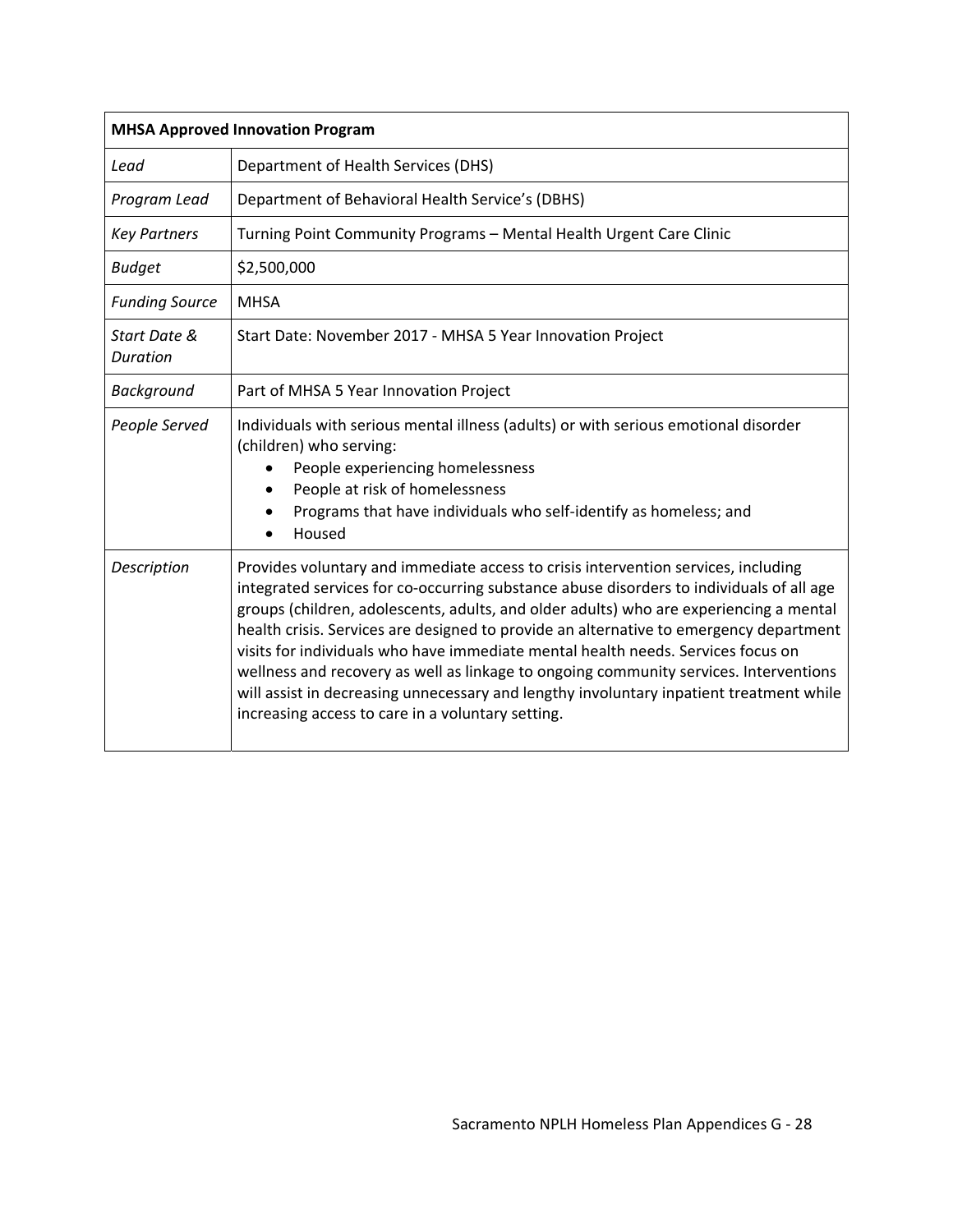| **MHSA Approved Innovation Program** | |
|---|---|
| *Lead* | Department of Health Services (DHS) |
| *Program Lead* | Department of Behavioral Health Service's (DBHS) |
| *Key Partners* | Turning Point Community Programs – Mental Health Urgent Care Clinic |
| *Budget* | $2,500,000 |
| *Funding Source* | MHSA |
| *Start Date & Duration* | Start Date: November 2017 - MHSA 5 Year Innovation Project |
| *Background* | Part of MHSA 5 Year Innovation Project |
| *People Served* | Individuals with serious mental illness (adults) or with serious emotional disorder (children) who serving:<br>• People experiencing homelessness<br>• People at risk of homelessness<br>• Programs that have individuals who self-identify as homeless; and<br>• Housed |
| *Description* | Provides voluntary and immediate access to crisis intervention services, including integrated services for co-occurring substance abuse disorders to individuals of all age groups (children, adolescents, adults, and older adults) who are experiencing a mental health crisis. Services are designed to provide an alternative to emergency department visits for individuals who have immediate mental health needs. Services focus on wellness and recovery as well as linkage to ongoing community services. Interventions will assist in decreasing unnecessary and lengthy involuntary inpatient treatment while increasing access to care in a voluntary setting. |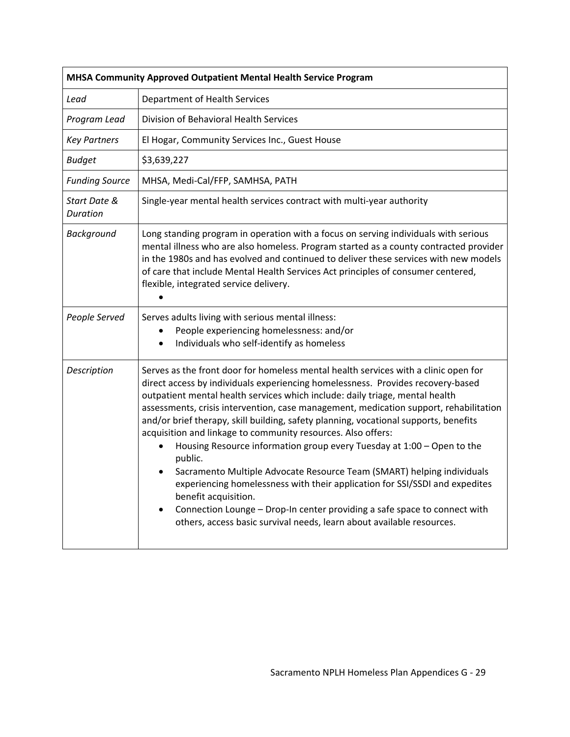| MHSA Community Approved Outpatient Mental Health Service Program | |
|---|---|
| *Lead* | Department of Health Services |
| *Program Lead* | Division of Behavioral Health Services |
| *Key Partners* | El Hogar, Community Services Inc., Guest House |
| *Budget* | $3,639,227 |
| *Funding Source* | MHSA, Medi-Cal/FFP, SAMHSA, PATH |
| *Start Date & Duration* | Single-year mental health services contract with multi-year authority |
| *Background* | Long standing program in operation with a focus on serving individuals with serious mental illness who are also homeless. Program started as a county contracted provider in the 1980s and has evolved and continued to deliver these services with new models of care that include Mental Health Services Act principles of consumer centered, flexible, integrated service delivery. |
| *People Served* | Serves adults living with serious mental illness:<br>• People experiencing homelessness: and/or<br>• Individuals who self-identify as homeless |
| *Description* | Serves as the front door for homeless mental health services with a clinic open for direct access by individuals experiencing homelessness. Provides recovery-based outpatient mental health services which include: daily triage, mental health assessments, crisis intervention, case management, medication support, rehabilitation and/or brief therapy, skill building, safety planning, vocational supports, benefits acquisition and linkage to community resources. Also offers:<br>• Housing Resource information group every Tuesday at 1:00 – Open to the public.<br>• Sacramento Multiple Advocate Resource Team (SMART) helping individuals experiencing homelessness with their application for SSI/SSDI and expedites benefit acquisition.<br>• Connection Lounge – Drop-In center providing a safe space to connect with others, access basic survival needs, learn about available resources. |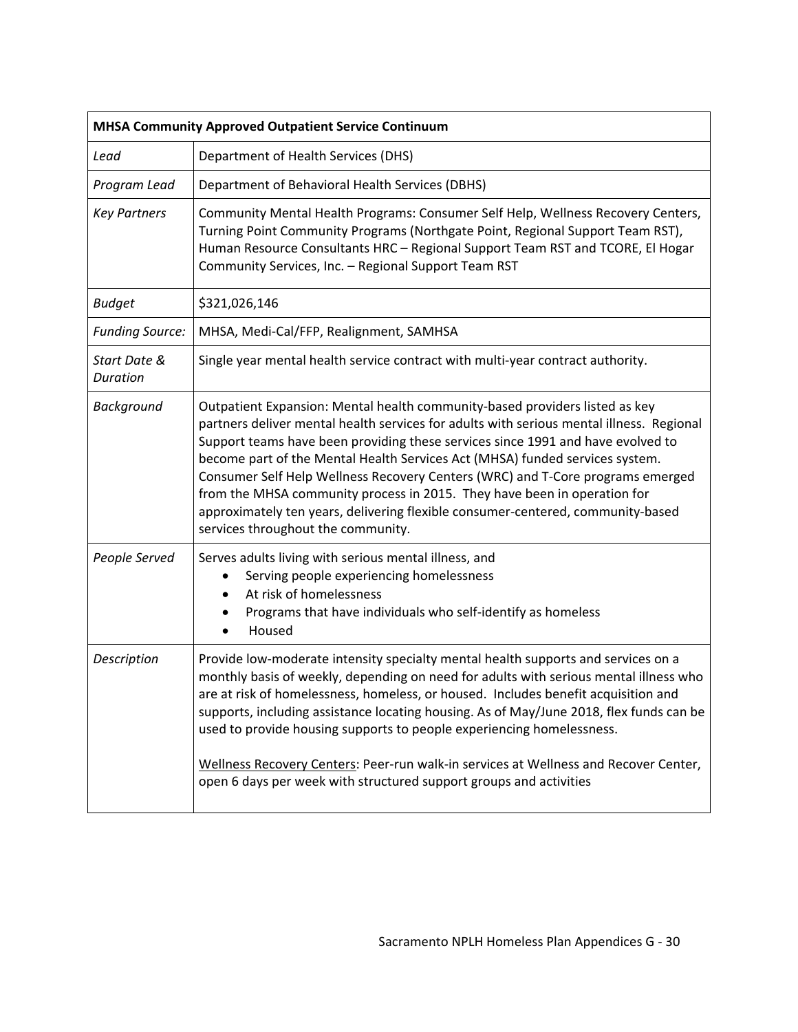| MHSA Community Approved Outpatient Service Continuum | |
|---|---|
| *Lead* | Department of Health Services (DHS) |
| *Program Lead* | Department of Behavioral Health Services (DBHS) |
| *Key Partners* | Community Mental Health Programs: Consumer Self Help, Wellness Recovery Centers, Turning Point Community Programs (Northgate Point, Regional Support Team RST), Human Resource Consultants HRC – Regional Support Team RST and TCORE, El Hogar Community Services, Inc. – Regional Support Team RST |
| *Budget* | $321,026,146 |
| *Funding Source:* | MHSA, Medi-Cal/FFP, Realignment, SAMHSA |
| *Start Date & Duration* | Single year mental health service contract with multi-year contract authority. |
| *Background* | Outpatient Expansion: Mental health community-based providers listed as key partners deliver mental health services for adults with serious mental illness. Regional Support teams have been providing these services since 1991 and have evolved to become part of the Mental Health Services Act (MHSA) funded services system. Consumer Self Help Wellness Recovery Centers (WRC) and T-Core programs emerged from the MHSA community process in 2015. They have been in operation for approximately ten years, delivering flexible consumer-centered, community-based services throughout the community. |
| *People Served* | Serves adults living with serious mental illness, and<br>• Serving people experiencing homelessness<br>• At risk of homelessness<br>• Programs that have individuals who self-identify as homeless<br>• Housed |
| *Description* | Provide low-moderate intensity specialty mental health supports and services on a monthly basis of weekly, depending on need for adults with serious mental illness who are at risk of homelessness, homeless, or housed. Includes benefit acquisition and supports, including assistance locating housing. As of May/June 2018, flex funds can be used to provide housing supports to people experiencing homelessness.<br><br><u>Wellness Recovery Centers</u>: Peer-run walk-in services at Wellness and Recover Center, open 6 days per week with structured support groups and activities |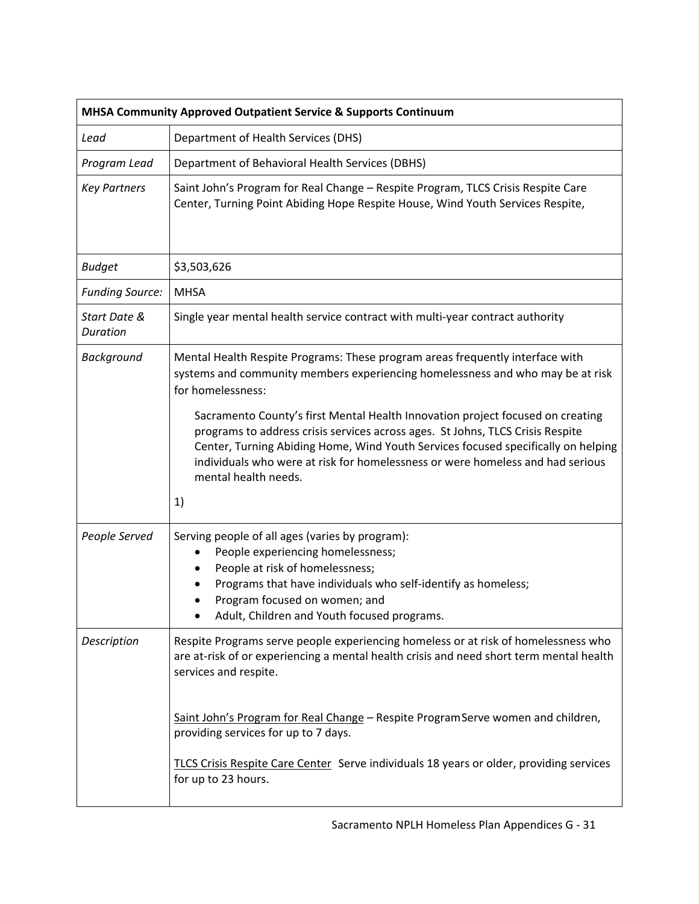| MHSA Community Approved Outpatient Service & Supports Continuum | |
|---|---|
| *Lead* | Department of Health Services (DHS) |
| *Program Lead* | Department of Behavioral Health Services (DBHS) |
| *Key Partners* | Saint John's Program for Real Change – Respite Program, TLCS Crisis Respite Care Center, Turning Point Abiding Hope Respite House, Wind Youth Services Respite, |
| *Budget* | $3,503,626 |
| *Funding Source:* | MHSA |
| *Start Date & Duration* | Single year mental health service contract with multi-year contract authority |
| *Background* | Mental Health Respite Programs: These program areas frequently interface with systems and community members experiencing homelessness and who may be at risk for homelessness:<br><br>Sacramento County's first Mental Health Innovation project focused on creating programs to address crisis services across ages. St Johns, TLCS Crisis Respite Center, Turning Abiding Home, Wind Youth Services focused specifically on helping individuals who were at risk for homelessness or were homeless and had serious mental health needs.<br><br>1) |
| *People Served* | Serving people of all ages (varies by program):<br>• People experiencing homelessness;<br>• People at risk of homelessness;<br>• Programs that have individuals who self-identify as homeless;<br>• Program focused on women; and<br>• Adult, Children and Youth focused programs. |
| *Description* | Respite Programs serve people experiencing homeless or at risk of homelessness who are at-risk of or experiencing a mental health crisis and need short term mental health services and respite.<br><br><u>Saint John's Program for Real Change</u> – Respite Program Serve women and children, providing services for up to 7 days.<br><br><u>TLCS Crisis Respite Care Center</u> Serve individuals 18 years or older, providing services for up to 23 hours. |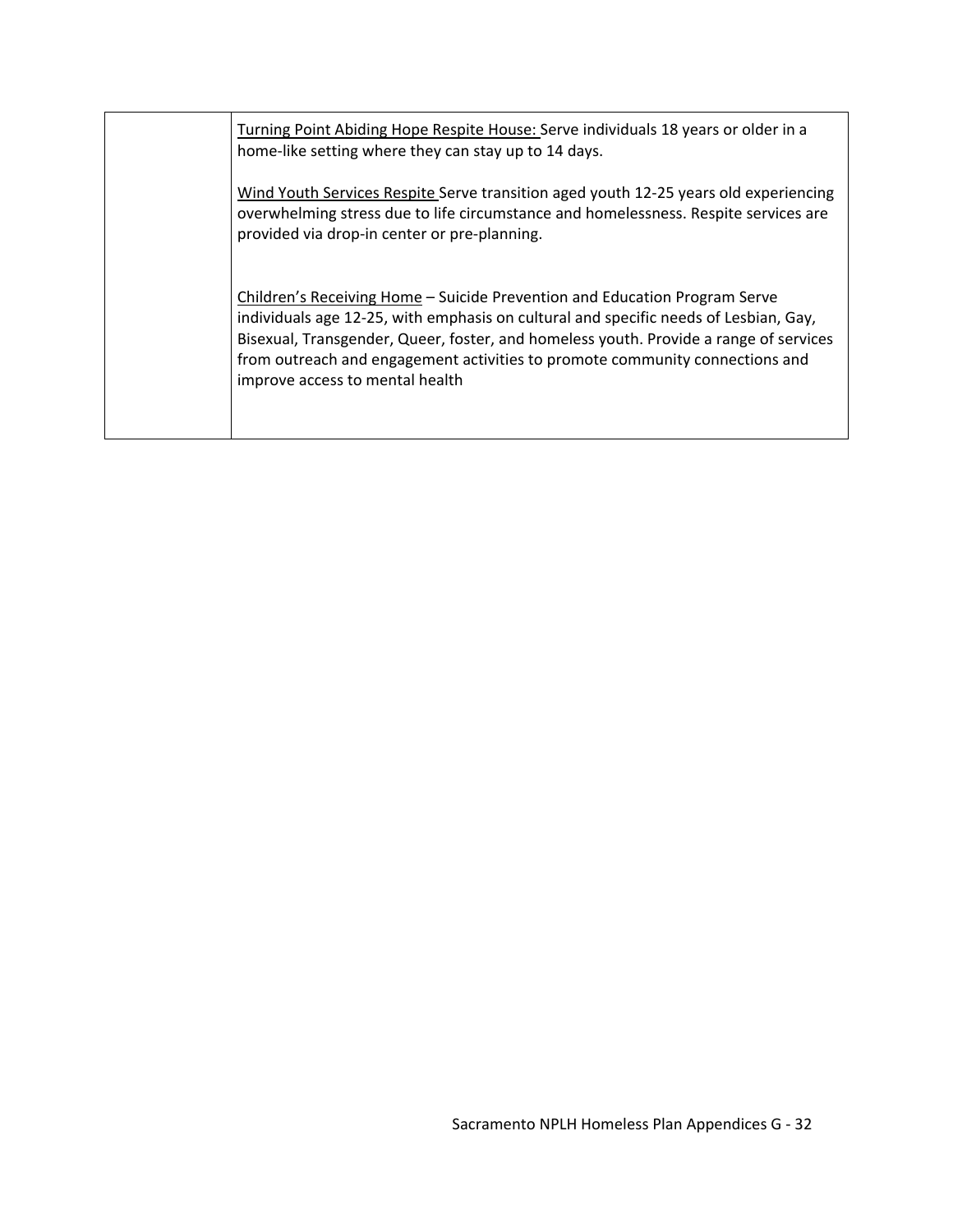| | |
|---|---|
| | <u>Turning Point Abiding Hope Respite House:</u> Serve individuals 18 years or older in a home-like setting where they can stay up to 14 days.<br><br><u>Wind Youth Services Respite</u> Serve transition aged youth 12-25 years old experiencing overwhelming stress due to life circumstance and homelessness. Respite services are provided via drop-in center or pre-planning.<br><br><u>Children's Receiving Home</u> – Suicide Prevention and Education Program Serve individuals age 12-25, with emphasis on cultural and specific needs of Lesbian, Gay, Bisexual, Transgender, Queer, foster, and homeless youth. Provide a range of services from outreach and engagement activities to promote community connections and improve access to mental health |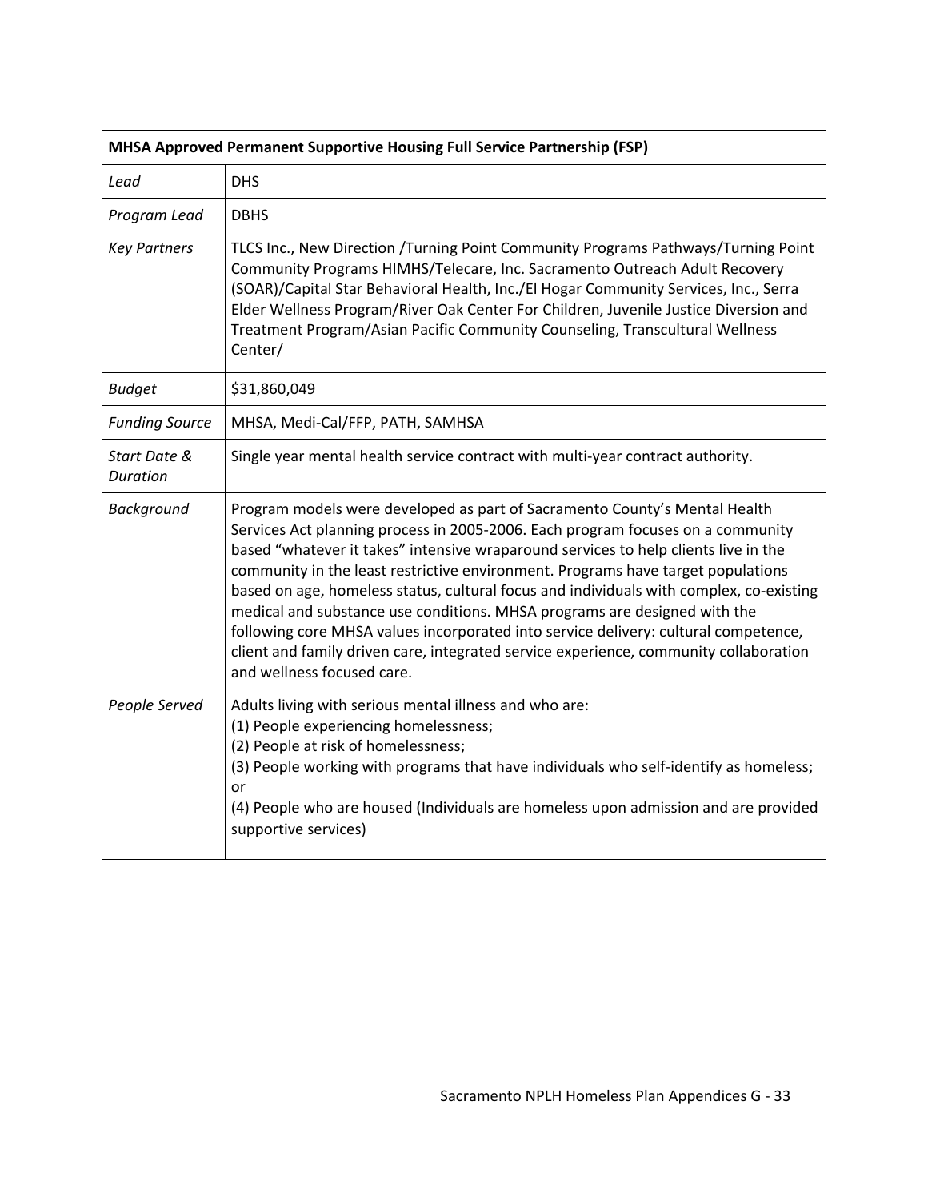| MHSA Approved Permanent Supportive Housing Full Service Partnership (FSP) | |
|---|---|
| *Lead* | DHS |
| *Program Lead* | DBHS |
| *Key Partners* | TLCS Inc., New Direction /Turning Point Community Programs Pathways/Turning Point Community Programs HIMHS/Telecare, Inc. Sacramento Outreach Adult Recovery (SOAR)/Capital Star Behavioral Health, Inc./El Hogar Community Services, Inc., Serra Elder Wellness Program/River Oak Center For Children, Juvenile Justice Diversion and Treatment Program/Asian Pacific Community Counseling, Transcultural Wellness Center/ |
| *Budget* | $31,860,049 |
| *Funding Source* | MHSA, Medi-Cal/FFP, PATH, SAMHSA |
| *Start Date & Duration* | Single year mental health service contract with multi-year contract authority. |
| *Background* | Program models were developed as part of Sacramento County's Mental Health Services Act planning process in 2005-2006. Each program focuses on a community based "whatever it takes" intensive wraparound services to help clients live in the community in the least restrictive environment. Programs have target populations based on age, homeless status, cultural focus and individuals with complex, co-existing medical and substance use conditions. MHSA programs are designed with the following core MHSA values incorporated into service delivery: cultural competence, client and family driven care, integrated service experience, community collaboration and wellness focused care. |
| *People Served* | Adults living with serious mental illness and who are:<br>(1) People experiencing homelessness;<br>(2) People at risk of homelessness;<br>(3) People working with programs that have individuals who self-identify as homeless; or<br>(4) People who are housed (Individuals are homeless upon admission and are provided supportive services) |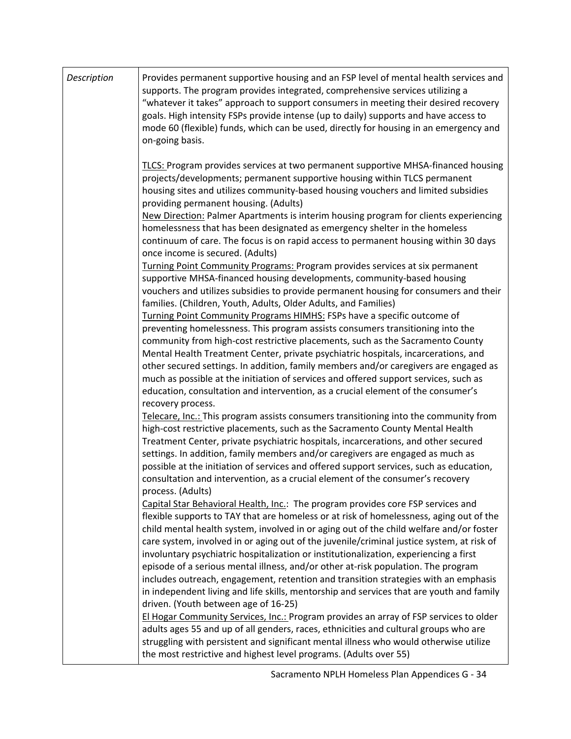| | |
|---|---|
| *Description* | Provides permanent supportive housing and an FSP level of mental health services and supports. The program provides integrated, comprehensive services utilizing a "whatever it takes" approach to support consumers in meeting their desired recovery goals. High intensity FSPs provide intense (up to daily) supports and have access to mode 60 (flexible) funds, which can be used, directly for housing in an emergency and on-going basis.<br><br><u>TLCS:</u> Program provides services at two permanent supportive MHSA-financed housing projects/developments; permanent supportive housing within TLCS permanent housing sites and utilizes community-based housing vouchers and limited subsidies providing permanent housing. (Adults)<br><u>New Direction:</u> Palmer Apartments is interim housing program for clients experiencing homelessness that has been designated as emergency shelter in the homeless continuum of care. The focus is on rapid access to permanent housing within 30 days once income is secured. (Adults)<br><u>Turning Point Community Programs:</u> Program provides services at six permanent supportive MHSA-financed housing developments, community-based housing vouchers and utilizes subsidies to provide permanent housing for consumers and their families. (Children, Youth, Adults, Older Adults, and Families)<br><u>Turning Point Community Programs HIMHS:</u> FSPs have a specific outcome of preventing homelessness. This program assists consumers transitioning into the community from high-cost restrictive placements, such as the Sacramento County Mental Health Treatment Center, private psychiatric hospitals, incarcerations, and other secured settings. In addition, family members and/or caregivers are engaged as much as possible at the initiation of services and offered support services, such as education, consultation and intervention, as a crucial element of the consumer's recovery process.<br><u>Telecare, Inc.:</u> This program assists consumers transitioning into the community from high-cost restrictive placements, such as the Sacramento County Mental Health Treatment Center, private psychiatric hospitals, incarcerations, and other secured settings. In addition, family members and/or caregivers are engaged as much as possible at the initiation of services and offered support services, such as education, consultation and intervention, as a crucial element of the consumer's recovery process. (Adults)<br><u>Capital Star Behavioral Health, Inc.</u>: The program provides core FSP services and flexible supports to TAY that are homeless or at risk of homelessness, aging out of the child mental health system, involved in or aging out of the child welfare and/or foster care system, involved in or aging out of the juvenile/criminal justice system, at risk of involuntary psychiatric hospitalization or institutionalization, experiencing a first episode of a serious mental illness, and/or other at-risk population. The program includes outreach, engagement, retention and transition strategies with an emphasis in independent living and life skills, mentorship and services that are youth and family driven. (Youth between age of 16-25)<br><u>El Hogar Community Services, Inc.:</u> Program provides an array of FSP services to older adults ages 55 and up of all genders, races, ethnicities and cultural groups who are struggling with persistent and significant mental illness who would otherwise utilize the most restrictive and highest level programs. (Adults over 55) |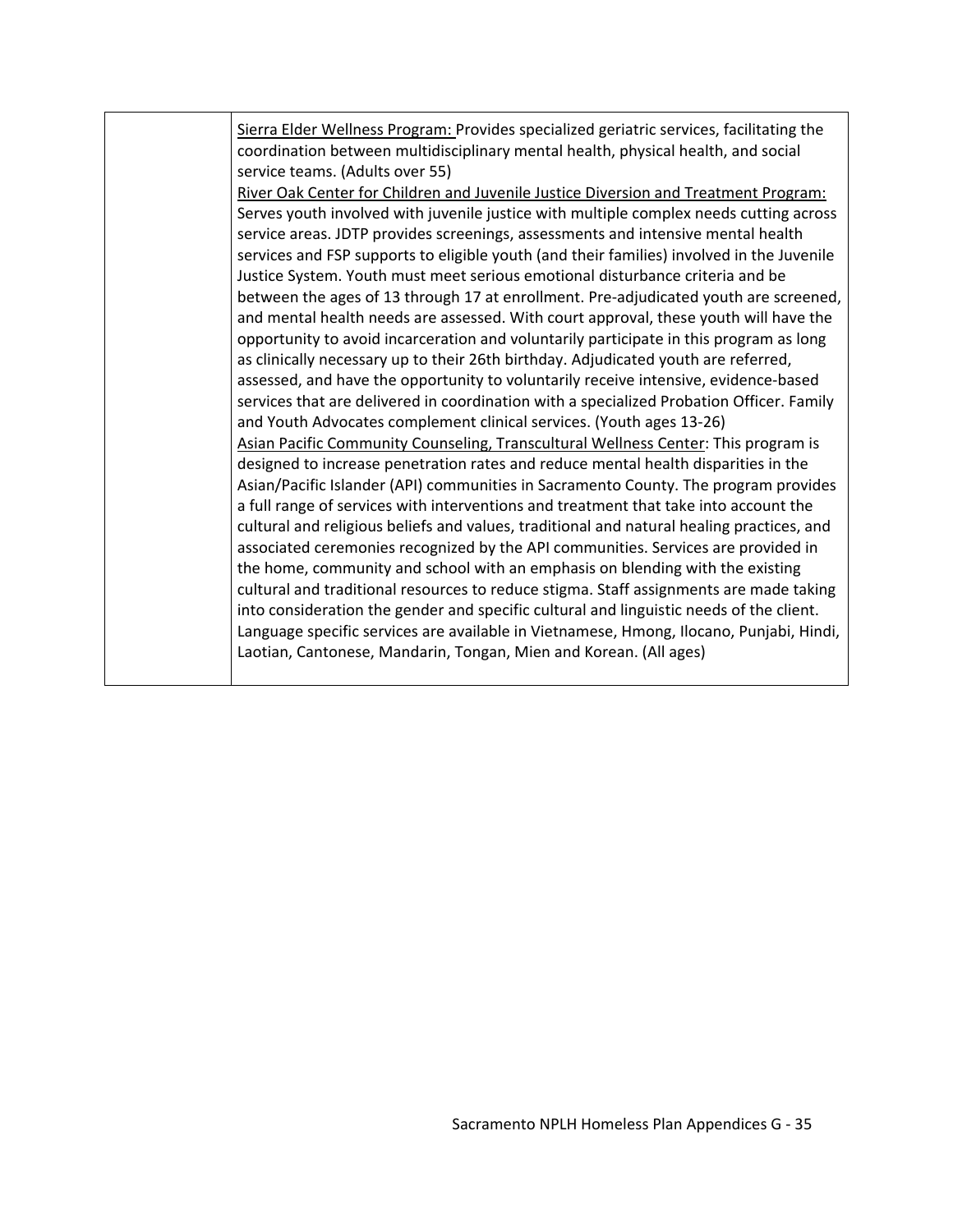| | |
|---|---|
| | Sierra Elder Wellness Program: Provides specialized geriatric services, facilitating the coordination between multidisciplinary mental health, physical health, and social service teams. (Adults over 55)<br>River Oak Center for Children and Juvenile Justice Diversion and Treatment Program: Serves youth involved with juvenile justice with multiple complex needs cutting across service areas. JDTP provides screenings, assessments and intensive mental health services and FSP supports to eligible youth (and their families) involved in the Juvenile Justice System. Youth must meet serious emotional disturbance criteria and be between the ages of 13 through 17 at enrollment. Pre-adjudicated youth are screened, and mental health needs are assessed. With court approval, these youth will have the opportunity to avoid incarceration and voluntarily participate in this program as long as clinically necessary up to their 26th birthday. Adjudicated youth are referred, assessed, and have the opportunity to voluntarily receive intensive, evidence-based services that are delivered in coordination with a specialized Probation Officer. Family and Youth Advocates complement clinical services. (Youth ages 13-26)<br>Asian Pacific Community Counseling, Transcultural Wellness Center: This program is designed to increase penetration rates and reduce mental health disparities in the Asian/Pacific Islander (API) communities in Sacramento County. The program provides a full range of services with interventions and treatment that take into account the cultural and religious beliefs and values, traditional and natural healing practices, and associated ceremonies recognized by the API communities. Services are provided in the home, community and school with an emphasis on blending with the existing cultural and traditional resources to reduce stigma. Staff assignments are made taking into consideration the gender and specific cultural and linguistic needs of the client. Language specific services are available in Vietnamese, Hmong, Ilocano, Punjabi, Hindi, Laotian, Cantonese, Mandarin, Tongan, Mien and Korean. (All ages) |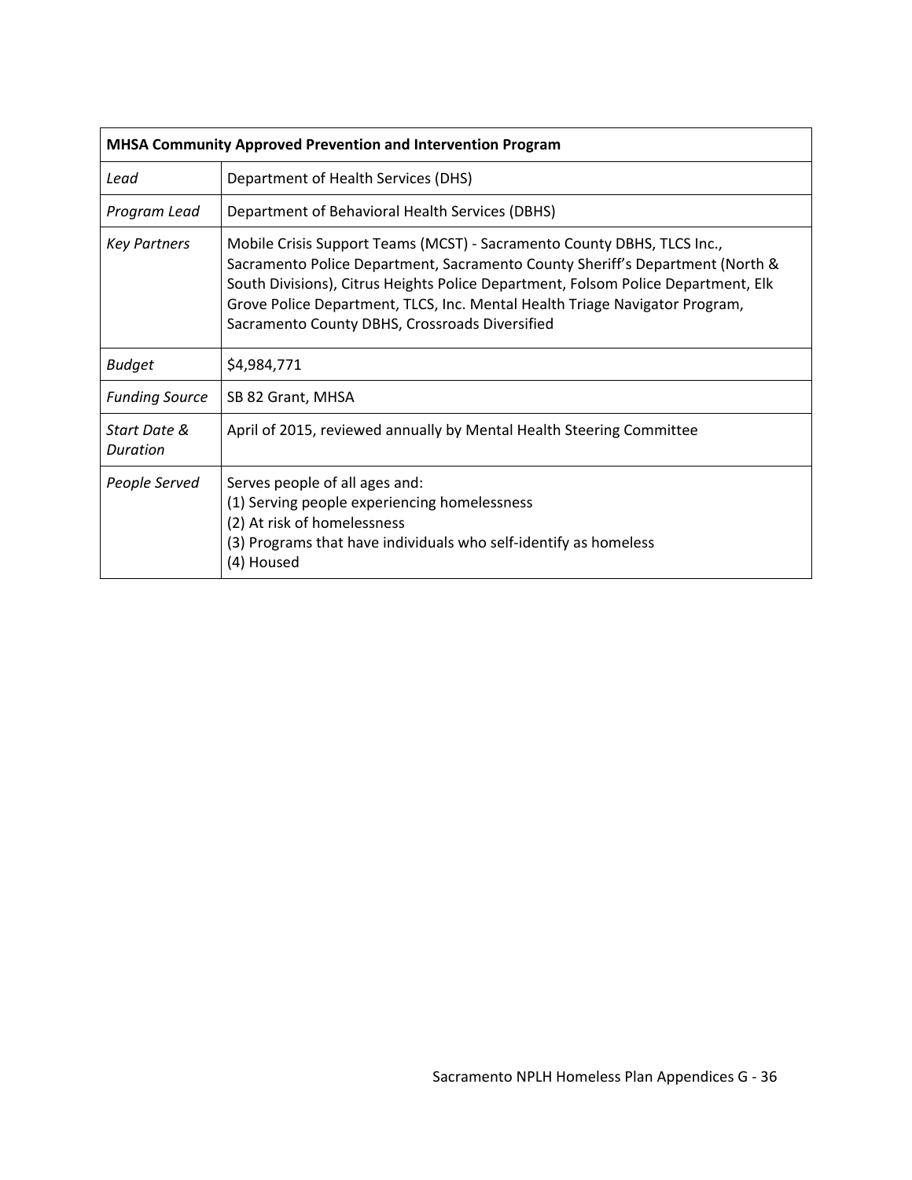| MHSA Community Approved Prevention and Intervention Program | |
|---|---|
| *Lead* | Department of Health Services (DHS) |
| *Program Lead* | Department of Behavioral Health Services (DBHS) |
| *Key Partners* | Mobile Crisis Support Teams (MCST) - Sacramento County DBHS, TLCS Inc., Sacramento Police Department, Sacramento County Sheriff's Department (North & South Divisions), Citrus Heights Police Department, Folsom Police Department, Elk Grove Police Department, TLCS, Inc. Mental Health Triage Navigator Program, Sacramento County DBHS, Crossroads Diversified |
| *Budget* | $4,984,771 |
| *Funding Source* | SB 82 Grant, MHSA |
| *Start Date & Duration* | April of 2015, reviewed annually by Mental Health Steering Committee |
| *People Served* | Serves people of all ages and:<br>(1) Serving people experiencing homelessness<br>(2) At risk of homelessness<br>(3) Programs that have individuals who self-identify as homeless<br>(4) Housed |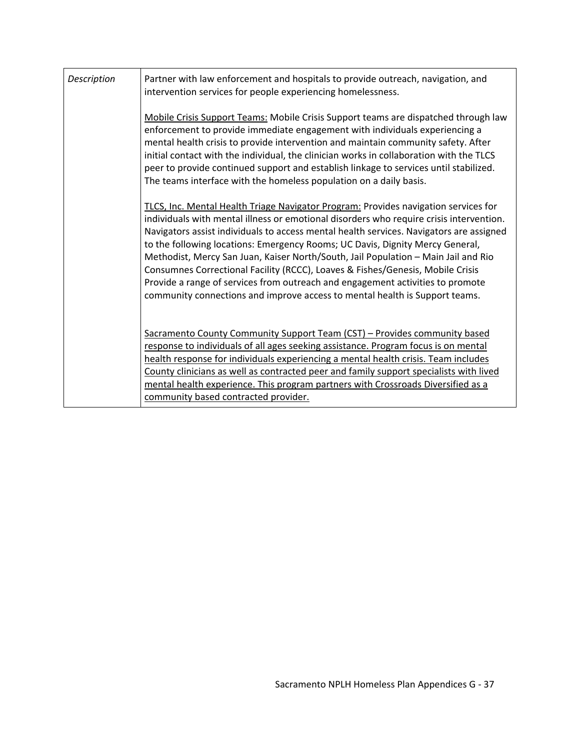| *Description* | Partner with law enforcement and hospitals to provide outreach, navigation, and intervention services for people experiencing homelessness.<br><br><u>Mobile Crisis Support Teams:</u> Mobile Crisis Support teams are dispatched through law enforcement to provide immediate engagement with individuals experiencing a mental health crisis to provide intervention and maintain community safety. After initial contact with the individual, the clinician works in collaboration with the TLCS peer to provide continued support and establish linkage to services until stabilized. The teams interface with the homeless population on a daily basis.<br><br><u>TLCS, Inc. Mental Health Triage Navigator Program:</u> Provides navigation services for individuals with mental illness or emotional disorders who require crisis intervention. Navigators assist individuals to access mental health services. Navigators are assigned to the following locations: Emergency Rooms; UC Davis, Dignity Mercy General, Methodist, Mercy San Juan, Kaiser North/South, Jail Population – Main Jail and Rio Consumnes Correctional Facility (RCCC), Loaves & Fishes/Genesis, Mobile Crisis Provide a range of services from outreach and engagement activities to promote community connections and improve access to mental health is Support teams.<br><br><u>Sacramento County Community Support Team (CST) – Provides community based response to individuals of all ages seeking assistance. Program focus is on mental health response for individuals experiencing a mental health crisis. Team includes County clinicians as well as contracted peer and family support specialists with lived mental health experience. This program partners with Crossroads Diversified as a community based contracted provider.</u> |
|---|---|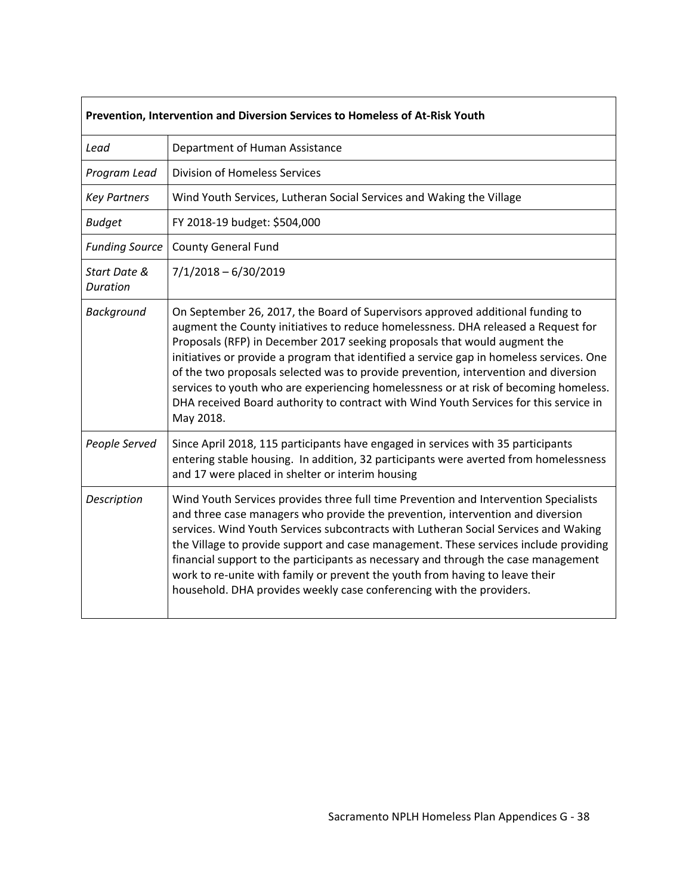| **Prevention, Intervention and Diversion Services to Homeless of At-Risk Youth** | |
|---|---|
| *Lead* | Department of Human Assistance |
| *Program Lead* | Division of Homeless Services |
| *Key Partners* | Wind Youth Services, Lutheran Social Services and Waking the Village |
| *Budget* | FY 2018-19 budget: $504,000 |
| *Funding Source* | County General Fund |
| *Start Date & Duration* | 7/1/2018 – 6/30/2019 |
| *Background* | On September 26, 2017, the Board of Supervisors approved additional funding to augment the County initiatives to reduce homelessness. DHA released a Request for Proposals (RFP) in December 2017 seeking proposals that would augment the initiatives or provide a program that identified a service gap in homeless services. One of the two proposals selected was to provide prevention, intervention and diversion services to youth who are experiencing homelessness or at risk of becoming homeless. DHA received Board authority to contract with Wind Youth Services for this service in May 2018. |
| *People Served* | Since April 2018, 115 participants have engaged in services with 35 participants entering stable housing. In addition, 32 participants were averted from homelessness and 17 were placed in shelter or interim housing |
| *Description* | Wind Youth Services provides three full time Prevention and Intervention Specialists and three case managers who provide the prevention, intervention and diversion services. Wind Youth Services subcontracts with Lutheran Social Services and Waking the Village to provide support and case management. These services include providing financial support to the participants as necessary and through the case management work to re-unite with family or prevent the youth from having to leave their household. DHA provides weekly case conferencing with the providers. |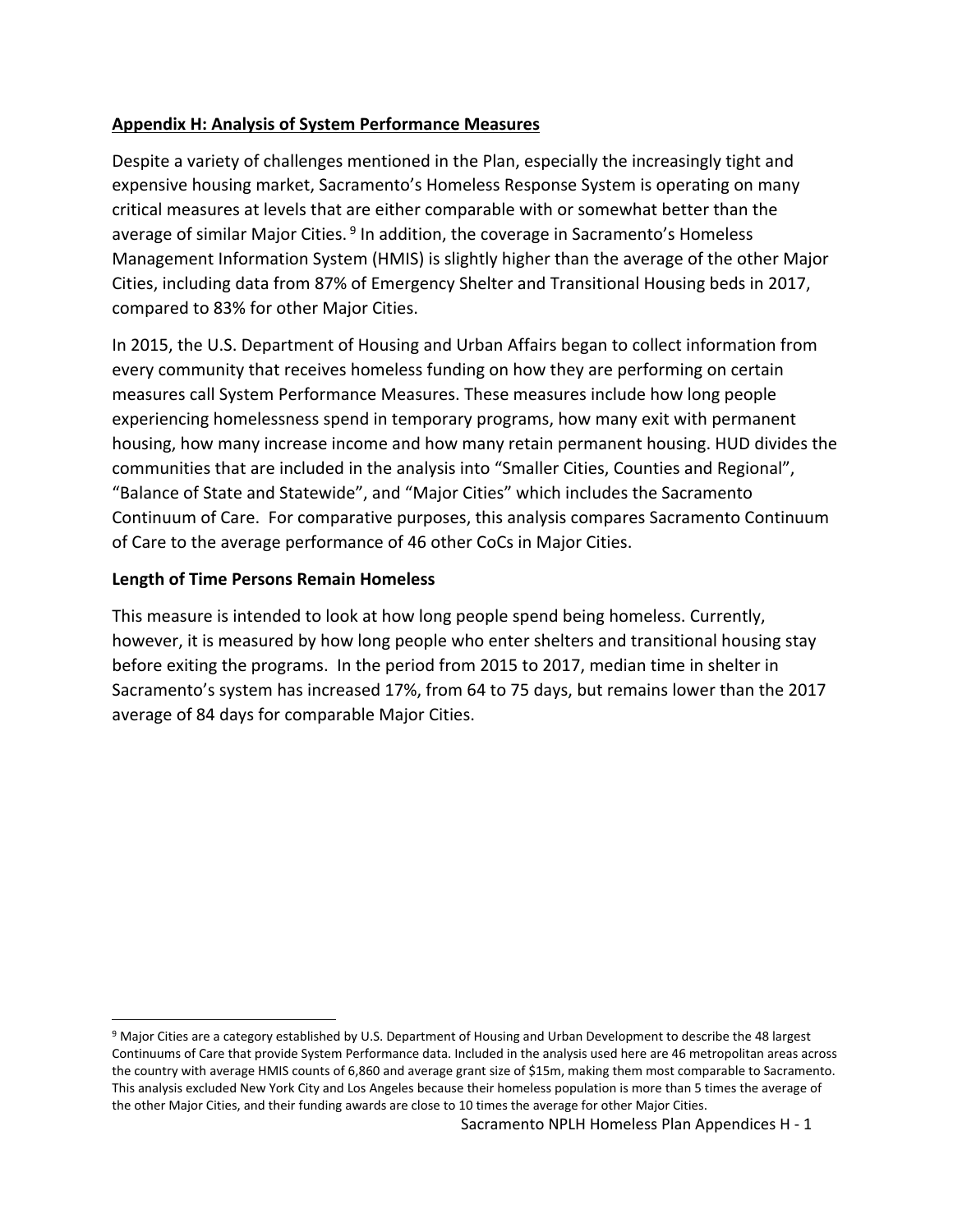**Appendix H: Analysis of System Performance Measures**

Despite a variety of challenges mentioned in the Plan, especially the increasingly tight and expensive housing market, Sacramento's Homeless Response System is operating on many critical measures at levels that are either comparable with or somewhat better than the average of similar Major Cities. [9] In addition, the coverage in Sacramento's Homeless Management Information System (HMIS) is slightly higher than the average of the other Major Cities, including data from 87% of Emergency Shelter and Transitional Housing beds in 2017, compared to 83% for other Major Cities.

In 2015, the U.S. Department of Housing and Urban Affairs began to collect information from every community that receives homeless funding on how they are performing on certain measures call System Performance Measures. These measures include how long people experiencing homelessness spend in temporary programs, how many exit with permanent housing, how many increase income and how many retain permanent housing. HUD divides the communities that are included in the analysis into "Smaller Cities, Counties and Regional", "Balance of State and Statewide", and "Major Cities" which includes the Sacramento Continuum of Care. For comparative purposes, this analysis compares Sacramento Continuum of Care to the average performance of 46 other CoCs in Major Cities.

**Length of Time Persons Remain Homeless**

This measure is intended to look at how long people spend being homeless. Currently, however, it is measured by how long people who enter shelters and transitional housing stay before exiting the programs. In the period from 2015 to 2017, median time in shelter in Sacramento's system has increased 17%, from 64 to 75 days, but remains lower than the 2017 average of 84 days for comparable Major Cities.

[9] Major Cities are a category established by U.S. Department of Housing and Urban Development to describe the 48 largest Continuums of Care that provide System Performance data. Included in the analysis used here are 46 metropolitan areas across the country with average HMIS counts of 6,860 and average grant size of $15m, making them most comparable to Sacramento. This analysis excluded New York City and Los Angeles because their homeless population is more than 5 times the average of the other Major Cities, and their funding awards are close to 10 times the average for other Major Cities.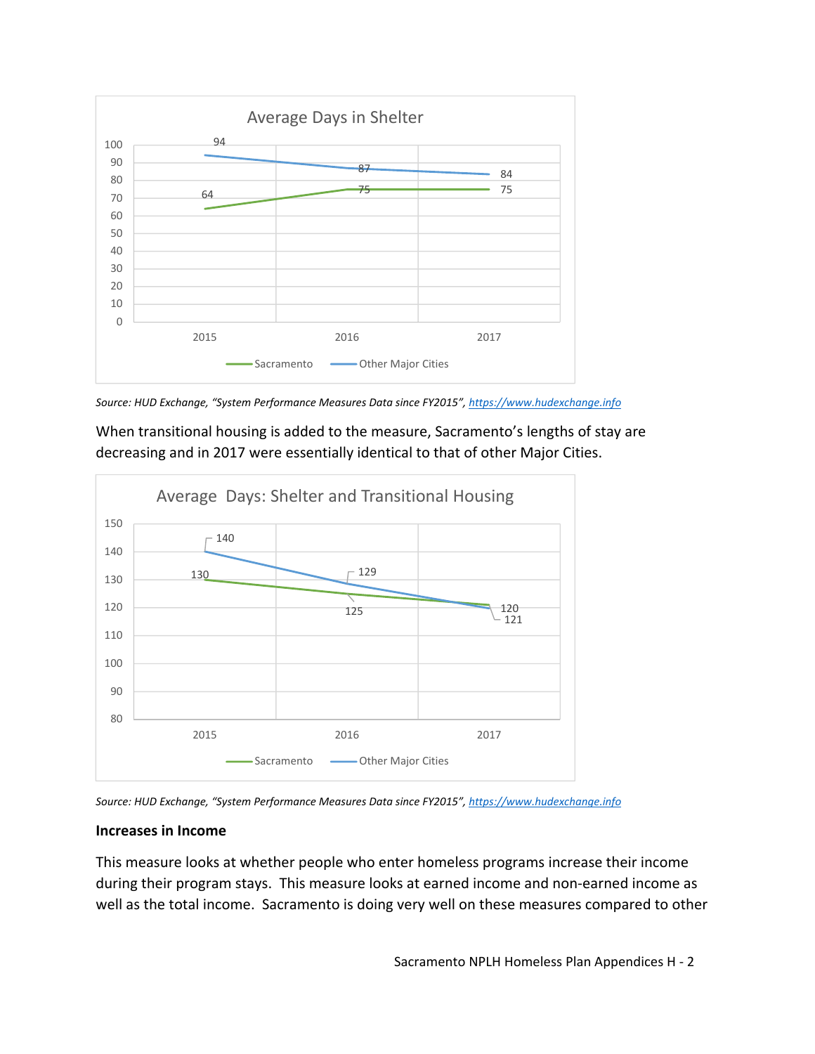**Average Days in Shelter**

| Year | Sacramento | Other Major Cities |
| --- | --- | --- |
| 2015 | 64 | 94 |
| 2016 | 75 | 87 |
| 2017 | 75 | 84 |

*Source: HUD Exchange, "System Performance Measures Data since FY2015", https://www.hudexchange.info*

When transitional housing is added to the measure, Sacramento's lengths of stay are decreasing and in 2017 were essentially identical to that of other Major Cities.

**Average Days: Shelter and Transitional Housing**

| Year | Sacramento | Other Major Cities |
| --- | --- | --- |
| 2015 | 130 | 140 |
| 2016 | 125 | 129 |
| 2017 | 121 | 120 |

*Source: HUD Exchange, "System Performance Measures Data since FY2015", https://www.hudexchange.info*

**Increases in Income**

This measure looks at whether people who enter homeless programs increase their income during their program stays. This measure looks at earned income and non-earned income as well as the total income. Sacramento is doing very well on these measures compared to other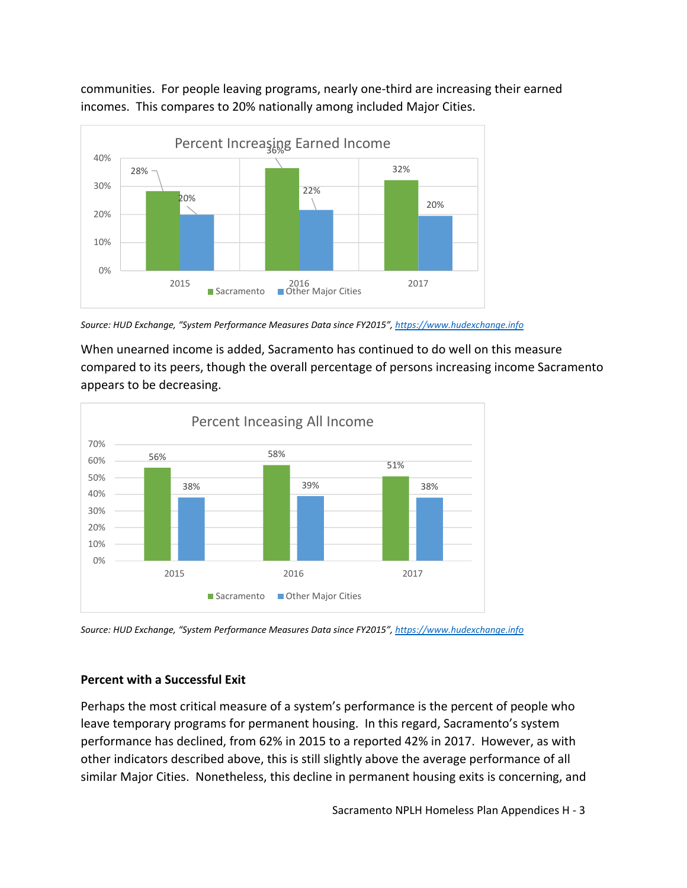communities. For people leaving programs, nearly one-third are increasing their earned incomes. This compares to 20% nationally among included Major Cities.

**Percent Increasing Earned Income**

| | 2015 | 2016 | 2017 |
|---|---|---|---|
| Sacramento | 28% | 36% | 32% |
| Other Major Cities | 20% | 22% | 20% |

*Source: HUD Exchange, "System Performance Measures Data since FY2015", https://www.hudexchange.info*

When unearned income is added, Sacramento has continued to do well on this measure compared to its peers, though the overall percentage of persons increasing income Sacramento appears to be decreasing.

**Percent Inceasing All Income**

| | 2015 | 2016 | 2017 |
|---|---|---|---|
| Sacramento | 56% | 58% | 51% |
| Other Major Cities | 38% | 39% | 38% |

*Source: HUD Exchange, "System Performance Measures Data since FY2015", https://www.hudexchange.info*

**Percent with a Successful Exit**

Perhaps the most critical measure of a system's performance is the percent of people who leave temporary programs for permanent housing. In this regard, Sacramento's system performance has declined, from 62% in 2015 to a reported 42% in 2017. However, as with other indicators described above, this is still slightly above the average performance of all similar Major Cities. Nonetheless, this decline in permanent housing exits is concerning, and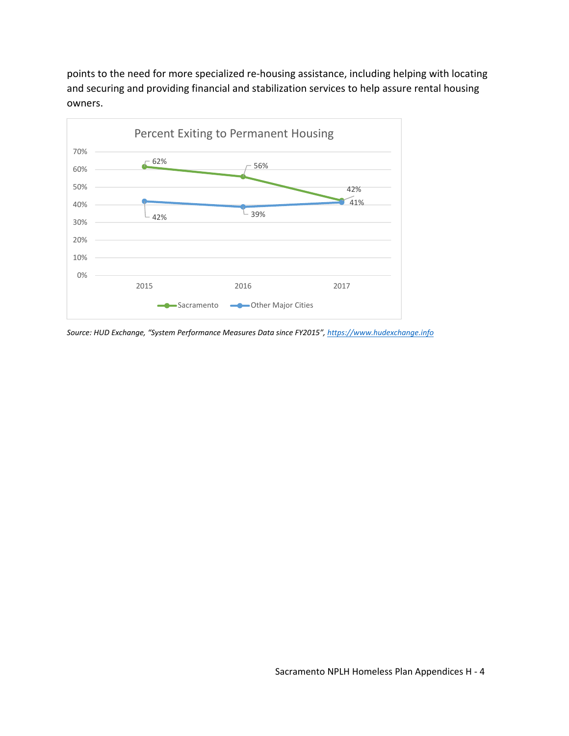points to the need for more specialized re-housing assistance, including helping with locating and securing and providing financial and stabilization services to help assure rental housing owners.

**Percent Exiting to Permanent Housing**

| | 2015 | 2016 | 2017 |
|---|---|---|---|
| Sacramento | 62% | 56% | 42% |
| Other Major Cities | 42% | 39% | 41% |

*Source: HUD Exchange, "System Performance Measures Data since FY2015", [https://www.hudexchange.info](https://www.hudexchange.info)*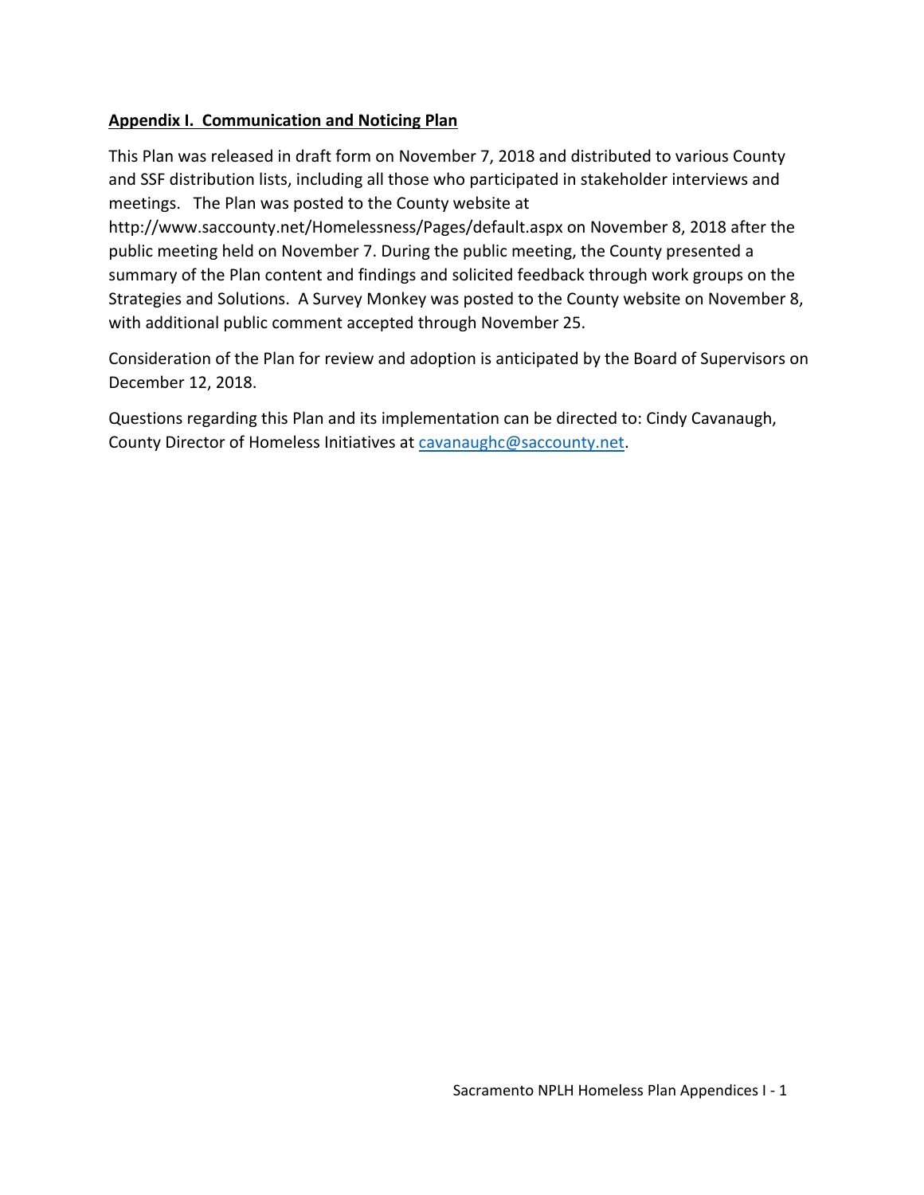## **Appendix I. Communication and Noticing Plan**

This Plan was released in draft form on November 7, 2018 and distributed to various County and SSF distribution lists, including all those who participated in stakeholder interviews and meetings. The Plan was posted to the County website at http://www.saccounty.net/Homelessness/Pages/default.aspx on November 8, 2018 after the public meeting held on November 7. During the public meeting, the County presented a summary of the Plan content and findings and solicited feedback through work groups on the Strategies and Solutions. A Survey Monkey was posted to the County website on November 8, with additional public comment accepted through November 25.

Consideration of the Plan for review and adoption is anticipated by the Board of Supervisors on December 12, 2018.

Questions regarding this Plan and its implementation can be directed to: Cindy Cavanaugh, County Director of Homeless Initiatives at cavanaughc@saccounty.net.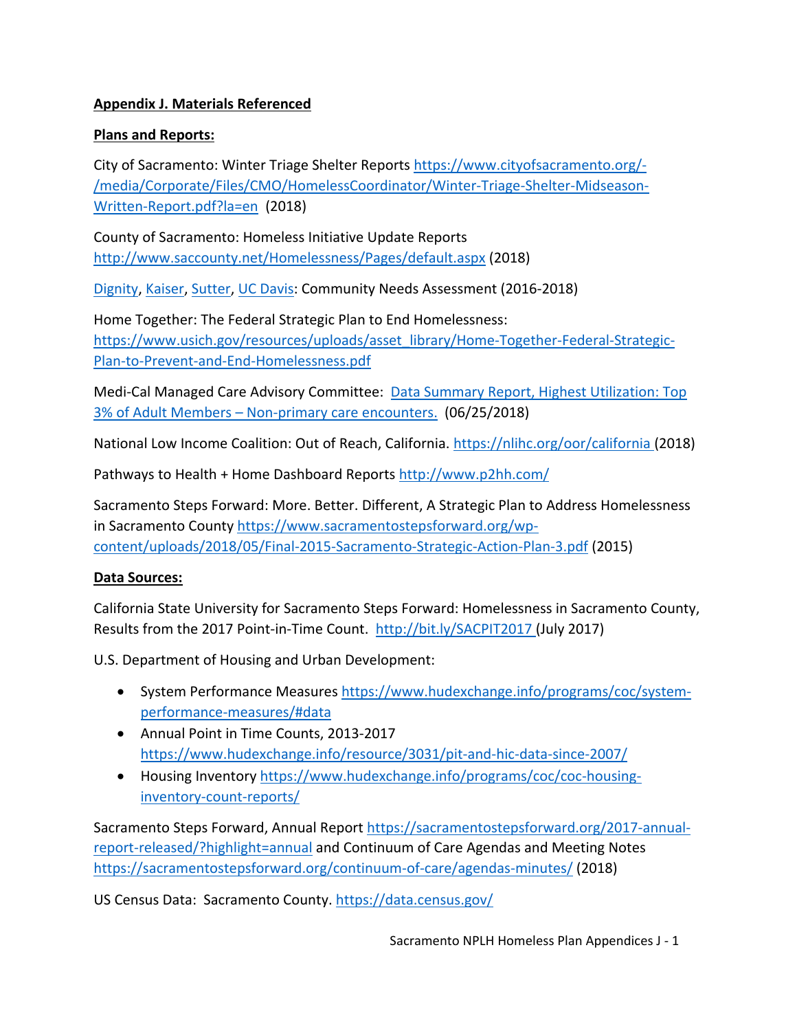**Appendix J. Materials Referenced**

**Plans and Reports:**

City of Sacramento: Winter Triage Shelter Reports https://www.cityofsacramento.org/-/media/Corporate/Files/CMO/HomelessCoordinator/Winter-Triage-Shelter-Midseason-Written-Report.pdf?la=en (2018)

County of Sacramento: Homeless Initiative Update Reports http://www.saccounty.net/Homelessness/Pages/default.aspx (2018)

Dignity, Kaiser, Sutter, UC Davis: Community Needs Assessment (2016-2018)

Home Together: The Federal Strategic Plan to End Homelessness: https://www.usich.gov/resources/uploads/asset_library/Home-Together-Federal-Strategic-Plan-to-Prevent-and-End-Homelessness.pdf

Medi-Cal Managed Care Advisory Committee: Data Summary Report, Highest Utilization: Top 3% of Adult Members – Non-primary care encounters. (06/25/2018)

National Low Income Coalition: Out of Reach, California. https://nlihc.org/oor/california (2018)

Pathways to Health + Home Dashboard Reports http://www.p2hh.com/

Sacramento Steps Forward: More. Better. Different, A Strategic Plan to Address Homelessness in Sacramento County https://www.sacramentostepsforward.org/wp-content/uploads/2018/05/Final-2015-Sacramento-Strategic-Action-Plan-3.pdf (2015)

**Data Sources:**

California State University for Sacramento Steps Forward: Homelessness in Sacramento County, Results from the 2017 Point-in-Time Count. http://bit.ly/SACPIT2017 (July 2017)

U.S. Department of Housing and Urban Development:

- System Performance Measures https://www.hudexchange.info/programs/coc/system-performance-measures/#data
- Annual Point in Time Counts, 2013-2017 https://www.hudexchange.info/resource/3031/pit-and-hic-data-since-2007/
- Housing Inventory https://www.hudexchange.info/programs/coc/coc-housing-inventory-count-reports/

Sacramento Steps Forward, Annual Report https://sacramentostepsforward.org/2017-annual-report-released/?highlight=annual and Continuum of Care Agendas and Meeting Notes https://sacramentostepsforward.org/continuum-of-care/agendas-minutes/ (2018)

US Census Data: Sacramento County. https://data.census.gov/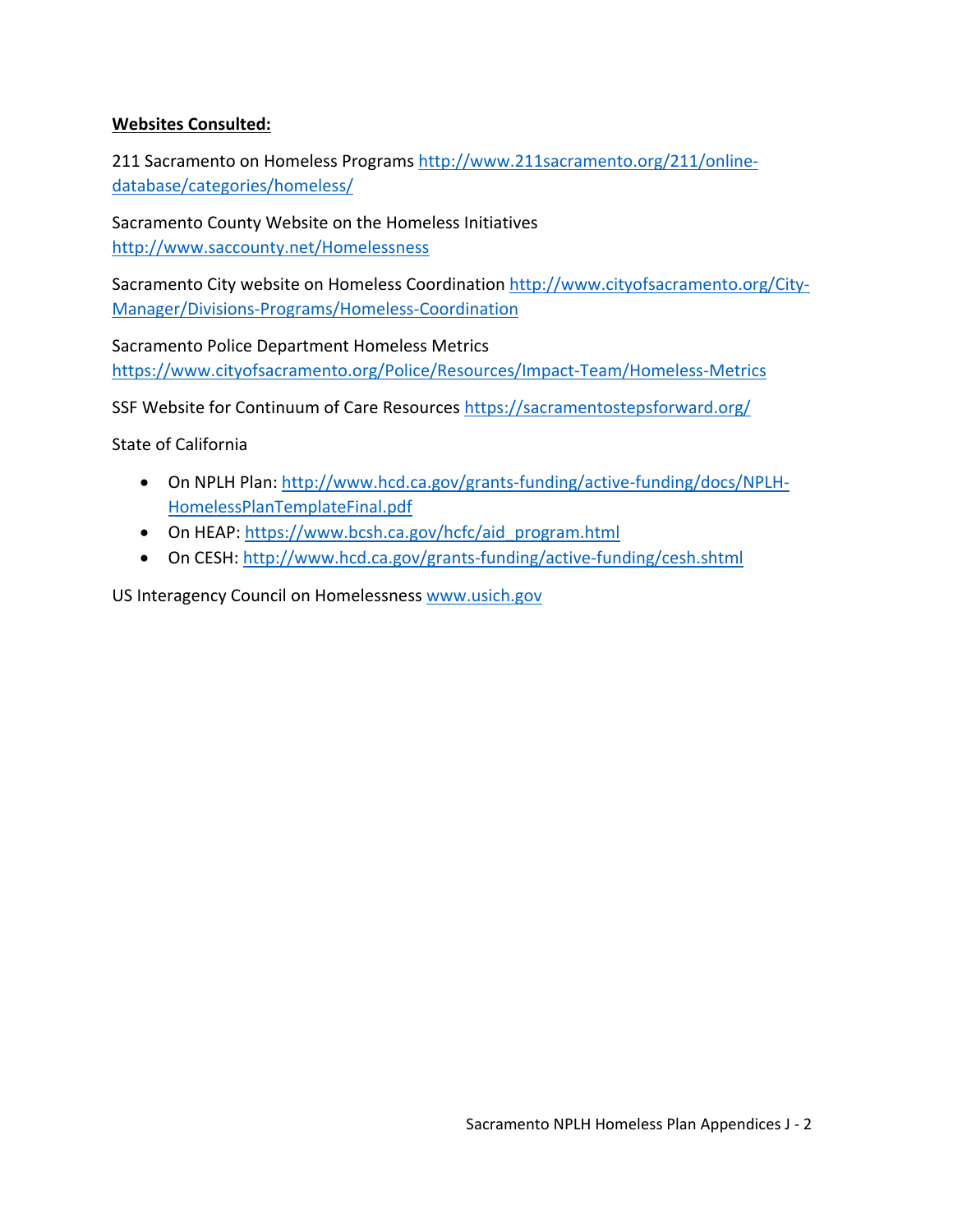**Websites Consulted:**

211 Sacramento on Homeless Programs http://www.211sacramento.org/211/online-database/categories/homeless/

Sacramento County Website on the Homeless Initiatives http://www.saccounty.net/Homelessness

Sacramento City website on Homeless Coordination http://www.cityofsacramento.org/City-Manager/Divisions-Programs/Homeless-Coordination

Sacramento Police Department Homeless Metrics https://www.cityofsacramento.org/Police/Resources/Impact-Team/Homeless-Metrics

SSF Website for Continuum of Care Resources https://sacramentostepsforward.org/

State of California

- On NPLH Plan: http://www.hcd.ca.gov/grants-funding/active-funding/docs/NPLH-HomelessPlanTemplateFinal.pdf
- On HEAP: https://www.bcsh.ca.gov/hcfc/aid_program.html
- On CESH: http://www.hcd.ca.gov/grants-funding/active-funding/cesh.shtml

US Interagency Council on Homelessness www.usich.gov